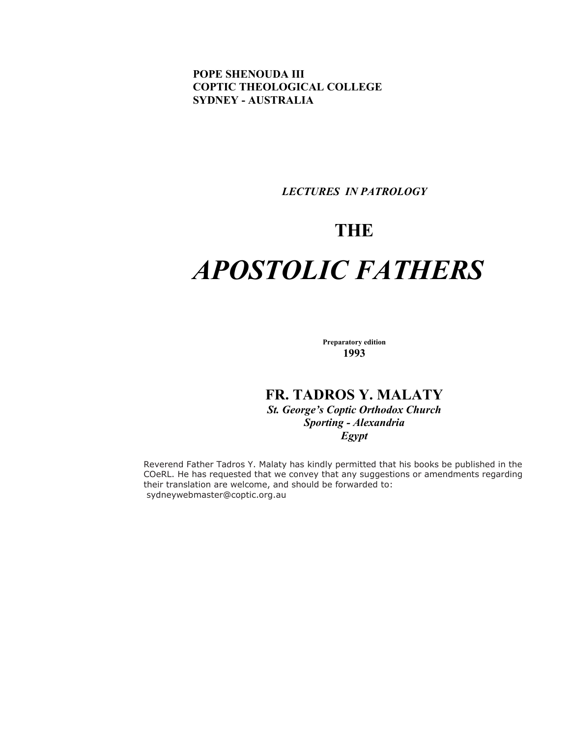**POPE SHENOUDA III**
**COPTIC THEOLOGICAL COLLEGE**
**SYDNEY - AUSTRALIA**

***LECTURES IN PATROLOGY***

# THE

# *APOSTOLIC FATHERS*

**Preparatory edition**
**1993**

## FR. TADROS Y. MALATY

***St. George's Coptic Orthodox Church***
***Sporting - Alexandria***
***Egypt***

Reverend Father Tadros Y. Malaty has kindly permitted that his books be published in the COeRL. He has requested that we convey that any suggestions or amendments regarding their translation are welcome, and should be forwarded to:
sydneywebmaster@coptic.org.au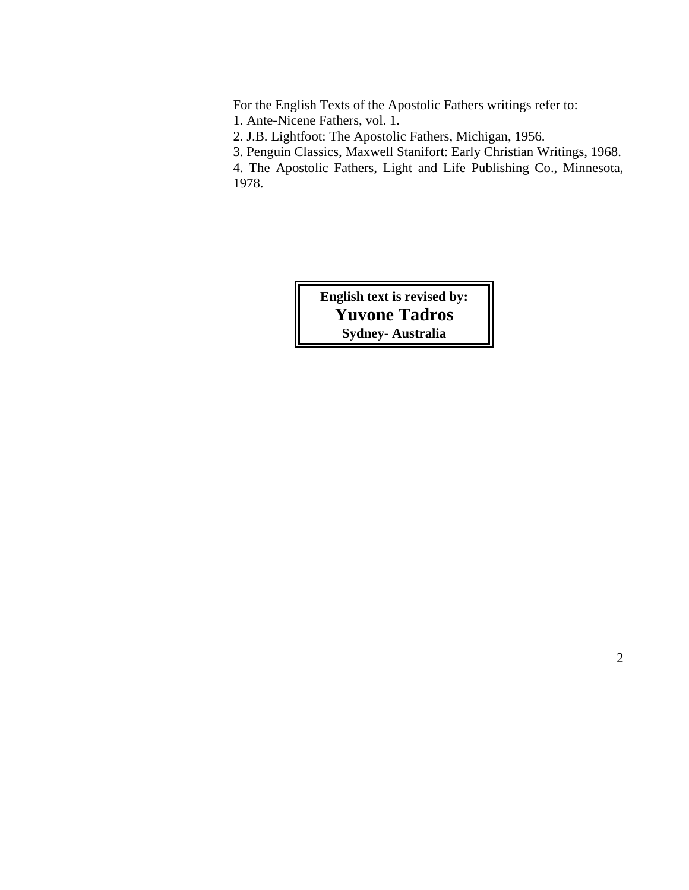For the English Texts of the Apostolic Fathers writings refer to:

1. Ante-Nicene Fathers, vol. 1.
2. J.B. Lightfoot: The Apostolic Fathers, Michigan, 1956.
3. Penguin Classics, Maxwell Stanifort: Early Christian Writings, 1968.
4. The Apostolic Fathers, Light and Life Publishing Co., Minnesota, 1978.

**English text is revised by:**

**Yuvone Tadros**

**Sydney- Australia**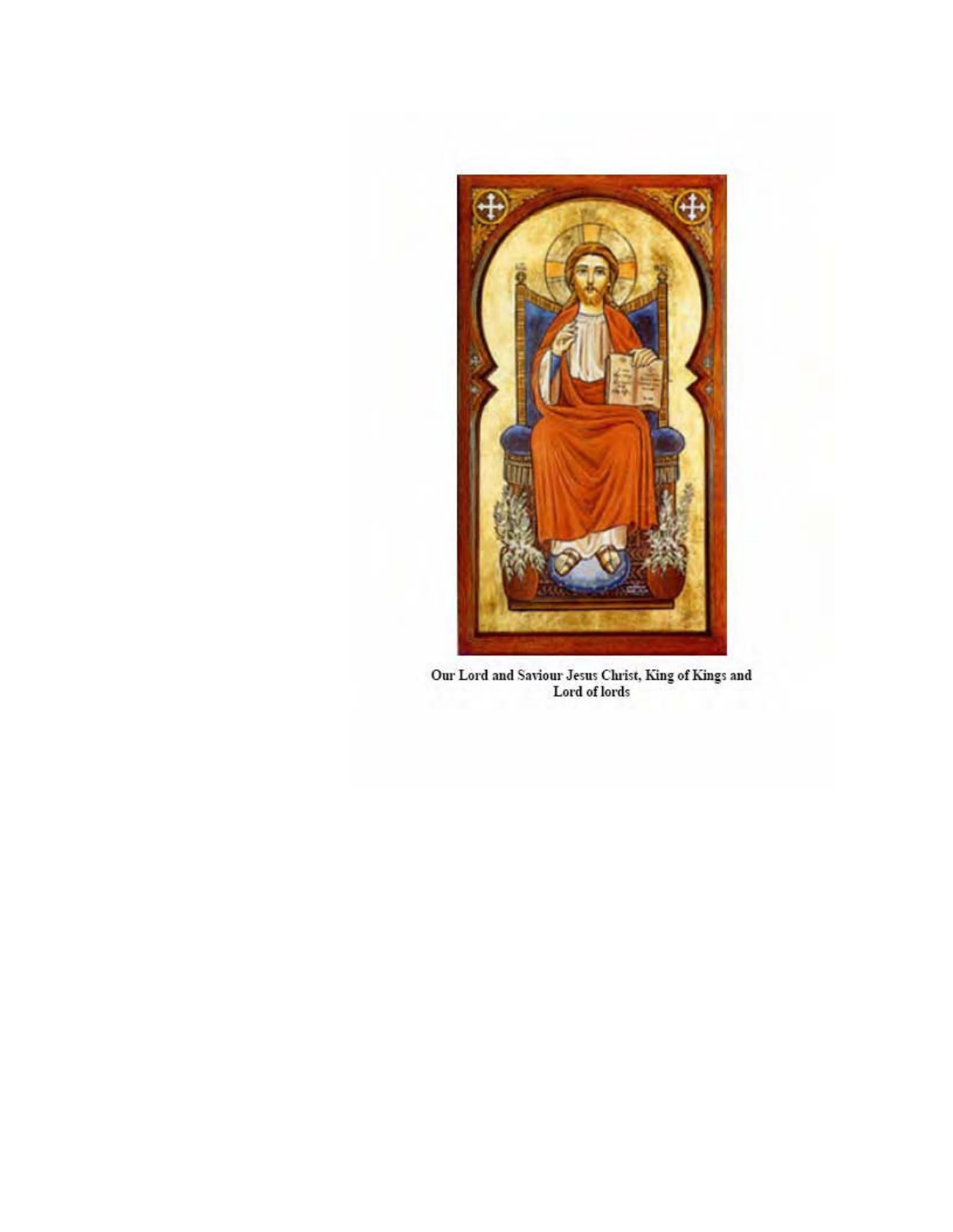Our Lord and Saviour Jesus Christ, King of Kings and Lord of lords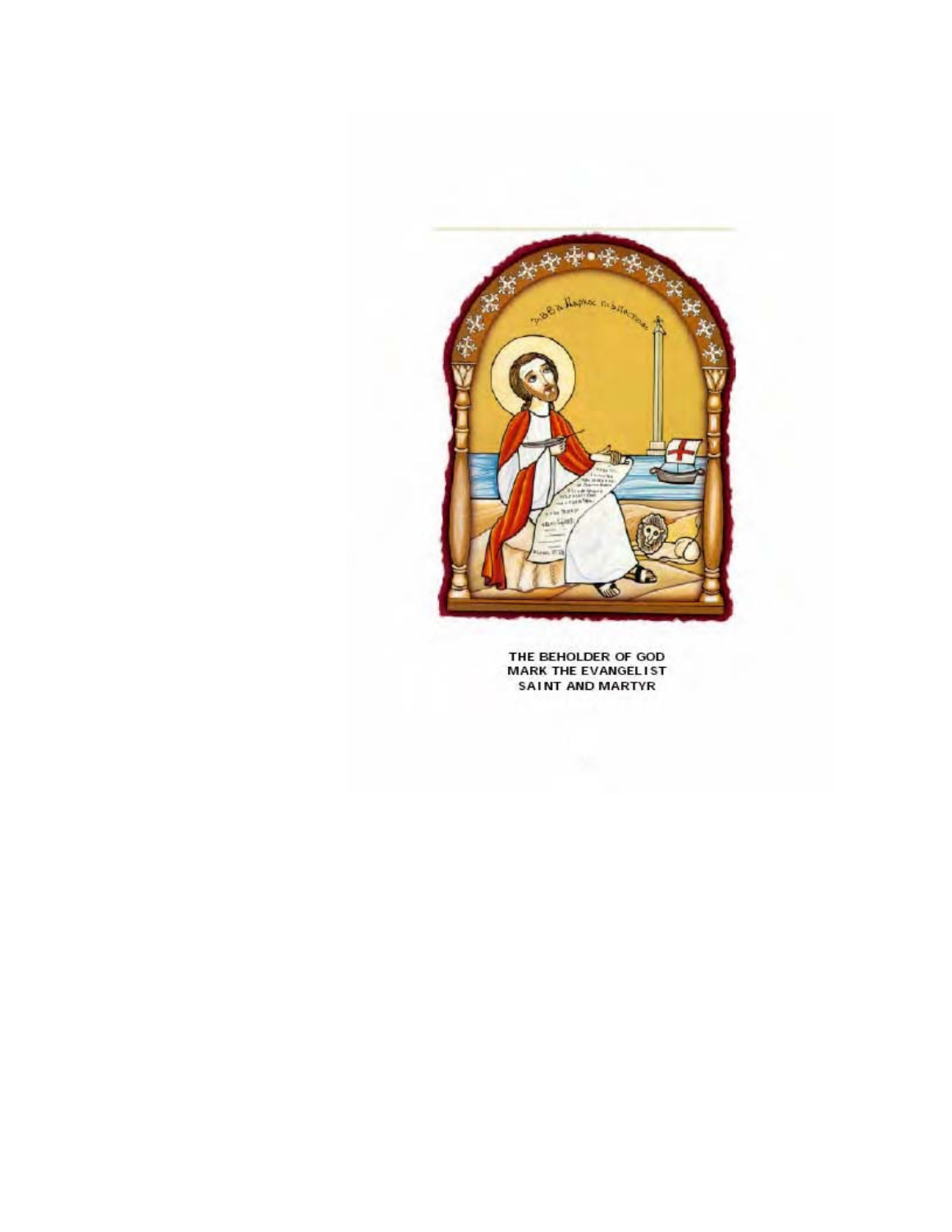THE BEHOLDER OF GOD
MARK THE EVANGELIST
SAINT AND MARTYR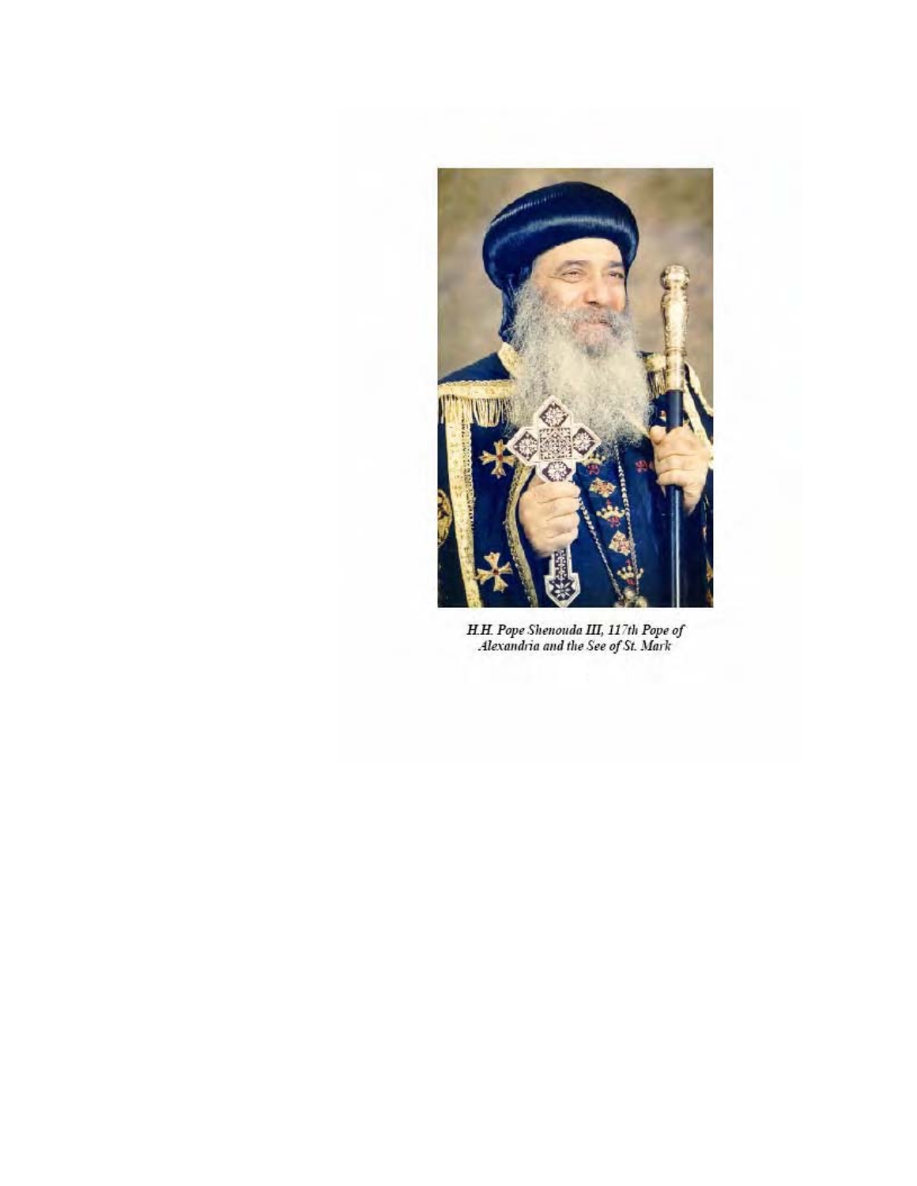*H.H. Pope Shenouda III, 117th Pope of Alexandria and the See of St. Mark*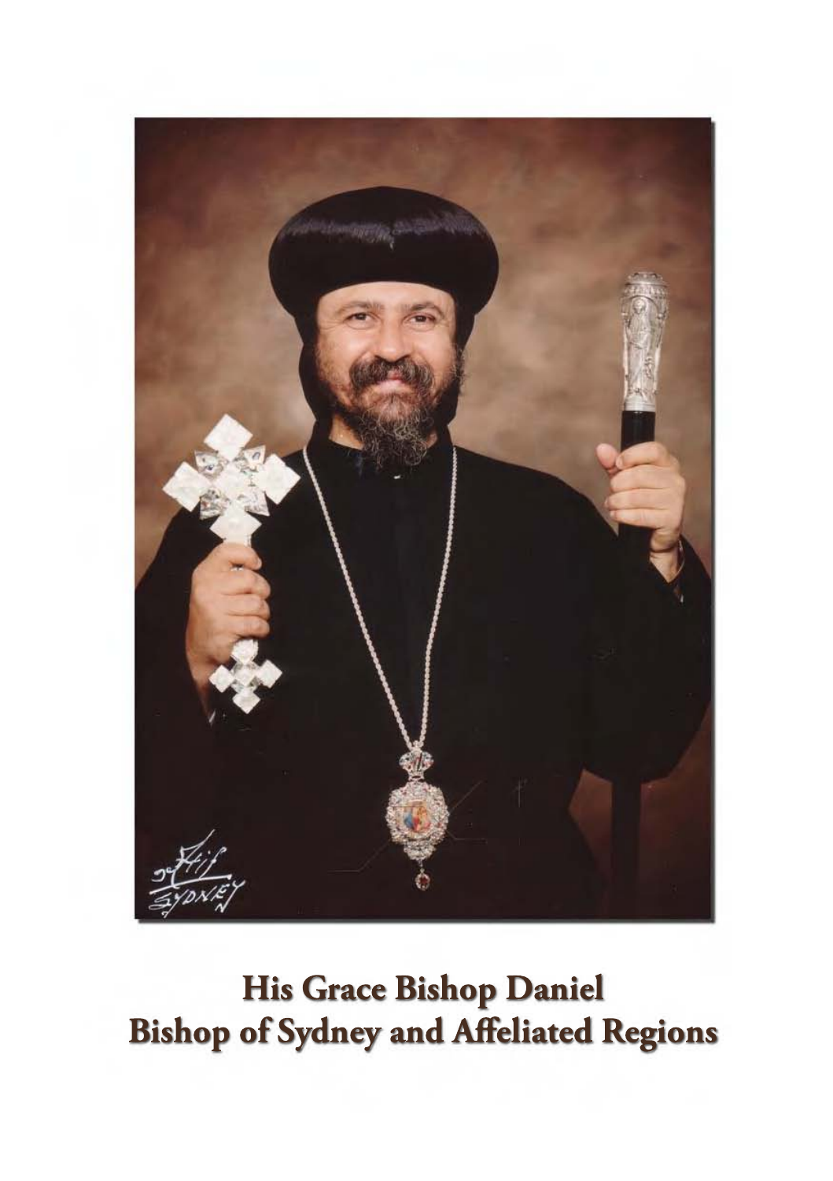**His Grace Bishop Daniel**
**Bishop of Sydney and Affeliated Regions**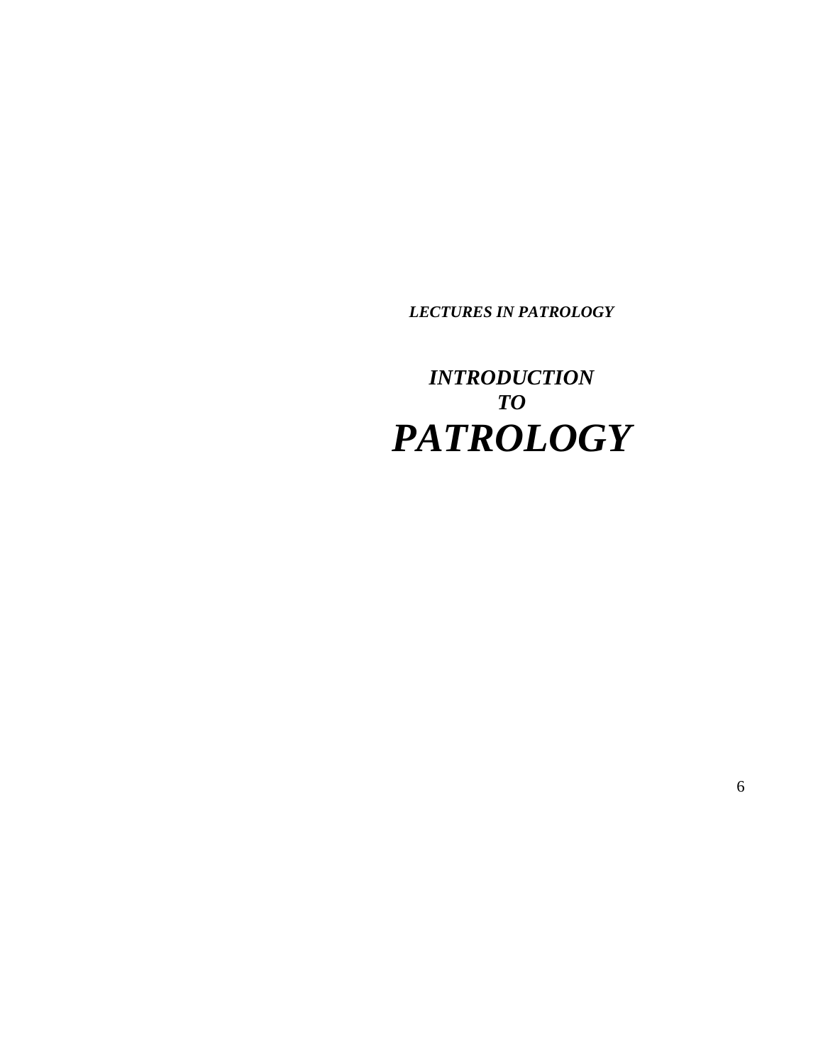***LECTURES IN PATROLOGY***

# *INTRODUCTION TO PATROLOGY*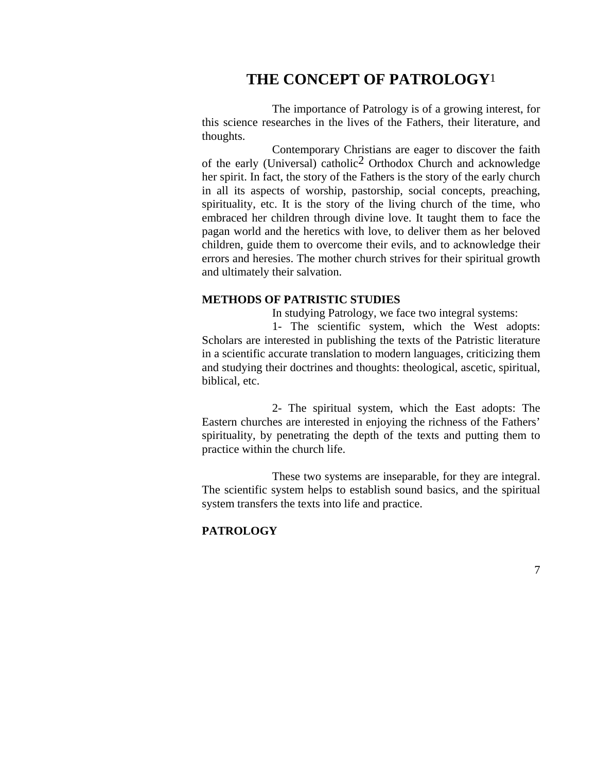# THE CONCEPT OF PATROLOGY[1]

The importance of Patrology is of a growing interest, for this science researches in the lives of the Fathers, their literature, and thoughts.

Contemporary Christians are eager to discover the faith of the early (Universal) catholic[2] Orthodox Church and acknowledge her spirit. In fact, the story of the Fathers is the story of the early church in all its aspects of worship, pastorship, social concepts, preaching, spirituality, etc. It is the story of the living church of the time, who embraced her children through divine love. It taught them to face the pagan world and the heretics with love, to deliver them as her beloved children, guide them to overcome their evils, and to acknowledge their errors and heresies. The mother church strives for their spiritual growth and ultimately their salvation.

**METHODS OF PATRISTIC STUDIES**

In studying Patrology, we face two integral systems:

1- The scientific system, which the West adopts: Scholars are interested in publishing the texts of the Patristic literature in a scientific accurate translation to modern languages, criticizing them and studying their doctrines and thoughts: theological, ascetic, spiritual, biblical, etc.

2- The spiritual system, which the East adopts: The Eastern churches are interested in enjoying the richness of the Fathers' spirituality, by penetrating the depth of the texts and putting them to practice within the church life.

These two systems are inseparable, for they are integral. The scientific system helps to establish sound basics, and the spiritual system transfers the texts into life and practice.

**PATROLOGY**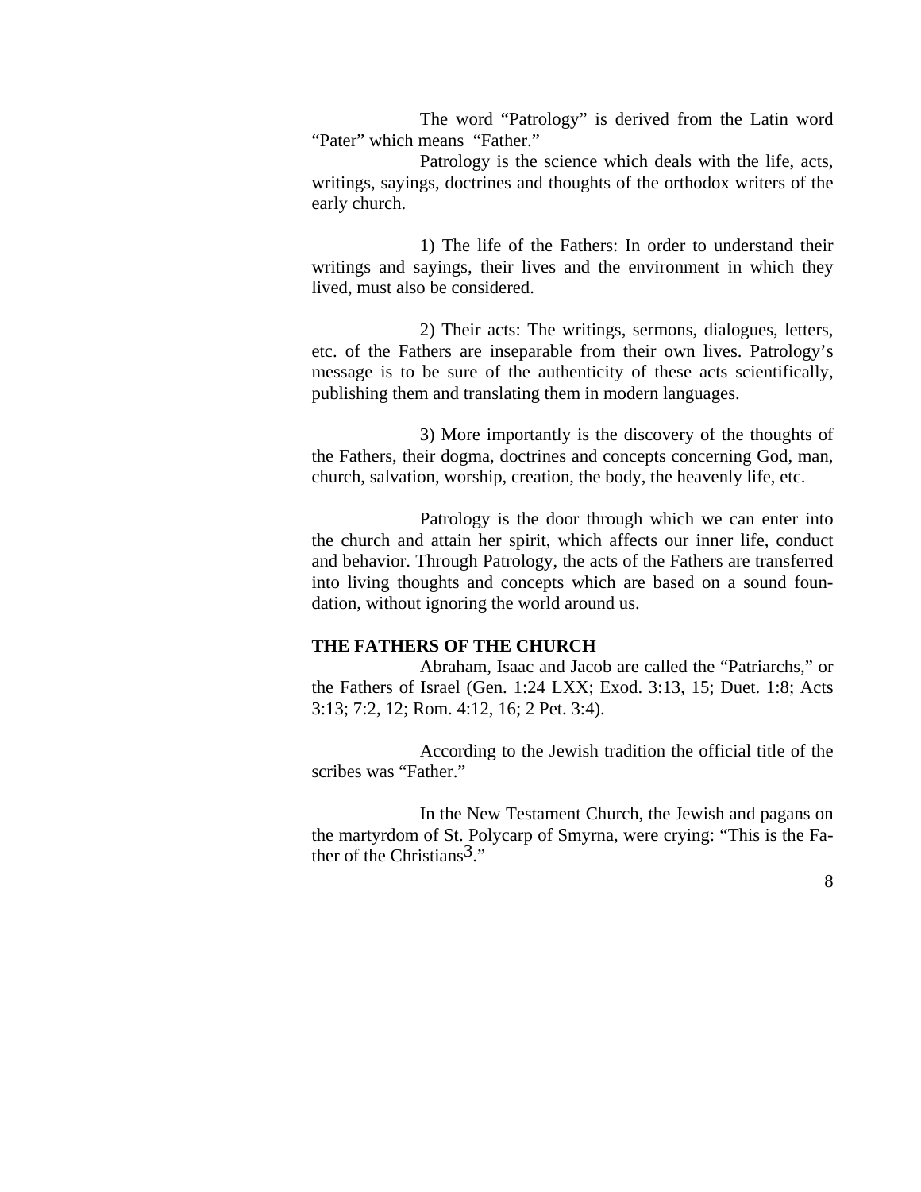The word "Patrology" is derived from the Latin word "Pater" which means "Father."

Patrology is the science which deals with the life, acts, writings, sayings, doctrines and thoughts of the orthodox writers of the early church.

1) The life of the Fathers: In order to understand their writings and sayings, their lives and the environment in which they lived, must also be considered.

2) Their acts: The writings, sermons, dialogues, letters, etc. of the Fathers are inseparable from their own lives. Patrology's message is to be sure of the authenticity of these acts scientifically, publishing them and translating them in modern languages.

3) More importantly is the discovery of the thoughts of the Fathers, their dogma, doctrines and concepts concerning God, man, church, salvation, worship, creation, the body, the heavenly life, etc.

Patrology is the door through which we can enter into the church and attain her spirit, which affects our inner life, conduct and behavior. Through Patrology, the acts of the Fathers are transferred into living thoughts and concepts which are based on a sound foundation, without ignoring the world around us.

**THE FATHERS OF THE CHURCH**

Abraham, Isaac and Jacob are called the "Patriarchs," or the Fathers of Israel (Gen. 1:24 LXX; Exod. 3:13, 15; Duet. 1:8; Acts 3:13; 7:2, 12; Rom. 4:12, 16; 2 Pet. 3:4).

According to the Jewish tradition the official title of the scribes was "Father."

In the New Testament Church, the Jewish and pagans on the martyrdom of St. Polycarp of Smyrna, were crying: "This is the Father of the Christians[3]."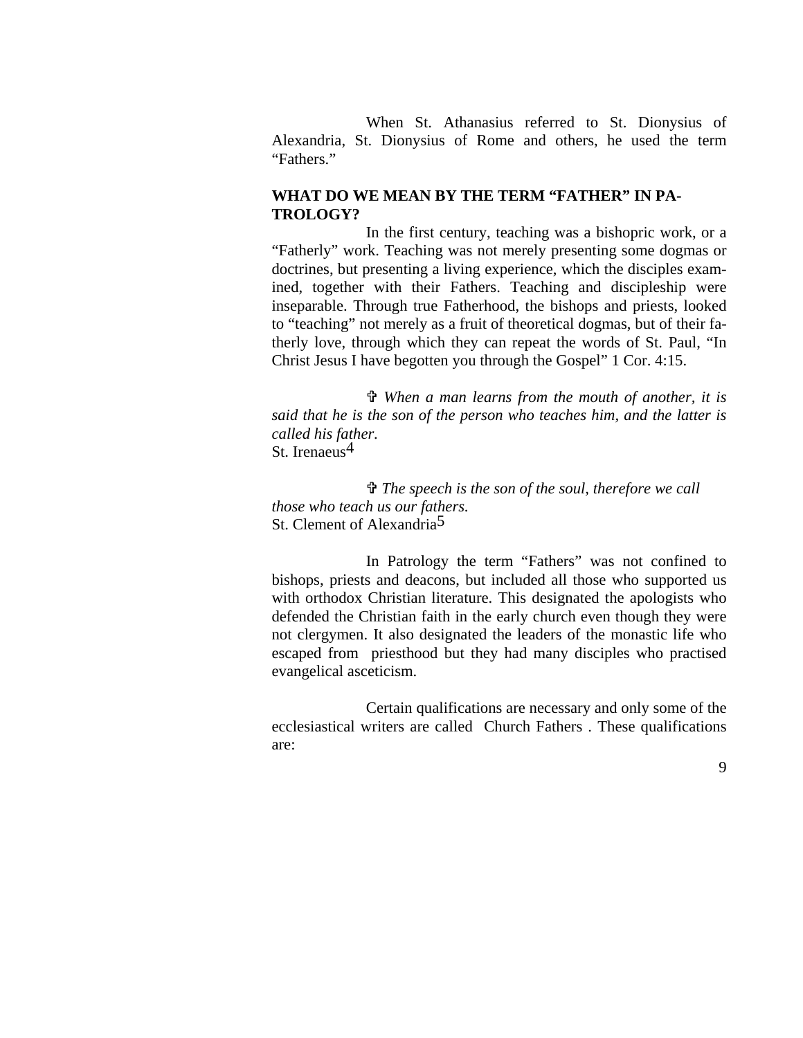When St. Athanasius referred to St. Dionysius of Alexandria, St. Dionysius of Rome and others, he used the term "Fathers."

## WHAT DO WE MEAN BY THE TERM "FATHER" IN PATROLOGY?

In the first century, teaching was a bishopric work, or a "Fatherly" work. Teaching was not merely presenting some dogmas or doctrines, but presenting a living experience, which the disciples examined, together with their Fathers. Teaching and discipleship were inseparable. Through true Fatherhood, the bishops and priests, looked to "teaching" not merely as a fruit of theoretical dogmas, but of their fatherly love, through which they can repeat the words of St. Paul, "In Christ Jesus I have begotten you through the Gospel" 1 Cor. 4:15.

✞ *When a man learns from the mouth of another, it is said that he is the son of the person who teaches him, and the latter is called his father.*
St. Irenaeus[4]

✞ *The speech is the son of the soul, therefore we call those who teach us our fathers.*
St. Clement of Alexandria[5]

In Patrology the term "Fathers" was not confined to bishops, priests and deacons, but included all those who supported us with orthodox Christian literature. This designated the apologists who defended the Christian faith in the early church even though they were not clergymen. It also designated the leaders of the monastic life who escaped from priesthood but they had many disciples who practised evangelical asceticism.

Certain qualifications are necessary and only some of the ecclesiastical writers are called Church Fathers . These qualifications are: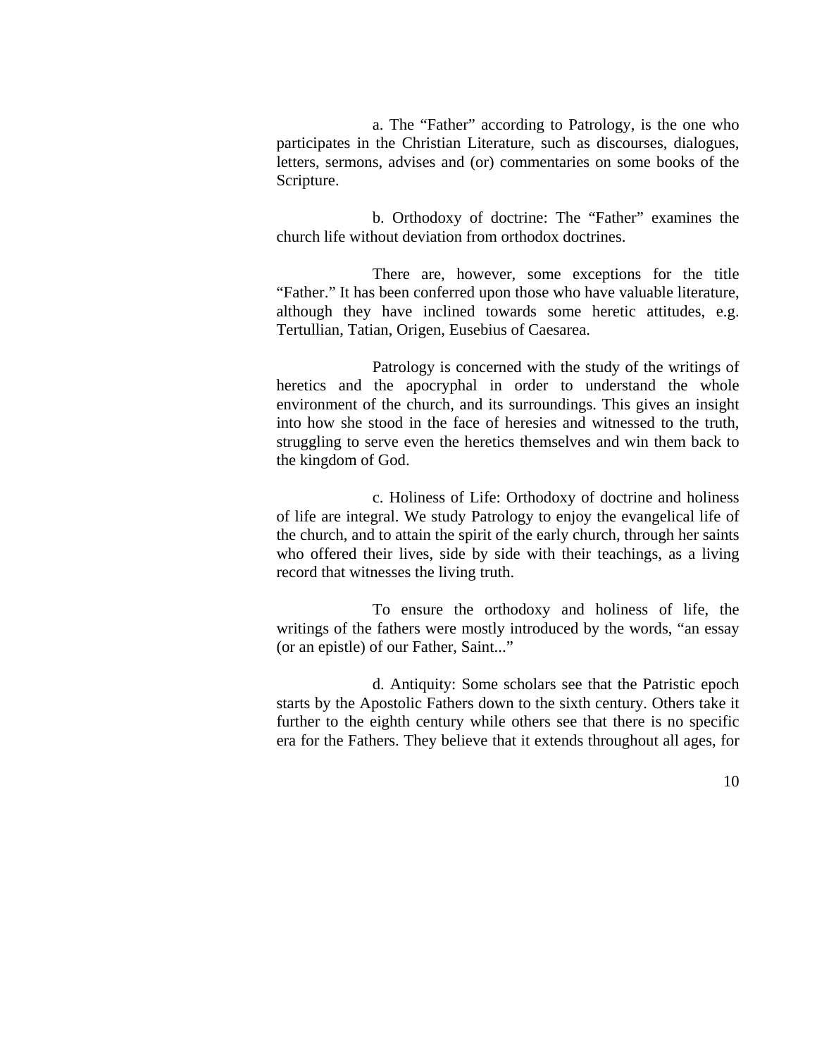a. The "Father" according to Patrology, is the one who participates in the Christian Literature, such as discourses, dialogues, letters, sermons, advises and (or) commentaries on some books of the Scripture.

b. Orthodoxy of doctrine: The "Father" examines the church life without deviation from orthodox doctrines.

There are, however, some exceptions for the title "Father." It has been conferred upon those who have valuable literature, although they have inclined towards some heretic attitudes, e.g. Tertullian, Tatian, Origen, Eusebius of Caesarea.

Patrology is concerned with the study of the writings of heretics and the apocryphal in order to understand the whole environment of the church, and its surroundings. This gives an insight into how she stood in the face of heresies and witnessed to the truth, struggling to serve even the heretics themselves and win them back to the kingdom of God.

c. Holiness of Life: Orthodoxy of doctrine and holiness of life are integral. We study Patrology to enjoy the evangelical life of the church, and to attain the spirit of the early church, through her saints who offered their lives, side by side with their teachings, as a living record that witnesses the living truth.

To ensure the orthodoxy and holiness of life, the writings of the fathers were mostly introduced by the words, "an essay (or an epistle) of our Father, Saint..."

d. Antiquity: Some scholars see that the Patristic epoch starts by the Apostolic Fathers down to the sixth century. Others take it further to the eighth century while others see that there is no specific era for the Fathers. They believe that it extends throughout all ages, for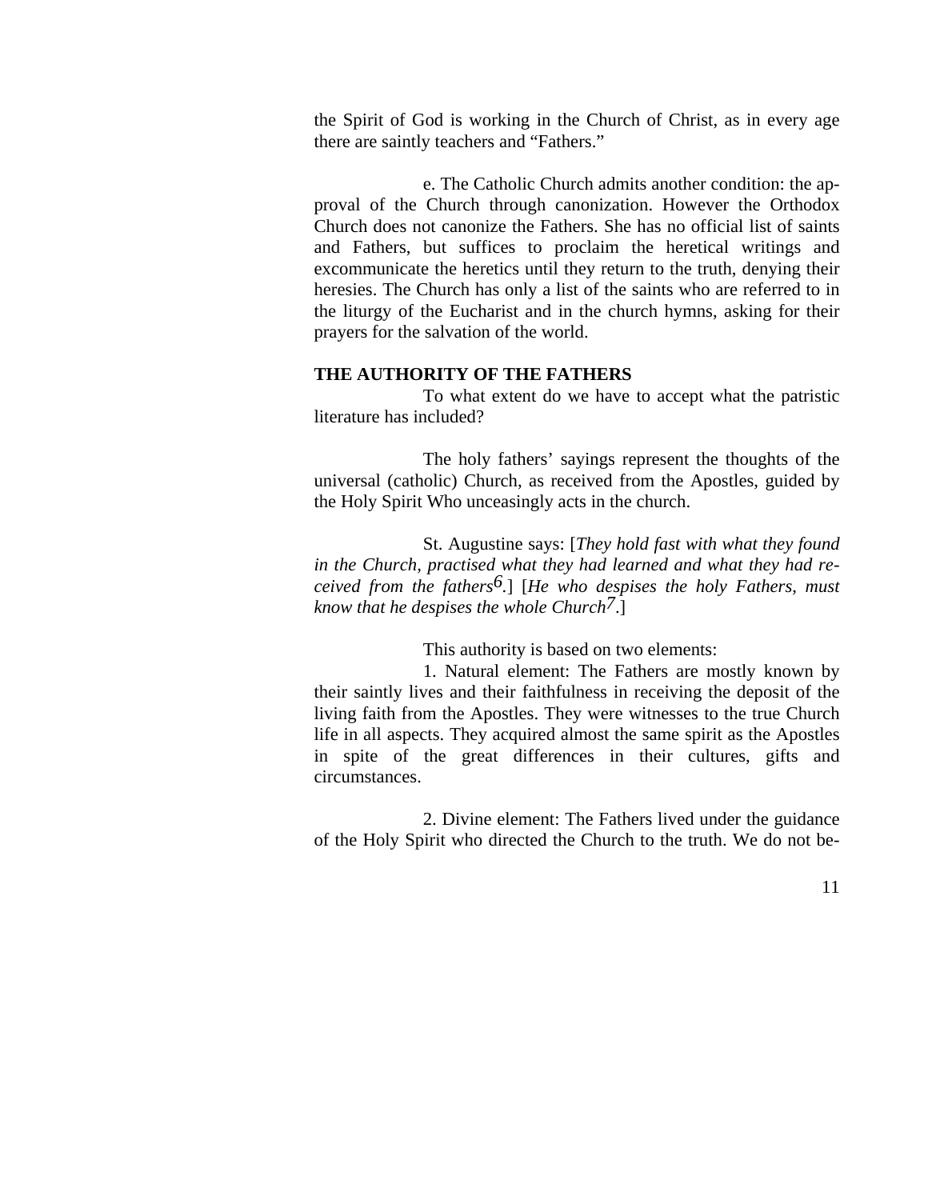the Spirit of God is working in the Church of Christ, as in every age there are saintly teachers and "Fathers."

e. The Catholic Church admits another condition: the approval of the Church through canonization. However the Orthodox Church does not canonize the Fathers. She has no official list of saints and Fathers, but suffices to proclaim the heretical writings and excommunicate the heretics until they return to the truth, denying their heresies. The Church has only a list of the saints who are referred to in the liturgy of the Eucharist and in the church hymns, asking for their prayers for the salvation of the world.

**THE AUTHORITY OF THE FATHERS**

To what extent do we have to accept what the patristic literature has included?

The holy fathers' sayings represent the thoughts of the universal (catholic) Church, as received from the Apostles, guided by the Holy Spirit Who unceasingly acts in the church.

St. Augustine says: [*They hold fast with what they found in the Church, practised what they had learned and what they had received from the fathers*[6].] [*He who despises the holy Fathers, must know that he despises the whole Church*[7].]

This authority is based on two elements:

1. Natural element: The Fathers are mostly known by their saintly lives and their faithfulness in receiving the deposit of the living faith from the Apostles. They were witnesses to the true Church life in all aspects. They acquired almost the same spirit as the Apostles in spite of the great differences in their cultures, gifts and circumstances.

2. Divine element: The Fathers lived under the guidance of the Holy Spirit who directed the Church to the truth. We do not be-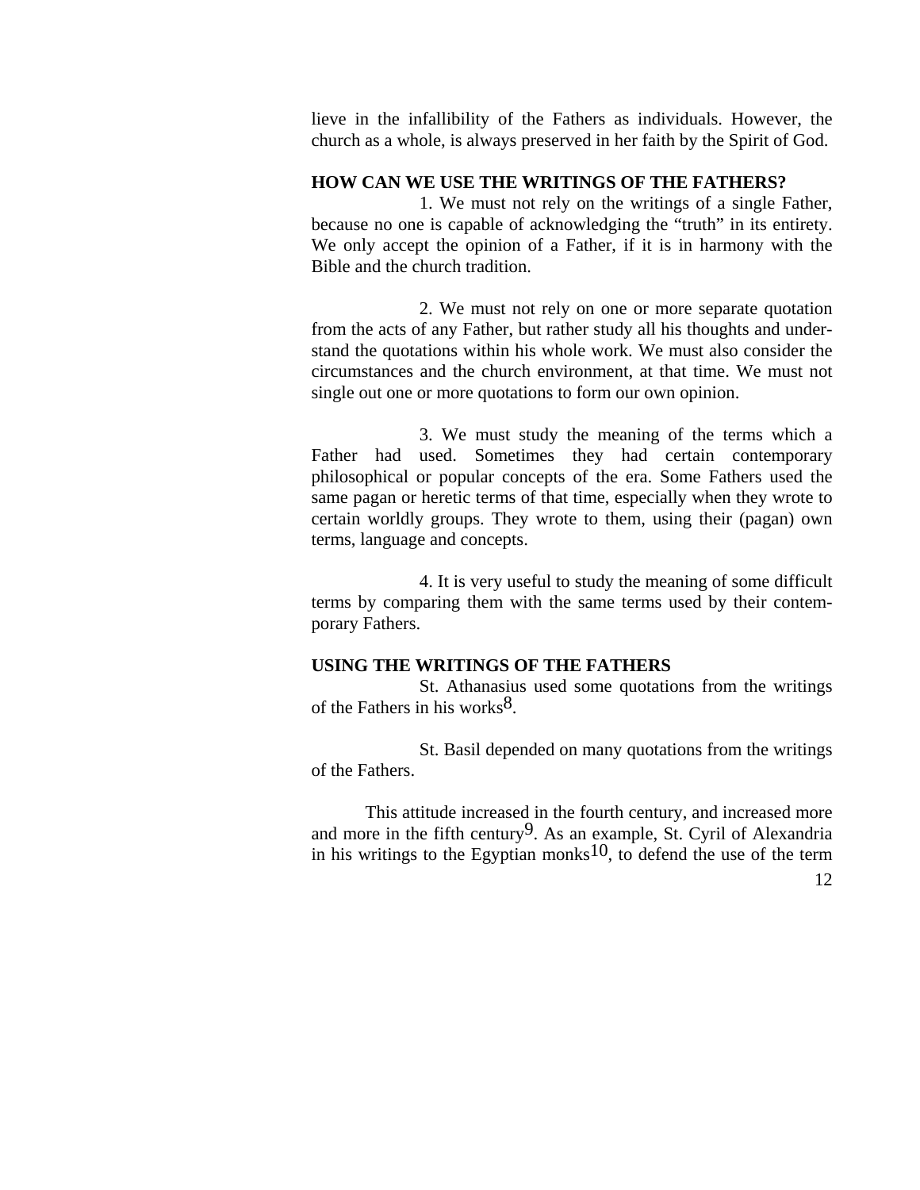lieve in the infallibility of the Fathers as individuals. However, the church as a whole, is always preserved in her faith by the Spirit of God.

**HOW CAN WE USE THE WRITINGS OF THE FATHERS?**

1. We must not rely on the writings of a single Father, because no one is capable of acknowledging the "truth" in its entirety. We only accept the opinion of a Father, if it is in harmony with the Bible and the church tradition.

2. We must not rely on one or more separate quotation from the acts of any Father, but rather study all his thoughts and understand the quotations within his whole work. We must also consider the circumstances and the church environment, at that time. We must not single out one or more quotations to form our own opinion.

3. We must study the meaning of the terms which a Father had used. Sometimes they had certain contemporary philosophical or popular concepts of the era. Some Fathers used the same pagan or heretic terms of that time, especially when they wrote to certain worldly groups. They wrote to them, using their (pagan) own terms, language and concepts.

4. It is very useful to study the meaning of some difficult terms by comparing them with the same terms used by their contemporary Fathers.

**USING THE WRITINGS OF THE FATHERS**

St. Athanasius used some quotations from the writings of the Fathers in his works[8].

St. Basil depended on many quotations from the writings of the Fathers.

This attitude increased in the fourth century, and increased more and more in the fifth century[9]. As an example, St. Cyril of Alexandria in his writings to the Egyptian monks[10], to defend the use of the term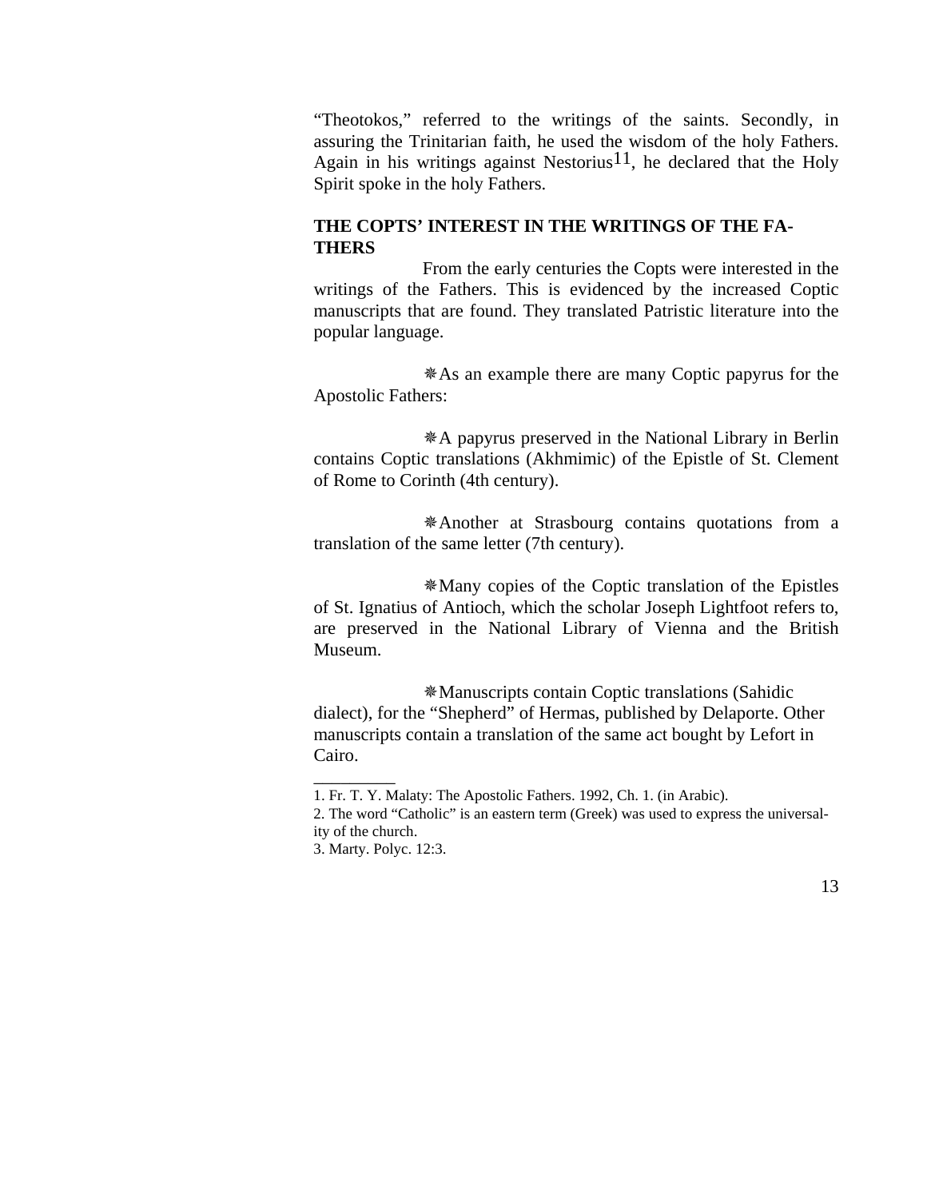"Theotokos," referred to the writings of the saints. Secondly, in assuring the Trinitarian faith, he used the wisdom of the holy Fathers. Again in his writings against Nestorius[11], he declared that the Holy Spirit spoke in the holy Fathers.

**THE COPTS' INTEREST IN THE WRITINGS OF THE FATHERS**

From the early centuries the Copts were interested in the writings of the Fathers. This is evidenced by the increased Coptic manuscripts that are found. They translated Patristic literature into the popular language.

❋As an example there are many Coptic papyrus for the Apostolic Fathers:

❋A papyrus preserved in the National Library in Berlin contains Coptic translations (Akhmimic) of the Epistle of St. Clement of Rome to Corinth (4th century).

❋Another at Strasbourg contains quotations from a translation of the same letter (7th century).

❋Many copies of the Coptic translation of the Epistles of St. Ignatius of Antioch, which the scholar Joseph Lightfoot refers to, are preserved in the National Library of Vienna and the British Museum.

❋Manuscripts contain Coptic translations (Sahidic dialect), for the "Shepherd" of Hermas, published by Delaporte. Other manuscripts contain a translation of the same act bought by Lefort in Cairo.

---

1. Fr. T. Y. Malaty: The Apostolic Fathers. 1992, Ch. 1. (in Arabic).
2. The word "Catholic" is an eastern term (Greek) was used to express the universality of the church.
3. Marty. Polyc. 12:3.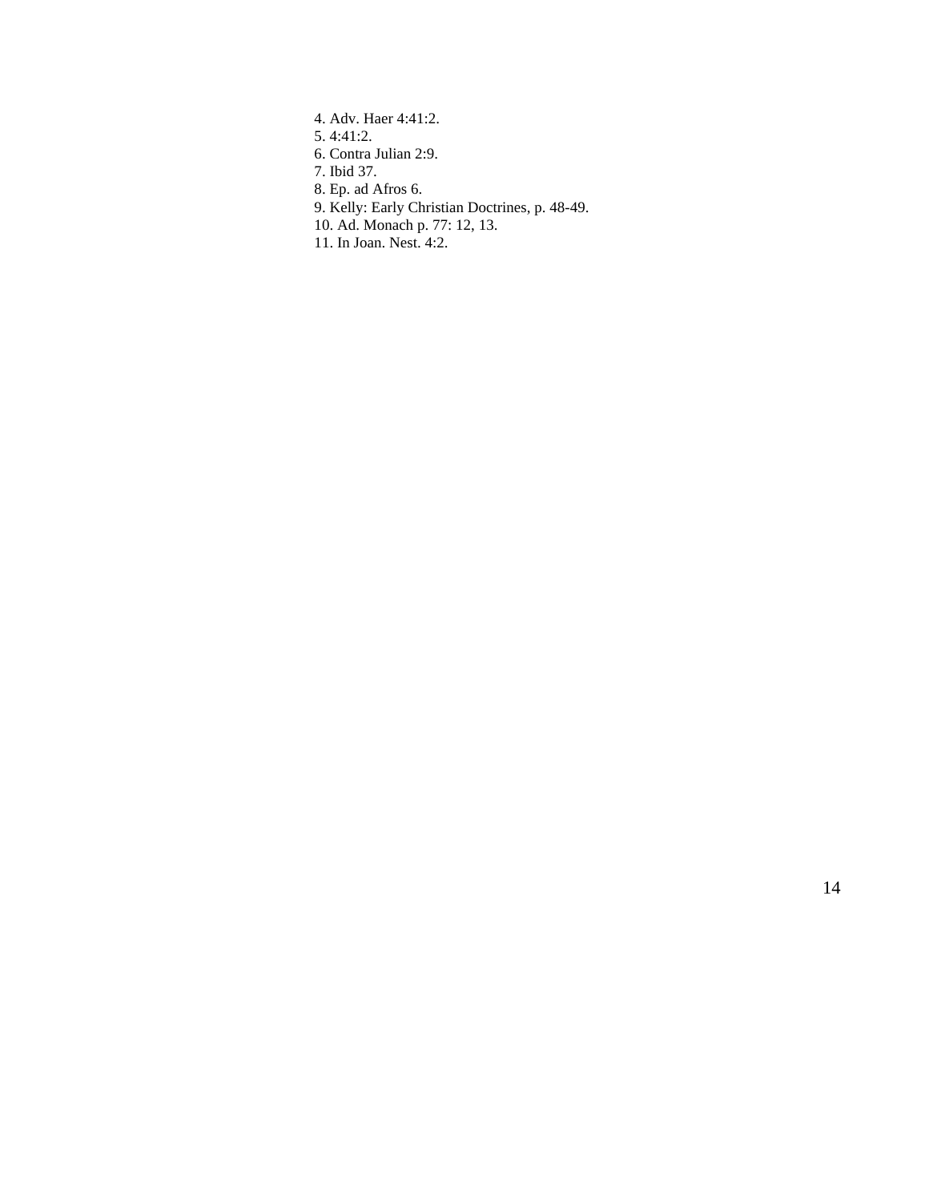4. Adv. Haer 4:41:2.
5. 4:41:2.
6. Contra Julian 2:9.
7. Ibid 37.
8. Ep. ad Afros 6.
9. Kelly: Early Christian Doctrines, p. 48-49.
10. Ad. Monach p. 77: 12, 13.
11. In Joan. Nest. 4:2.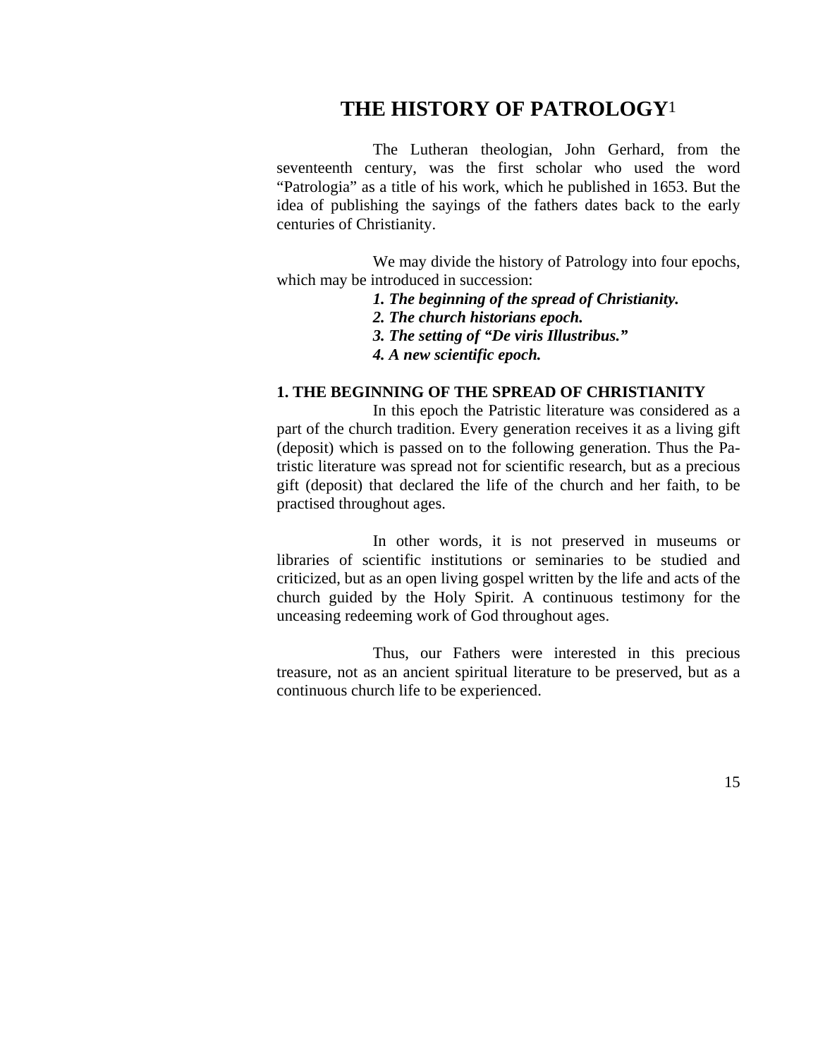# THE HISTORY OF PATROLOGY[1]

The Lutheran theologian, John Gerhard, from the seventeenth century, was the first scholar who used the word "Patrologia" as a title of his work, which he published in 1653. But the idea of publishing the sayings of the fathers dates back to the early centuries of Christianity.

We may divide the history of Patrology into four epochs, which may be introduced in succession:

***1. The beginning of the spread of Christianity.***
***2. The church historians epoch.***
***3. The setting of "De viris Illustribus."***
***4. A new scientific epoch.***

**1. THE BEGINNING OF THE SPREAD OF CHRISTIANITY**

In this epoch the Patristic literature was considered as a part of the church tradition. Every generation receives it as a living gift (deposit) which is passed on to the following generation. Thus the Patristic literature was spread not for scientific research, but as a precious gift (deposit) that declared the life of the church and her faith, to be practised throughout ages.

In other words, it is not preserved in museums or libraries of scientific institutions or seminaries to be studied and criticized, but as an open living gospel written by the life and acts of the church guided by the Holy Spirit. A continuous testimony for the unceasing redeeming work of God throughout ages.

Thus, our Fathers were interested in this precious treasure, not as an ancient spiritual literature to be preserved, but as a continuous church life to be experienced.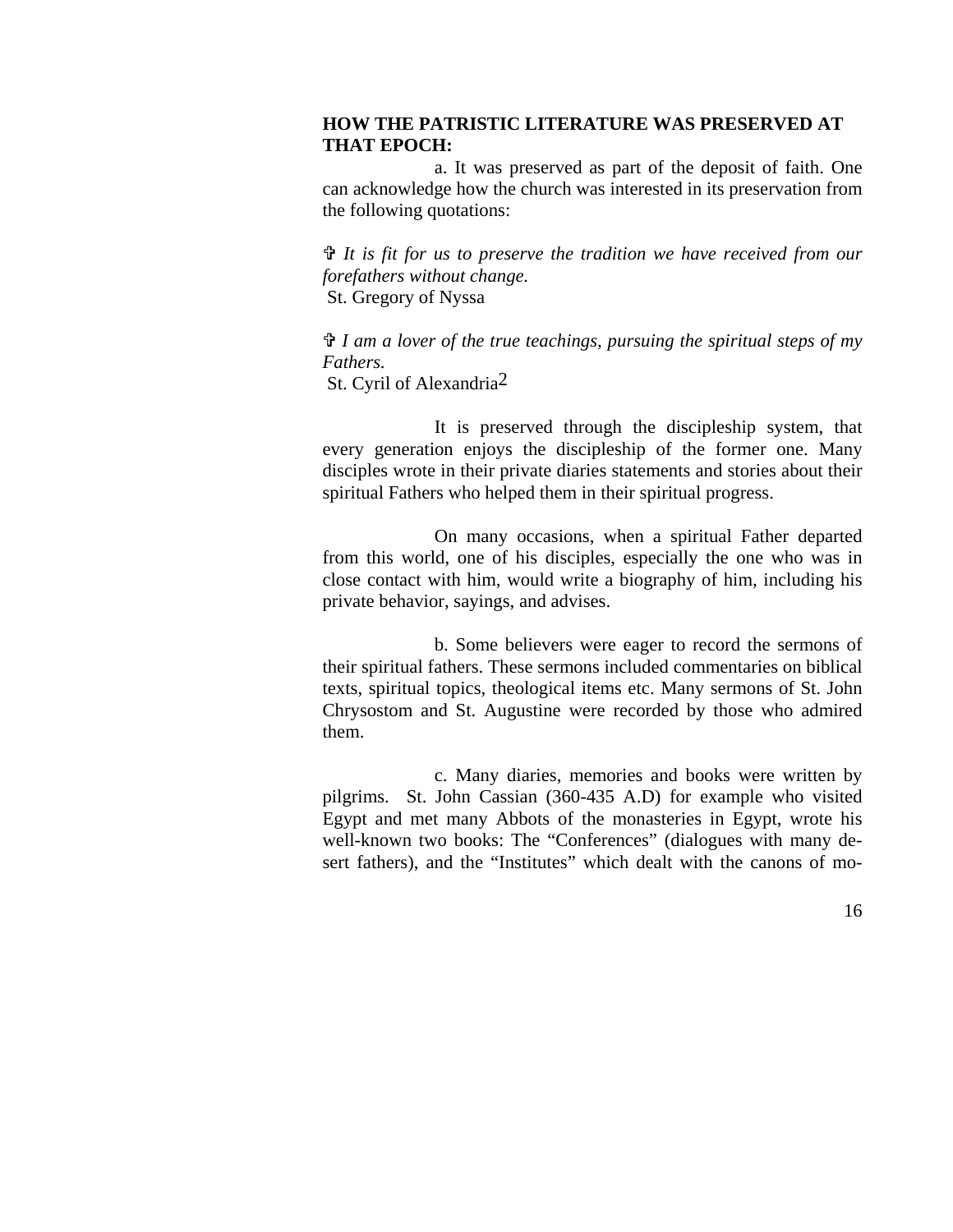**HOW THE PATRISTIC LITERATURE WAS PRESERVED AT THAT EPOCH:**

a. It was preserved as part of the deposit of faith. One can acknowledge how the church was interested in its preservation from the following quotations:

✞ *It is fit for us to preserve the tradition we have received from our forefathers without change.*
St. Gregory of Nyssa

✞ *I am a lover of the true teachings, pursuing the spiritual steps of my Fathers.*
St. Cyril of Alexandria[2]

It is preserved through the discipleship system, that every generation enjoys the discipleship of the former one. Many disciples wrote in their private diaries statements and stories about their spiritual Fathers who helped them in their spiritual progress.

On many occasions, when a spiritual Father departed from this world, one of his disciples, especially the one who was in close contact with him, would write a biography of him, including his private behavior, sayings, and advises.

b. Some believers were eager to record the sermons of their spiritual fathers. These sermons included commentaries on biblical texts, spiritual topics, theological items etc. Many sermons of St. John Chrysostom and St. Augustine were recorded by those who admired them.

c. Many diaries, memories and books were written by pilgrims. St. John Cassian (360-435 A.D) for example who visited Egypt and met many Abbots of the monasteries in Egypt, wrote his well-known two books: The "Conferences" (dialogues with many desert fathers), and the "Institutes" which dealt with the canons of mo-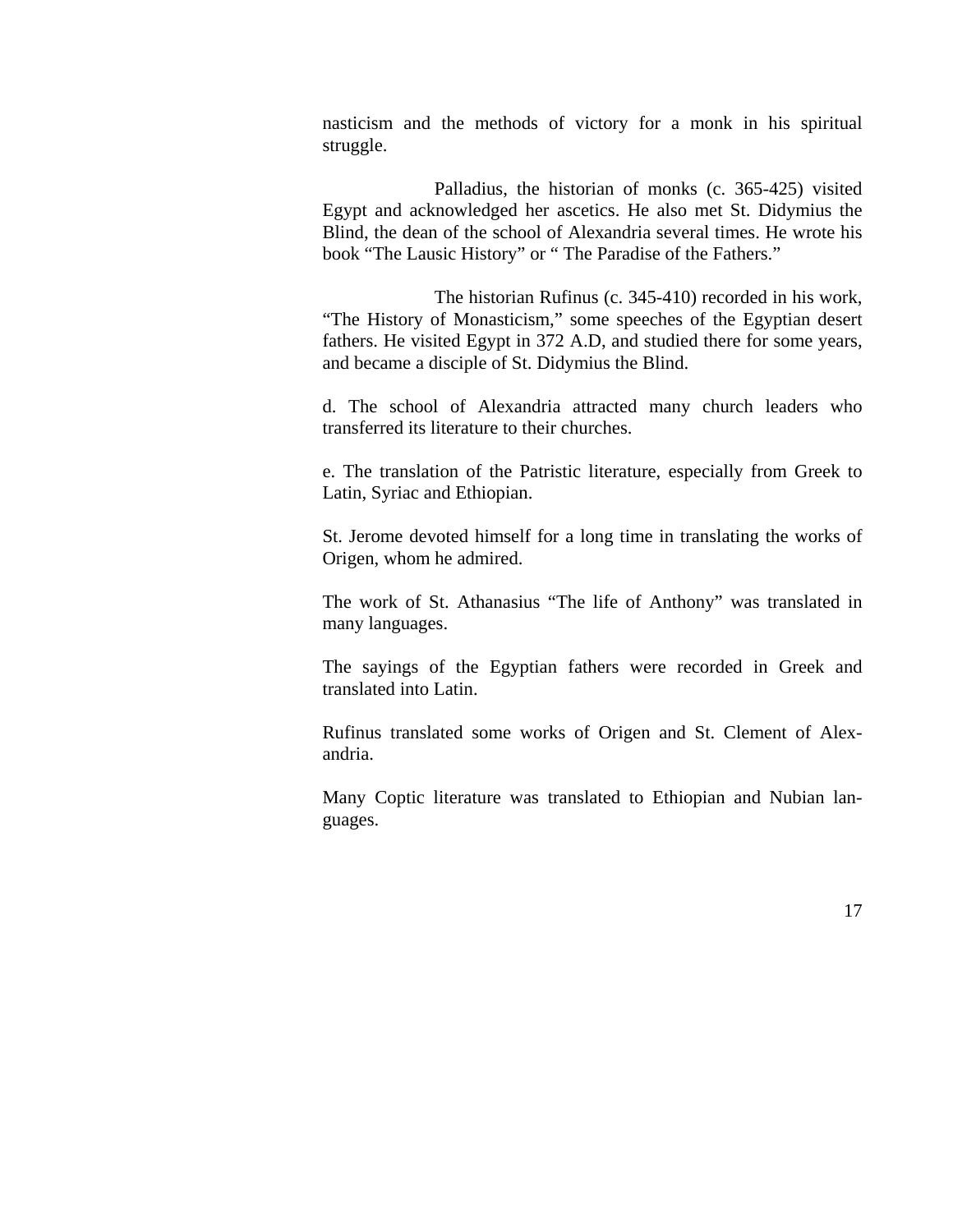nasticism and the methods of victory for a monk in his spiritual struggle.

Palladius, the historian of monks (c. 365-425) visited Egypt and acknowledged her ascetics. He also met St. Didymius the Blind, the dean of the school of Alexandria several times. He wrote his book "The Lausic History" or " The Paradise of the Fathers."

The historian Rufinus (c. 345-410) recorded in his work, "The History of Monasticism," some speeches of the Egyptian desert fathers. He visited Egypt in 372 A.D, and studied there for some years, and became a disciple of St. Didymius the Blind.

d. The school of Alexandria attracted many church leaders who transferred its literature to their churches.

e. The translation of the Patristic literature, especially from Greek to Latin, Syriac and Ethiopian.

St. Jerome devoted himself for a long time in translating the works of Origen, whom he admired.

The work of St. Athanasius "The life of Anthony" was translated in many languages.

The sayings of the Egyptian fathers were recorded in Greek and translated into Latin.

Rufinus translated some works of Origen and St. Clement of Alexandria.

Many Coptic literature was translated to Ethiopian and Nubian languages.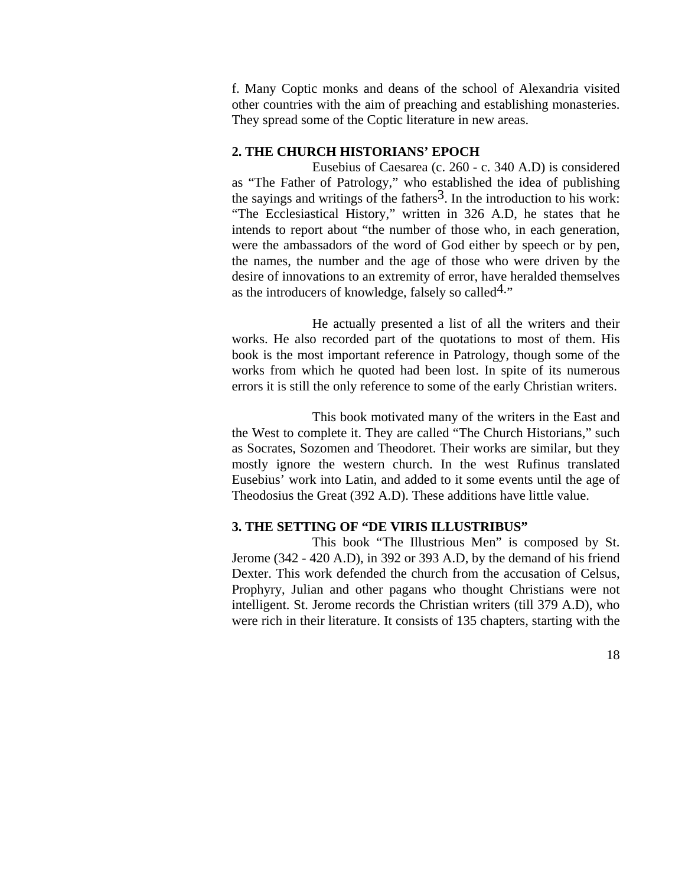f. Many Coptic monks and deans of the school of Alexandria visited other countries with the aim of preaching and establishing monasteries. They spread some of the Coptic literature in new areas.

**2. THE CHURCH HISTORIANS' EPOCH**

Eusebius of Caesarea (c. 260 - c. 340 A.D) is considered as "The Father of Patrology," who established the idea of publishing the sayings and writings of the fathers[3]. In the introduction to his work: "The Ecclesiastical History," written in 326 A.D, he states that he intends to report about "the number of those who, in each generation, were the ambassadors of the word of God either by speech or by pen, the names, the number and the age of those who were driven by the desire of innovations to an extremity of error, have heralded themselves as the introducers of knowledge, falsely so called[4]."

He actually presented a list of all the writers and their works. He also recorded part of the quotations to most of them. His book is the most important reference in Patrology, though some of the works from which he quoted had been lost. In spite of its numerous errors it is still the only reference to some of the early Christian writers.

This book motivated many of the writers in the East and the West to complete it. They are called "The Church Historians," such as Socrates, Sozomen and Theodoret. Their works are similar, but they mostly ignore the western church. In the west Rufinus translated Eusebius' work into Latin, and added to it some events until the age of Theodosius the Great (392 A.D). These additions have little value.

**3. THE SETTING OF "DE VIRIS ILLUSTRIBUS"**

This book "The Illustrious Men" is composed by St. Jerome (342 - 420 A.D), in 392 or 393 A.D, by the demand of his friend Dexter. This work defended the church from the accusation of Celsus, Prophyry, Julian and other pagans who thought Christians were not intelligent. St. Jerome records the Christian writers (till 379 A.D), who were rich in their literature. It consists of 135 chapters, starting with the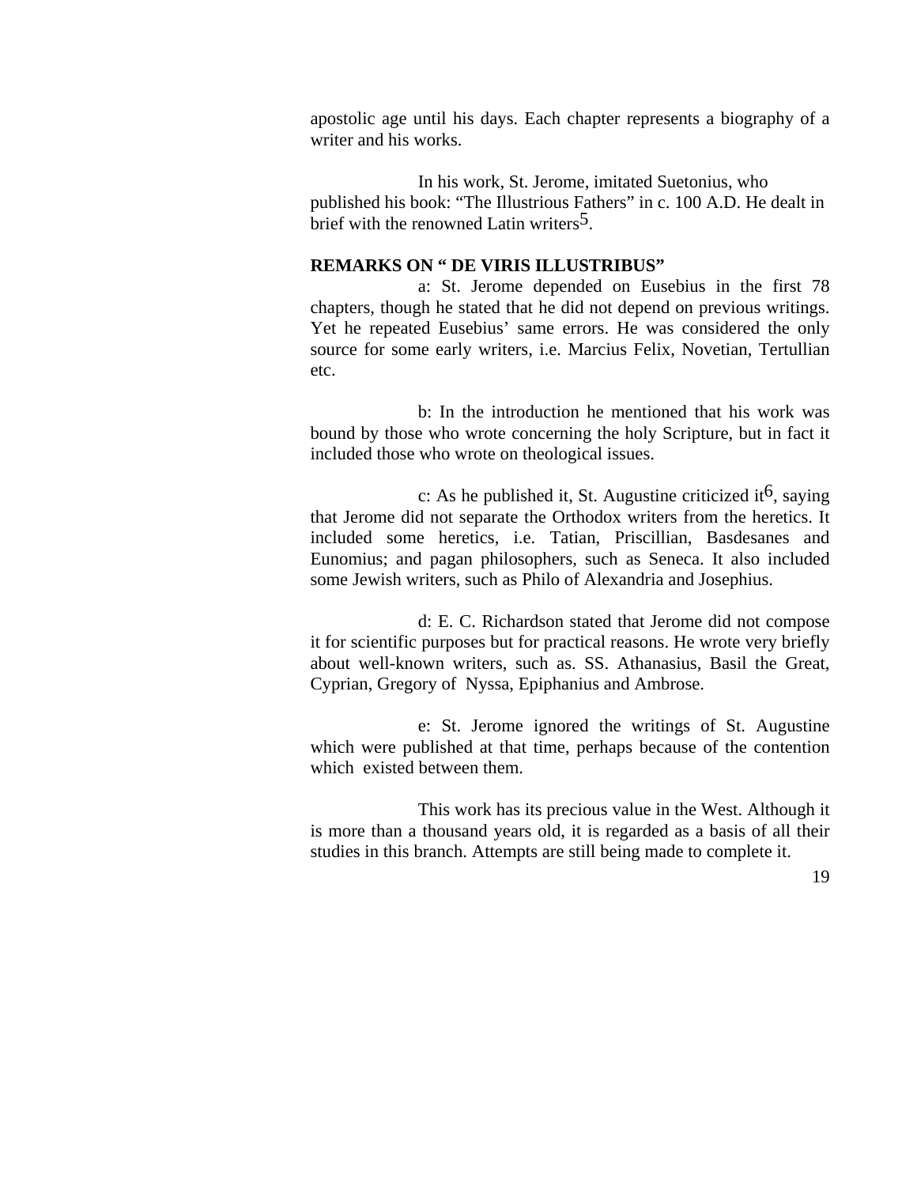apostolic age until his days. Each chapter represents a biography of a writer and his works.

In his work, St. Jerome, imitated Suetonius, who published his book: "The Illustrious Fathers" in c. 100 A.D. He dealt in brief with the renowned Latin writers[5].

**REMARKS ON " DE VIRIS ILLUSTRIBUS"**

a: St. Jerome depended on Eusebius in the first 78 chapters, though he stated that he did not depend on previous writings. Yet he repeated Eusebius' same errors. He was considered the only source for some early writers, i.e. Marcius Felix, Novetian, Tertullian etc.

b: In the introduction he mentioned that his work was bound by those who wrote concerning the holy Scripture, but in fact it included those who wrote on theological issues.

c: As he published it, St. Augustine criticized it[6], saying that Jerome did not separate the Orthodox writers from the heretics. It included some heretics, i.e. Tatian, Priscillian, Basdesanes and Eunomius; and pagan philosophers, such as Seneca. It also included some Jewish writers, such as Philo of Alexandria and Josephius.

d: E. C. Richardson stated that Jerome did not compose it for scientific purposes but for practical reasons. He wrote very briefly about well-known writers, such as. SS. Athanasius, Basil the Great, Cyprian, Gregory of Nyssa, Epiphanius and Ambrose.

e: St. Jerome ignored the writings of St. Augustine which were published at that time, perhaps because of the contention which existed between them.

This work has its precious value in the West. Although it is more than a thousand years old, it is regarded as a basis of all their studies in this branch. Attempts are still being made to complete it.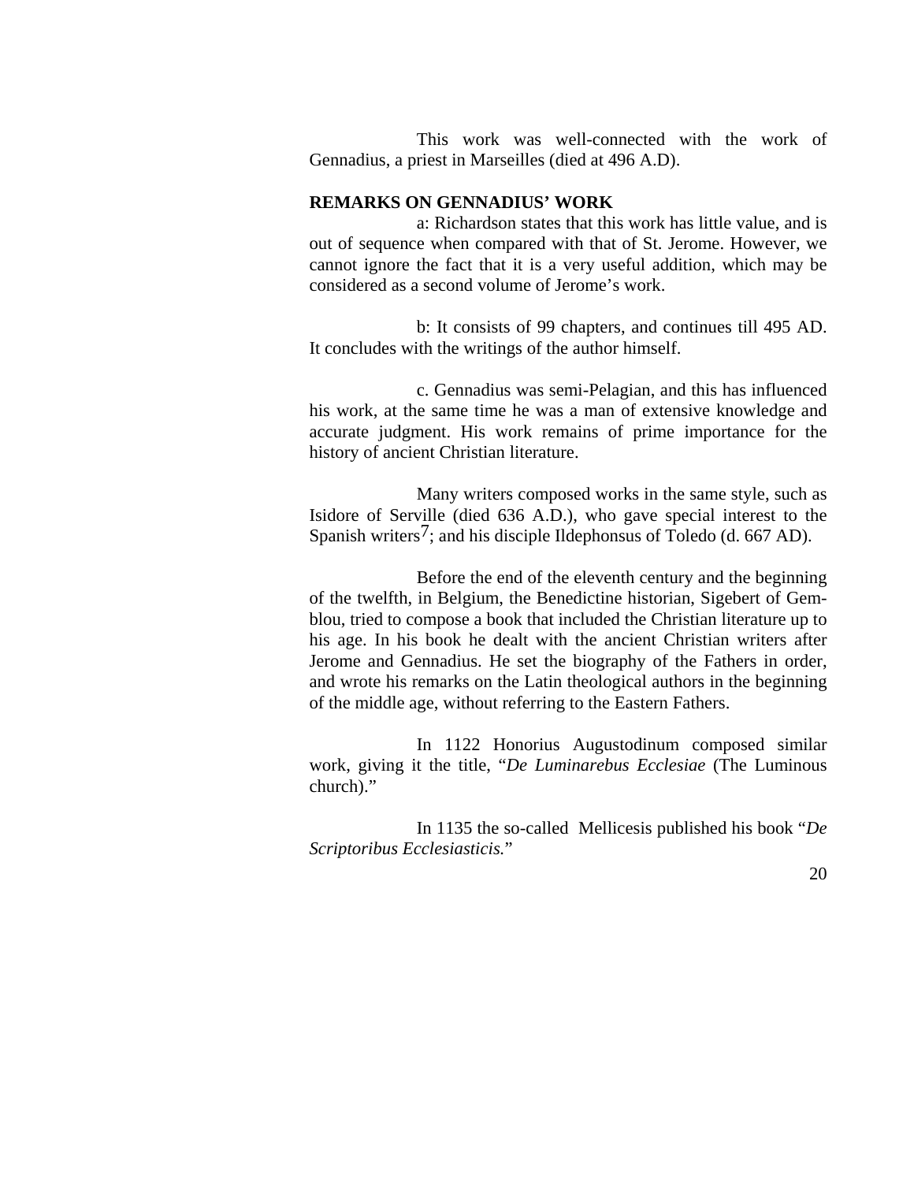This work was well-connected with the work of Gennadius, a priest in Marseilles (died at 496 A.D).

**REMARKS ON GENNADIUS' WORK**

a: Richardson states that this work has little value, and is out of sequence when compared with that of St. Jerome. However, we cannot ignore the fact that it is a very useful addition, which may be considered as a second volume of Jerome's work.

b: It consists of 99 chapters, and continues till 495 AD. It concludes with the writings of the author himself.

c. Gennadius was semi-Pelagian, and this has influenced his work, at the same time he was a man of extensive knowledge and accurate judgment. His work remains of prime importance for the history of ancient Christian literature.

Many writers composed works in the same style, such as Isidore of Serville (died 636 A.D.), who gave special interest to the Spanish writers[7]; and his disciple Ildephonsus of Toledo (d. 667 AD).

Before the end of the eleventh century and the beginning of the twelfth, in Belgium, the Benedictine historian, Sigebert of Gemblou, tried to compose a book that included the Christian literature up to his age. In his book he dealt with the ancient Christian writers after Jerome and Gennadius. He set the biography of the Fathers in order, and wrote his remarks on the Latin theological authors in the beginning of the middle age, without referring to the Eastern Fathers.

In 1122 Honorius Augustodinum composed similar work, giving it the title, "*De Luminarebus Ecclesiae* (The Luminous church)."

In 1135 the so-called Mellicesis published his book "*De Scriptoribus Ecclesiasticis.*"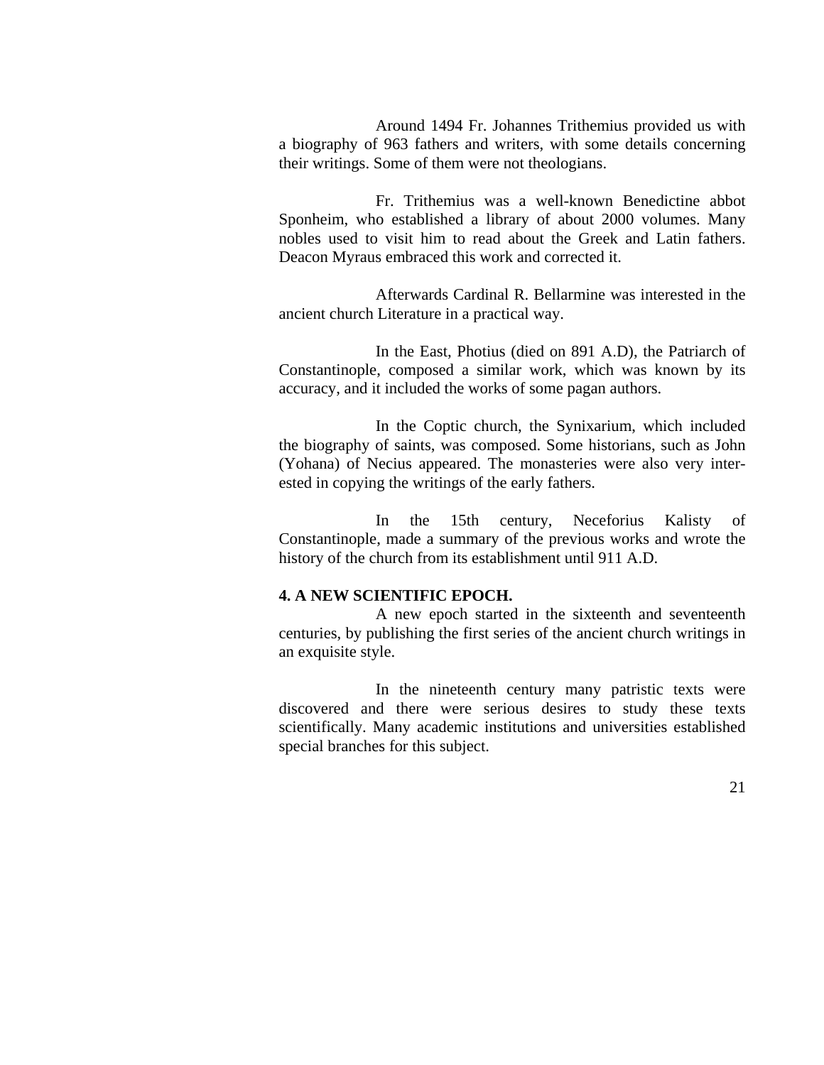Around 1494 Fr. Johannes Trithemius provided us with a biography of 963 fathers and writers, with some details concerning their writings. Some of them were not theologians.

Fr. Trithemius was a well-known Benedictine abbot Sponheim, who established a library of about 2000 volumes. Many nobles used to visit him to read about the Greek and Latin fathers. Deacon Myraus embraced this work and corrected it.

Afterwards Cardinal R. Bellarmine was interested in the ancient church Literature in a practical way.

In the East, Photius (died on 891 A.D), the Patriarch of Constantinople, composed a similar work, which was known by its accuracy, and it included the works of some pagan authors.

In the Coptic church, the Synixarium, which included the biography of saints, was composed. Some historians, such as John (Yohana) of Necius appeared. The monasteries were also very interested in copying the writings of the early fathers.

In the 15th century, Neceforius Kalisty of Constantinople, made a summary of the previous works and wrote the history of the church from its establishment until 911 A.D.

**4. A NEW SCIENTIFIC EPOCH.**

A new epoch started in the sixteenth and seventeenth centuries, by publishing the first series of the ancient church writings in an exquisite style.

In the nineteenth century many patristic texts were discovered and there were serious desires to study these texts scientifically. Many academic institutions and universities established special branches for this subject.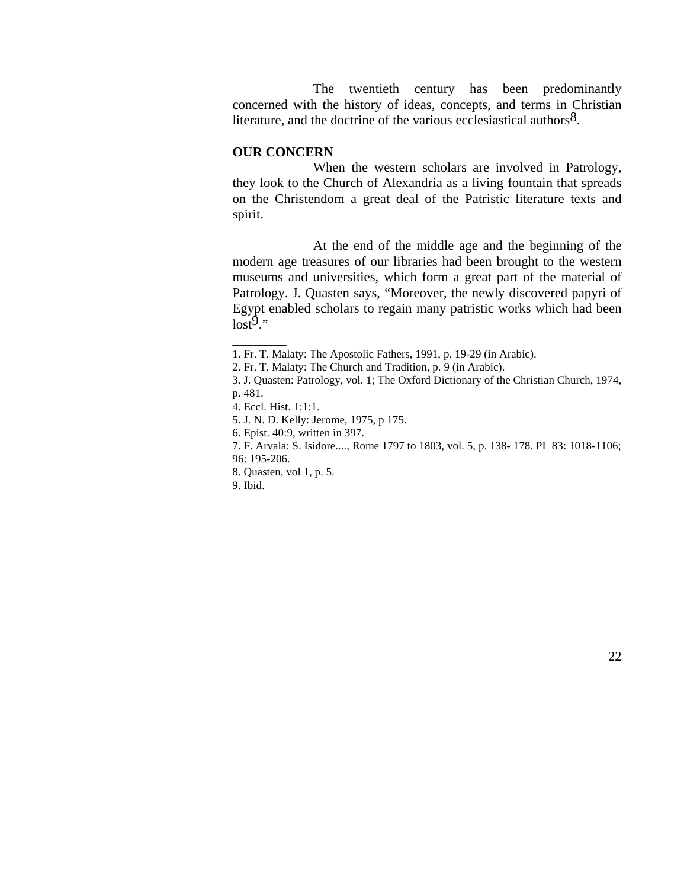The twentieth century has been predominantly concerned with the history of ideas, concepts, and terms in Christian literature, and the doctrine of the various ecclesiastical authors[8].

**OUR CONCERN**

When the western scholars are involved in Patrology, they look to the Church of Alexandria as a living fountain that spreads on the Christendom a great deal of the Patristic literature texts and spirit.

At the end of the middle age and the beginning of the modern age treasures of our libraries had been brought to the western museums and universities, which form a great part of the material of Patrology. J. Quasten says, "Moreover, the newly discovered papyri of Egypt enabled scholars to regain many patristic works which had been lost[9]."

________

1. Fr. T. Malaty: The Apostolic Fathers, 1991, p. 19-29 (in Arabic).
2. Fr. T. Malaty: The Church and Tradition, p. 9 (in Arabic).
3. J. Quasten: Patrology, vol. 1; The Oxford Dictionary of the Christian Church, 1974, p. 481.
4. Eccl. Hist. 1:1:1.
5. J. N. D. Kelly: Jerome, 1975, p 175.
6. Epist. 40:9, written in 397.
7. F. Arvala: S. Isidore...., Rome 1797 to 1803, vol. 5, p. 138- 178. PL 83: 1018-1106; 96: 195-206.
8. Quasten, vol 1, p. 5.
9. Ibid.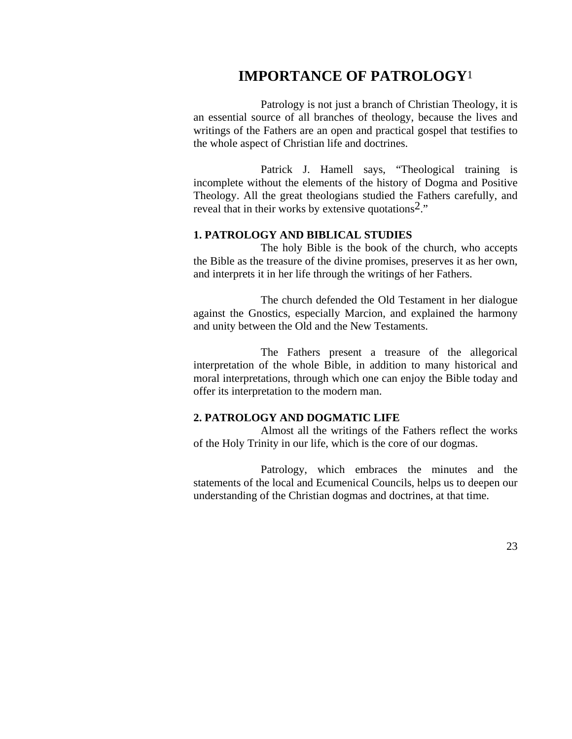# IMPORTANCE OF PATROLOGY[1]

Patrology is not just a branch of Christian Theology, it is an essential source of all branches of theology, because the lives and writings of the Fathers are an open and practical gospel that testifies to the whole aspect of Christian life and doctrines.

Patrick J. Hamell says, "Theological training is incomplete without the elements of the history of Dogma and Positive Theology. All the great theologians studied the Fathers carefully, and reveal that in their works by extensive quotations[2]."

### 1. PATROLOGY AND BIBLICAL STUDIES

The holy Bible is the book of the church, who accepts the Bible as the treasure of the divine promises, preserves it as her own, and interprets it in her life through the writings of her Fathers.

The church defended the Old Testament in her dialogue against the Gnostics, especially Marcion, and explained the harmony and unity between the Old and the New Testaments.

The Fathers present a treasure of the allegorical interpretation of the whole Bible, in addition to many historical and moral interpretations, through which one can enjoy the Bible today and offer its interpretation to the modern man.

### 2. PATROLOGY AND DOGMATIC LIFE

Almost all the writings of the Fathers reflect the works of the Holy Trinity in our life, which is the core of our dogmas.

Patrology, which embraces the minutes and the statements of the local and Ecumenical Councils, helps us to deepen our understanding of the Christian dogmas and doctrines, at that time.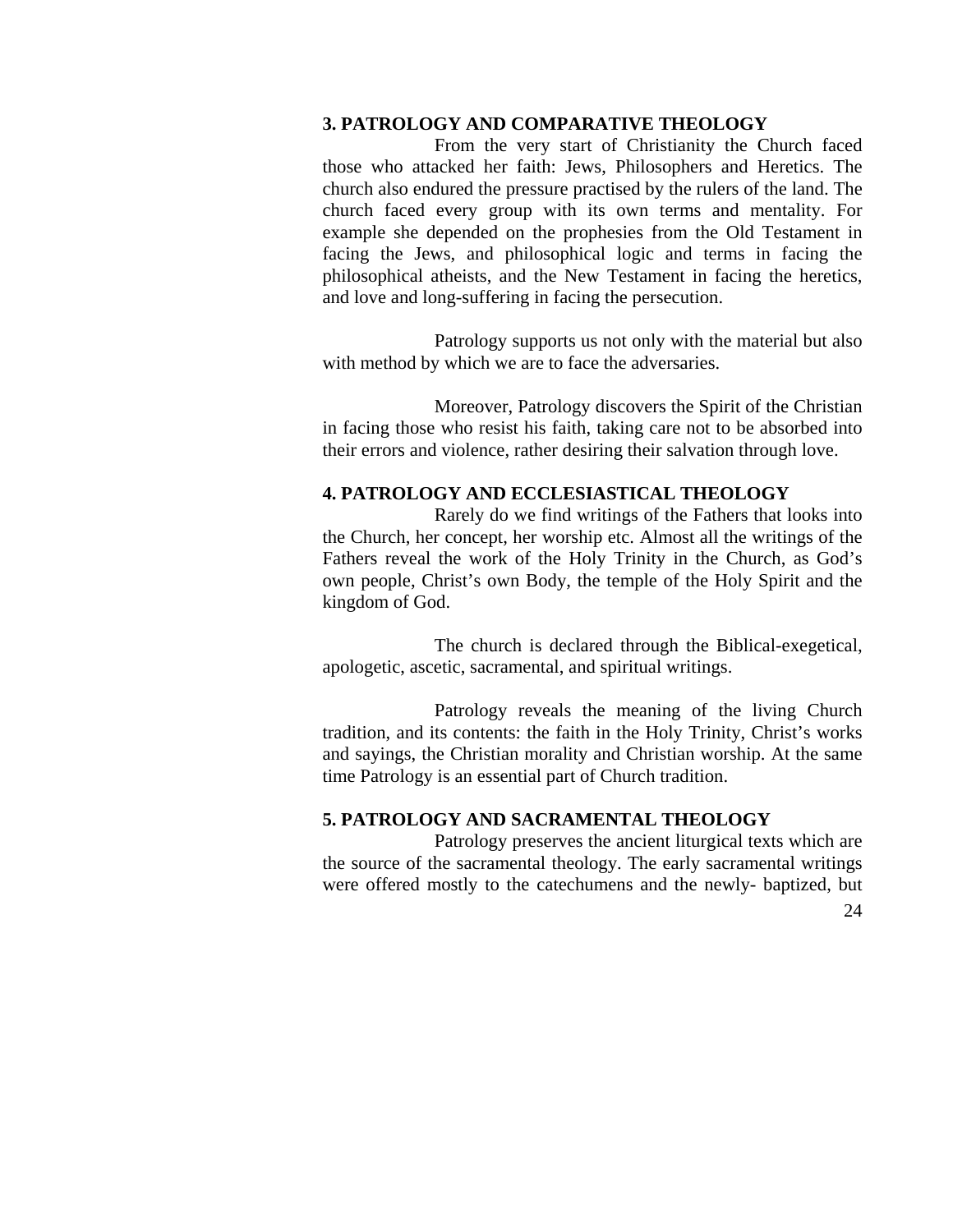**3. PATROLOGY AND COMPARATIVE THEOLOGY**

From the very start of Christianity the Church faced those who attacked her faith: Jews, Philosophers and Heretics. The church also endured the pressure practised by the rulers of the land. The church faced every group with its own terms and mentality. For example she depended on the prophesies from the Old Testament in facing the Jews, and philosophical logic and terms in facing the philosophical atheists, and the New Testament in facing the heretics, and love and long-suffering in facing the persecution.

Patrology supports us not only with the material but also with method by which we are to face the adversaries.

Moreover, Patrology discovers the Spirit of the Christian in facing those who resist his faith, taking care not to be absorbed into their errors and violence, rather desiring their salvation through love.

**4. PATROLOGY AND ECCLESIASTICAL THEOLOGY**

Rarely do we find writings of the Fathers that looks into the Church, her concept, her worship etc. Almost all the writings of the Fathers reveal the work of the Holy Trinity in the Church, as God's own people, Christ's own Body, the temple of the Holy Spirit and the kingdom of God.

The church is declared through the Biblical-exegetical, apologetic, ascetic, sacramental, and spiritual writings.

Patrology reveals the meaning of the living Church tradition, and its contents: the faith in the Holy Trinity, Christ's works and sayings, the Christian morality and Christian worship. At the same time Patrology is an essential part of Church tradition.

**5. PATROLOGY AND SACRAMENTAL THEOLOGY**

Patrology preserves the ancient liturgical texts which are the source of the sacramental theology. The early sacramental writings were offered mostly to the catechumens and the newly- baptized, but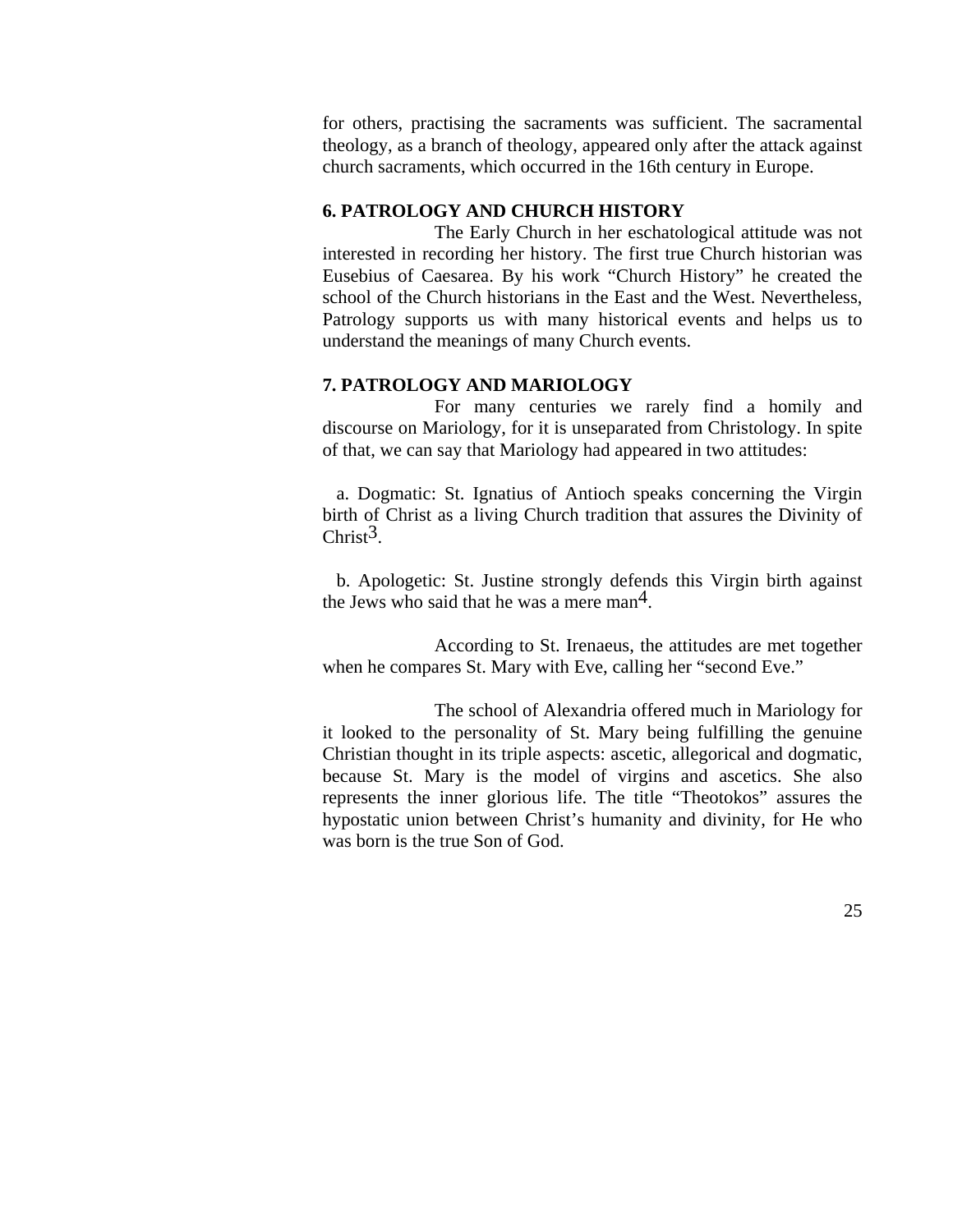for others, practising the sacraments was sufficient. The sacramental theology, as a branch of theology, appeared only after the attack against church sacraments, which occurred in the 16th century in Europe.

**6. PATROLOGY AND CHURCH HISTORY**

The Early Church in her eschatological attitude was not interested in recording her history. The first true Church historian was Eusebius of Caesarea. By his work "Church History" he created the school of the Church historians in the East and the West. Nevertheless, Patrology supports us with many historical events and helps us to understand the meanings of many Church events.

**7. PATROLOGY AND MARIOLOGY**

For many centuries we rarely find a homily and discourse on Mariology, for it is unseparated from Christology. In spite of that, we can say that Mariology had appeared in two attitudes:

a. Dogmatic: St. Ignatius of Antioch speaks concerning the Virgin birth of Christ as a living Church tradition that assures the Divinity of Christ[3].

b. Apologetic: St. Justine strongly defends this Virgin birth against the Jews who said that he was a mere man[4].

According to St. Irenaeus, the attitudes are met together when he compares St. Mary with Eve, calling her "second Eve."

The school of Alexandria offered much in Mariology for it looked to the personality of St. Mary being fulfilling the genuine Christian thought in its triple aspects: ascetic, allegorical and dogmatic, because St. Mary is the model of virgins and ascetics. She also represents the inner glorious life. The title "Theotokos" assures the hypostatic union between Christ's humanity and divinity, for He who was born is the true Son of God.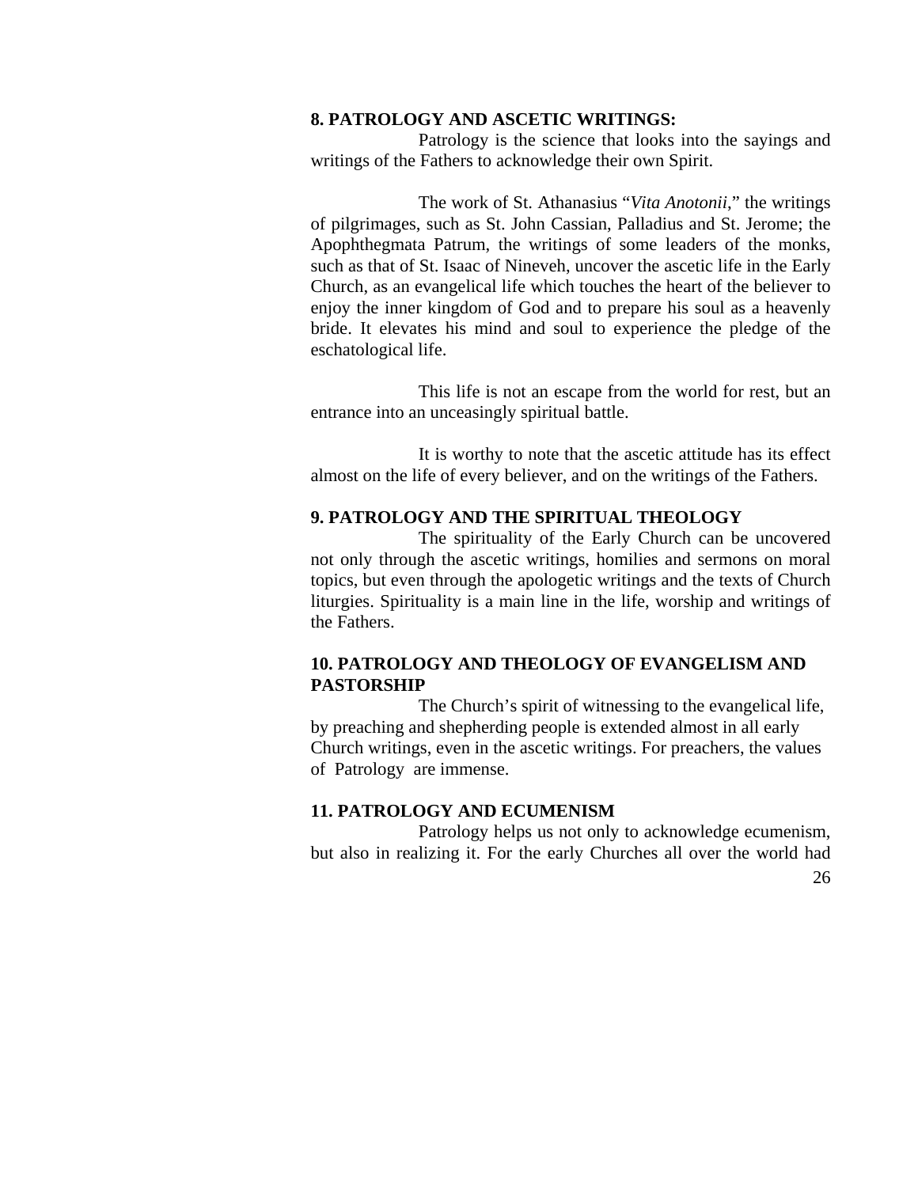### 8. PATROLOGY AND ASCETIC WRITINGS:

Patrology is the science that looks into the sayings and writings of the Fathers to acknowledge their own Spirit.

The work of St. Athanasius "*Vita Anotonii*," the writings of pilgrimages, such as St. John Cassian, Palladius and St. Jerome; the Apophthegmata Patrum, the writings of some leaders of the monks, such as that of St. Isaac of Nineveh, uncover the ascetic life in the Early Church, as an evangelical life which touches the heart of the believer to enjoy the inner kingdom of God and to prepare his soul as a heavenly bride. It elevates his mind and soul to experience the pledge of the eschatological life.

This life is not an escape from the world for rest, but an entrance into an unceasingly spiritual battle.

It is worthy to note that the ascetic attitude has its effect almost on the life of every believer, and on the writings of the Fathers.

### 9. PATROLOGY AND THE SPIRITUAL THEOLOGY

The spirituality of the Early Church can be uncovered not only through the ascetic writings, homilies and sermons on moral topics, but even through the apologetic writings and the texts of Church liturgies. Spirituality is a main line in the life, worship and writings of the Fathers.

### 10. PATROLOGY AND THEOLOGY OF EVANGELISM AND PASTORSHIP

The Church's spirit of witnessing to the evangelical life, by preaching and shepherding people is extended almost in all early Church writings, even in the ascetic writings. For preachers, the values of Patrology are immense.

### 11. PATROLOGY AND ECUMENISM

Patrology helps us not only to acknowledge ecumenism, but also in realizing it. For the early Churches all over the world had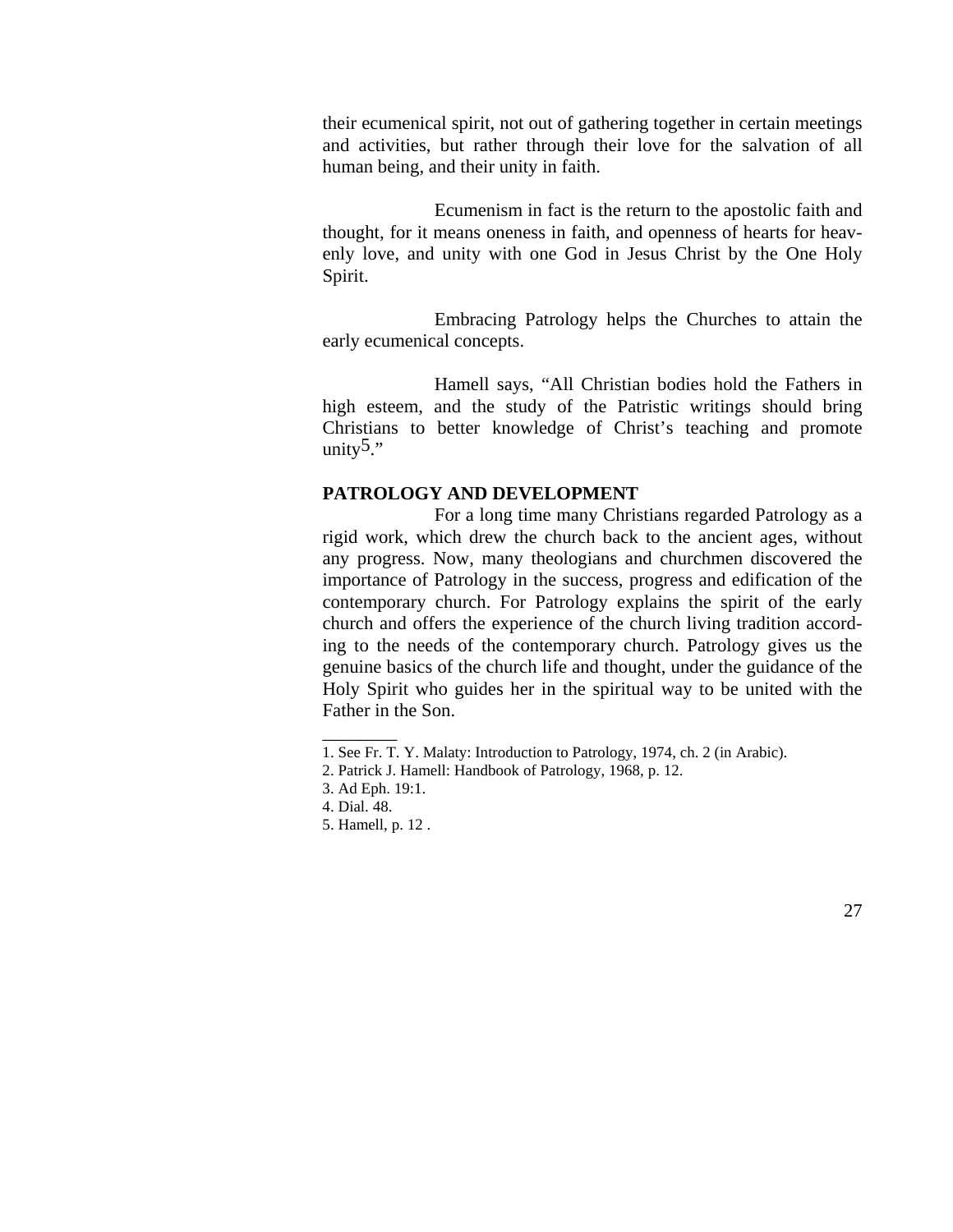their ecumenical spirit, not out of gathering together in certain meetings and activities, but rather through their love for the salvation of all human being, and their unity in faith.

Ecumenism in fact is the return to the apostolic faith and thought, for it means oneness in faith, and openness of hearts for heavenly love, and unity with one God in Jesus Christ by the One Holy Spirit.

Embracing Patrology helps the Churches to attain the early ecumenical concepts.

Hamell says, "All Christian bodies hold the Fathers in high esteem, and the study of the Patristic writings should bring Christians to better knowledge of Christ's teaching and promote unity[5]."

**PATROLOGY AND DEVELOPMENT**

For a long time many Christians regarded Patrology as a rigid work, which drew the church back to the ancient ages, without any progress. Now, many theologians and churchmen discovered the importance of Patrology in the success, progress and edification of the contemporary church. For Patrology explains the spirit of the early church and offers the experience of the church living tradition according to the needs of the contemporary church. Patrology gives us the genuine basics of the church life and thought, under the guidance of the Holy Spirit who guides her in the spiritual way to be united with the Father in the Son.

________

1. See Fr. T. Y. Malaty: Introduction to Patrology, 1974, ch. 2 (in Arabic).
2. Patrick J. Hamell: Handbook of Patrology, 1968, p. 12.
3. Ad Eph. 19:1.
4. Dial. 48.
5. Hamell, p. 12 .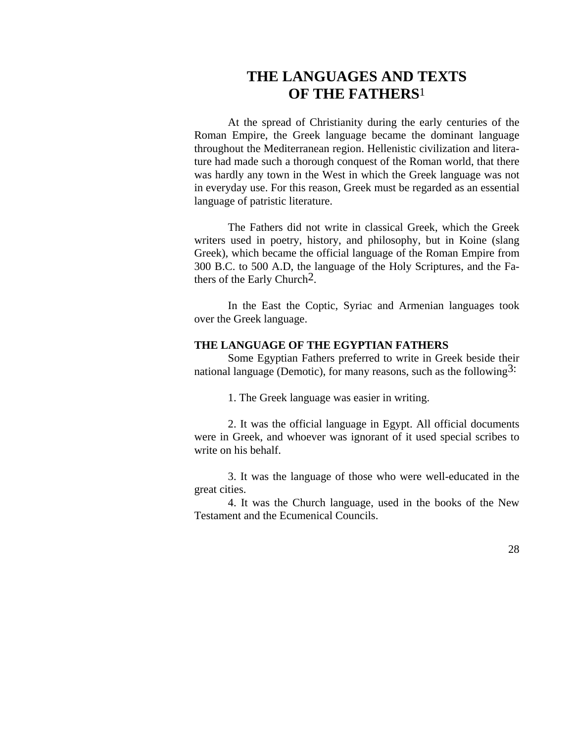# THE LANGUAGES AND TEXTS OF THE FATHERS[1]

At the spread of Christianity during the early centuries of the Roman Empire, the Greek language became the dominant language throughout the Mediterranean region. Hellenistic civilization and literature had made such a thorough conquest of the Roman world, that there was hardly any town in the West in which the Greek language was not in everyday use. For this reason, Greek must be regarded as an essential language of patristic literature.

The Fathers did not write in classical Greek, which the Greek writers used in poetry, history, and philosophy, but in Koine (slang Greek), which became the official language of the Roman Empire from 300 B.C. to 500 A.D, the language of the Holy Scriptures, and the Fathers of the Early Church[2].

In the East the Coptic, Syriac and Armenian languages took over the Greek language.

## THE LANGUAGE OF THE EGYPTIAN FATHERS

Some Egyptian Fathers preferred to write in Greek beside their national language (Demotic), for many reasons, such as the following[3]:

1. The Greek language was easier in writing.

2. It was the official language in Egypt. All official documents were in Greek, and whoever was ignorant of it used special scribes to write on his behalf.

3. It was the language of those who were well-educated in the great cities.

4. It was the Church language, used in the books of the New Testament and the Ecumenical Councils.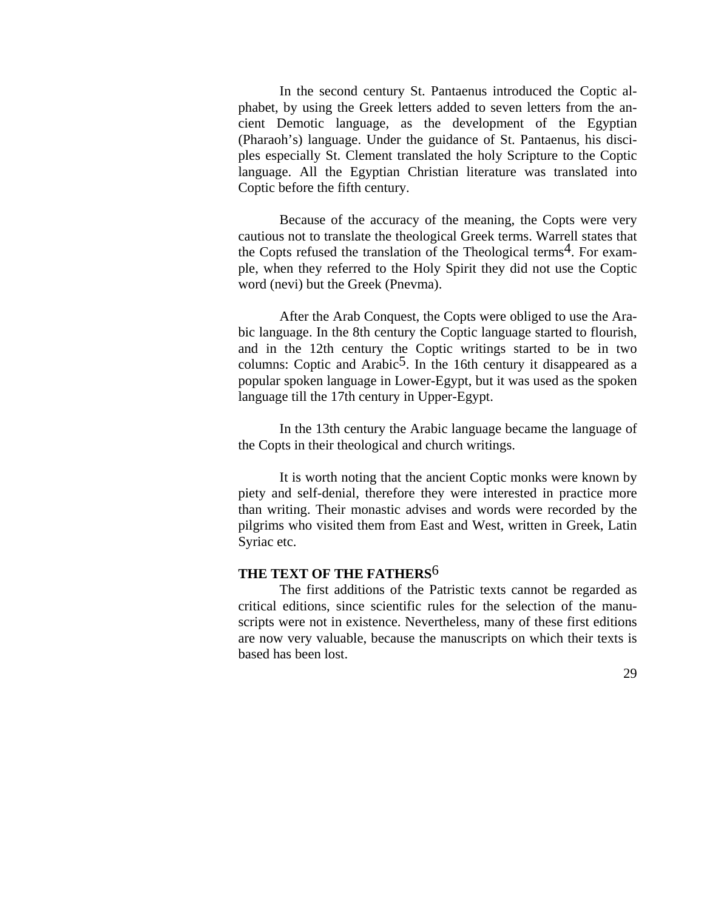In the second century St. Pantaenus introduced the Coptic alphabet, by using the Greek letters added to seven letters from the ancient Demotic language, as the development of the Egyptian (Pharaoh's) language. Under the guidance of St. Pantaenus, his disciples especially St. Clement translated the holy Scripture to the Coptic language. All the Egyptian Christian literature was translated into Coptic before the fifth century.

Because of the accuracy of the meaning, the Copts were very cautious not to translate the theological Greek terms. Warrell states that the Copts refused the translation of the Theological terms[4]. For example, when they referred to the Holy Spirit they did not use the Coptic word (nevi) but the Greek (Pnevma).

After the Arab Conquest, the Copts were obliged to use the Arabic language. In the 8th century the Coptic language started to flourish, and in the 12th century the Coptic writings started to be in two columns: Coptic and Arabic[5]. In the 16th century it disappeared as a popular spoken language in Lower-Egypt, but it was used as the spoken language till the 17th century in Upper-Egypt.

In the 13th century the Arabic language became the language of the Copts in their theological and church writings.

It is worth noting that the ancient Coptic monks were known by piety and self-denial, therefore they were interested in practice more than writing. Their monastic advises and words were recorded by the pilgrims who visited them from East and West, written in Greek, Latin Syriac etc.

**THE TEXT OF THE FATHERS[6]**

The first additions of the Patristic texts cannot be regarded as critical editions, since scientific rules for the selection of the manuscripts were not in existence. Nevertheless, many of these first editions are now very valuable, because the manuscripts on which their texts is based has been lost.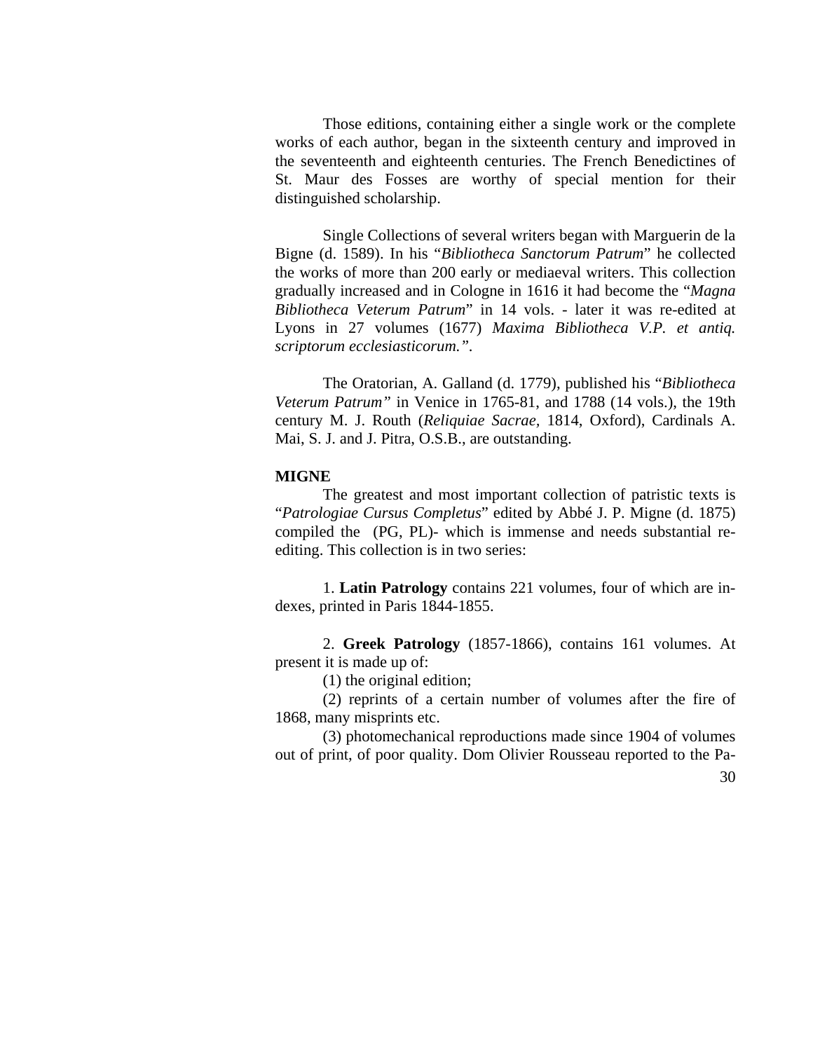Those editions, containing either a single work or the complete works of each author, began in the sixteenth century and improved in the seventeenth and eighteenth centuries. The French Benedictines of St. Maur des Fosses are worthy of special mention for their distinguished scholarship.

Single Collections of several writers began with Marguerin de la Bigne (d. 1589). In his "*Bibliotheca Sanctorum Patrum*" he collected the works of more than 200 early or mediaeval writers. This collection gradually increased and in Cologne in 1616 it had become the "*Magna Bibliotheca Veterum Patrum*" in 14 vols. - later it was re-edited at Lyons in 27 volumes (1677) *Maxima Bibliotheca V.P. et antiq. scriptorum ecclesiasticorum."*.

The Oratorian, A. Galland (d. 1779), published his "*Bibliotheca Veterum Patrum"* in Venice in 1765-81, and 1788 (14 vols.), the 19th century M. J. Routh (*Reliquiae Sacrae,* 1814, Oxford), Cardinals A. Mai, S. J. and J. Pitra, O.S.B., are outstanding.

**MIGNE**

The greatest and most important collection of patristic texts is "*Patrologiae Cursus Completus*" edited by Abbé J. P. Migne (d. 1875) compiled the (PG, PL)- which is immense and needs substantial re-editing. This collection is in two series:

1. **Latin Patrology** contains 221 volumes, four of which are indexes, printed in Paris 1844-1855.

2. **Greek Patrology** (1857-1866), contains 161 volumes. At present it is made up of:

(1) the original edition;

(2) reprints of a certain number of volumes after the fire of 1868, many misprints etc.

(3) photomechanical reproductions made since 1904 of volumes out of print, of poor quality. Dom Olivier Rousseau reported to the Pa-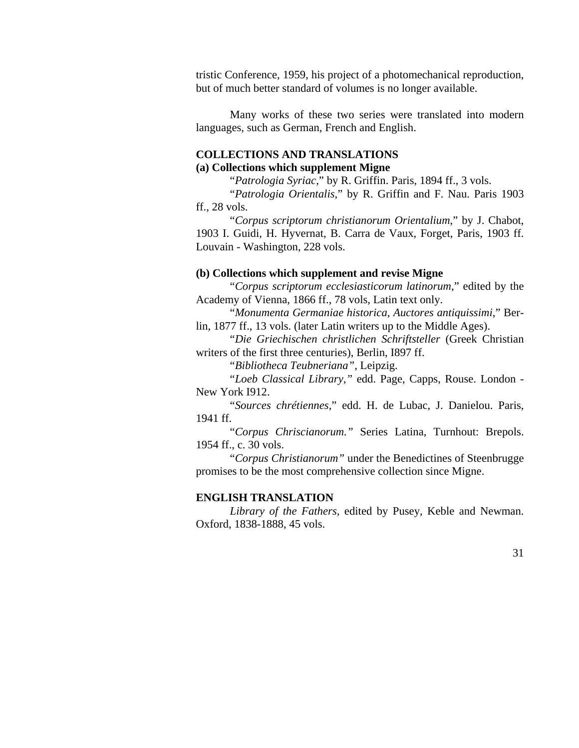tristic Conference, 1959, his project of a photomechanical reproduction, but of much better standard of volumes is no longer available.

Many works of these two series were translated into modern languages, such as German, French and English.

## COLLECTIONS AND TRANSLATIONS

### (a) Collections which supplement Migne

"*Patrologia Syriac,*" by R. Griffin. Paris, 1894 ff., 3 vols.

"*Patrologia Orientalis,*" by R. Griffin and F. Nau. Paris 1903 ff., 28 vols.

"*Corpus scriptorum christianorum Orientalium,*" by J. Chabot, 1903 I. Guidi, H. Hyvernat, B. Carra de Vaux, Forget, Paris, 1903 ff. Louvain - Washington, 228 vols.

### (b) Collections which supplement and revise Migne

"*Corpus scriptorum ecclesiasticorum latinorum,*" edited by the Academy of Vienna, 1866 ff., 78 vols, Latin text only.

"*Monumenta Germaniae historica, Auctores antiquissimi,*" Berlin, 1877 ff., 13 vols. (later Latin writers up to the Middle Ages).

"*Die Griechischen christlichen Schriftsteller* (Greek Christian writers of the first three centuries), Berlin, I897 ff.

"*Bibliotheca Teubneriana",* Leipzig.

"*Loeb Classical Library,"* edd. Page, Capps, Rouse. London - New York I912.

"*Sources chrétiennes,*" edd. H. de Lubac, J. Danielou. Paris, 1941 ff.

"*Corpus Chriscianorum."* Series Latina, Turnhout: Brepols. 1954 ff., c. 30 vols.

"*Corpus Christianorum"* under the Benedictines of Steenbrugge promises to be the most comprehensive collection since Migne.

## ENGLISH TRANSLATION

*Library of the Fathers*, edited by Pusey, Keble and Newman. Oxford, 1838-1888, 45 vols.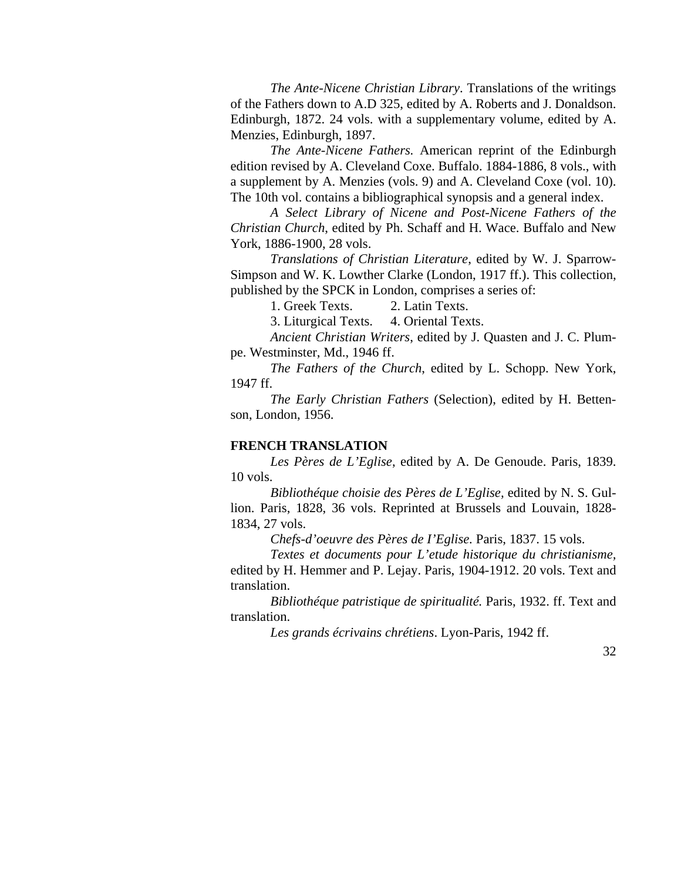*The Ante-Nicene Christian Library*. Translations of the writings of the Fathers down to A.D 325, edited by A. Roberts and J. Donaldson. Edinburgh, 1872. 24 vols. with a supplementary volume, edited by A. Menzies, Edinburgh, 1897.

*The Ante-Nicene Fathers.* American reprint of the Edinburgh edition revised by A. Cleveland Coxe. Buffalo. 1884-1886, 8 vols., with a supplement by A. Menzies (vols. 9) and A. Cleveland Coxe (vol. 10). The 10th vol. contains a bibliographical synopsis and a general index.

*A Select Library of Nicene and Post-Nicene Fathers of the Christian Church*, edited by Ph. Schaff and H. Wace. Buffalo and New York, 1886-1900, 28 vols.

*Translations of Christian Literature*, edited by W. J. Sparrow-Simpson and W. K. Lowther Clarke (London, 1917 ff.). This collection, published by the SPCK in London, comprises a series of:

1. Greek Texts. 2. Latin Texts.

3. Liturgical Texts. 4. Oriental Texts.

*Ancient Christian Writers*, edited by J. Quasten and J. C. Plumpe. Westminster, Md., 1946 ff.

*The Fathers of the Church*, edited by L. Schopp. New York, 1947 ff.

*The Early Christian Fathers* (Selection), edited by H. Bettenson, London, 1956.

**FRENCH TRANSLATION**

*Les Pères de L'Eglise*, edited by A. De Genoude. Paris, 1839. 10 vols.

*Bibliothéque choisie des Pères de L'Eglise,* edited by N. S. Gullion. Paris, 1828, 36 vols. Reprinted at Brussels and Louvain, 1828-1834, 27 vols.

*Chefs-d'oeuvre des Pères de I'Eglise.* Paris, 1837. 15 vols.

*Textes et documents pour L'etude historique du christianisme,* edited by H. Hemmer and P. Lejay. Paris, 1904-1912. 20 vols. Text and translation.

*Bibliothéque patristique de spiritualité.* Paris, 1932. ff. Text and translation.

*Les grands écrivains chrétiens*. Lyon-Paris, 1942 ff.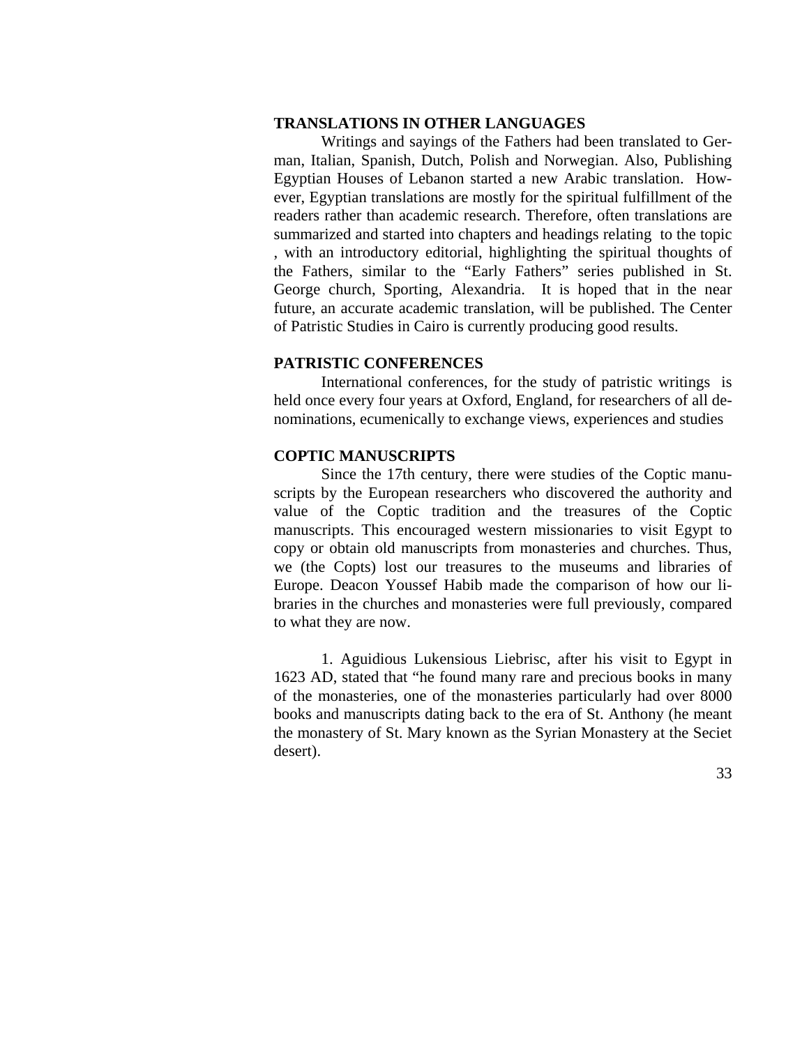### TRANSLATIONS IN OTHER LANGUAGES

Writings and sayings of the Fathers had been translated to German, Italian, Spanish, Dutch, Polish and Norwegian. Also, Publishing Egyptian Houses of Lebanon started a new Arabic translation. However, Egyptian translations are mostly for the spiritual fulfillment of the readers rather than academic research. Therefore, often translations are summarized and started into chapters and headings relating to the topic , with an introductory editorial, highlighting the spiritual thoughts of the Fathers, similar to the "Early Fathers" series published in St. George church, Sporting, Alexandria. It is hoped that in the near future, an accurate academic translation, will be published. The Center of Patristic Studies in Cairo is currently producing good results.

### PATRISTIC CONFERENCES

International conferences, for the study of patristic writings is held once every four years at Oxford, England, for researchers of all denominations, ecumenically to exchange views, experiences and studies

### COPTIC MANUSCRIPTS

Since the 17th century, there were studies of the Coptic manuscripts by the European researchers who discovered the authority and value of the Coptic tradition and the treasures of the Coptic manuscripts. This encouraged western missionaries to visit Egypt to copy or obtain old manuscripts from monasteries and churches. Thus, we (the Copts) lost our treasures to the museums and libraries of Europe. Deacon Youssef Habib made the comparison of how our libraries in the churches and monasteries were full previously, compared to what they are now.

1. Aguidious Lukensious Liebrisc, after his visit to Egypt in 1623 AD, stated that "he found many rare and precious books in many of the monasteries, one of the monasteries particularly had over 8000 books and manuscripts dating back to the era of St. Anthony (he meant the monastery of St. Mary known as the Syrian Monastery at the Seciet desert).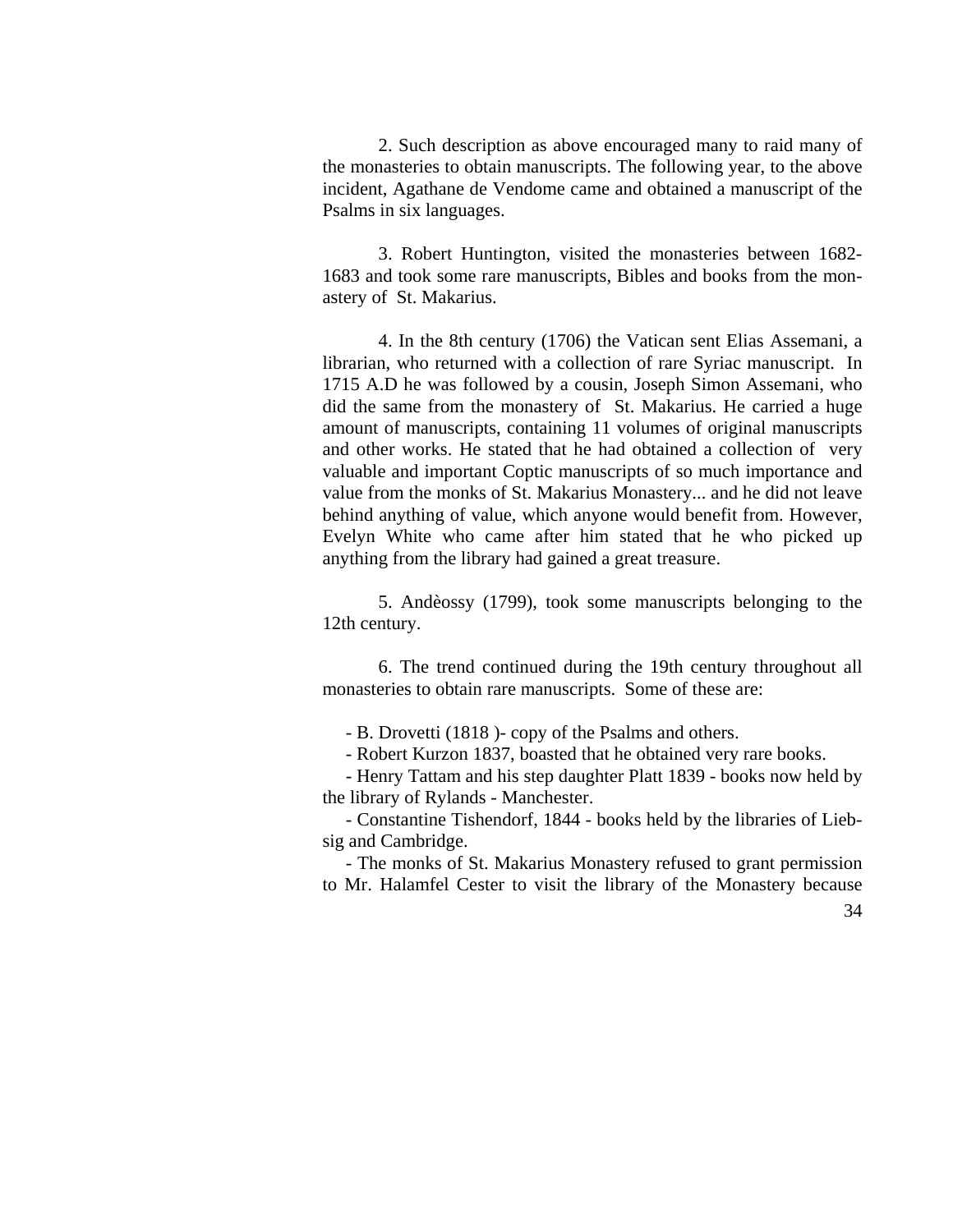2. Such description as above encouraged many to raid many of the monasteries to obtain manuscripts. The following year, to the above incident, Agathane de Vendome came and obtained a manuscript of the Psalms in six languages.

3. Robert Huntington, visited the monasteries between 1682-1683 and took some rare manuscripts, Bibles and books from the monastery of St. Makarius.

4. In the 8th century (1706) the Vatican sent Elias Assemani, a librarian, who returned with a collection of rare Syriac manuscript. In 1715 A.D he was followed by a cousin, Joseph Simon Assemani, who did the same from the monastery of St. Makarius. He carried a huge amount of manuscripts, containing 11 volumes of original manuscripts and other works. He stated that he had obtained a collection of very valuable and important Coptic manuscripts of so much importance and value from the monks of St. Makarius Monastery... and he did not leave behind anything of value, which anyone would benefit from. However, Evelyn White who came after him stated that he who picked up anything from the library had gained a great treasure.

5. Andèossy (1799), took some manuscripts belonging to the 12th century.

6. The trend continued during the 19th century throughout all monasteries to obtain rare manuscripts. Some of these are:

- B. Drovetti (1818 )- copy of the Psalms and others.
- Robert Kurzon 1837, boasted that he obtained very rare books.
- Henry Tattam and his step daughter Platt 1839 - books now held by the library of Rylands - Manchester.
- Constantine Tishendorf, 1844 - books held by the libraries of Liebsig and Cambridge.
- The monks of St. Makarius Monastery refused to grant permission to Mr. Halamfel Cester to visit the library of the Monastery because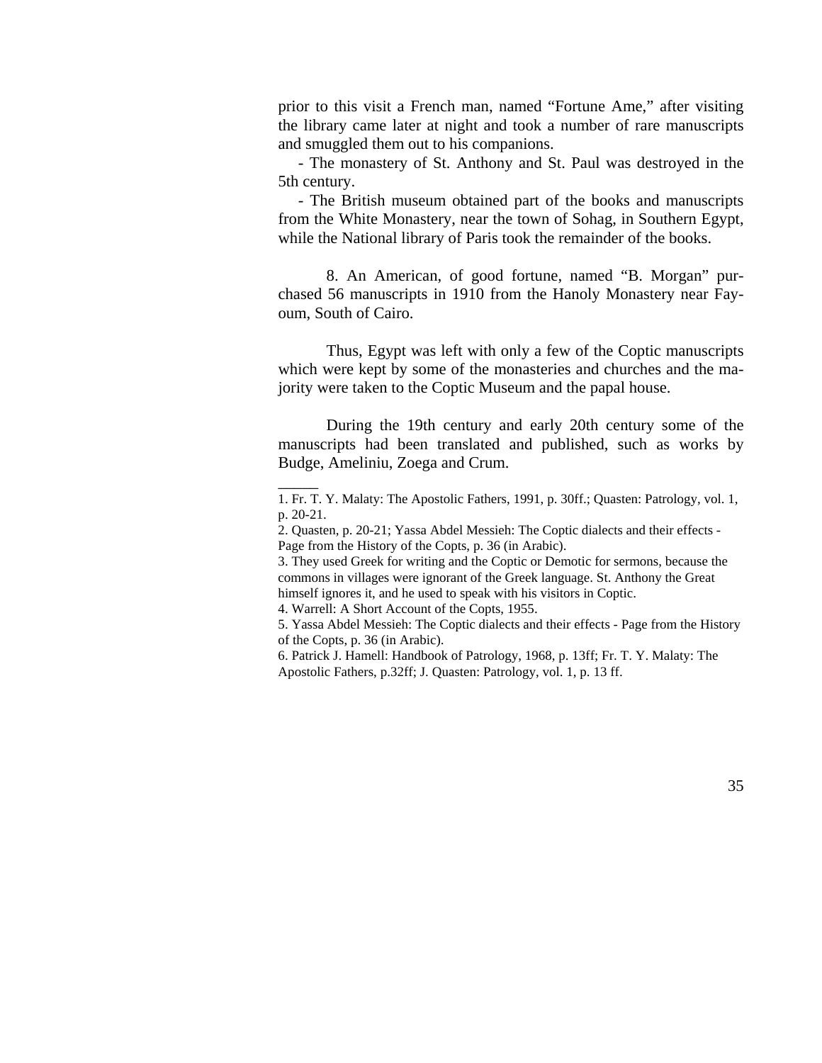prior to this visit a French man, named "Fortune Ame," after visiting the library came later at night and took a number of rare manuscripts and smuggled them out to his companions.

- The monastery of St. Anthony and St. Paul was destroyed in the 5th century.

- The British museum obtained part of the books and manuscripts from the White Monastery, near the town of Sohag, in Southern Egypt, while the National library of Paris took the remainder of the books.

8. An American, of good fortune, named "B. Morgan" purchased 56 manuscripts in 1910 from the Hanoly Monastery near Fayoum, South of Cairo.

Thus, Egypt was left with only a few of the Coptic manuscripts which were kept by some of the monasteries and churches and the majority were taken to the Coptic Museum and the papal house.

During the 19th century and early 20th century some of the manuscripts had been translated and published, such as works by Budge, Ameliniu, Zoega and Crum.

_____

1. Fr. T. Y. Malaty: The Apostolic Fathers, 1991, p. 30ff.; Quasten: Patrology, vol. 1, p. 20-21.

2. Quasten, p. 20-21; Yassa Abdel Messieh: The Coptic dialects and their effects - Page from the History of the Copts, p. 36 (in Arabic).

3. They used Greek for writing and the Coptic or Demotic for sermons, because the commons in villages were ignorant of the Greek language. St. Anthony the Great himself ignores it, and he used to speak with his visitors in Coptic.

4. Warrell: A Short Account of the Copts, 1955.

5. Yassa Abdel Messieh: The Coptic dialects and their effects - Page from the History of the Copts, p. 36 (in Arabic).

6. Patrick J. Hamell: Handbook of Patrology, 1968, p. 13ff; Fr. T. Y. Malaty: The Apostolic Fathers, p.32ff; J. Quasten: Patrology, vol. 1, p. 13 ff.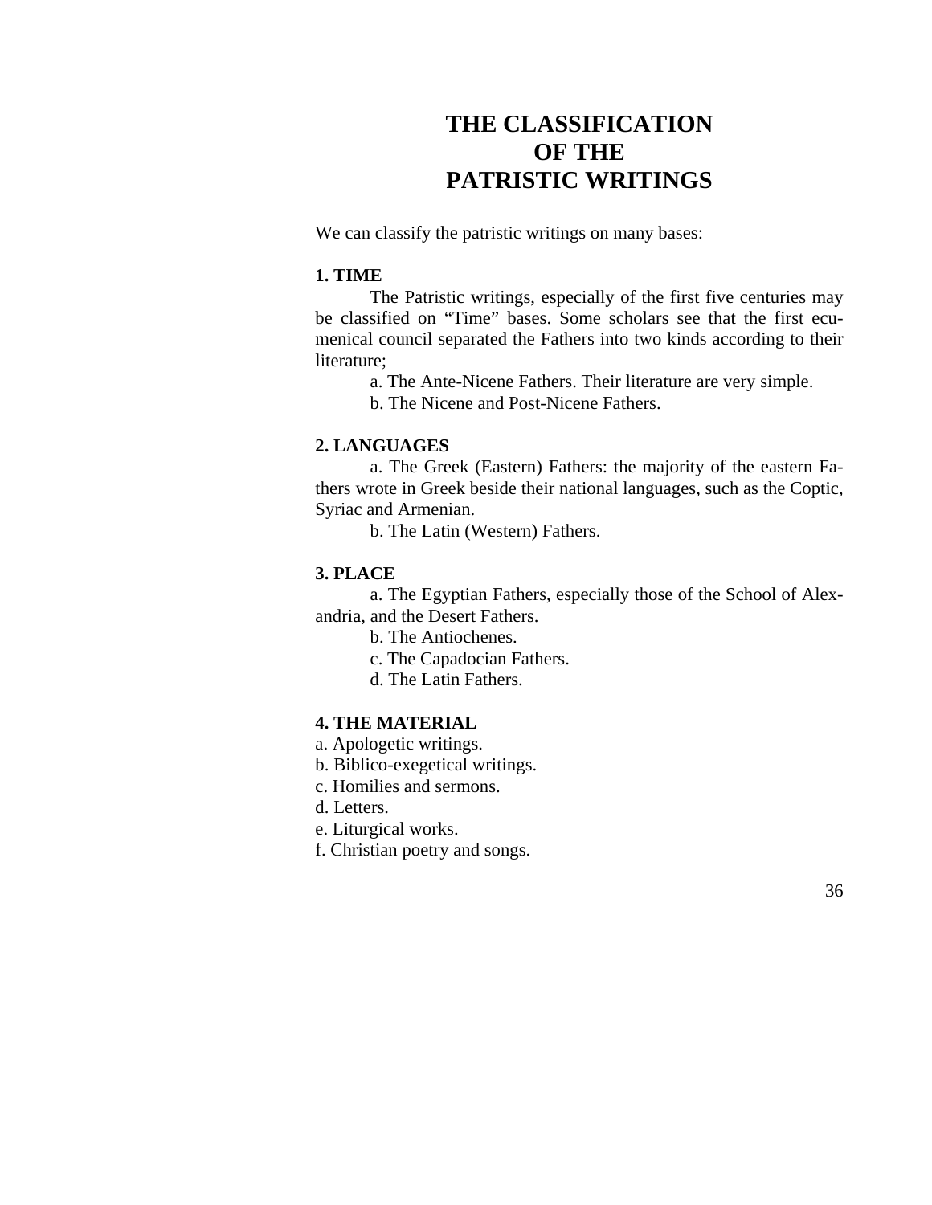# THE CLASSIFICATION OF THE PATRISTIC WRITINGS

We can classify the patristic writings on many bases:

### 1. TIME

The Patristic writings, especially of the first five centuries may be classified on “Time” bases. Some scholars see that the first ecumenical council separated the Fathers into two kinds according to their literature;

a. The Ante-Nicene Fathers. Their literature are very simple.

b. The Nicene and Post-Nicene Fathers.

### 2. LANGUAGES

a. The Greek (Eastern) Fathers: the majority of the eastern Fathers wrote in Greek beside their national languages, such as the Coptic, Syriac and Armenian.

b. The Latin (Western) Fathers.

### 3. PLACE

a. The Egyptian Fathers, especially those of the School of Alexandria, and the Desert Fathers.

b. The Antiochenes.

c. The Capadocian Fathers.

d. The Latin Fathers.

### 4. THE MATERIAL

a. Apologetic writings.
b. Biblico-exegetical writings.
c. Homilies and sermons.
d. Letters.
e. Liturgical works.
f. Christian poetry and songs.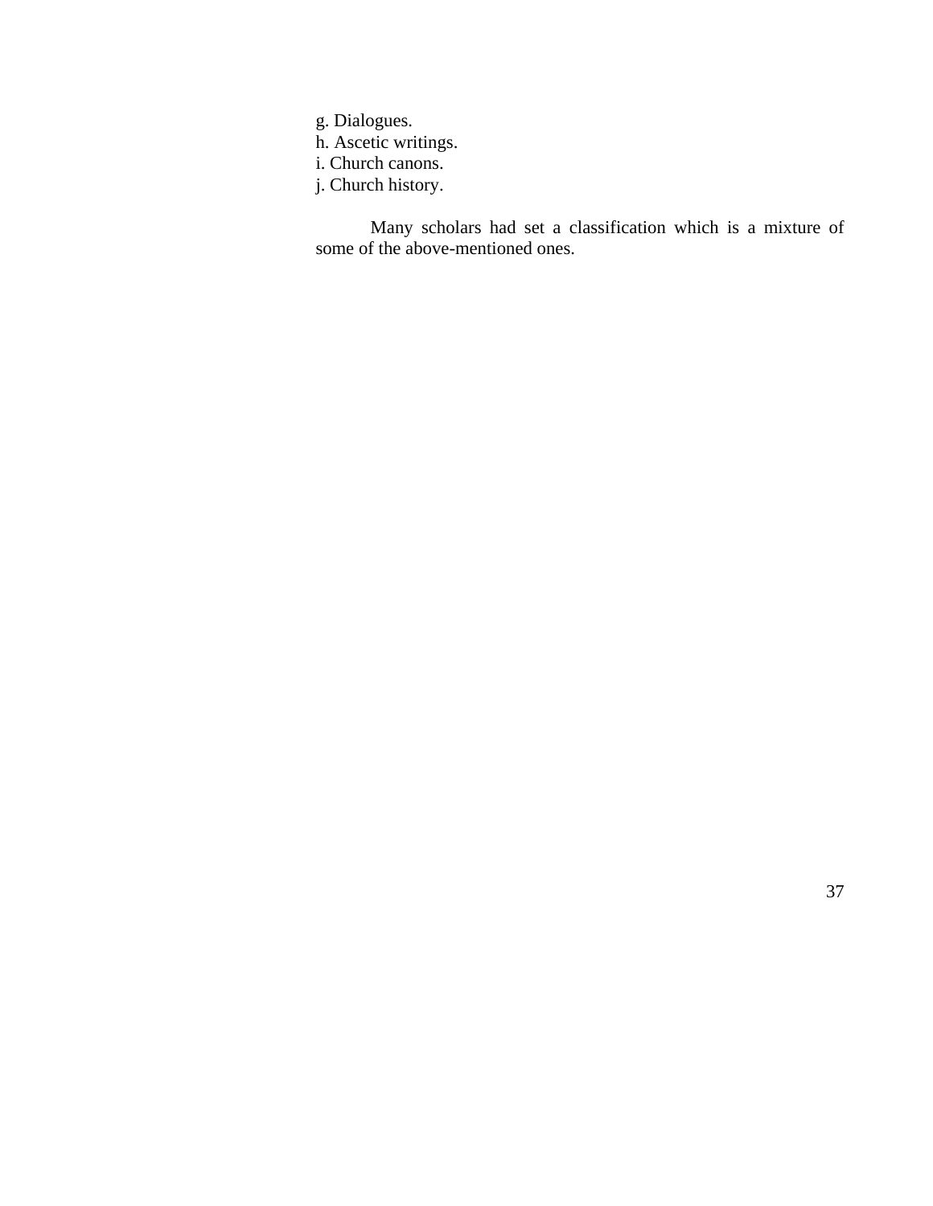g. Dialogues.
h. Ascetic writings.
i. Church canons.
j. Church history.

Many scholars had set a classification which is a mixture of some of the above-mentioned ones.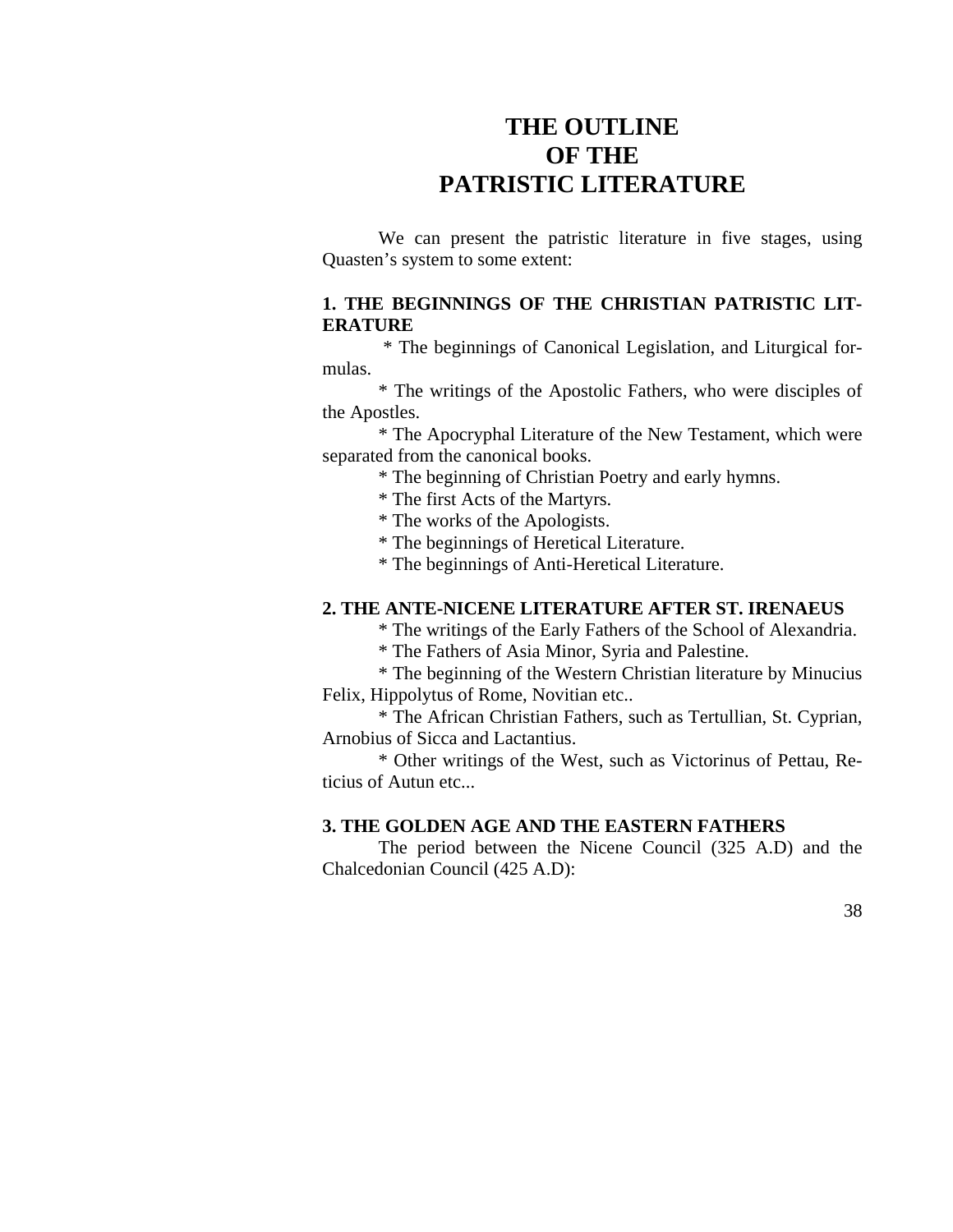# THE OUTLINE OF THE PATRISTIC LITERATURE

We can present the patristic literature in five stages, using Quasten's system to some extent:

**1. THE BEGINNINGS OF THE CHRISTIAN PATRISTIC LITERATURE**

* The beginnings of Canonical Legislation, and Liturgical formulas.
* The writings of the Apostolic Fathers, who were disciples of the Apostles.
* The Apocryphal Literature of the New Testament, which were separated from the canonical books.
* The beginning of Christian Poetry and early hymns.
* The first Acts of the Martyrs.
* The works of the Apologists.
* The beginnings of Heretical Literature.
* The beginnings of Anti-Heretical Literature.

**2. THE ANTE-NICENE LITERATURE AFTER ST. IRENAEUS**

* The writings of the Early Fathers of the School of Alexandria.
* The Fathers of Asia Minor, Syria and Palestine.
* The beginning of the Western Christian literature by Minucius Felix, Hippolytus of Rome, Novitian etc..
* The African Christian Fathers, such as Tertullian, St. Cyprian, Arnobius of Sicca and Lactantius.
* Other writings of the West, such as Victorinus of Pettau, Reticius of Autun etc...

**3. THE GOLDEN AGE AND THE EASTERN FATHERS**

The period between the Nicene Council (325 A.D) and the Chalcedonian Council (425 A.D):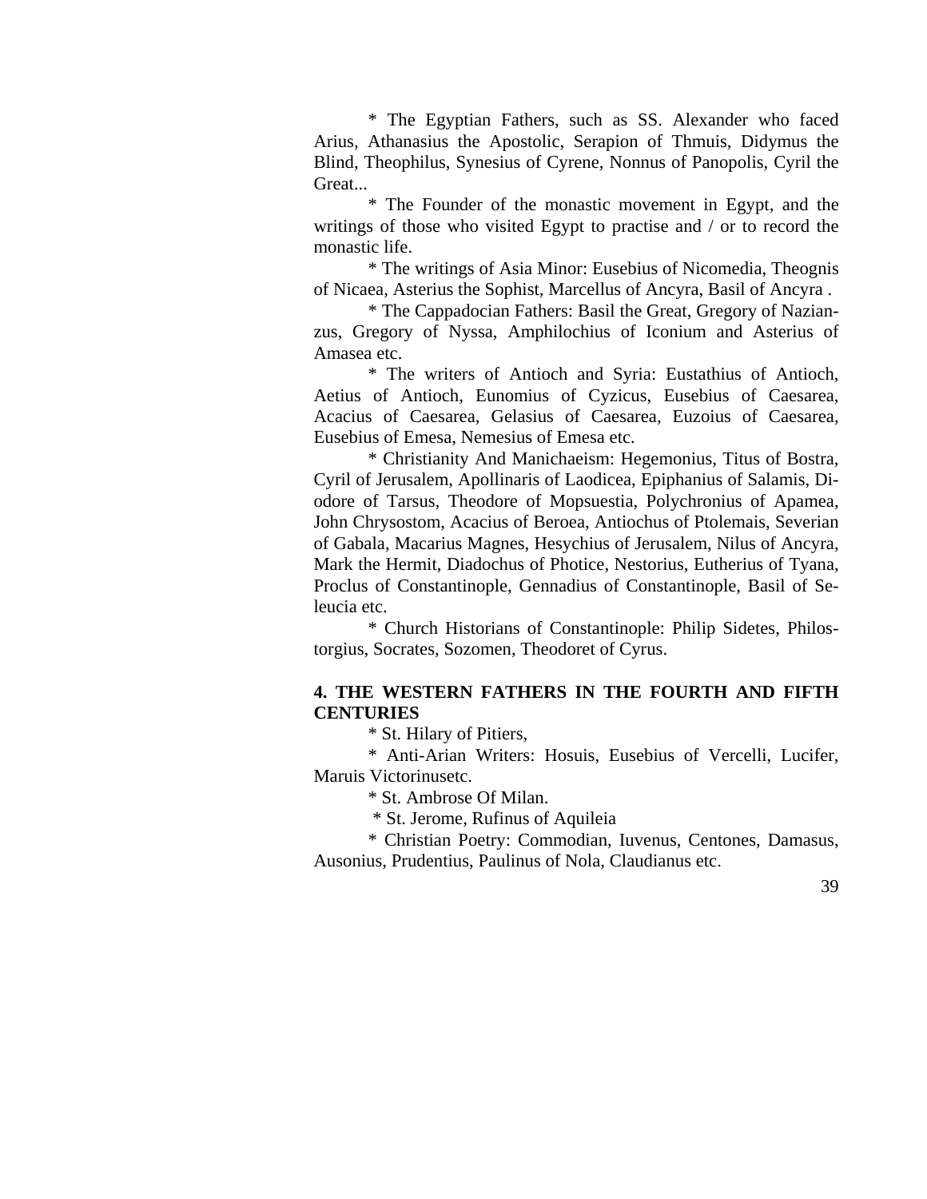* The Egyptian Fathers, such as SS. Alexander who faced Arius, Athanasius the Apostolic, Serapion of Thmuis, Didymus the Blind, Theophilus, Synesius of Cyrene, Nonnus of Panopolis, Cyril the Great...

* The Founder of the monastic movement in Egypt, and the writings of those who visited Egypt to practise and / or to record the monastic life.

* The writings of Asia Minor: Eusebius of Nicomedia, Theognis of Nicaea, Asterius the Sophist, Marcellus of Ancyra, Basil of Ancyra .

* The Cappadocian Fathers: Basil the Great, Gregory of Nazianzus, Gregory of Nyssa, Amphilochius of Iconium and Asterius of Amasea etc.

* The writers of Antioch and Syria: Eustathius of Antioch, Aetius of Antioch, Eunomius of Cyzicus, Eusebius of Caesarea, Acacius of Caesarea, Gelasius of Caesarea, Euzoius of Caesarea, Eusebius of Emesa, Nemesius of Emesa etc.

* Christianity And Manichaeism: Hegemonius, Titus of Bostra, Cyril of Jerusalem, Apollinaris of Laodicea, Epiphanius of Salamis, Diodore of Tarsus, Theodore of Mopsuestia, Polychronius of Apamea, John Chrysostom, Acacius of Beroea, Antiochus of Ptolemais, Severian of Gabala, Macarius Magnes, Hesychius of Jerusalem, Nilus of Ancyra, Mark the Hermit, Diadochus of Photice, Nestorius, Eutherius of Tyana, Proclus of Constantinople, Gennadius of Constantinople, Basil of Seleucia etc.

* Church Historians of Constantinople: Philip Sidetes, Philostorgius, Socrates, Sozomen, Theodoret of Cyrus.

## 4. THE WESTERN FATHERS IN THE FOURTH AND FIFTH CENTURIES

* St. Hilary of Pitiers,

* Anti-Arian Writers: Hosuis, Eusebius of Vercelli, Lucifer, Maruis Victorinusetc.

* St. Ambrose Of Milan.

* St. Jerome, Rufinus of Aquileia

* Christian Poetry: Commodian, Iuvenus, Centones, Damasus, Ausonius, Prudentius, Paulinus of Nola, Claudianus etc.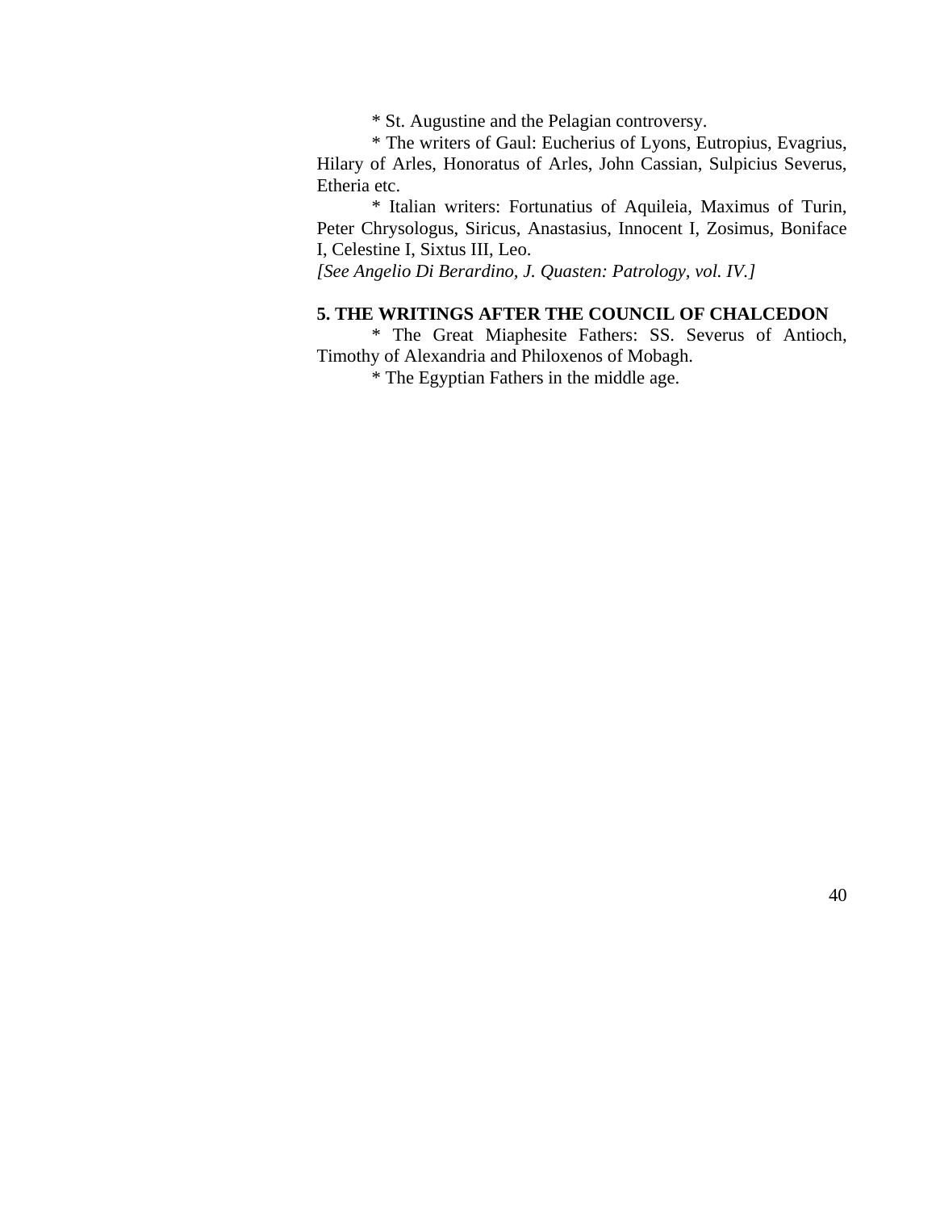* St. Augustine and the Pelagian controversy.

* The writers of Gaul: Eucherius of Lyons, Eutropius, Evagrius, Hilary of Arles, Honoratus of Arles, John Cassian, Sulpicius Severus, Etheria etc.

* Italian writers: Fortunatius of Aquileia, Maximus of Turin, Peter Chrysologus, Siricus, Anastasius, Innocent I, Zosimus, Boniface I, Celestine I, Sixtus III, Leo.

*[See Angelio Di Berardino, J. Quasten: Patrology, vol. IV.]*

**5. THE WRITINGS AFTER THE COUNCIL OF CHALCEDON**

* The Great Miaphesite Fathers: SS. Severus of Antioch, Timothy of Alexandria and Philoxenos of Mobagh.

* The Egyptian Fathers in the middle age.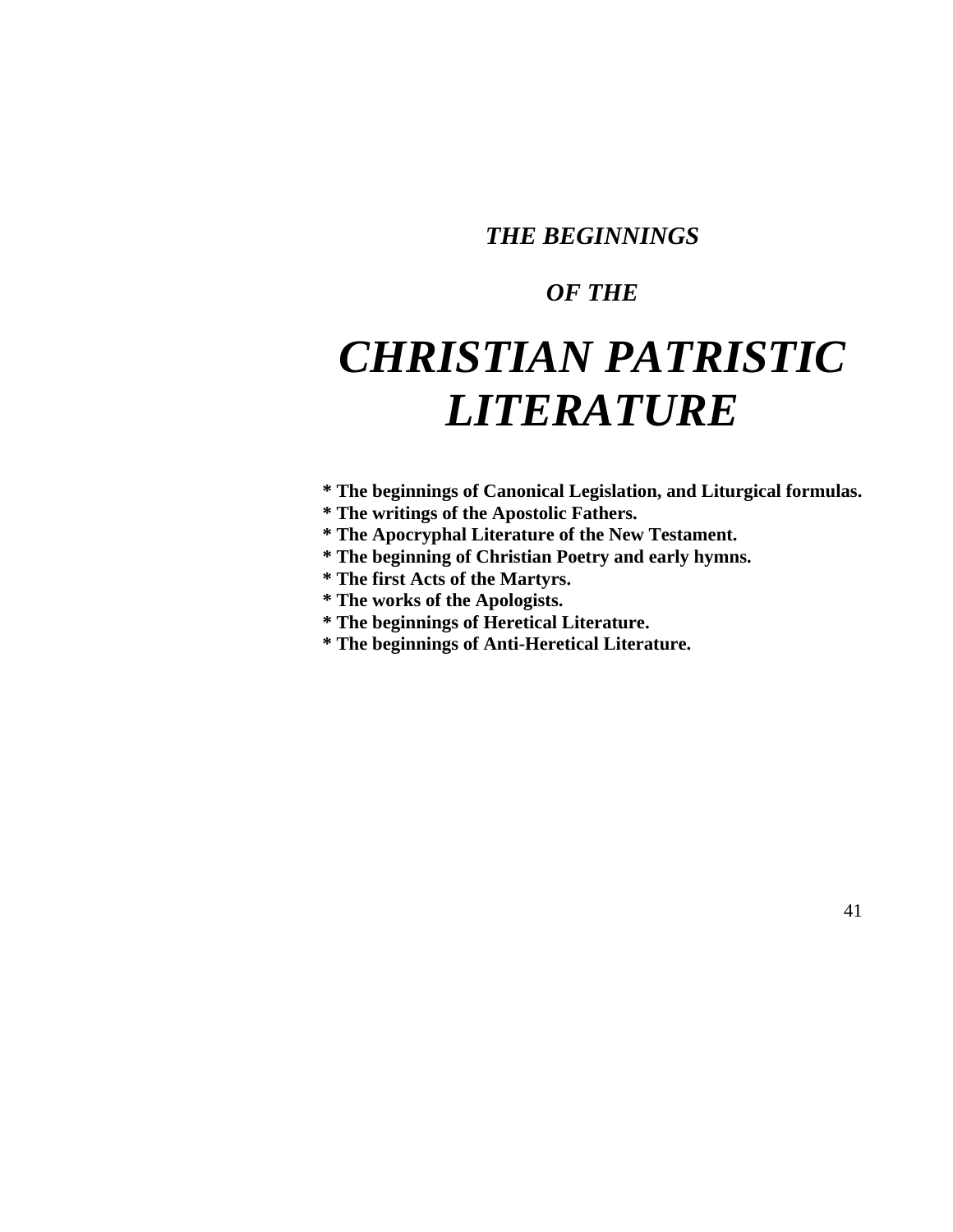***THE BEGINNINGS***

***OF THE***

# *CHRISTIAN PATRISTIC LITERATURE*

**\* The beginnings of Canonical Legislation, and Liturgical formulas.**
**\* The writings of the Apostolic Fathers.**
**\* The Apocryphal Literature of the New Testament.**
**\* The beginning of Christian Poetry and early hymns.**
**\* The first Acts of the Martyrs.**
**\* The works of the Apologists.**
**\* The beginnings of Heretical Literature.**
**\* The beginnings of Anti-Heretical Literature.**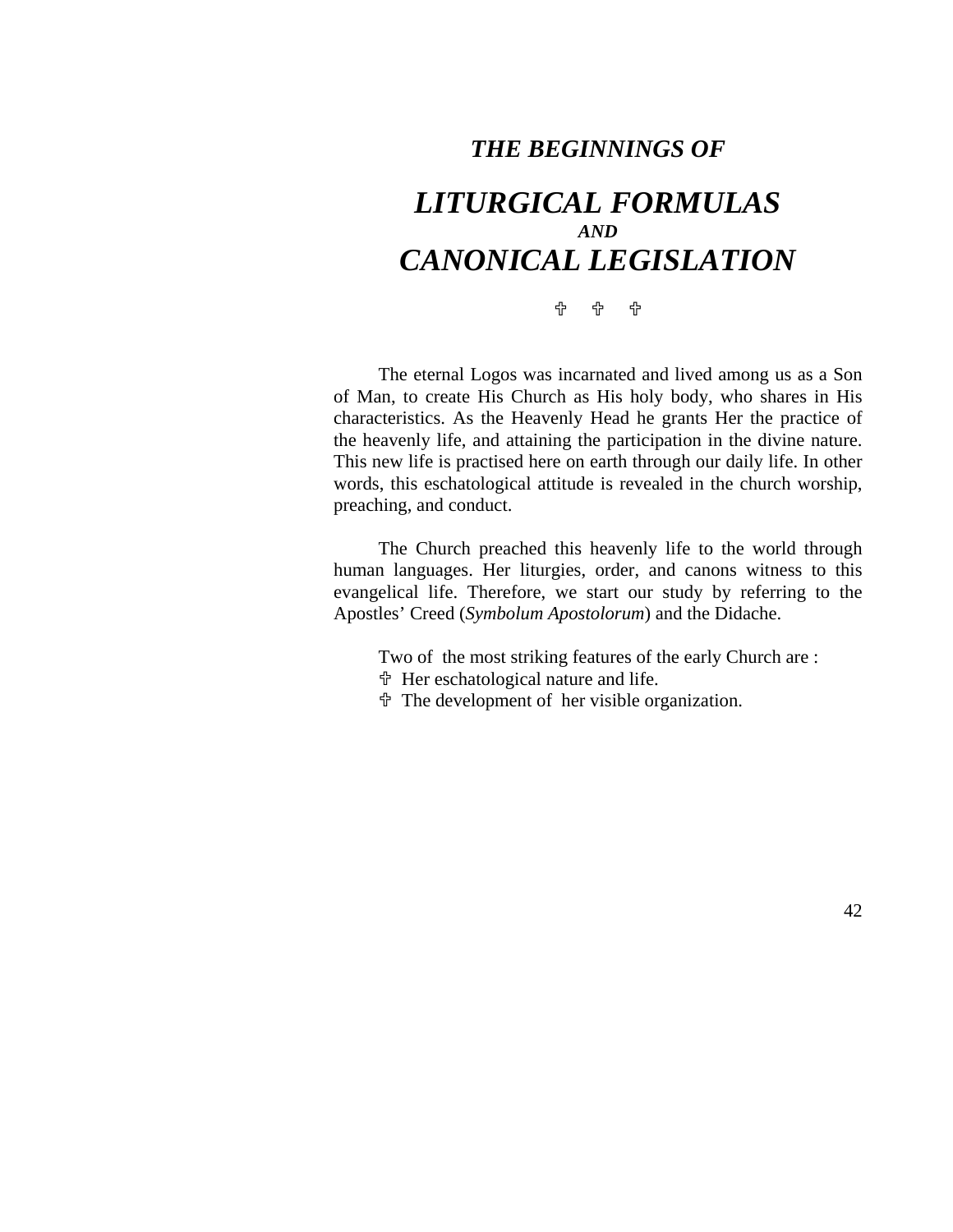# *THE BEGINNINGS OF*

# *LITURGICAL FORMULAS*
### *AND*
# *CANONICAL LEGISLATION*

✞ ✞ ✞

The eternal Logos was incarnated and lived among us as a Son of Man, to create His Church as His holy body, who shares in His characteristics. As the Heavenly Head he grants Her the practice of the heavenly life, and attaining the participation in the divine nature. This new life is practised here on earth through our daily life. In other words, this eschatological attitude is revealed in the church worship, preaching, and conduct.

The Church preached this heavenly life to the world through human languages. Her liturgies, order, and canons witness to this evangelical life. Therefore, we start our study by referring to the Apostles' Creed (*Symbolum Apostolorum*) and the Didache.

Two of the most striking features of the early Church are :

✞ Her eschatological nature and life.

✞ The development of her visible organization.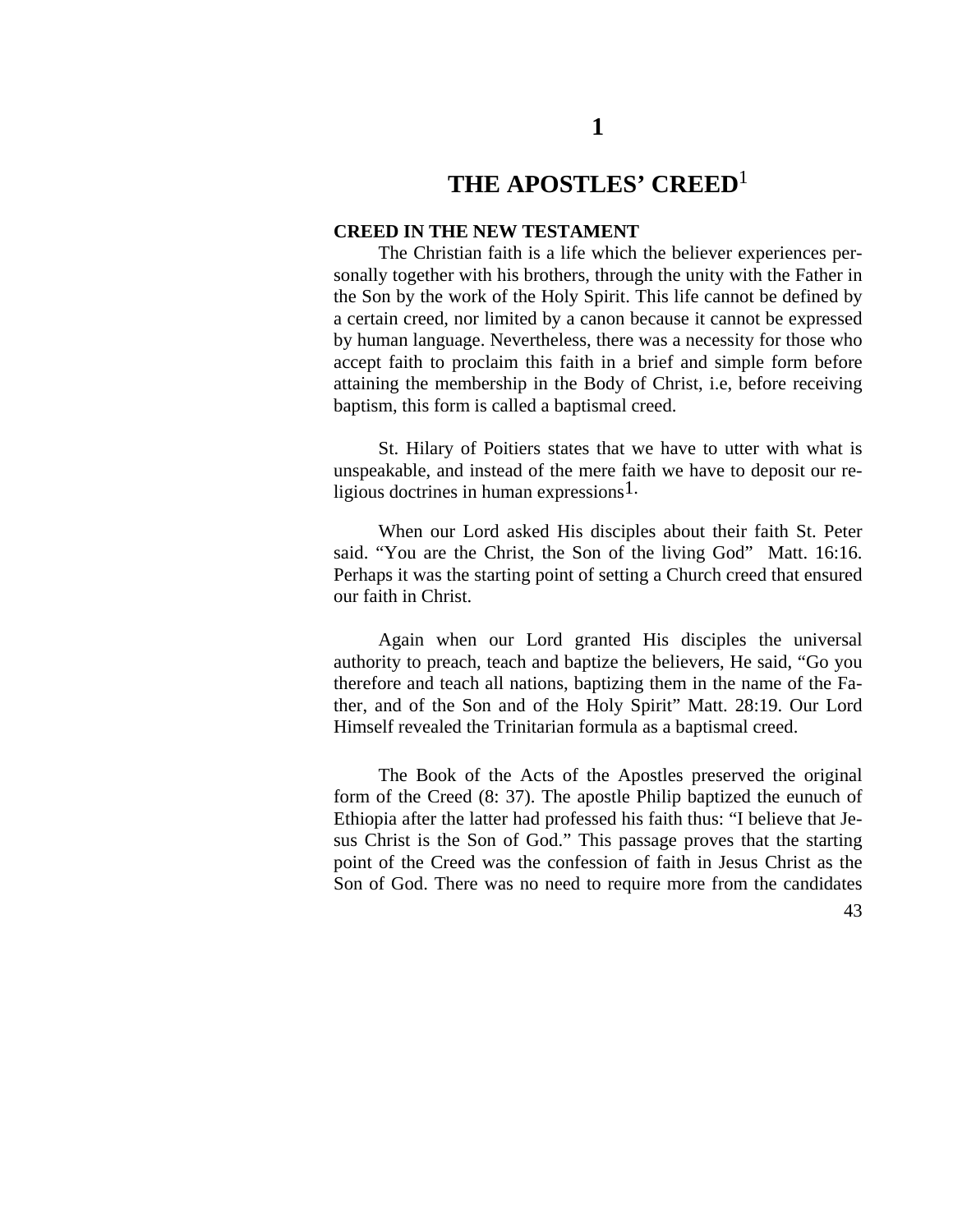# 1

# THE APOSTLES' CREED[1]

### CREED IN THE NEW TESTAMENT

The Christian faith is a life which the believer experiences personally together with his brothers, through the unity with the Father in the Son by the work of the Holy Spirit. This life cannot be defined by a certain creed, nor limited by a canon because it cannot be expressed by human language. Nevertheless, there was a necessity for those who accept faith to proclaim this faith in a brief and simple form before attaining the membership in the Body of Christ, i.e, before receiving baptism, this form is called a baptismal creed.

St. Hilary of Poitiers states that we have to utter with what is unspeakable, and instead of the mere faith we have to deposit our religious doctrines in human expressions[1].

When our Lord asked His disciples about their faith St. Peter said. "You are the Christ, the Son of the living God" Matt. 16:16. Perhaps it was the starting point of setting a Church creed that ensured our faith in Christ.

Again when our Lord granted His disciples the universal authority to preach, teach and baptize the believers, He said, "Go you therefore and teach all nations, baptizing them in the name of the Father, and of the Son and of the Holy Spirit" Matt. 28:19. Our Lord Himself revealed the Trinitarian formula as a baptismal creed.

The Book of the Acts of the Apostles preserved the original form of the Creed (8: 37). The apostle Philip baptized the eunuch of Ethiopia after the latter had professed his faith thus: "I believe that Jesus Christ is the Son of God." This passage proves that the starting point of the Creed was the confession of faith in Jesus Christ as the Son of God. There was no need to require more from the candidates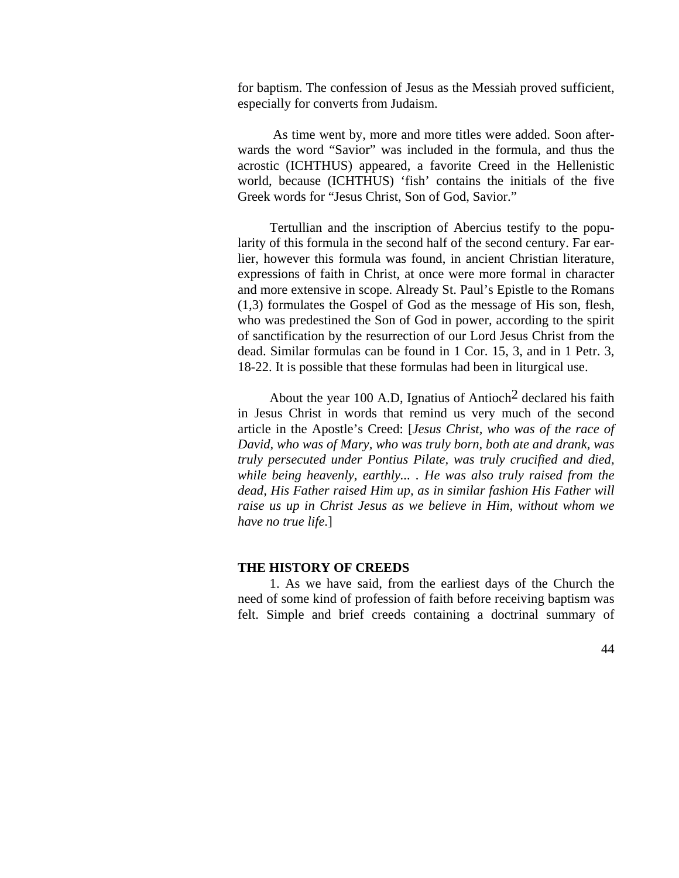for baptism. The confession of Jesus as the Messiah proved sufficient, especially for converts from Judaism.

As time went by, more and more titles were added. Soon afterwards the word "Savior" was included in the formula, and thus the acrostic (ICHTHUS) appeared, a favorite Creed in the Hellenistic world, because (ICHTHUS) 'fish' contains the initials of the five Greek words for "Jesus Christ, Son of God, Savior."

Tertullian and the inscription of Abercius testify to the popularity of this formula in the second half of the second century. Far earlier, however this formula was found, in ancient Christian literature, expressions of faith in Christ, at once were more formal in character and more extensive in scope. Already St. Paul's Epistle to the Romans (1,3) formulates the Gospel of God as the message of His son, flesh, who was predestined the Son of God in power, according to the spirit of sanctification by the resurrection of our Lord Jesus Christ from the dead. Similar formulas can be found in 1 Cor. 15, 3, and in 1 Petr. 3, 18-22. It is possible that these formulas had been in liturgical use.

About the year 100 A.D, Ignatius of Antioch[2] declared his faith in Jesus Christ in words that remind us very much of the second article in the Apostle's Creed: [*Jesus Christ, who was of the race of David, who was of Mary, who was truly born, both ate and drank, was truly persecuted under Pontius Pilate, was truly crucified and died, while being heavenly, earthly... . He was also truly raised from the dead, His Father raised Him up, as in similar fashion His Father will raise us up in Christ Jesus as we believe in Him, without whom we have no true life.*]

**THE HISTORY OF CREEDS**

1. As we have said, from the earliest days of the Church the need of some kind of profession of faith before receiving baptism was felt. Simple and brief creeds containing a doctrinal summary of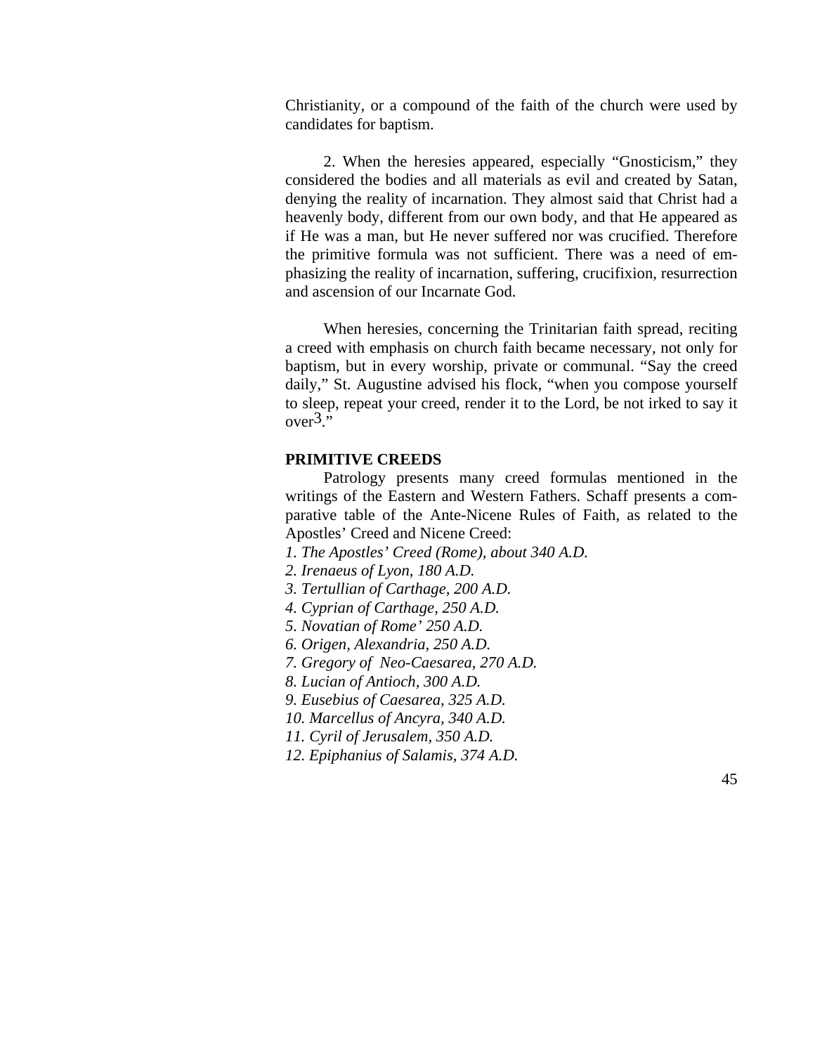Christianity, or a compound of the faith of the church were used by candidates for baptism.

2. When the heresies appeared, especially "Gnosticism," they considered the bodies and all materials as evil and created by Satan, denying the reality of incarnation. They almost said that Christ had a heavenly body, different from our own body, and that He appeared as if He was a man, but He never suffered nor was crucified. Therefore the primitive formula was not sufficient. There was a need of emphasizing the reality of incarnation, suffering, crucifixion, resurrection and ascension of our Incarnate God.

When heresies, concerning the Trinitarian faith spread, reciting a creed with emphasis on church faith became necessary, not only for baptism, but in every worship, private or communal. "Say the creed daily," St. Augustine advised his flock, "when you compose yourself to sleep, repeat your creed, render it to the Lord, be not irked to say it over[3]."

**PRIMITIVE CREEDS**

Patrology presents many creed formulas mentioned in the writings of the Eastern and Western Fathers. Schaff presents a comparative table of the Ante-Nicene Rules of Faith, as related to the Apostles' Creed and Nicene Creed:

*1. The Apostles' Creed (Rome), about 340 A.D.*
*2. Irenaeus of Lyon, 180 A.D.*
*3. Tertullian of Carthage, 200 A.D.*
*4. Cyprian of Carthage, 250 A.D.*
*5. Novatian of Rome' 250 A.D.*
*6. Origen, Alexandria, 250 A.D.*
*7. Gregory of Neo-Caesarea, 270 A.D.*
*8. Lucian of Antioch, 300 A.D.*
*9. Eusebius of Caesarea, 325 A.D.*
*10. Marcellus of Ancyra, 340 A.D.*
*11. Cyril of Jerusalem, 350 A.D.*
*12. Epiphanius of Salamis, 374 A.D.*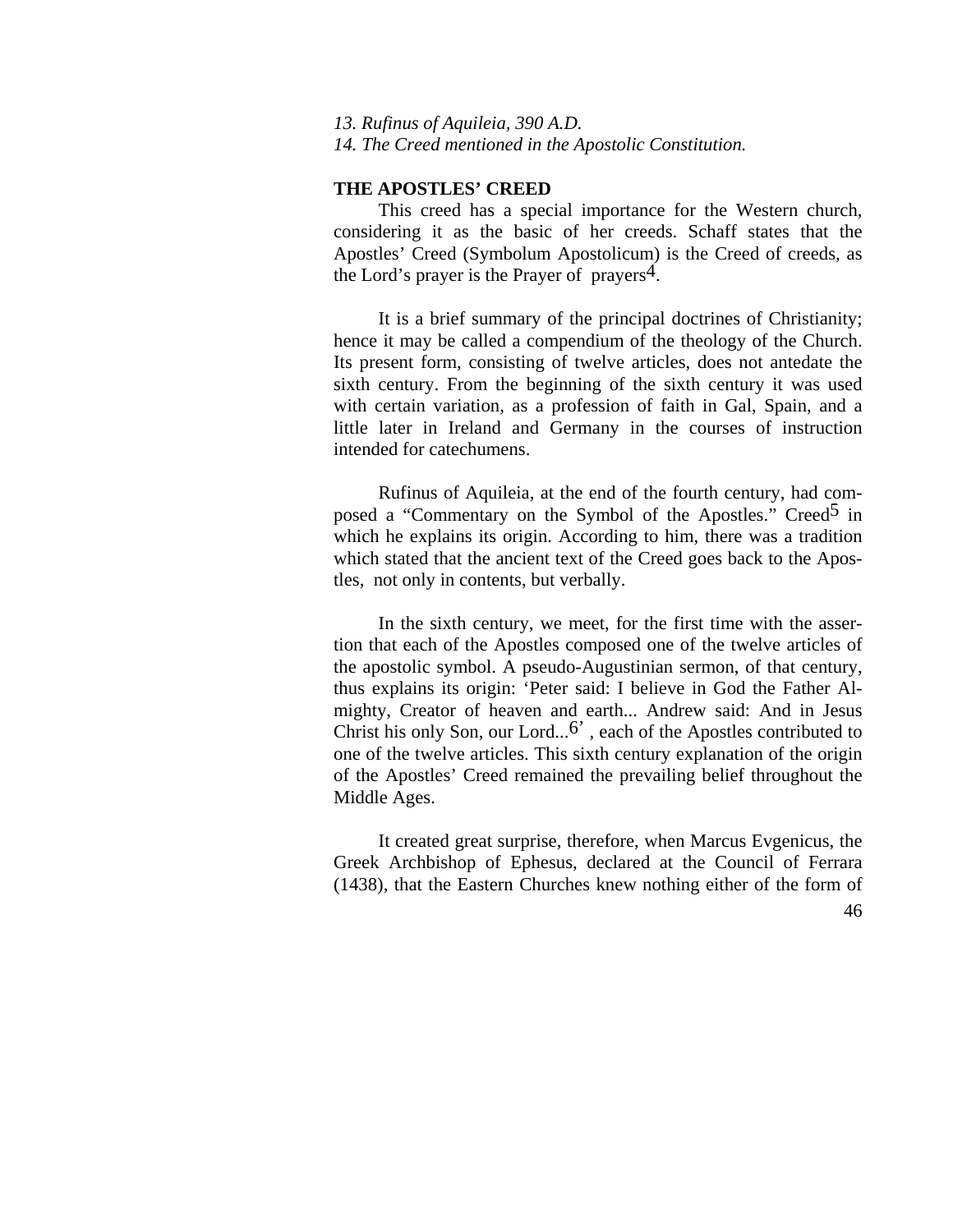*13. Rufinus of Aquileia, 390 A.D.*
*14. The Creed mentioned in the Apostolic Constitution.*

**THE APOSTLES' CREED**

This creed has a special importance for the Western church, considering it as the basic of her creeds. Schaff states that the Apostles' Creed (Symbolum Apostolicum) is the Creed of creeds, as the Lord's prayer is the Prayer of prayers[4].

It is a brief summary of the principal doctrines of Christianity; hence it may be called a compendium of the theology of the Church. Its present form, consisting of twelve articles, does not antedate the sixth century. From the beginning of the sixth century it was used with certain variation, as a profession of faith in Gal, Spain, and a little later in Ireland and Germany in the courses of instruction intended for catechumens.

Rufinus of Aquileia, at the end of the fourth century, had composed a "Commentary on the Symbol of the Apostles." Creed[5] in which he explains its origin. According to him, there was a tradition which stated that the ancient text of the Creed goes back to the Apostles, not only in contents, but verbally.

In the sixth century, we meet, for the first time with the assertion that each of the Apostles composed one of the twelve articles of the apostolic symbol. A pseudo-Augustinian sermon, of that century, thus explains its origin: 'Peter said: I believe in God the Father Almighty, Creator of heaven and earth... Andrew said: And in Jesus Christ his only Son, our Lord...[6]' , each of the Apostles contributed to one of the twelve articles. This sixth century explanation of the origin of the Apostles' Creed remained the prevailing belief throughout the Middle Ages.

It created great surprise, therefore, when Marcus Evgenicus, the Greek Archbishop of Ephesus, declared at the Council of Ferrara (1438), that the Eastern Churches knew nothing either of the form of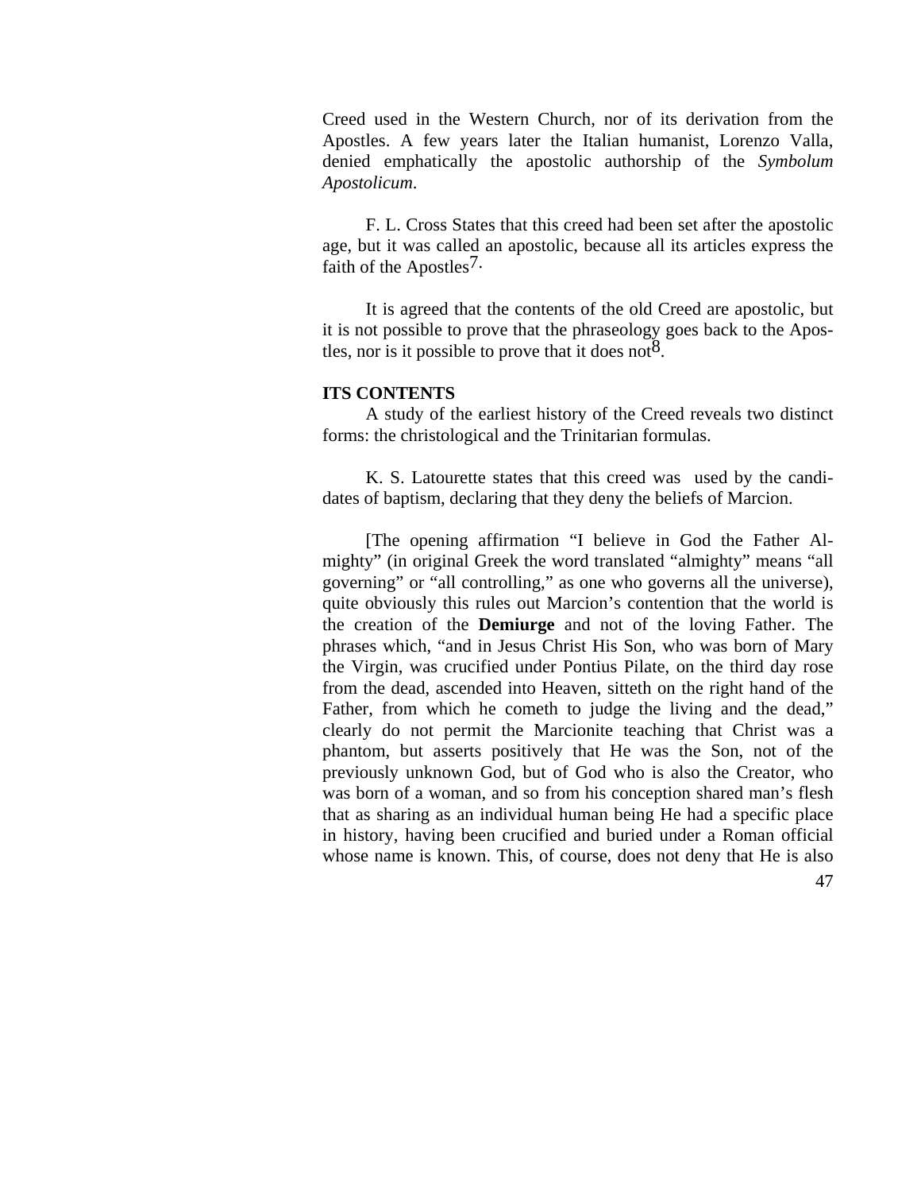Creed used in the Western Church, nor of its derivation from the Apostles. A few years later the Italian humanist, Lorenzo Valla, denied emphatically the apostolic authorship of the *Symbolum Apostolicum*.

F. L. Cross States that this creed had been set after the apostolic age, but it was called an apostolic, because all its articles express the faith of the Apostles[7].

It is agreed that the contents of the old Creed are apostolic, but it is not possible to prove that the phraseology goes back to the Apostles, nor is it possible to prove that it does not[8].

**ITS CONTENTS**

A study of the earliest history of the Creed reveals two distinct forms: the christological and the Trinitarian formulas.

K. S. Latourette states that this creed was used by the candidates of baptism, declaring that they deny the beliefs of Marcion.

[The opening affirmation "I believe in God the Father Almighty" (in original Greek the word translated "almighty" means "all governing" or "all controlling," as one who governs all the universe), quite obviously this rules out Marcion's contention that the world is the creation of the **Demiurge** and not of the loving Father. The phrases which, "and in Jesus Christ His Son, who was born of Mary the Virgin, was crucified under Pontius Pilate, on the third day rose from the dead, ascended into Heaven, sitteth on the right hand of the Father, from which he cometh to judge the living and the dead," clearly do not permit the Marcionite teaching that Christ was a phantom, but asserts positively that He was the Son, not of the previously unknown God, but of God who is also the Creator, who was born of a woman, and so from his conception shared man's flesh that as sharing as an individual human being He had a specific place in history, having been crucified and buried under a Roman official whose name is known. This, of course, does not deny that He is also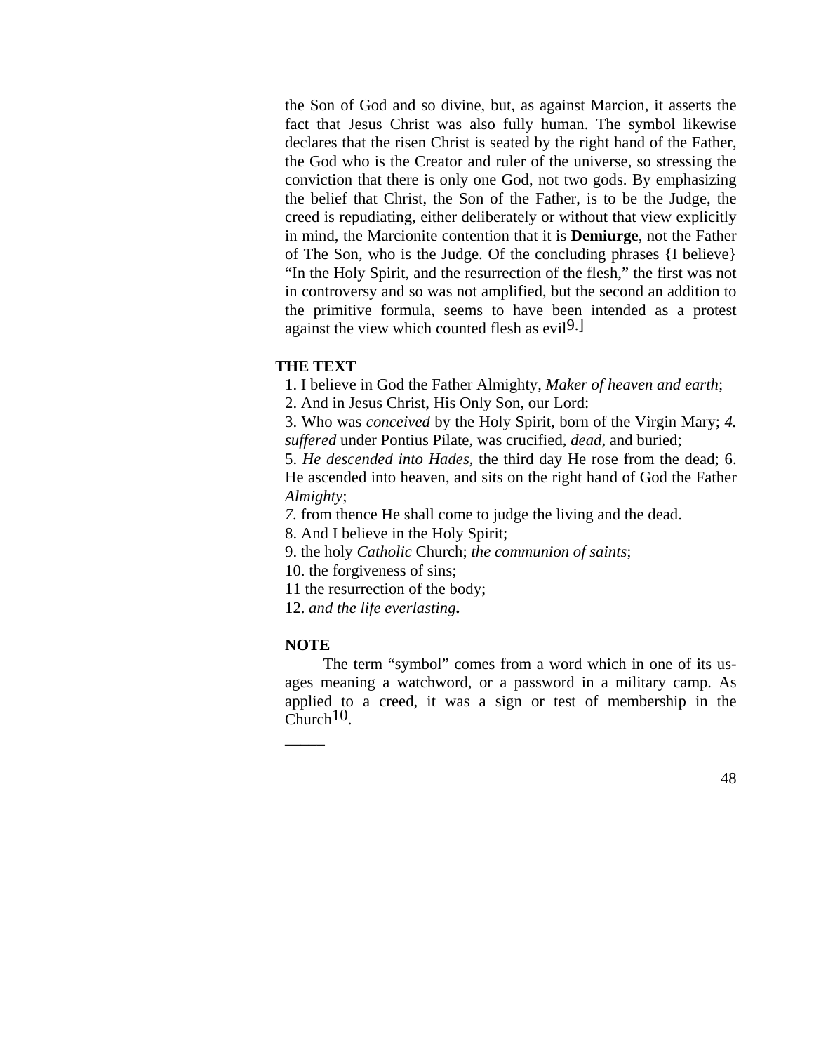the Son of God and so divine, but, as against Marcion, it asserts the fact that Jesus Christ was also fully human. The symbol likewise declares that the risen Christ is seated by the right hand of the Father, the God who is the Creator and ruler of the universe, so stressing the conviction that there is only one God, not two gods. By emphasizing the belief that Christ, the Son of the Father, is to be the Judge, the creed is repudiating, either deliberately or without that view explicitly in mind, the Marcionite contention that it is **Demiurge**, not the Father of The Son, who is the Judge. Of the concluding phrases {I believe} "In the Holy Spirit, and the resurrection of the flesh," the first was not in controversy and so was not amplified, but the second an addition to the primitive formula, seems to have been intended as a protest against the view which counted flesh as evil[9].]

**THE TEXT**

1. I believe in God the Father Almighty, *Maker of heaven and earth*;
2. And in Jesus Christ, His Only Son, our Lord:
3. Who was *conceived* by the Holy Spirit, born of the Virgin Mary; *4. suffered* under Pontius Pilate, was crucified, *dead*, and buried;
5. *He descended into Hades*, the third day He rose from the dead; 6. He ascended into heaven, and sits on the right hand of God the Father *Almighty*;
*7.* from thence He shall come to judge the living and the dead.
8. And I believe in the Holy Spirit;
9. the holy *Catholic* Church; *the communion of saints*;
10. the forgiveness of sins;
11 the resurrection of the body;
12. *and the life everlasting***.**

**NOTE**

The term "symbol" comes from a word which in one of its usages meaning a watchword, or a password in a military camp. As applied to a creed, it was a sign or test of membership in the Church[10].

_____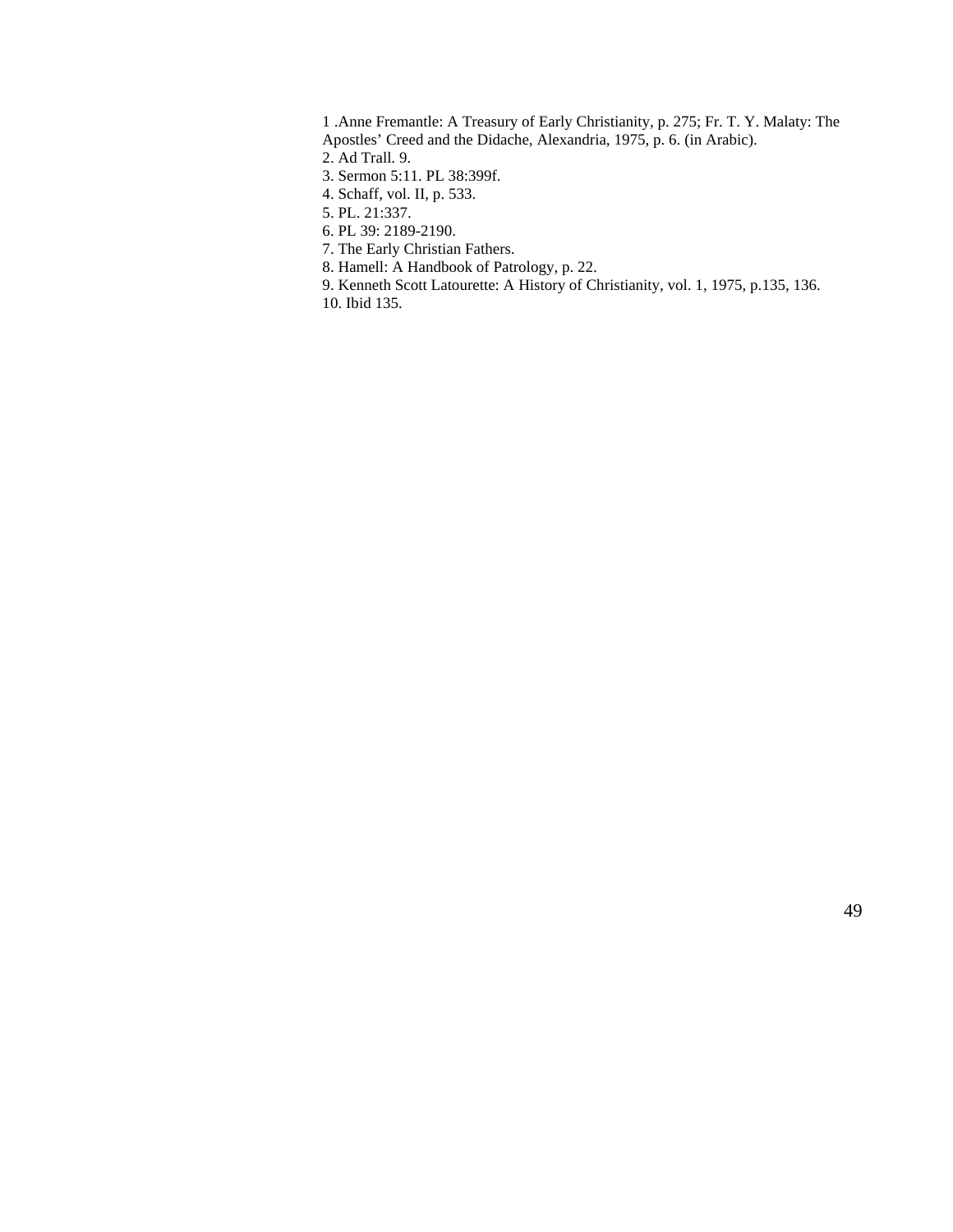1 .Anne Fremantle: A Treasury of Early Christianity, p. 275; Fr. T. Y. Malaty: The Apostles' Creed and the Didache, Alexandria, 1975, p. 6. (in Arabic).
2. Ad Trall. 9.
3. Sermon 5:11. PL 38:399f.
4. Schaff, vol. II, p. 533.
5. PL. 21:337.
6. PL 39: 2189-2190.
7. The Early Christian Fathers.
8. Hamell: A Handbook of Patrology, p. 22.
9. Kenneth Scott Latourette: A History of Christianity, vol. 1, 1975, p.135, 136.
10. Ibid 135.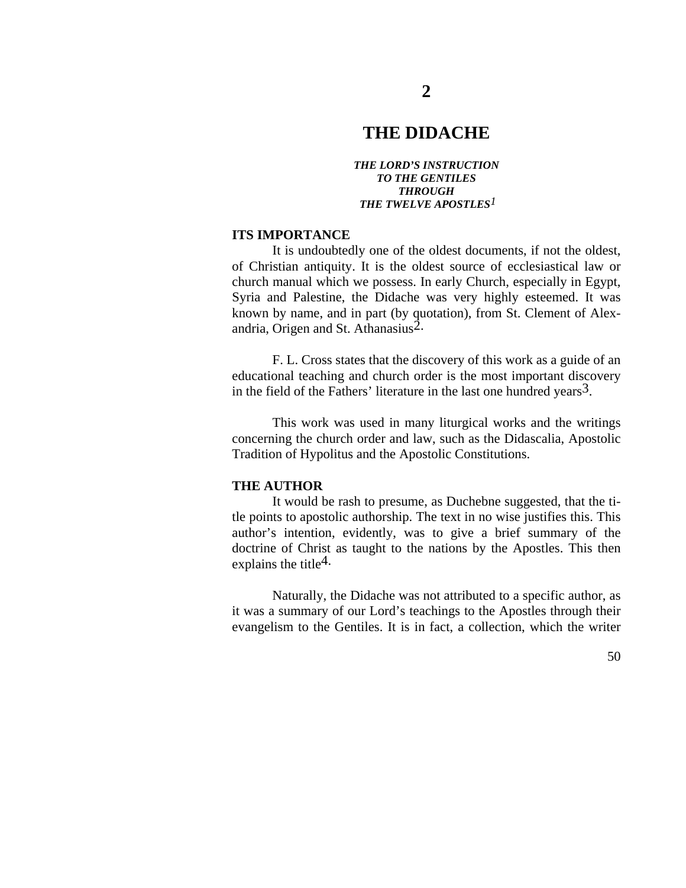# 2

# THE DIDACHE

***THE LORD'S INSTRUCTION***
***TO THE GENTILES***
***THROUGH***
***THE TWELVE APOSTLES*[1]**

### ITS IMPORTANCE

It is undoubtedly one of the oldest documents, if not the oldest, of Christian antiquity. It is the oldest source of ecclesiastical law or church manual which we possess. In early Church, especially in Egypt, Syria and Palestine, the Didache was very highly esteemed. It was known by name, and in part (by quotation), from St. Clement of Alexandria, Origen and St. Athanasius[2].

F. L. Cross states that the discovery of this work as a guide of an educational teaching and church order is the most important discovery in the field of the Fathers' literature in the last one hundred years[3].

This work was used in many liturgical works and the writings concerning the church order and law, such as the Didascalia, Apostolic Tradition of Hypolitus and the Apostolic Constitutions.

### THE AUTHOR

It would be rash to presume, as Duchebne suggested, that the title points to apostolic authorship. The text in no wise justifies this. This author's intention, evidently, was to give a brief summary of the doctrine of Christ as taught to the nations by the Apostles. This then explains the title[4].

Naturally, the Didache was not attributed to a specific author, as it was a summary of our Lord's teachings to the Apostles through their evangelism to the Gentiles. It is in fact, a collection, which the writer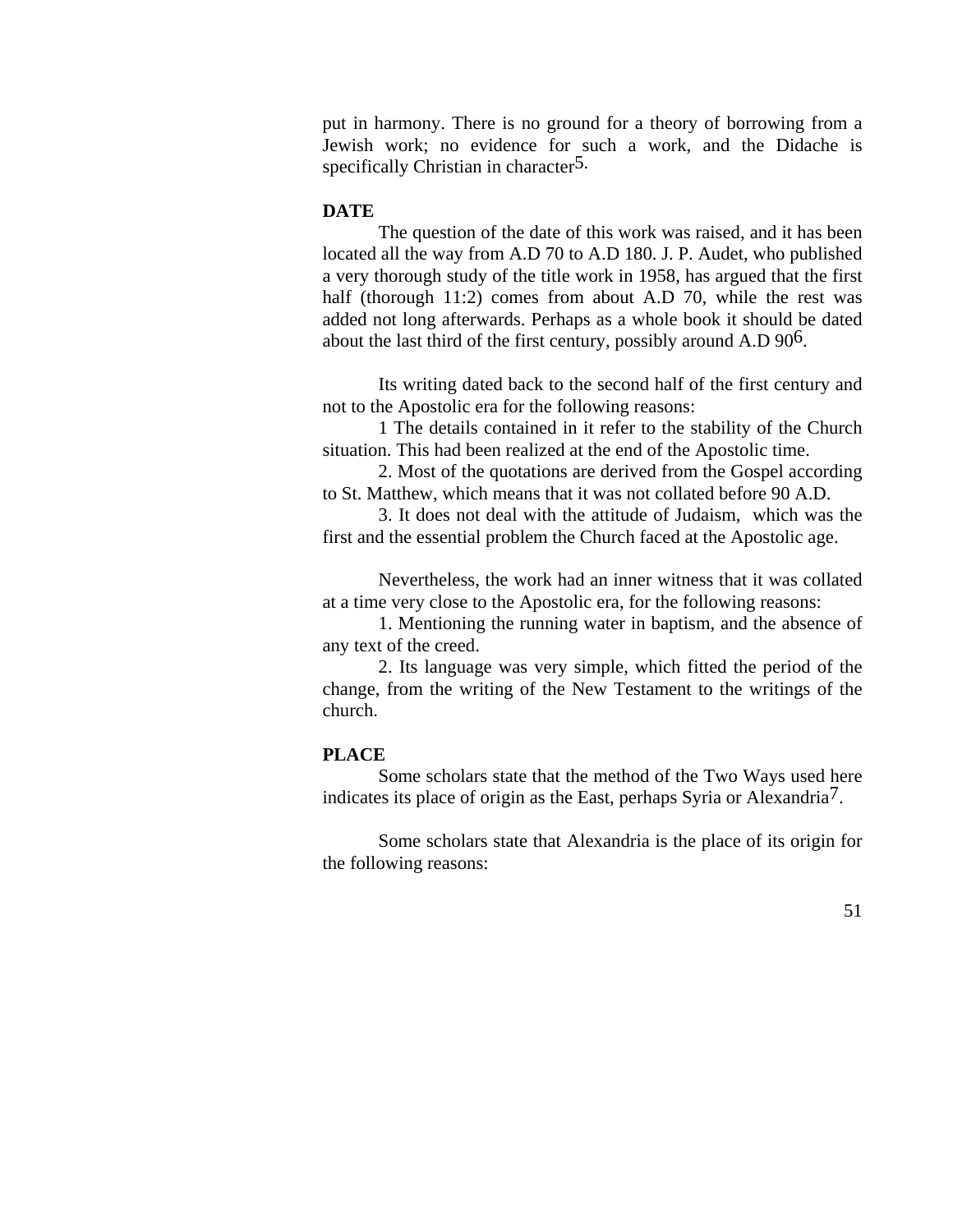put in harmony. There is no ground for a theory of borrowing from a Jewish work; no evidence for such a work, and the Didache is specifically Christian in character[5].

**DATE**

The question of the date of this work was raised, and it has been located all the way from A.D 70 to A.D 180. J. P. Audet, who published a very thorough study of the title work in 1958, has argued that the first half (thorough 11:2) comes from about A.D 70, while the rest was added not long afterwards. Perhaps as a whole book it should be dated about the last third of the first century, possibly around A.D 90[6].

Its writing dated back to the second half of the first century and not to the Apostolic era for the following reasons:

1 The details contained in it refer to the stability of the Church situation. This had been realized at the end of the Apostolic time.

2. Most of the quotations are derived from the Gospel according to St. Matthew, which means that it was not collated before 90 A.D.

3. It does not deal with the attitude of Judaism, which was the first and the essential problem the Church faced at the Apostolic age.

Nevertheless, the work had an inner witness that it was collated at a time very close to the Apostolic era, for the following reasons:

1. Mentioning the running water in baptism, and the absence of any text of the creed.

2. Its language was very simple, which fitted the period of the change, from the writing of the New Testament to the writings of the church.

**PLACE**

Some scholars state that the method of the Two Ways used here indicates its place of origin as the East, perhaps Syria or Alexandria[7].

Some scholars state that Alexandria is the place of its origin for the following reasons: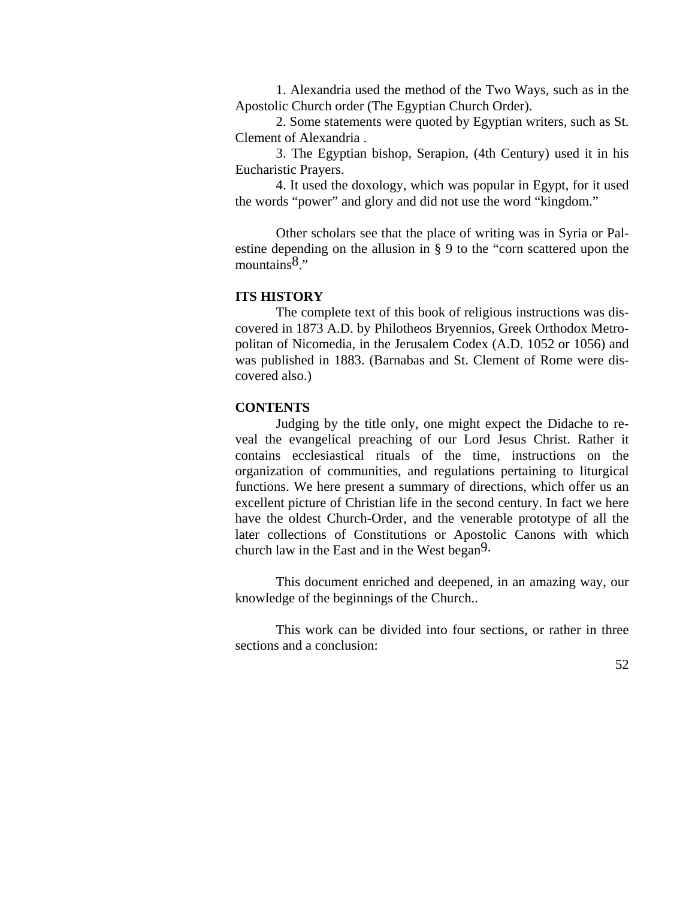1. Alexandria used the method of the Two Ways, such as in the Apostolic Church order (The Egyptian Church Order).

2. Some statements were quoted by Egyptian writers, such as St. Clement of Alexandria .

3. The Egyptian bishop, Serapion, (4th Century) used it in his Eucharistic Prayers.

4. It used the doxology, which was popular in Egypt, for it used the words "power" and glory and did not use the word "kingdom."

Other scholars see that the place of writing was in Syria or Palestine depending on the allusion in § 9 to the "corn scattered upon the mountains[8]."

**ITS HISTORY**

The complete text of this book of religious instructions was discovered in 1873 A.D. by Philotheos Bryennios, Greek Orthodox Metropolitan of Nicomedia, in the Jerusalem Codex (A.D. 1052 or 1056) and was published in 1883. (Barnabas and St. Clement of Rome were discovered also.)

**CONTENTS**

Judging by the title only, one might expect the Didache to reveal the evangelical preaching of our Lord Jesus Christ. Rather it contains ecclesiastical rituals of the time, instructions on the organization of communities, and regulations pertaining to liturgical functions. We here present a summary of directions, which offer us an excellent picture of Christian life in the second century. In fact we here have the oldest Church-Order, and the venerable prototype of all the later collections of Constitutions or Apostolic Canons with which church law in the East and in the West began[9].

This document enriched and deepened, in an amazing way, our knowledge of the beginnings of the Church..

This work can be divided into four sections, or rather in three sections and a conclusion: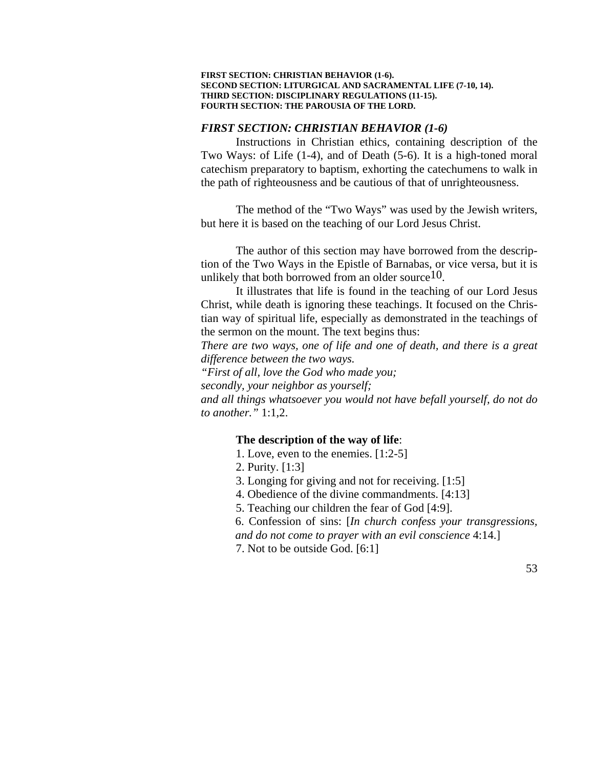**FIRST SECTION: CHRISTIAN BEHAVIOR (1-6).**
**SECOND SECTION: LITURGICAL AND SACRAMENTAL LIFE (7-10, 14).**
**THIRD SECTION: DISCIPLINARY REGULATIONS (11-15).**
**FOURTH SECTION: THE PAROUSIA OF THE LORD.**

### *FIRST SECTION: CHRISTIAN BEHAVIOR (1-6)*

Instructions in Christian ethics, containing description of the Two Ways: of Life (1-4), and of Death (5-6). It is a high-toned moral catechism preparatory to baptism, exhorting the catechumens to walk in the path of righteousness and be cautious of that of unrighteousness.

The method of the "Two Ways" was used by the Jewish writers, but here it is based on the teaching of our Lord Jesus Christ.

The author of this section may have borrowed from the description of the Two Ways in the Epistle of Barnabas, or vice versa, but it is unlikely that both borrowed from an older source[10].

It illustrates that life is found in the teaching of our Lord Jesus Christ, while death is ignoring these teachings. It focused on the Christian way of spiritual life, especially as demonstrated in the teachings of the sermon on the mount. The text begins thus:

*There are two ways, one of life and one of death, and there is a great difference between the two ways.*
*"First of all, love the God who made you;*
*secondly, your neighbor as yourself;*
*and all things whatsoever you would not have befall yourself, do not do to another."* 1:1,2.

**The description of the way of life**:

1. Love, even to the enemies. [1:2-5]
2. Purity. [1:3]
3. Longing for giving and not for receiving. [1:5]
4. Obedience of the divine commandments. [4:13]
5. Teaching our children the fear of God [4:9].
6. Confession of sins: [*In church confess your transgressions, and do not come to prayer with an evil conscience* 4:14.]
7. Not to be outside God. [6:1]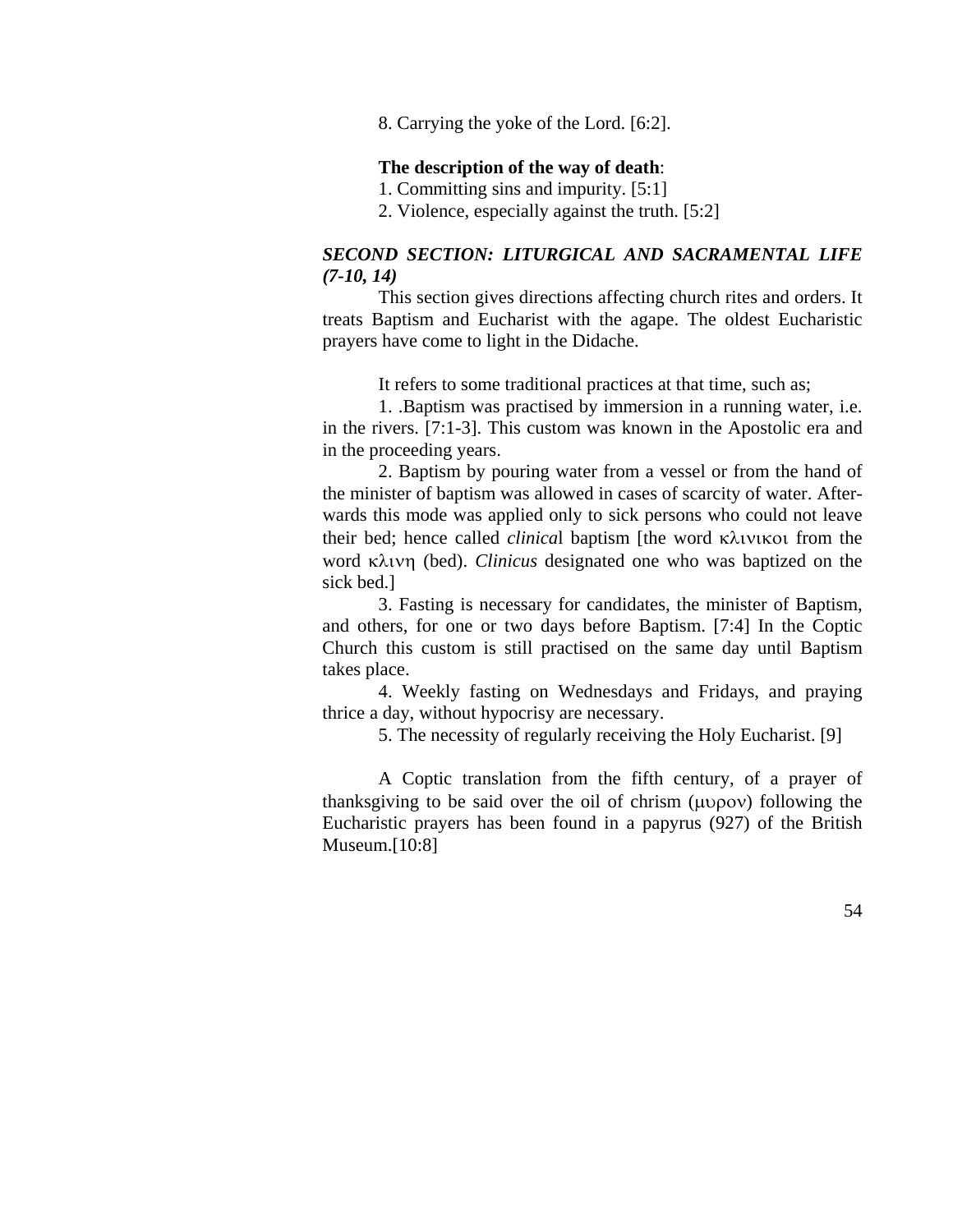8. Carrying the yoke of the Lord. [6:2].

**The description of the way of death**:

1. Committing sins and impurity. [5:1]
2. Violence, especially against the truth. [5:2]

***SECOND SECTION: LITURGICAL AND SACRAMENTAL LIFE (7-10, 14)***

This section gives directions affecting church rites and orders. It treats Baptism and Eucharist with the agape. The oldest Eucharistic prayers have come to light in the Didache.

It refers to some traditional practices at that time, such as;

1. .Baptism was practised by immersion in a running water, i.e. in the rivers. [7:1-3]. This custom was known in the Apostolic era and in the proceeding years.

2. Baptism by pouring water from a vessel or from the hand of the minister of baptism was allowed in cases of scarcity of water. Afterwards this mode was applied only to sick persons who could not leave their bed; hence called *clinica*l baptism [the word κλινικοι from the word κλινη (bed). *Clinicus* designated one who was baptized on the sick bed.]

3. Fasting is necessary for candidates, the minister of Baptism, and others, for one or two days before Baptism. [7:4] In the Coptic Church this custom is still practised on the same day until Baptism takes place.

4. Weekly fasting on Wednesdays and Fridays, and praying thrice a day, without hypocrisy are necessary.

5. The necessity of regularly receiving the Holy Eucharist. [9]

A Coptic translation from the fifth century, of a prayer of thanksgiving to be said over the oil of chrism (μυρον) following the Eucharistic prayers has been found in a papyrus (927) of the British Museum.[10:8]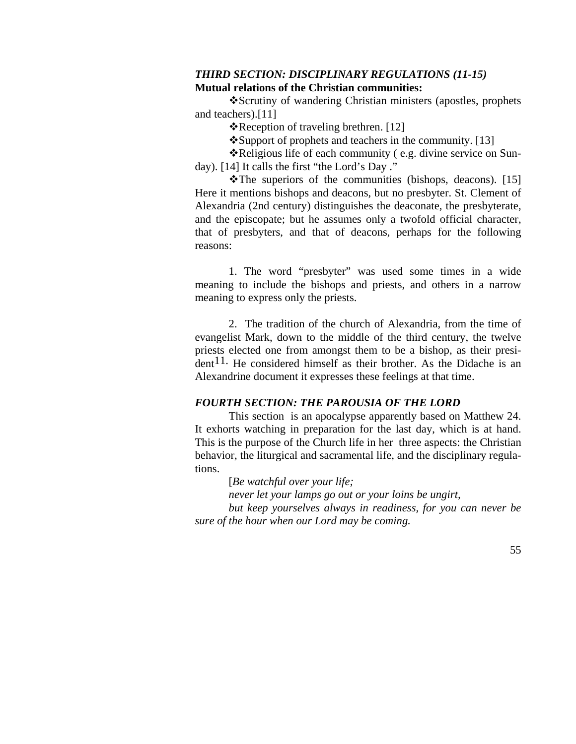### *THIRD SECTION: DISCIPLINARY REGULATIONS (11-15)*

**Mutual relations of the Christian communities:**

❖Scrutiny of wandering Christian ministers (apostles, prophets and teachers).[11]

❖Reception of traveling brethren. [12]

❖Support of prophets and teachers in the community. [13]

❖Religious life of each community ( e.g. divine service on Sunday). [14] It calls the first "the Lord's Day ."

❖The superiors of the communities (bishops, deacons). [15] Here it mentions bishops and deacons, but no presbyter. St. Clement of Alexandria (2nd century) distinguishes the deaconate, the presbyterate, and the episcopate; but he assumes only a twofold official character, that of presbyters, and that of deacons, perhaps for the following reasons:

1. The word "presbyter" was used some times in a wide meaning to include the bishops and priests, and others in a narrow meaning to express only the priests.

2. The tradition of the church of Alexandria, from the time of evangelist Mark, down to the middle of the third century, the twelve priests elected one from amongst them to be a bishop, as their president[11]. He considered himself as their brother. As the Didache is an Alexandrine document it expresses these feelings at that time.

### *FOURTH SECTION: THE PAROUSIA OF THE LORD*

This section is an apocalypse apparently based on Matthew 24. It exhorts watching in preparation for the last day, which is at hand. This is the purpose of the Church life in her three aspects: the Christian behavior, the liturgical and sacramental life, and the disciplinary regulations.

[*Be watchful over your life;*

*never let your lamps go out or your loins be ungirt,*

*but keep yourselves always in readiness, for you can never be sure of the hour when our Lord may be coming.*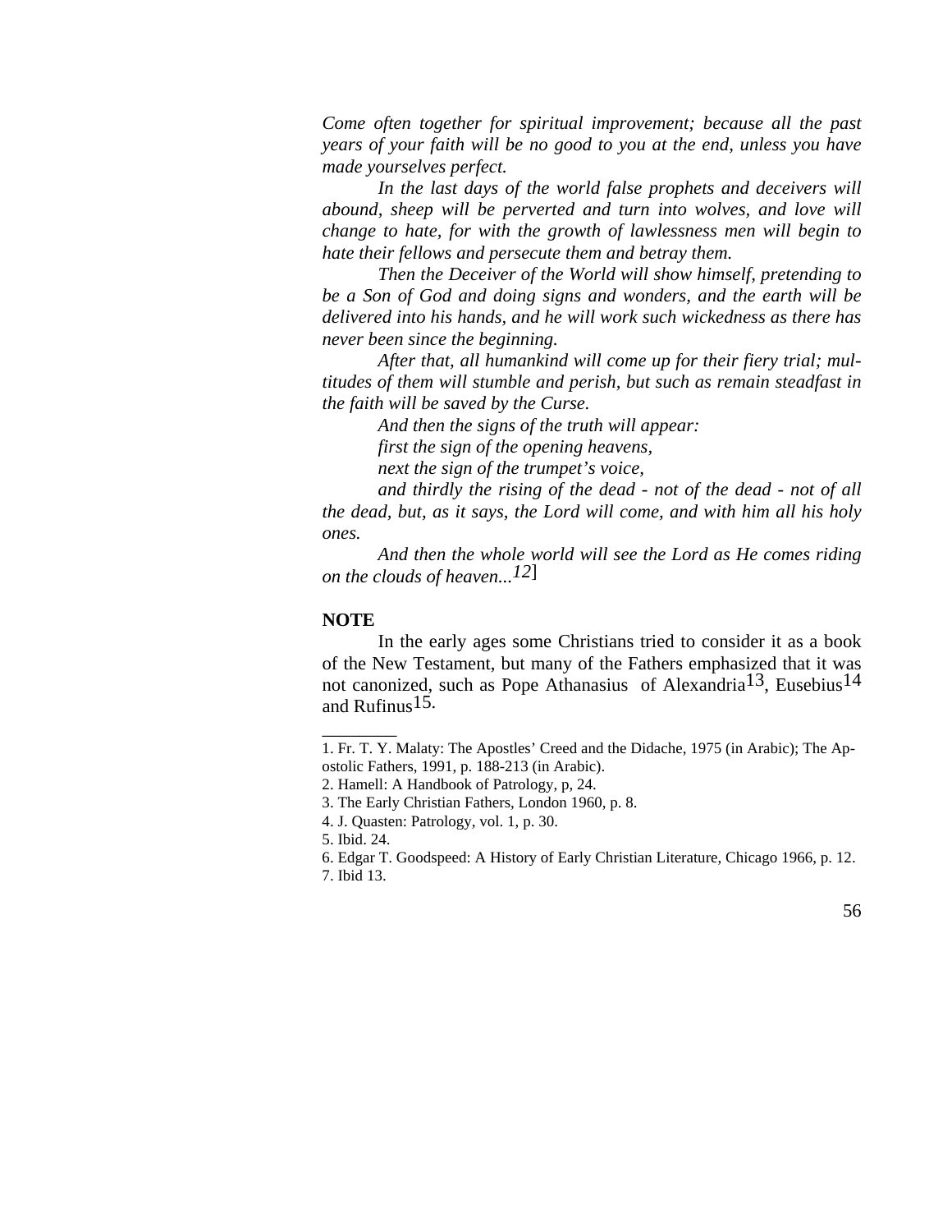*Come often together for spiritual improvement; because all the past years of your faith will be no good to you at the end, unless you have made yourselves perfect.*

*In the last days of the world false prophets and deceivers will abound, sheep will be perverted and turn into wolves, and love will change to hate, for with the growth of lawlessness men will begin to hate their fellows and persecute them and betray them.*

*Then the Deceiver of the World will show himself, pretending to be a Son of God and doing signs and wonders, and the earth will be delivered into his hands, and he will work such wickedness as there has never been since the beginning.*

*After that, all humankind will come up for their fiery trial; multitudes of them will stumble and perish, but such as remain steadfast in the faith will be saved by the Curse.*

*And then the signs of the truth will appear:*
*first the sign of the opening heavens,*
*next the sign of the trumpet's voice,*
*and thirdly the rising of the dead - not of the dead - not of all the dead, but, as it says, the Lord will come, and with him all his holy ones.*

*And then the whole world will see the Lord as He comes riding on the clouds of heaven...*[12]]

**NOTE**

In the early ages some Christians tried to consider it as a book of the New Testament, but many of the Fathers emphasized that it was not canonized, such as Pope Athanasius of Alexandria[13], Eusebius[14] and Rufinus[15].

________

1. Fr. T. Y. Malaty: The Apostles' Creed and the Didache, 1975 (in Arabic); The Apostolic Fathers, 1991, p. 188-213 (in Arabic).
2. Hamell: A Handbook of Patrology, p, 24.
3. The Early Christian Fathers, London 1960, p. 8.
4. J. Quasten: Patrology, vol. 1, p. 30.
5. Ibid. 24.
6. Edgar T. Goodspeed: A History of Early Christian Literature, Chicago 1966, p. 12.
7. Ibid 13.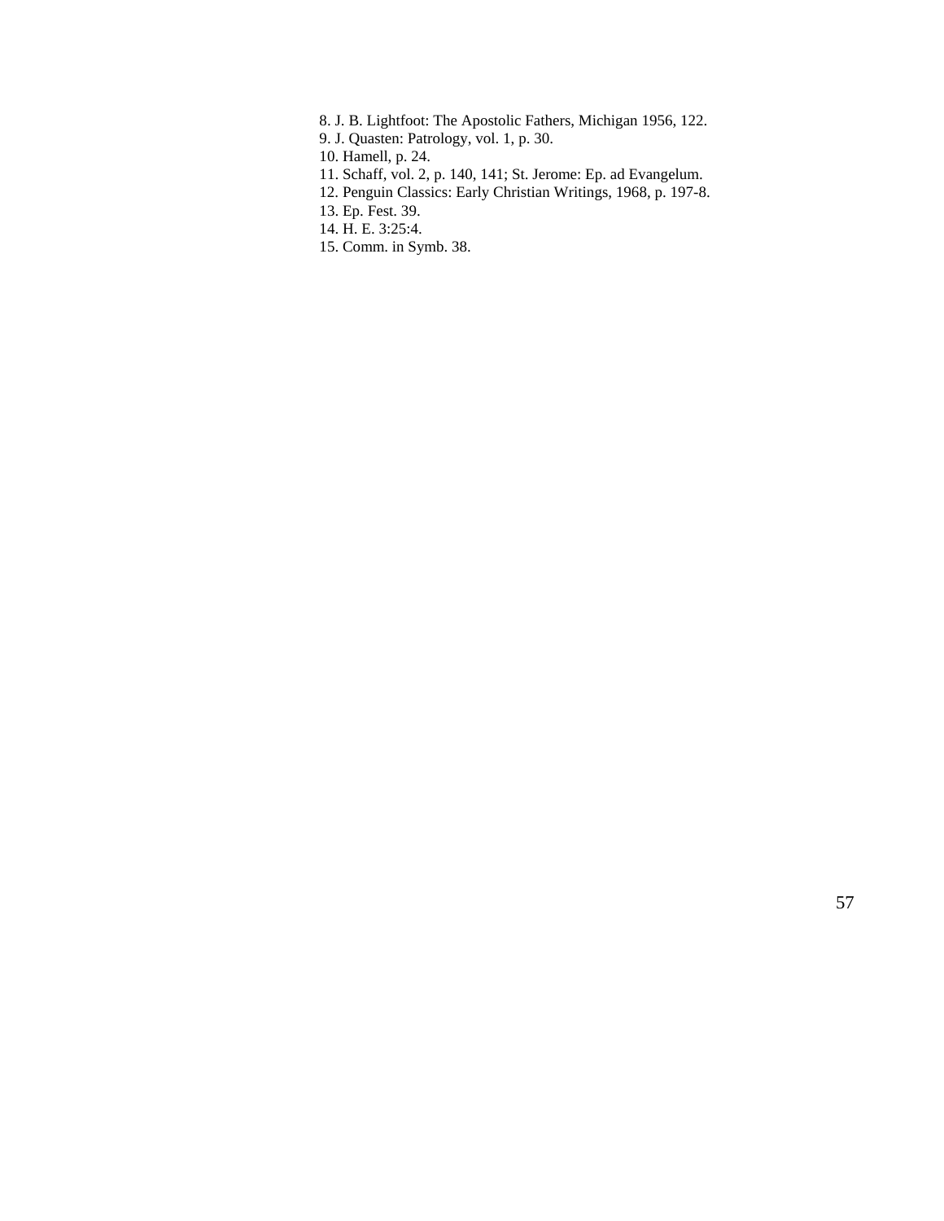8. J. B. Lightfoot: The Apostolic Fathers, Michigan 1956, 122.
9. J. Quasten: Patrology, vol. 1, p. 30.
10. Hamell, p. 24.
11. Schaff, vol. 2, p. 140, 141; St. Jerome: Ep. ad Evangelum.
12. Penguin Classics: Early Christian Writings, 1968, p. 197-8.
13. Ep. Fest. 39.
14. H. E. 3:25:4.
15. Comm. in Symb. 38.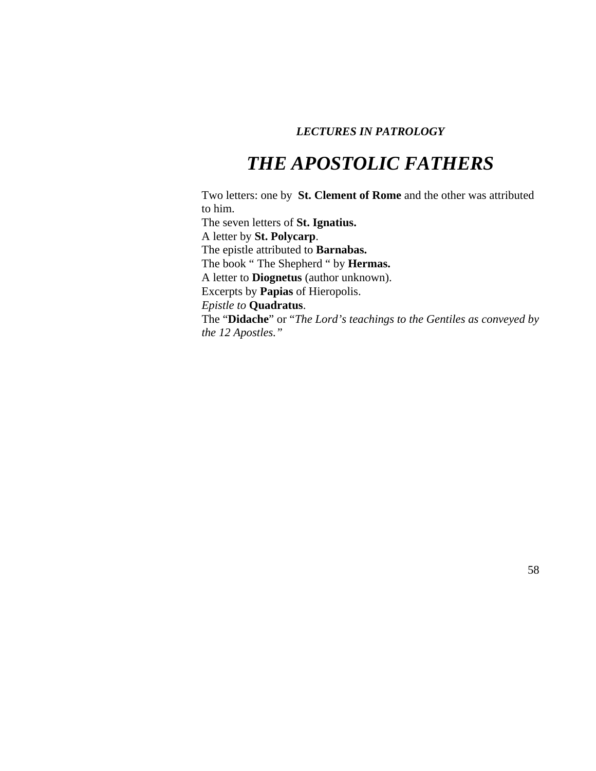***LECTURES IN PATROLOGY***

# *THE APOSTOLIC FATHERS*

Two letters: one by **St. Clement of Rome** and the other was attributed to him.
The seven letters of **St. Ignatius.**
A letter by **St. Polycarp**.
The epistle attributed to **Barnabas.**
The book " The Shepherd " by **Hermas.**
A letter to **Diognetus** (author unknown).
Excerpts by **Papias** of Hieropolis.
*Epistle to* **Quadratus**.
The "**Didache**" or "*The Lord's teachings to the Gentiles as conveyed by the 12 Apostles.*"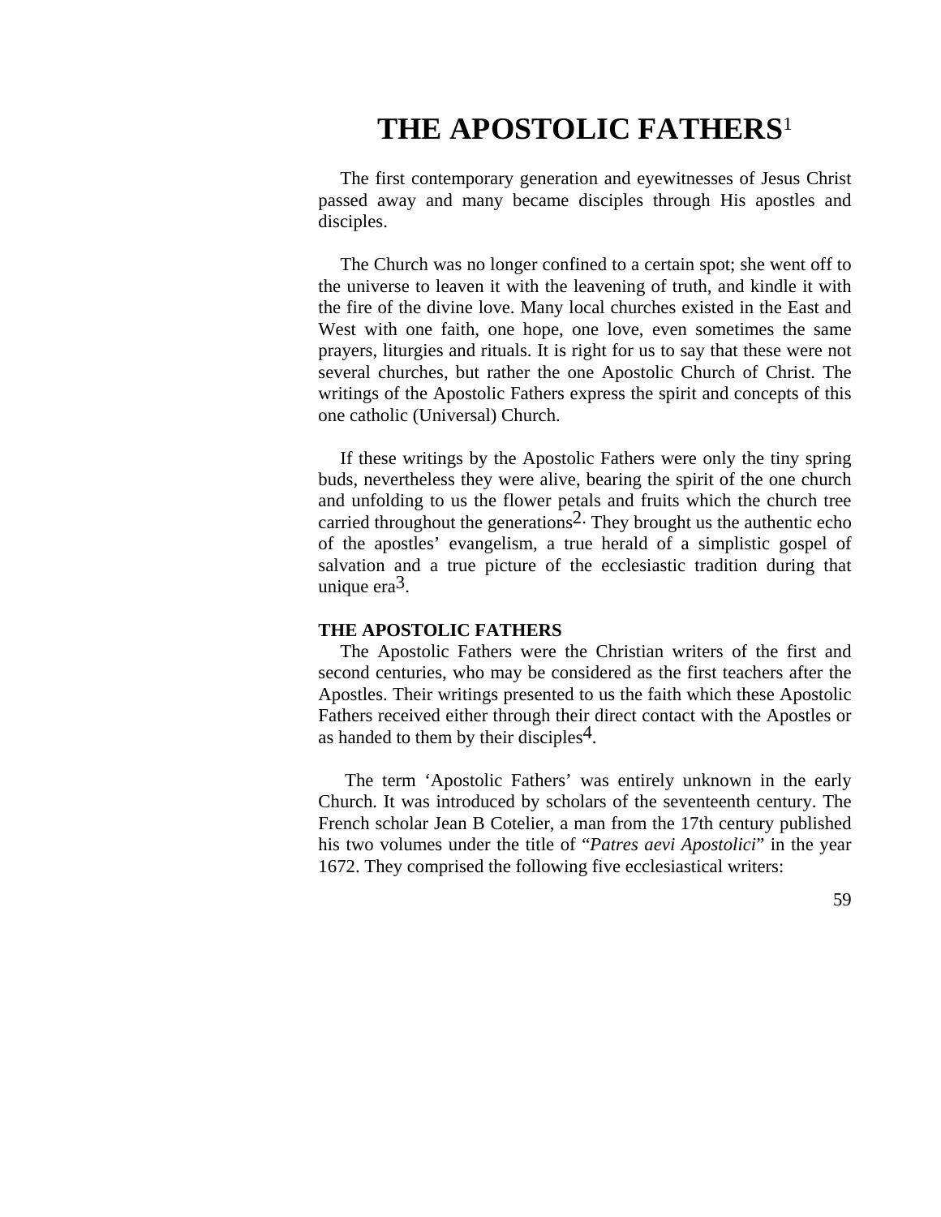# THE APOSTOLIC FATHERS[1]

The first contemporary generation and eyewitnesses of Jesus Christ passed away and many became disciples through His apostles and disciples.

The Church was no longer confined to a certain spot; she went off to the universe to leaven it with the leavening of truth, and kindle it with the fire of the divine love. Many local churches existed in the East and West with one faith, one hope, one love, even sometimes the same prayers, liturgies and rituals. It is right for us to say that these were not several churches, but rather the one Apostolic Church of Christ. The writings of the Apostolic Fathers express the spirit and concepts of this one catholic (Universal) Church.

If these writings by the Apostolic Fathers were only the tiny spring buds, nevertheless they were alive, bearing the spirit of the one church and unfolding to us the flower petals and fruits which the church tree carried throughout the generations[2]. They brought us the authentic echo of the apostles' evangelism, a true herald of a simplistic gospel of salvation and a true picture of the ecclesiastic tradition during that unique era[3].

**THE APOSTOLIC FATHERS**

The Apostolic Fathers were the Christian writers of the first and second centuries, who may be considered as the first teachers after the Apostles. Their writings presented to us the faith which these Apostolic Fathers received either through their direct contact with the Apostles or as handed to them by their disciples[4].

The term 'Apostolic Fathers' was entirely unknown in the early Church. It was introduced by scholars of the seventeenth century. The French scholar Jean B Cotelier, a man from the 17th century published his two volumes under the title of "*Patres aevi Apostolici*" in the year 1672. They comprised the following five ecclesiastical writers: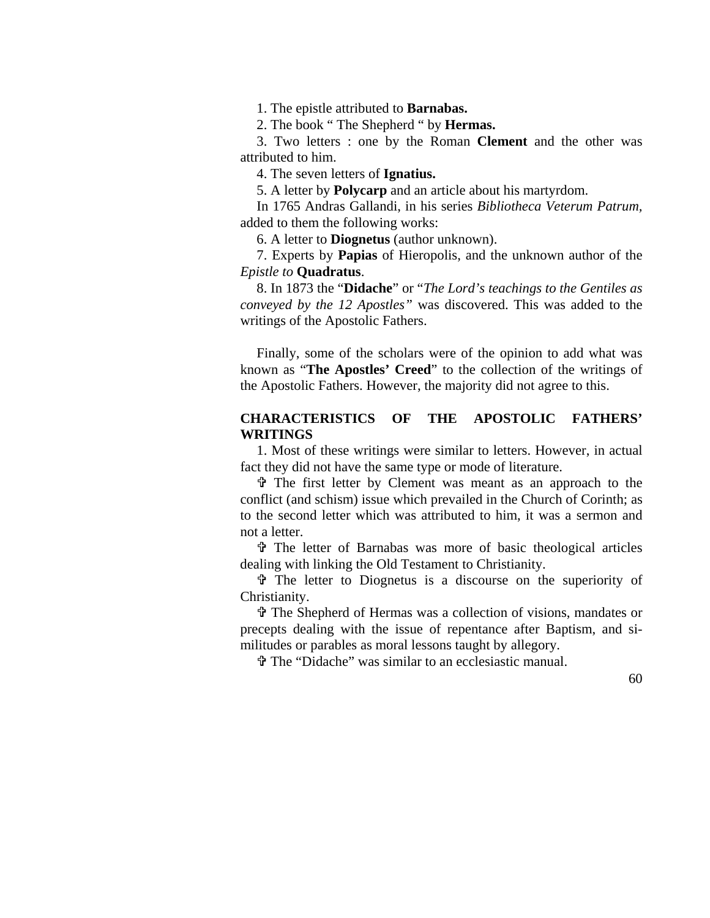1. The epistle attributed to **Barnabas.**

2. The book " The Shepherd " by **Hermas.**

3. Two letters : one by the Roman **Clement** and the other was attributed to him.

4. The seven letters of **Ignatius.**

5. A letter by **Polycarp** and an article about his martyrdom.

In 1765 Andras Gallandi, in his series *Bibliotheca Veterum Patrum*, added to them the following works:

6. A letter to **Diognetus** (author unknown).

7. Experts by **Papias** of Hieropolis, and the unknown author of the *Epistle to* **Quadratus**.

8. In 1873 the "**Didache**" or "*The Lord's teachings to the Gentiles as conveyed by the 12 Apostles"* was discovered. This was added to the writings of the Apostolic Fathers.

Finally, some of the scholars were of the opinion to add what was known as "**The Apostles' Creed**" to the collection of the writings of the Apostolic Fathers. However, the majority did not agree to this.

## CHARACTERISTICS OF THE APOSTOLIC FATHERS' WRITINGS

1. Most of these writings were similar to letters. However, in actual fact they did not have the same type or mode of literature.

✞ The first letter by Clement was meant as an approach to the conflict (and schism) issue which prevailed in the Church of Corinth; as to the second letter which was attributed to him, it was a sermon and not a letter.

✞ The letter of Barnabas was more of basic theological articles dealing with linking the Old Testament to Christianity.

✞ The letter to Diognetus is a discourse on the superiority of Christianity.

✞ The Shepherd of Hermas was a collection of visions, mandates or precepts dealing with the issue of repentance after Baptism, and similitudes or parables as moral lessons taught by allegory.

✞ The "Didache" was similar to an ecclesiastic manual.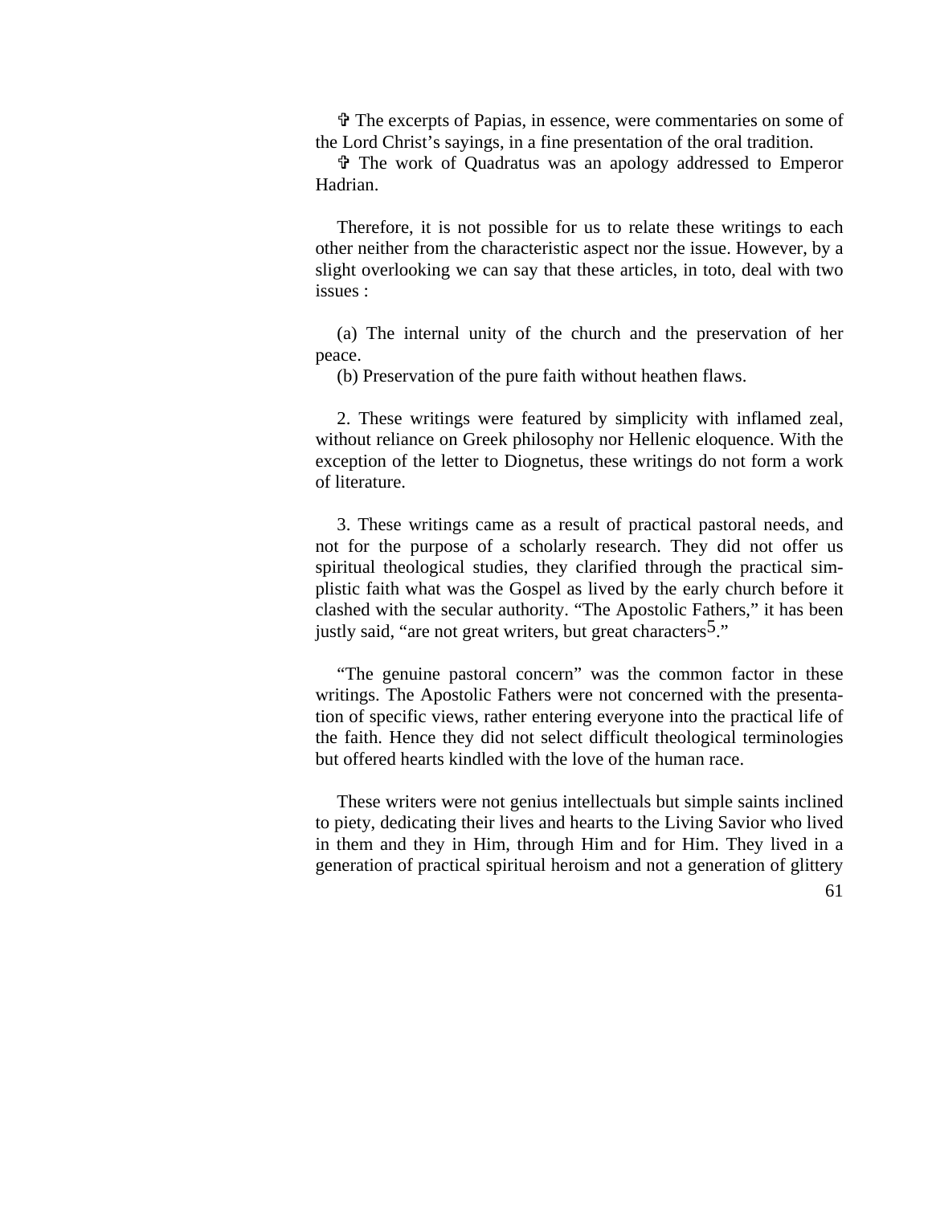✞ The excerpts of Papias, in essence, were commentaries on some of the Lord Christ's sayings, in a fine presentation of the oral tradition.

✞ The work of Quadratus was an apology addressed to Emperor Hadrian.

Therefore, it is not possible for us to relate these writings to each other neither from the characteristic aspect nor the issue. However, by a slight overlooking we can say that these articles, in toto, deal with two issues :

(a) The internal unity of the church and the preservation of her peace.

(b) Preservation of the pure faith without heathen flaws.

2. These writings were featured by simplicity with inflamed zeal, without reliance on Greek philosophy nor Hellenic eloquence. With the exception of the letter to Diognetus, these writings do not form a work of literature.

3. These writings came as a result of practical pastoral needs, and not for the purpose of a scholarly research. They did not offer us spiritual theological studies, they clarified through the practical simplistic faith what was the Gospel as lived by the early church before it clashed with the secular authority. "The Apostolic Fathers," it has been justly said, "are not great writers, but great characters[5]."

"The genuine pastoral concern" was the common factor in these writings. The Apostolic Fathers were not concerned with the presentation of specific views, rather entering everyone into the practical life of the faith. Hence they did not select difficult theological terminologies but offered hearts kindled with the love of the human race.

These writers were not genius intellectuals but simple saints inclined to piety, dedicating their lives and hearts to the Living Savior who lived in them and they in Him, through Him and for Him. They lived in a generation of practical spiritual heroism and not a generation of glittery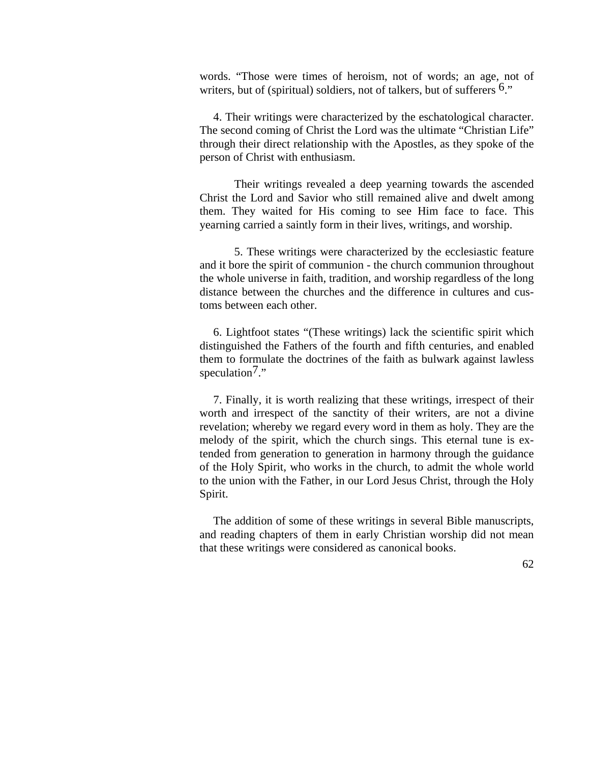words. “Those were times of heroism, not of words; an age, not of writers, but of (spiritual) soldiers, not of talkers, but of sufferers [6].”

4. Their writings were characterized by the eschatological character. The second coming of Christ the Lord was the ultimate “Christian Life” through their direct relationship with the Apostles, as they spoke of the person of Christ with enthusiasm.

Their writings revealed a deep yearning towards the ascended Christ the Lord and Savior who still remained alive and dwelt among them. They waited for His coming to see Him face to face. This yearning carried a saintly form in their lives, writings, and worship.

5. These writings were characterized by the ecclesiastic feature and it bore the spirit of communion - the church communion throughout the whole universe in faith, tradition, and worship regardless of the long distance between the churches and the difference in cultures and customs between each other.

6. Lightfoot states “(These writings) lack the scientific spirit which distinguished the Fathers of the fourth and fifth centuries, and enabled them to formulate the doctrines of the faith as bulwark against lawless speculation[7].”

7. Finally, it is worth realizing that these writings, irrespect of their worth and irrespect of the sanctity of their writers, are not a divine revelation; whereby we regard every word in them as holy. They are the melody of the spirit, which the church sings. This eternal tune is extended from generation to generation in harmony through the guidance of the Holy Spirit, who works in the church, to admit the whole world to the union with the Father, in our Lord Jesus Christ, through the Holy Spirit.

The addition of some of these writings in several Bible manuscripts, and reading chapters of them in early Christian worship did not mean that these writings were considered as canonical books.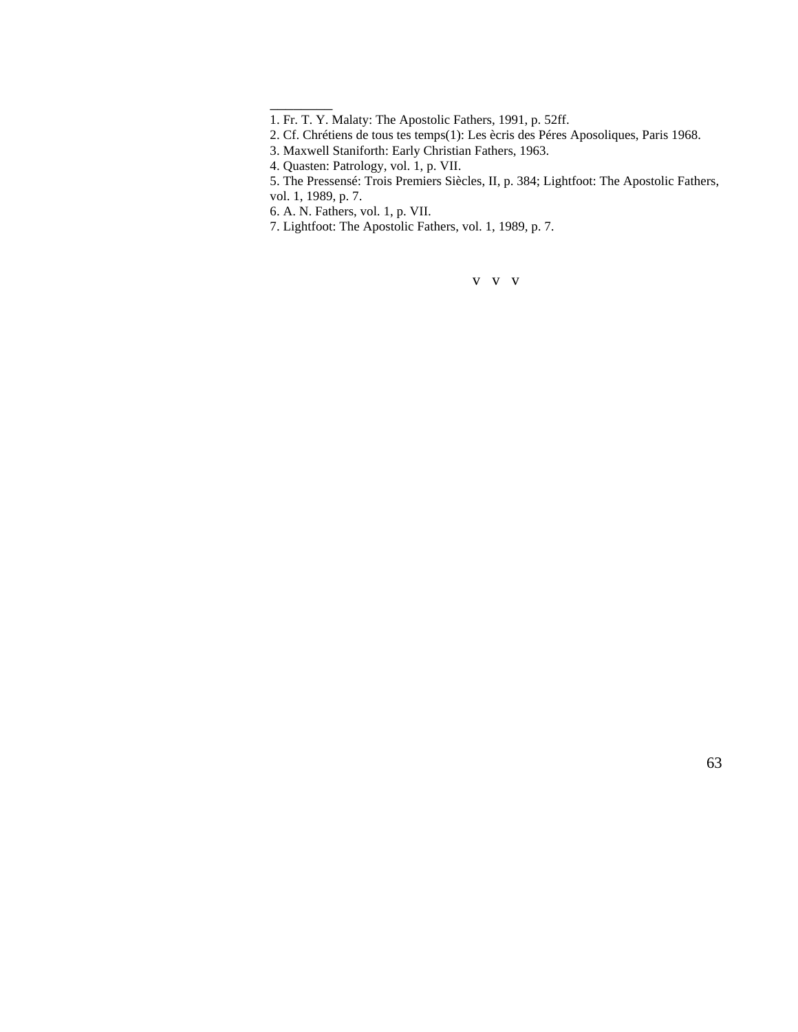_________

1. Fr. T. Y. Malaty: The Apostolic Fathers, 1991, p. 52ff.
2. Cf. Chrétiens de tous tes temps(1): Les ècris des Péres Aposoliques, Paris 1968.
3. Maxwell Staniforth: Early Christian Fathers, 1963.
4. Quasten: Patrology, vol. 1, p. VII.
5. The Pressensé: Trois Premiers Siècles, II, p. 384; Lightfoot: The Apostolic Fathers, vol. 1, 1989, p. 7.
6. A. N. Fathers, vol. 1, p. VII.
7. Lightfoot: The Apostolic Fathers, vol. 1, 1989, p. 7.

v v v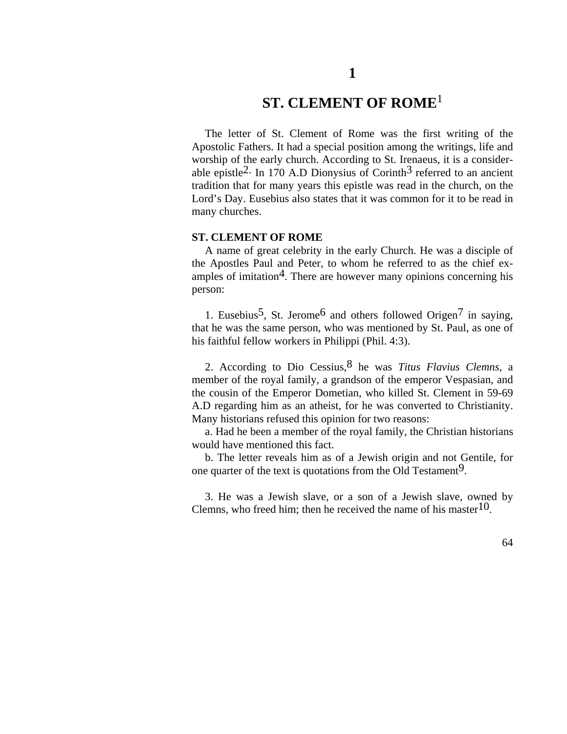# 1

# ST. CLEMENT OF ROME[1]

The letter of St. Clement of Rome was the first writing of the Apostolic Fathers. It had a special position among the writings, life and worship of the early church. According to St. Irenaeus, it is a considerable epistle[2]. In 170 A.D Dionysius of Corinth[3] referred to an ancient tradition that for many years this epistle was read in the church, on the Lord's Day. Eusebius also states that it was common for it to be read in many churches.

## ST. CLEMENT OF ROME

A name of great celebrity in the early Church. He was a disciple of the Apostles Paul and Peter, to whom he referred to as the chief examples of imitation[4]. There are however many opinions concerning his person:

1. Eusebius[5], St. Jerome[6] and others followed Origen[7] in saying, that he was the same person, who was mentioned by St. Paul, as one of his faithful fellow workers in Philippi (Phil. 4:3).

2. According to Dio Cessius,[8] he was *Titus Flavius Clemns*, a member of the royal family, a grandson of the emperor Vespasian, and the cousin of the Emperor Dometian, who killed St. Clement in 59-69 A.D regarding him as an atheist, for he was converted to Christianity. Many historians refused this opinion for two reasons:

a. Had he been a member of the royal family, the Christian historians would have mentioned this fact.

b. The letter reveals him as of a Jewish origin and not Gentile, for one quarter of the text is quotations from the Old Testament[9].

3. He was a Jewish slave, or a son of a Jewish slave, owned by Clemns, who freed him; then he received the name of his master[10].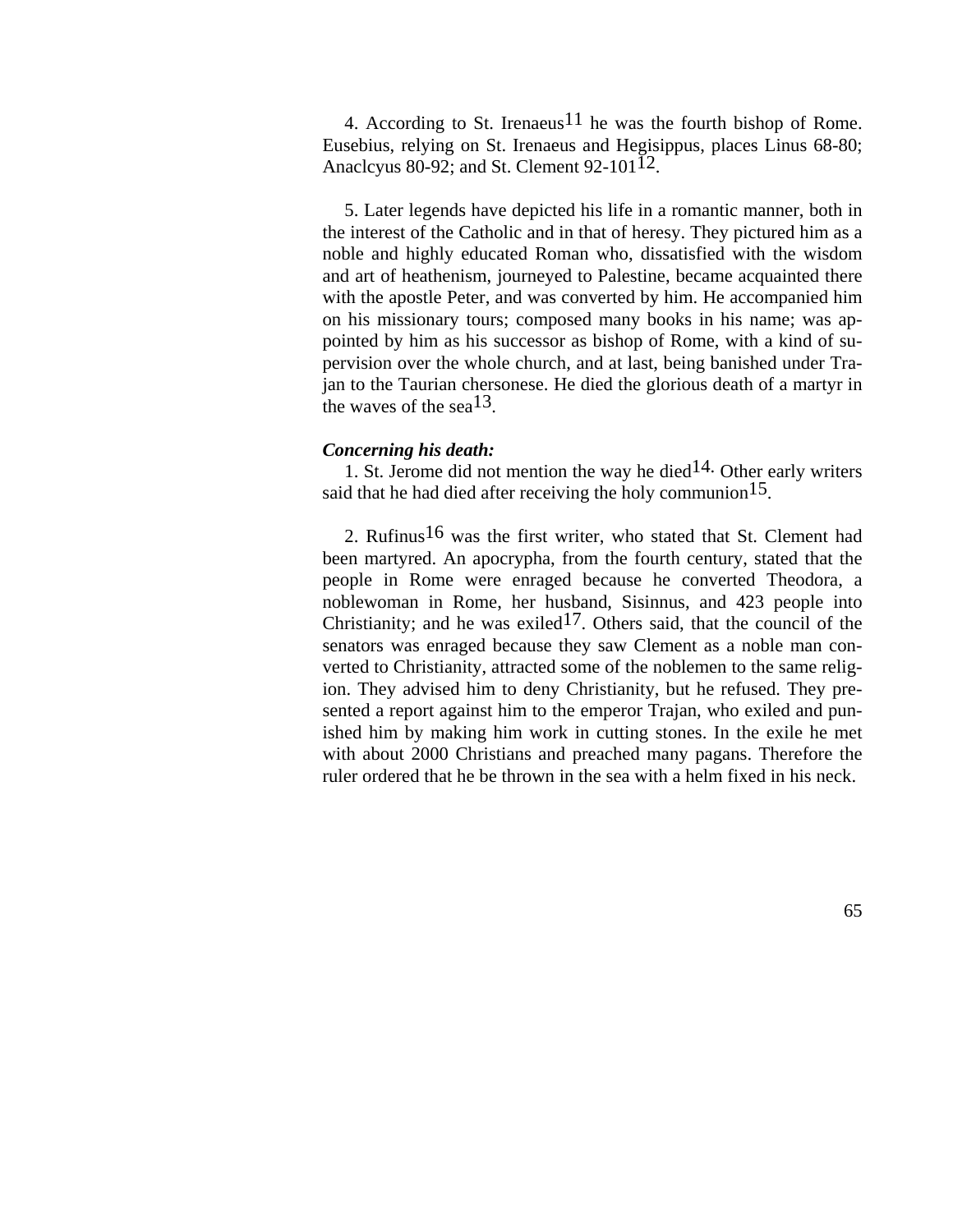4. According to St. Irenaeus[11] he was the fourth bishop of Rome. Eusebius, relying on St. Irenaeus and Hegisippus, places Linus 68-80; Anaclcyus 80-92; and St. Clement 92-101[12].

5. Later legends have depicted his life in a romantic manner, both in the interest of the Catholic and in that of heresy. They pictured him as a noble and highly educated Roman who, dissatisfied with the wisdom and art of heathenism, journeyed to Palestine, became acquainted there with the apostle Peter, and was converted by him. He accompanied him on his missionary tours; composed many books in his name; was appointed by him as his successor as bishop of Rome, with a kind of supervision over the whole church, and at last, being banished under Trajan to the Taurian chersonese. He died the glorious death of a martyr in the waves of the sea[13].

***Concerning his death:***

1. St. Jerome did not mention the way he died[14]. Other early writers said that he had died after receiving the holy communion[15].

2. Rufinus[16] was the first writer, who stated that St. Clement had been martyred. An apocrypha, from the fourth century, stated that the people in Rome were enraged because he converted Theodora, a noblewoman in Rome, her husband, Sisinnus, and 423 people into Christianity; and he was exiled[17]. Others said, that the council of the senators was enraged because they saw Clement as a noble man converted to Christianity, attracted some of the noblemen to the same religion. They advised him to deny Christianity, but he refused. They presented a report against him to the emperor Trajan, who exiled and punished him by making him work in cutting stones. In the exile he met with about 2000 Christians and preached many pagans. Therefore the ruler ordered that he be thrown in the sea with a helm fixed in his neck.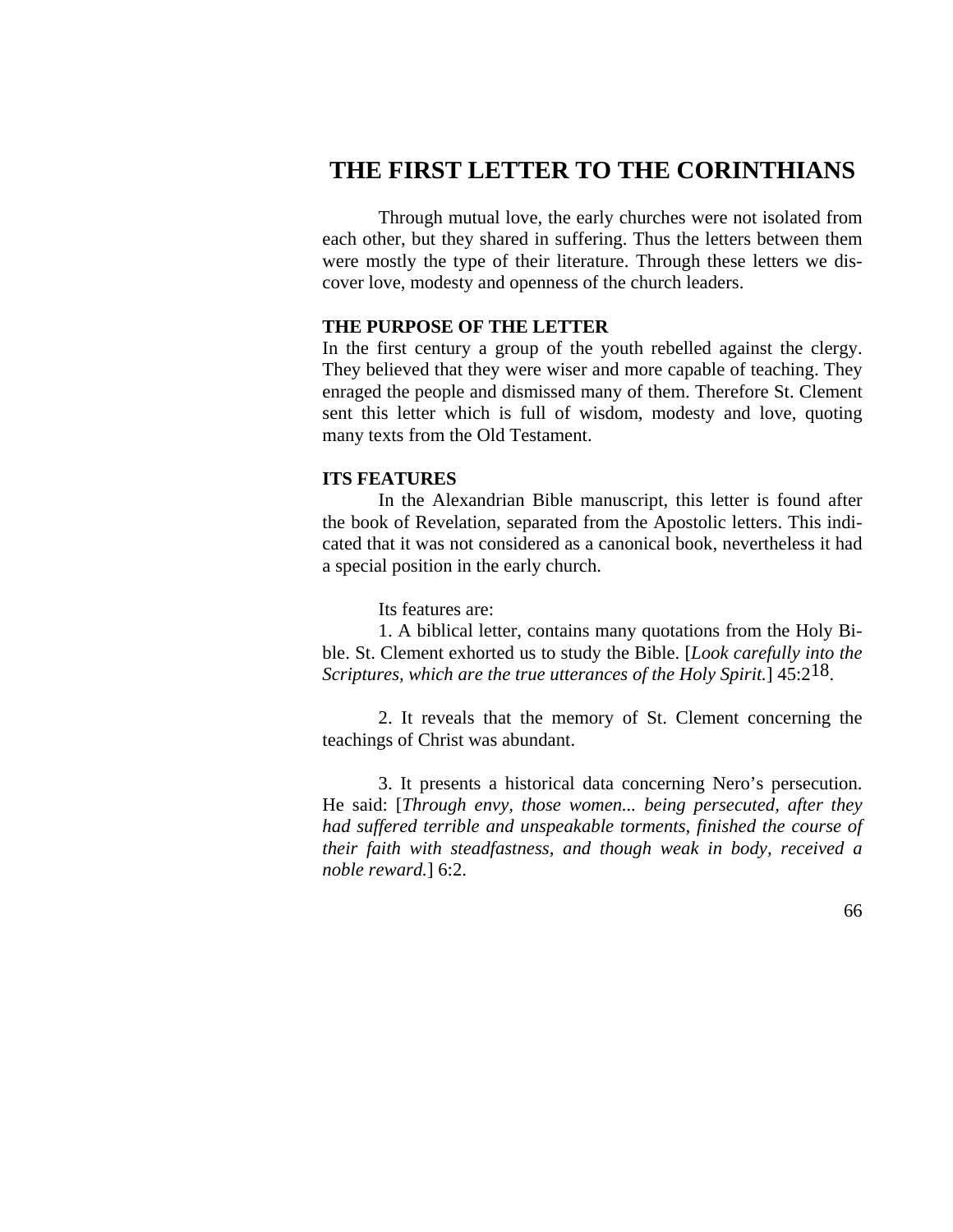# THE FIRST LETTER TO THE CORINTHIANS

Through mutual love, the early churches were not isolated from each other, but they shared in suffering. Thus the letters between them were mostly the type of their literature. Through these letters we discover love, modesty and openness of the church leaders.

**THE PURPOSE OF THE LETTER**

In the first century a group of the youth rebelled against the clergy. They believed that they were wiser and more capable of teaching. They enraged the people and dismissed many of them. Therefore St. Clement sent this letter which is full of wisdom, modesty and love, quoting many texts from the Old Testament.

**ITS FEATURES**

In the Alexandrian Bible manuscript, this letter is found after the book of Revelation, separated from the Apostolic letters. This indicated that it was not considered as a canonical book, nevertheless it had a special position in the early church.

Its features are:

1. A biblical letter, contains many quotations from the Holy Bible. St. Clement exhorted us to study the Bible. [*Look carefully into the Scriptures, which are the true utterances of the Holy Spirit.*] 45:2[18].

2. It reveals that the memory of St. Clement concerning the teachings of Christ was abundant.

3. It presents a historical data concerning Nero's persecution. He said: [*Through envy, those women... being persecuted, after they had suffered terrible and unspeakable torments, finished the course of their faith with steadfastness, and though weak in body, received a noble reward.*] 6:2.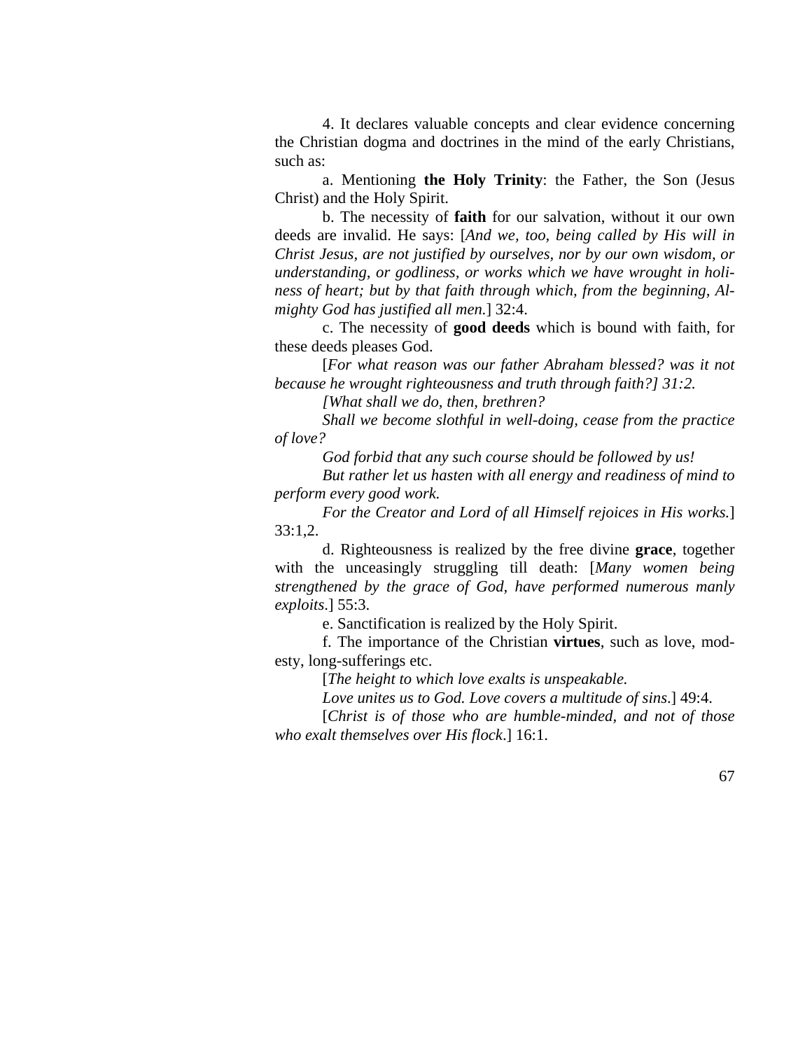4. It declares valuable concepts and clear evidence concerning the Christian dogma and doctrines in the mind of the early Christians, such as:

a. Mentioning **the Holy Trinity**: the Father, the Son (Jesus Christ) and the Holy Spirit.

b. The necessity of **faith** for our salvation, without it our own deeds are invalid. He says: [*And we, too, being called by His will in Christ Jesus, are not justified by ourselves, nor by our own wisdom, or understanding, or godliness, or works which we have wrought in holiness of heart; but by that faith through which, from the beginning, Almighty God has justified all men.*] 32:4.

c. The necessity of **good deeds** which is bound with faith, for these deeds pleases God.

[*For what reason was our father Abraham blessed? was it not because he wrought righteousness and truth through faith?] 31:2.*

*[What shall we do, then, brethren?*

*Shall we become slothful in well-doing, cease from the practice of love?*

*God forbid that any such course should be followed by us!*

*But rather let us hasten with all energy and readiness of mind to perform every good work.*

*For the Creator and Lord of all Himself rejoices in His works.*] 33:1,2.

d. Righteousness is realized by the free divine **grace**, together with the unceasingly struggling till death: [*Many women being strengthened by the grace of God, have performed numerous manly exploits*.] 55:3.

e. Sanctification is realized by the Holy Spirit.

f. The importance of the Christian **virtues**, such as love, modesty, long-sufferings etc.

[*The height to which love exalts is unspeakable.*

*Love unites us to God. Love covers a multitude of sins*.] 49:4.

[*Christ is of those who are humble-minded, and not of those who exalt themselves over His flock*.] 16:1.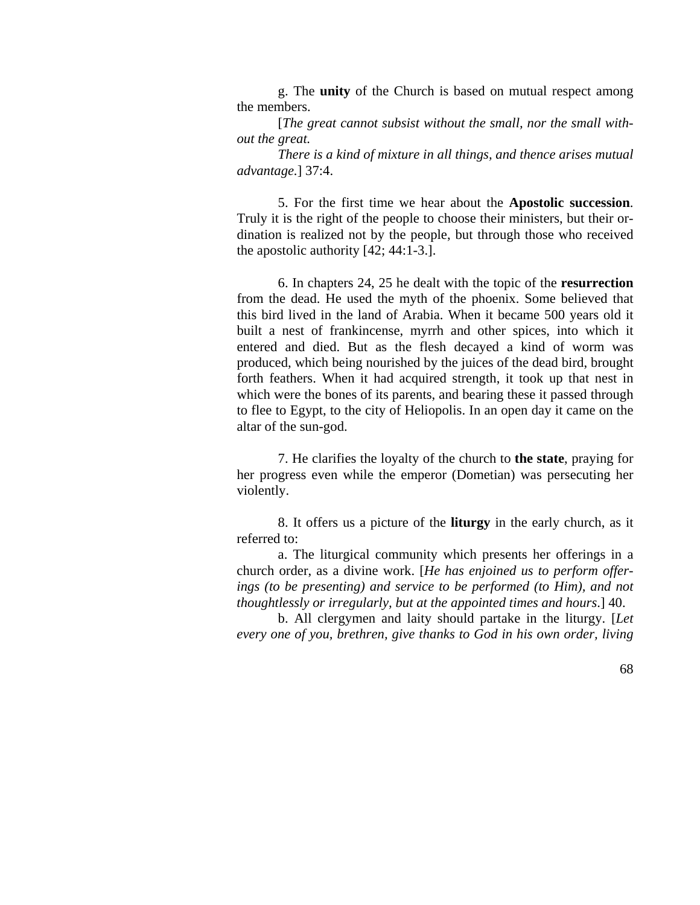g. The **unity** of the Church is based on mutual respect among the members.

[*The great cannot subsist without the small, nor the small without the great.*

*There is a kind of mixture in all things, and thence arises mutual advantage.*] 37:4.

5. For the first time we hear about the **Apostolic succession**. Truly it is the right of the people to choose their ministers, but their ordination is realized not by the people, but through those who received the apostolic authority [42; 44:1-3.].

6. In chapters 24, 25 he dealt with the topic of the **resurrection** from the dead. He used the myth of the phoenix. Some believed that this bird lived in the land of Arabia. When it became 500 years old it built a nest of frankincense, myrrh and other spices, into which it entered and died. But as the flesh decayed a kind of worm was produced, which being nourished by the juices of the dead bird, brought forth feathers. When it had acquired strength, it took up that nest in which were the bones of its parents, and bearing these it passed through to flee to Egypt, to the city of Heliopolis. In an open day it came on the altar of the sun-god.

7. He clarifies the loyalty of the church to **the state**, praying for her progress even while the emperor (Dometian) was persecuting her violently.

8. It offers us a picture of the **liturgy** in the early church, as it referred to:

a. The liturgical community which presents her offerings in a church order, as a divine work. [*He has enjoined us to perform offerings (to be presenting) and service to be performed (to Him), and not thoughtlessly or irregularly, but at the appointed times and hours*.] 40.

b. All clergymen and laity should partake in the liturgy. [*Let every one of you, brethren, give thanks to God in his own order, living*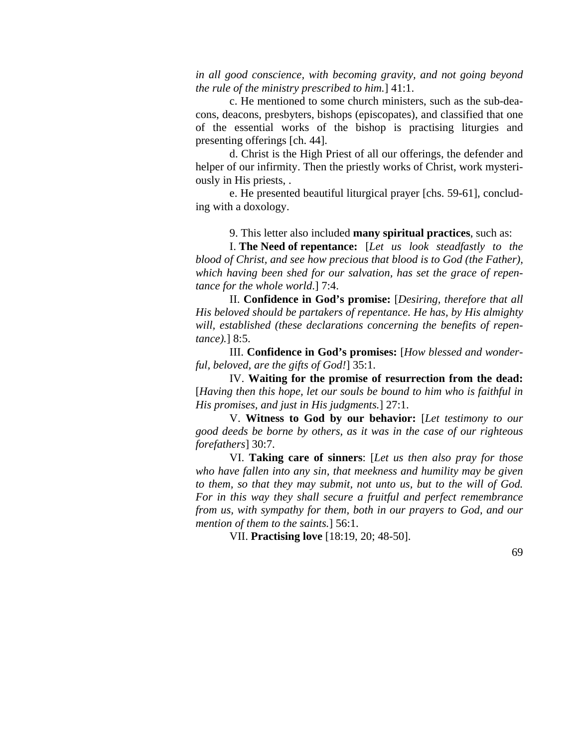*in all good conscience, with becoming gravity, and not going beyond the rule of the ministry prescribed to him.*] 41:1.

c. He mentioned to some church ministers, such as the sub-deacons, deacons, presbyters, bishops (episcopates), and classified that one of the essential works of the bishop is practising liturgies and presenting offerings [ch. 44].

d. Christ is the High Priest of all our offerings, the defender and helper of our infirmity. Then the priestly works of Christ, work mysteriously in His priests, .

e. He presented beautiful liturgical prayer [chs. 59-61], concluding with a doxology.

9. This letter also included **many spiritual practices**, such as:

I. **The Need of repentance:** [*Let us look steadfastly to the blood of Christ, and see how precious that blood is to God (the Father), which having been shed for our salvation, has set the grace of repentance for the whole world.*] 7:4.

II. **Confidence in God's promise:** [*Desiring, therefore that all His beloved should be partakers of repentance. He has, by His almighty will, established (these declarations concerning the benefits of repentance).*] 8:5.

III. **Confidence in God's promises:** [*How blessed and wonderful, beloved, are the gifts of God!*] 35:1.

IV. **Waiting for the promise of resurrection from the dead:** [*Having then this hope, let our souls be bound to him who is faithful in His promises, and just in His judgments.*] 27:1.

V. **Witness to God by our behavior:** [*Let testimony to our good deeds be borne by others, as it was in the case of our righteous forefathers*] 30:7.

VI. **Taking care of sinners**: [*Let us then also pray for those who have fallen into any sin, that meekness and humility may be given to them, so that they may submit, not unto us, but to the will of God. For in this way they shall secure a fruitful and perfect remembrance from us, with sympathy for them, both in our prayers to God, and our mention of them to the saints.*] 56:1.

VII. **Practising love** [18:19, 20; 48-50].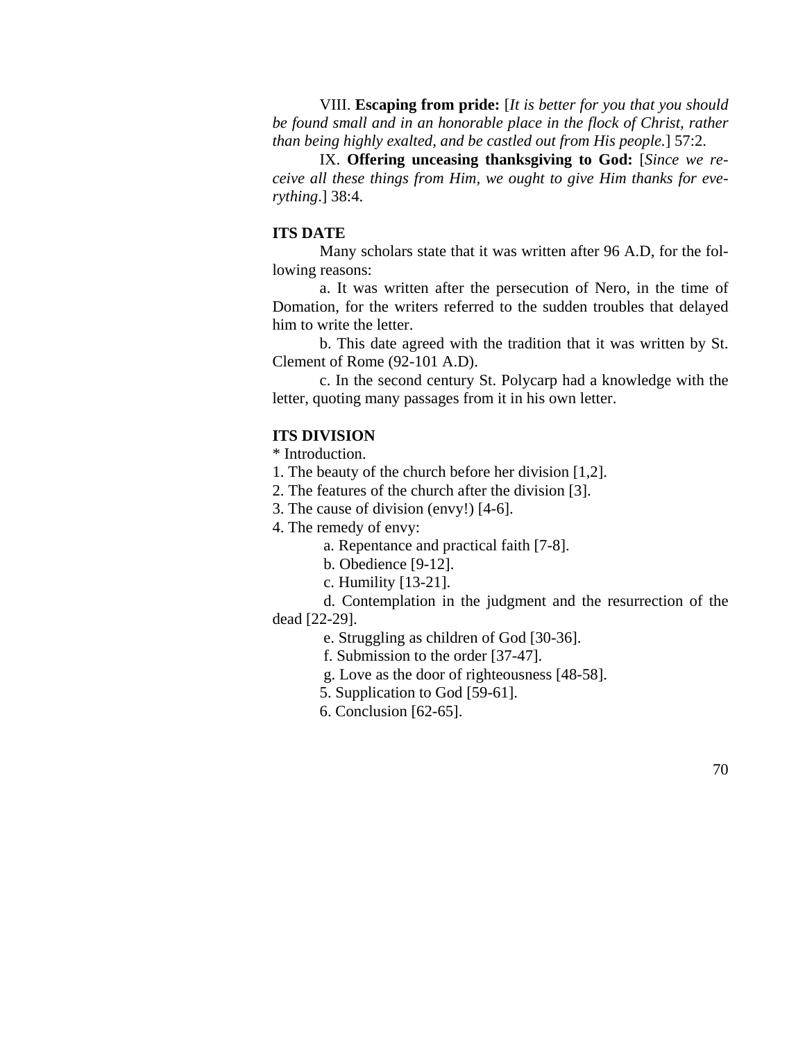VIII. **Escaping from pride:** [*It is better for you that you should be found small and in an honorable place in the flock of Christ, rather than being highly exalted, and be castled out from His people.*] 57:2.

IX. **Offering unceasing thanksgiving to God:** [*Since we receive all these things from Him, we ought to give Him thanks for everything*.] 38:4.

**ITS DATE**

Many scholars state that it was written after 96 A.D, for the following reasons:

a. It was written after the persecution of Nero, in the time of Domation, for the writers referred to the sudden troubles that delayed him to write the letter.

b. This date agreed with the tradition that it was written by St. Clement of Rome (92-101 A.D).

c. In the second century St. Polycarp had a knowledge with the letter, quoting many passages from it in his own letter.

**ITS DIVISION**

* Introduction.
1. The beauty of the church before her division [1,2].
2. The features of the church after the division [3].
3. The cause of division (envy!) [4-6].
4. The remedy of envy:
   a. Repentance and practical faith [7-8].
   b. Obedience [9-12].
   c. Humility [13-21].
   d. Contemplation in the judgment and the resurrection of the dead [22-29].
   e. Struggling as children of God [30-36].
   f. Submission to the order [37-47].
   g. Love as the door of righteousness [48-58].
5. Supplication to God [59-61].
6. Conclusion [62-65].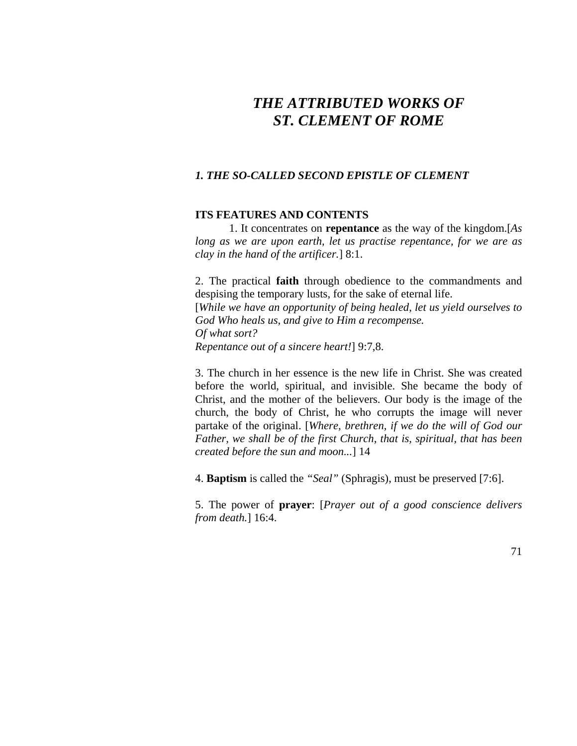# *THE ATTRIBUTED WORKS OF ST. CLEMENT OF ROME*

## *1. THE SO-CALLED SECOND EPISTLE OF CLEMENT*

### ITS FEATURES AND CONTENTS

1. It concentrates on **repentance** as the way of the kingdom.[*As long as we are upon earth, let us practise repentance, for we are as clay in the hand of the artificer.*] 8:1.

2. The practical **faith** through obedience to the commandments and despising the temporary lusts, for the sake of eternal life.
[*While we have an opportunity of being healed, let us yield ourselves to God Who heals us, and give to Him a recompense.*
*Of what sort?*
*Repentance out of a sincere heart!*] 9:7,8.

3. The church in her essence is the new life in Christ. She was created before the world, spiritual, and invisible. She became the body of Christ, and the mother of the believers. Our body is the image of the church, the body of Christ, he who corrupts the image will never partake of the original. [*Where, brethren, if we do the will of God our Father, we shall be of the first Church, that is, spiritual, that has been created before the sun and moon...*] 14

4. **Baptism** is called the *"Seal"* (Sphragis), must be preserved [7:6].

5. The power of **prayer**: [*Prayer out of a good conscience delivers from death.*] 16:4.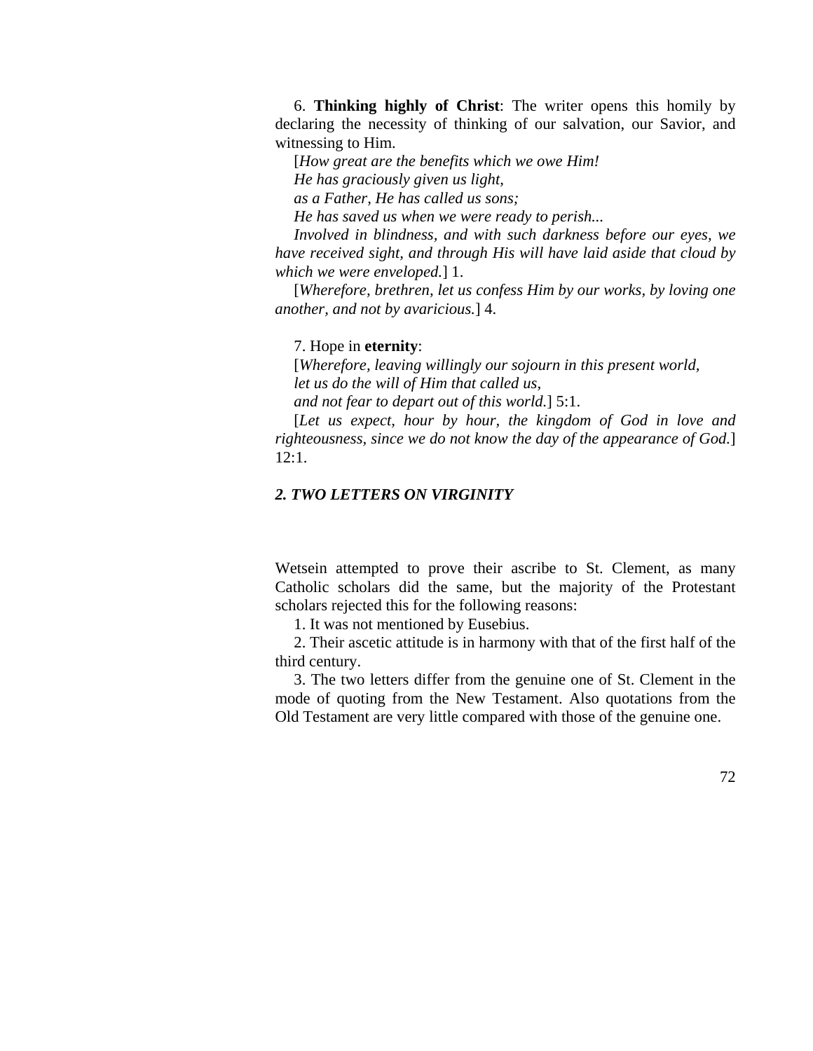6. **Thinking highly of Christ**: The writer opens this homily by declaring the necessity of thinking of our salvation, our Savior, and witnessing to Him.

[*How great are the benefits which we owe Him!*
*He has graciously given us light,*
*as a Father, He has called us sons;*
*He has saved us when we were ready to perish...*
*Involved in blindness, and with such darkness before our eyes, we have received sight, and through His will have laid aside that cloud by which we were enveloped.*] 1.

[*Wherefore, brethren, let us confess Him by our works, by loving one another, and not by avaricious.*] 4.

7. Hope in **eternity**:

[*Wherefore, leaving willingly our sojourn in this present world,*
*let us do the will of Him that called us,*
*and not fear to depart out of this world.*] 5:1.

[*Let us expect, hour by hour, the kingdom of God in love and righteousness, since we do not know the day of the appearance of God.*] 12:1.

### *2. TWO LETTERS ON VIRGINITY*

Wetsein attempted to prove their ascribe to St. Clement, as many Catholic scholars did the same, but the majority of the Protestant scholars rejected this for the following reasons:

1. It was not mentioned by Eusebius.
2. Their ascetic attitude is in harmony with that of the first half of the third century.
3. The two letters differ from the genuine one of St. Clement in the mode of quoting from the New Testament. Also quotations from the Old Testament are very little compared with those of the genuine one.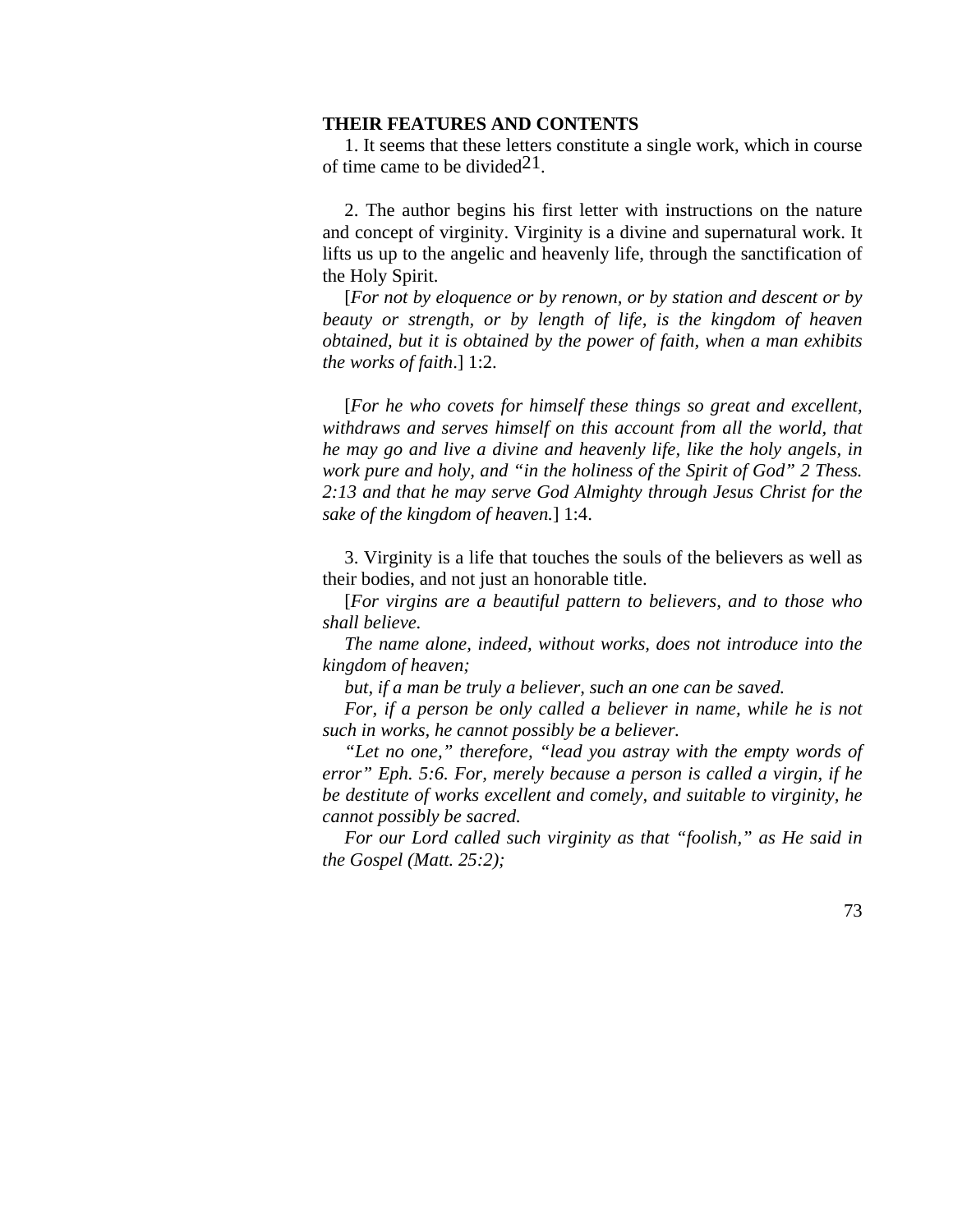**THEIR FEATURES AND CONTENTS**

1. It seems that these letters constitute a single work, which in course of time came to be divided[21].

2. The author begins his first letter with instructions on the nature and concept of virginity. Virginity is a divine and supernatural work. It lifts us up to the angelic and heavenly life, through the sanctification of the Holy Spirit.

[*For not by eloquence or by renown, or by station and descent or by beauty or strength, or by length of life, is the kingdom of heaven obtained, but it is obtained by the power of faith, when a man exhibits the works of faith*.] 1:2.

[*For he who covets for himself these things so great and excellent, withdraws and serves himself on this account from all the world, that he may go and live a divine and heavenly life, like the holy angels, in work pure and holy, and "in the holiness of the Spirit of God" 2 Thess. 2:13 and that he may serve God Almighty through Jesus Christ for the sake of the kingdom of heaven.*] 1:4.

3. Virginity is a life that touches the souls of the believers as well as their bodies, and not just an honorable title.

[*For virgins are a beautiful pattern to believers, and to those who shall believe.*

*The name alone, indeed, without works, does not introduce into the kingdom of heaven;*

*but, if a man be truly a believer, such an one can be saved.*

*For, if a person be only called a believer in name, while he is not such in works, he cannot possibly be a believer.*

*"Let no one," therefore, "lead you astray with the empty words of error" Eph. 5:6. For, merely because a person is called a virgin, if he be destitute of works excellent and comely, and suitable to virginity, he cannot possibly be sacred.*

*For our Lord called such virginity as that "foolish," as He said in the Gospel (Matt. 25:2);*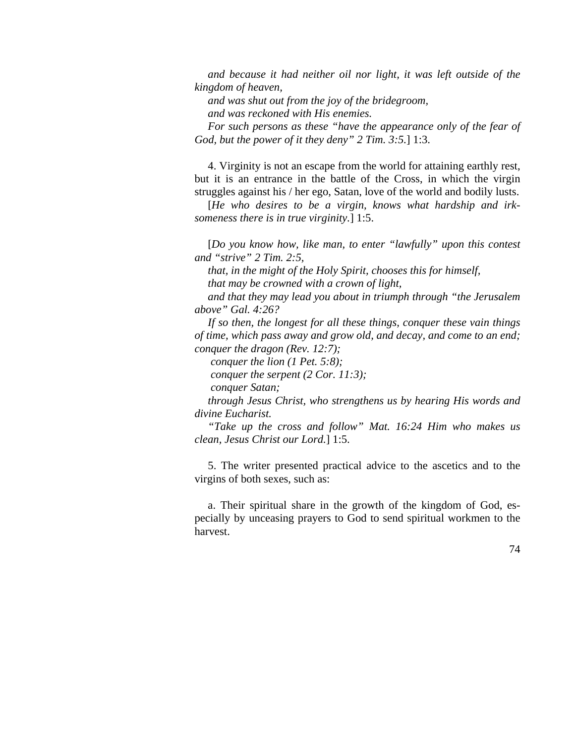*and because it had neither oil nor light, it was left outside of the kingdom of heaven,*

*and was shut out from the joy of the bridegroom,*

*and was reckoned with His enemies.*

*For such persons as these "have the appearance only of the fear of God, but the power of it they deny" 2 Tim. 3:5.*] 1:3.

4. Virginity is not an escape from the world for attaining earthly rest, but it is an entrance in the battle of the Cross, in which the virgin struggles against his / her ego, Satan, love of the world and bodily lusts.

[*He who desires to be a virgin, knows what hardship and irksomeness there is in true virginity.*] 1:5.

[*Do you know how, like man, to enter "lawfully" upon this contest and "strive" 2 Tim. 2:5,*

*that, in the might of the Holy Spirit, chooses this for himself,*

*that may be crowned with a crown of light,*

*and that they may lead you about in triumph through "the Jerusalem above" Gal. 4:26?*

*If so then, the longest for all these things, conquer these vain things of time, which pass away and grow old, and decay, and come to an end; conquer the dragon (Rev. 12:7);*

*conquer the lion (1 Pet. 5:8);*

*conquer the serpent (2 Cor. 11:3);*

*conquer Satan;*

*through Jesus Christ, who strengthens us by hearing His words and divine Eucharist.*

*"Take up the cross and follow" Mat. 16:24 Him who makes us clean, Jesus Christ our Lord.*] 1:5.

5. The writer presented practical advice to the ascetics and to the virgins of both sexes, such as:

a. Their spiritual share in the growth of the kingdom of God, especially by unceasing prayers to God to send spiritual workmen to the harvest.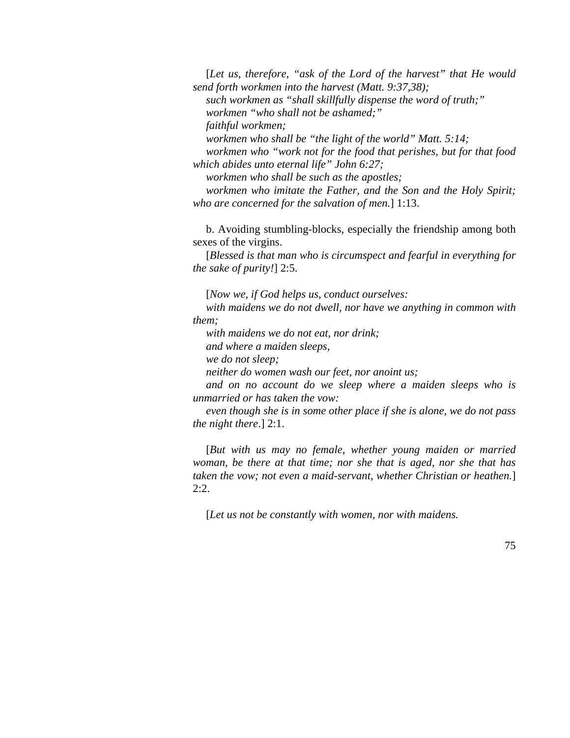[*Let us, therefore, "ask of the Lord of the harvest" that He would send forth workmen into the harvest (Matt. 9:37,38);*

*such workmen as "shall skillfully dispense the word of truth;"*

*workmen "who shall not be ashamed;"*

*faithful workmen;*

*workmen who shall be "the light of the world" Matt. 5:14;*

*workmen who "work not for the food that perishes, but for that food which abides unto eternal life" John 6:27;*

*workmen who shall be such as the apostles;*

*workmen who imitate the Father, and the Son and the Holy Spirit; who are concerned for the salvation of men.*] 1:13.

b. Avoiding stumbling-blocks, especially the friendship among both sexes of the virgins.

[*Blessed is that man who is circumspect and fearful in everything for the sake of purity!*] 2:5.

[*Now we, if God helps us, conduct ourselves:*

*with maidens we do not dwell, nor have we anything in common with them;*

*with maidens we do not eat, nor drink;*

*and where a maiden sleeps,*

*we do not sleep;*

*neither do women wash our feet, nor anoint us;*

*and on no account do we sleep where a maiden sleeps who is unmarried or has taken the vow:*

*even though she is in some other place if she is alone, we do not pass the night there*.] 2:1.

[*But with us may no female, whether young maiden or married woman, be there at that time; nor she that is aged, nor she that has taken the vow; not even a maid-servant, whether Christian or heathen.*] 2:2.

[*Let us not be constantly with women, nor with maidens.*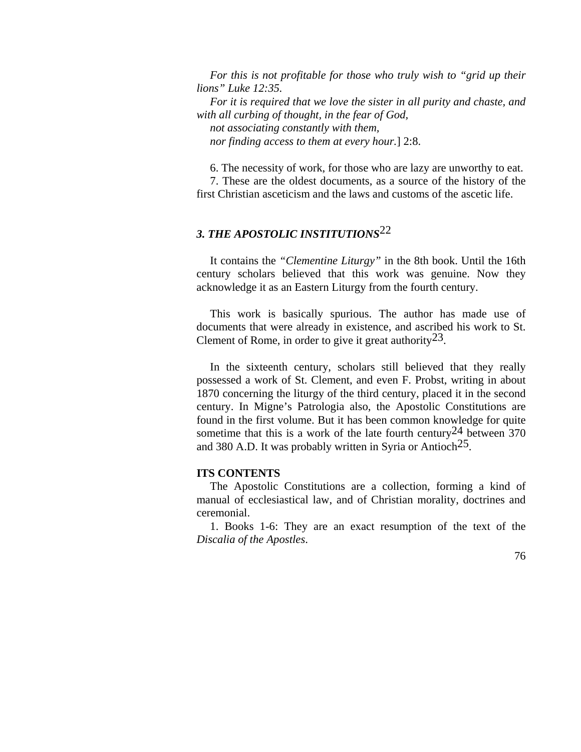*For this is not profitable for those who truly wish to "grid up their lions" Luke 12:35.*

*For it is required that we love the sister in all purity and chaste, and with all curbing of thought, in the fear of God,*

*not associating constantly with them,*

*nor finding access to them at every hour.*] 2:8.

6. The necessity of work, for those who are lazy are unworthy to eat.

7. These are the oldest documents, as a source of the history of the first Christian asceticism and the laws and customs of the ascetic life.

### *3. THE APOSTOLIC INSTITUTIONS*[22]

It contains the *"Clementine Liturgy"* in the 8th book. Until the 16th century scholars believed that this work was genuine. Now they acknowledge it as an Eastern Liturgy from the fourth century.

This work is basically spurious. The author has made use of documents that were already in existence, and ascribed his work to St. Clement of Rome, in order to give it great authority[23].

In the sixteenth century, scholars still believed that they really possessed a work of St. Clement, and even F. Probst, writing in about 1870 concerning the liturgy of the third century, placed it in the second century. In Migne's Patrologia also, the Apostolic Constitutions are found in the first volume. But it has been common knowledge for quite sometime that this is a work of the late fourth century[24] between 370 and 380 A.D. It was probably written in Syria or Antioch[25].

**ITS CONTENTS**

The Apostolic Constitutions are a collection, forming a kind of manual of ecclesiastical law, and of Christian morality, doctrines and ceremonial.

1. Books 1-6: They are an exact resumption of the text of the *Discalia of the Apostles*.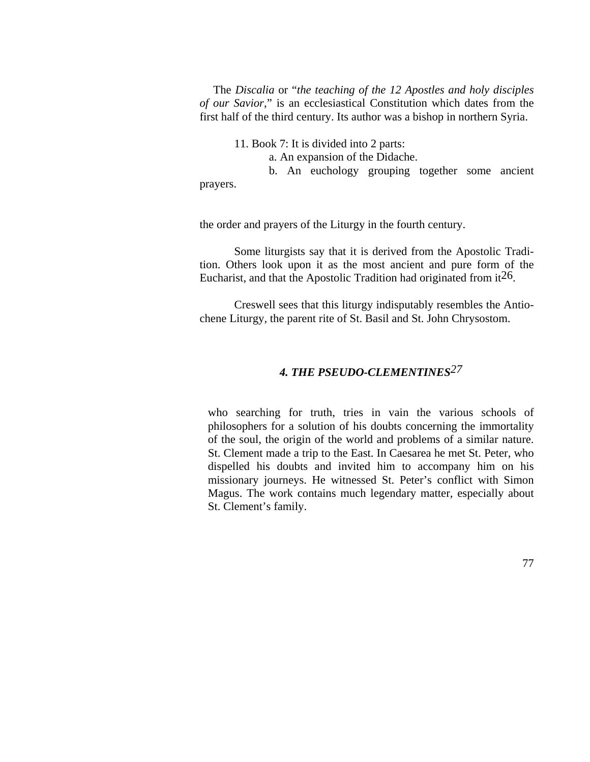The *Discalia* or "*the teaching of the 12 Apostles and holy disciples of our Savior*," is an ecclesiastical Constitution which dates from the first half of the third century. Its author was a bishop in northern Syria.

11. Book 7: It is divided into 2 parts:
    a. An expansion of the Didache.
    b. An euchology grouping together some ancient prayers.

the order and prayers of the Liturgy in the fourth century.

Some liturgists say that it is derived from the Apostolic Tradition. Others look upon it as the most ancient and pure form of the Eucharist, and that the Apostolic Tradition had originated from it[26].

Creswell sees that this liturgy indisputably resembles the Antiochene Liturgy, the parent rite of St. Basil and St. John Chrysostom.

### *4. THE PSEUDO-CLEMENTINES*[27]

who searching for truth, tries in vain the various schools of philosophers for a solution of his doubts concerning the immortality of the soul, the origin of the world and problems of a similar nature. St. Clement made a trip to the East. In Caesarea he met St. Peter, who dispelled his doubts and invited him to accompany him on his missionary journeys. He witnessed St. Peter's conflict with Simon Magus. The work contains much legendary matter, especially about St. Clement's family.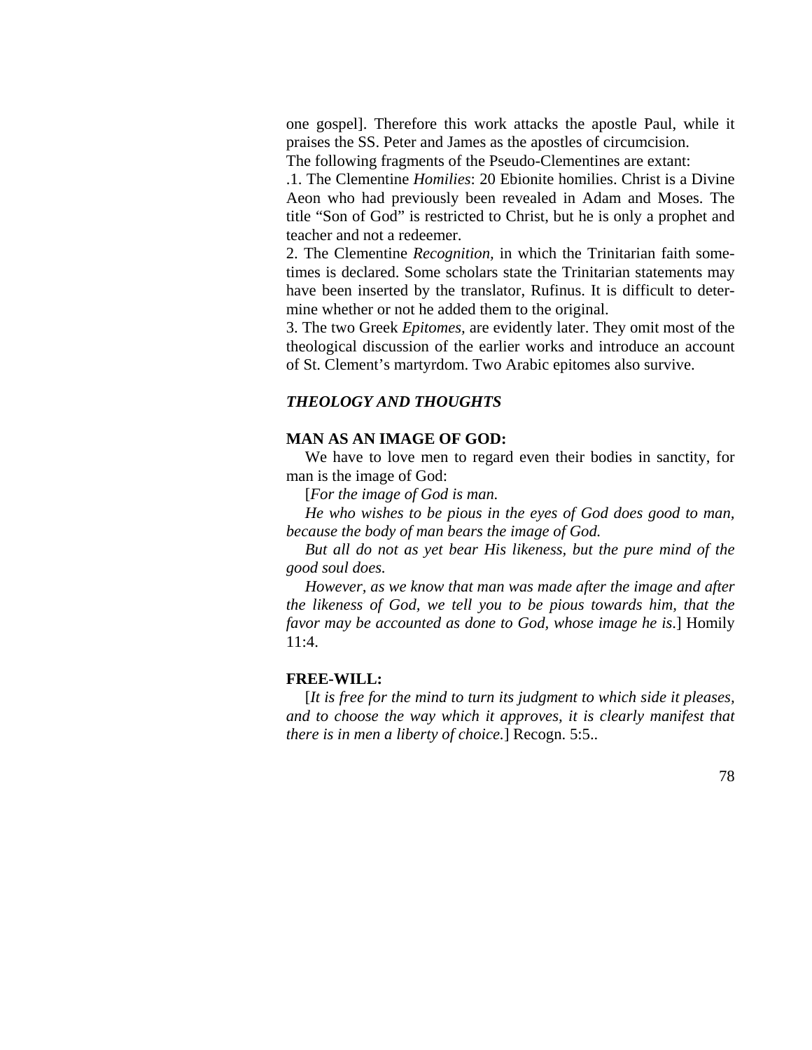one gospel]. Therefore this work attacks the apostle Paul, while it praises the SS. Peter and James as the apostles of circumcision.

The following fragments of the Pseudo-Clementines are extant:

.1. The Clementine *Homilies*: 20 Ebionite homilies. Christ is a Divine Aeon who had previously been revealed in Adam and Moses. The title “Son of God” is restricted to Christ, but he is only a prophet and teacher and not a redeemer.

2. The Clementine *Recognition,* in which the Trinitarian faith sometimes is declared. Some scholars state the Trinitarian statements may have been inserted by the translator, Rufinus. It is difficult to determine whether or not he added them to the original.

3. The two Greek *Epitomes*, are evidently later. They omit most of the theological discussion of the earlier works and introduce an account of St. Clement’s martyrdom. Two Arabic epitomes also survive.

## *THEOLOGY AND THOUGHTS*

### MAN AS AN IMAGE OF GOD:

We have to love men to regard even their bodies in sanctity, for man is the image of God:

[*For the image of God is man.*

*He who wishes to be pious in the eyes of God does good to man, because the body of man bears the image of God.*

*But all do not as yet bear His likeness, but the pure mind of the good soul does.*

*However, as we know that man was made after the image and after the likeness of God, we tell you to be pious towards him, that the favor may be accounted as done to God, whose image he is*.] Homily 11:4.

### FREE-WILL:

[*It is free for the mind to turn its judgment to which side it pleases, and to choose the way which it approves, it is clearly manifest that there is in men a liberty of choice.*] Recogn. 5:5..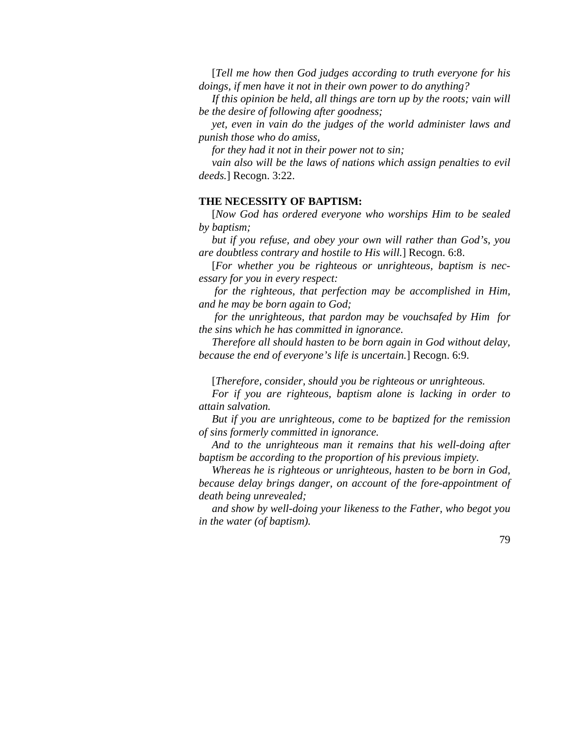[*Tell me how then God judges according to truth everyone for his doings, if men have it not in their own power to do anything?*

*If this opinion be held, all things are torn up by the roots; vain will be the desire of following after goodness;*

*yet, even in vain do the judges of the world administer laws and punish those who do amiss,*

*for they had it not in their power not to sin;*

*vain also will be the laws of nations which assign penalties to evil deeds.*] Recogn. 3:22.

**THE NECESSITY OF BAPTISM:**

[*Now God has ordered everyone who worships Him to be sealed by baptism;*

*but if you refuse, and obey your own will rather than God's, you are doubtless contrary and hostile to His will.*] Recogn. 6:8.

[*For whether you be righteous or unrighteous, baptism is necessary for you in every respect:*

*for the righteous, that perfection may be accomplished in Him, and he may be born again to God;*

*for the unrighteous, that pardon may be vouchsafed by Him for the sins which he has committed in ignorance.*

*Therefore all should hasten to be born again in God without delay, because the end of everyone's life is uncertain.*] Recogn. 6:9.

[*Therefore, consider, should you be righteous or unrighteous.*

*For if you are righteous, baptism alone is lacking in order to attain salvation.*

*But if you are unrighteous, come to be baptized for the remission of sins formerly committed in ignorance.*

*And to the unrighteous man it remains that his well-doing after baptism be according to the proportion of his previous impiety.*

*Whereas he is righteous or unrighteous, hasten to be born in God, because delay brings danger, on account of the fore-appointment of death being unrevealed;*

*and show by well-doing your likeness to the Father, who begot you in the water (of baptism).*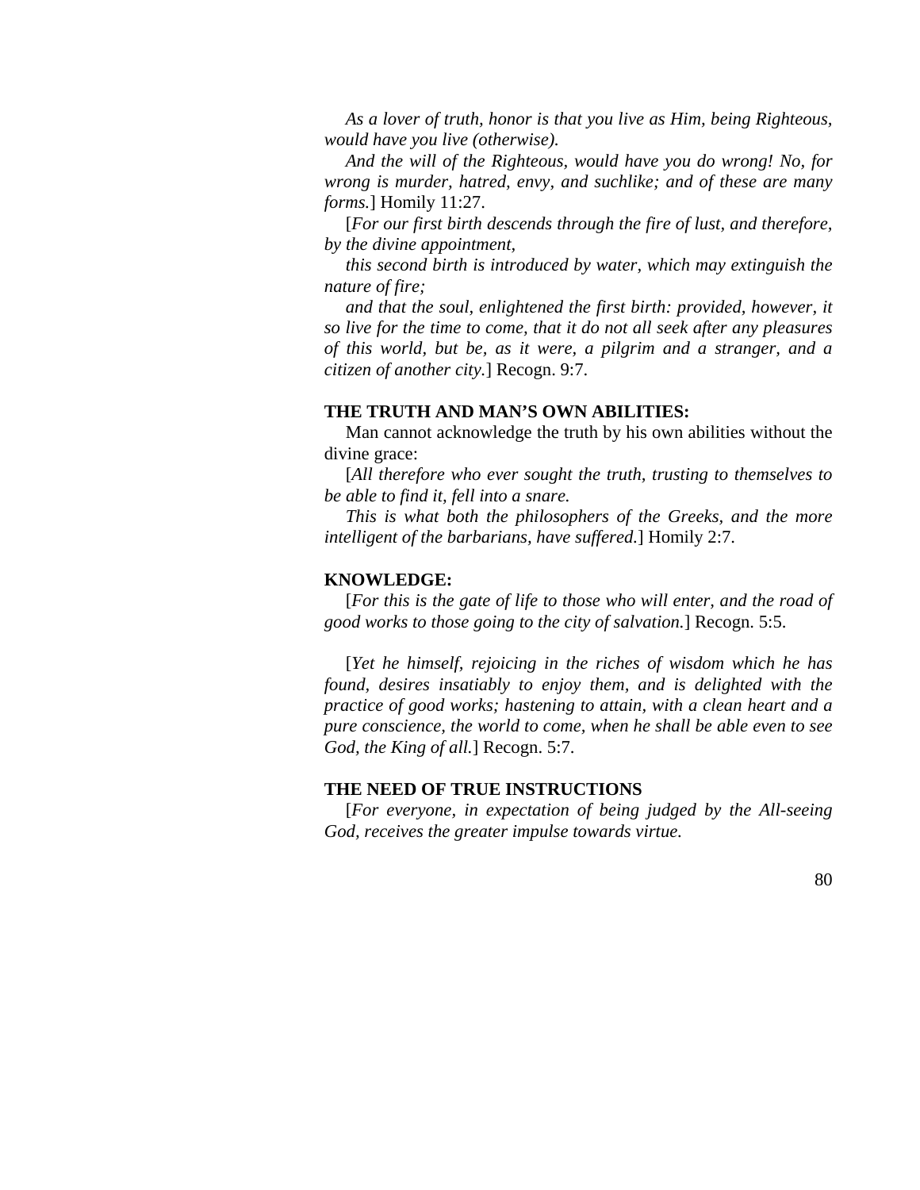*As a lover of truth, honor is that you live as Him, being Righteous, would have you live (otherwise).*

*And the will of the Righteous, would have you do wrong! No, for wrong is murder, hatred, envy, and suchlike; and of these are many forms.*] Homily 11:27.

[*For our first birth descends through the fire of lust, and therefore, by the divine appointment,*

*this second birth is introduced by water, which may extinguish the nature of fire;*

*and that the soul, enlightened the first birth: provided, however, it so live for the time to come, that it do not all seek after any pleasures of this world, but be, as it were, a pilgrim and a stranger, and a citizen of another city.*] Recogn. 9:7.

**THE TRUTH AND MAN'S OWN ABILITIES:**

Man cannot acknowledge the truth by his own abilities without the divine grace:

[*All therefore who ever sought the truth, trusting to themselves to be able to find it, fell into a snare.*

*This is what both the philosophers of the Greeks, and the more intelligent of the barbarians, have suffered.*] Homily 2:7.

**KNOWLEDGE:**

[*For this is the gate of life to those who will enter, and the road of good works to those going to the city of salvation.*] Recogn. 5:5.

[*Yet he himself, rejoicing in the riches of wisdom which he has found, desires insatiably to enjoy them, and is delighted with the practice of good works; hastening to attain, with a clean heart and a pure conscience, the world to come, when he shall be able even to see God, the King of all.*] Recogn. 5:7.

**THE NEED OF TRUE INSTRUCTIONS**

[*For everyone, in expectation of being judged by the All-seeing God, receives the greater impulse towards virtue.*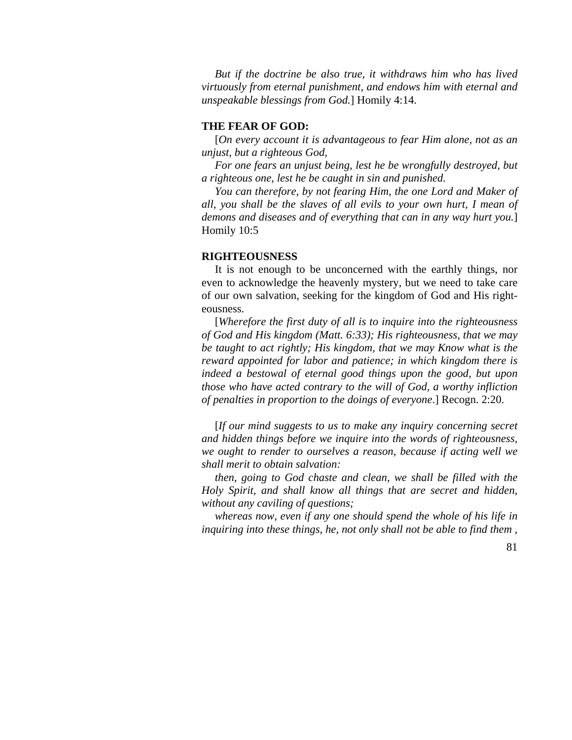*But if the doctrine be also true, it withdraws him who has lived virtuously from eternal punishment, and endows him with eternal and unspeakable blessings from God.*] Homily 4:14.

**THE FEAR OF GOD:**

[*On every account it is advantageous to fear Him alone, not as an unjust, but a righteous God,*

*For one fears an unjust being, lest he be wrongfully destroyed, but a righteous one, lest he be caught in sin and punished.*

*You can therefore, by not fearing Him, the one Lord and Maker of all, you shall be the slaves of all evils to your own hurt, I mean of demons and diseases and of everything that can in any way hurt you.*] Homily 10:5

**RIGHTEOUSNESS**

It is not enough to be unconcerned with the earthly things, nor even to acknowledge the heavenly mystery, but we need to take care of our own salvation, seeking for the kingdom of God and His righteousness.

[*Wherefore the first duty of all is to inquire into the righteousness of God and His kingdom (Matt. 6:33); His righteousness, that we may be taught to act rightly; His kingdom, that we may Know what is the reward appointed for labor and patience; in which kingdom there is indeed a bestowal of eternal good things upon the good, but upon those who have acted contrary to the will of God, a worthy infliction of penalties in proportion to the doings of everyone*.] Recogn. 2:20.

[*If our mind suggests to us to make any inquiry concerning secret and hidden things before we inquire into the words of righteousness, we ought to render to ourselves a reason, because if acting well we shall merit to obtain salvation:*

*then, going to God chaste and clean, we shall be filled with the Holy Spirit, and shall know all things that are secret and hidden, without any caviling of questions;*

*whereas now, even if any one should spend the whole of his life in inquiring into these things, he, not only shall not be able to find them ,*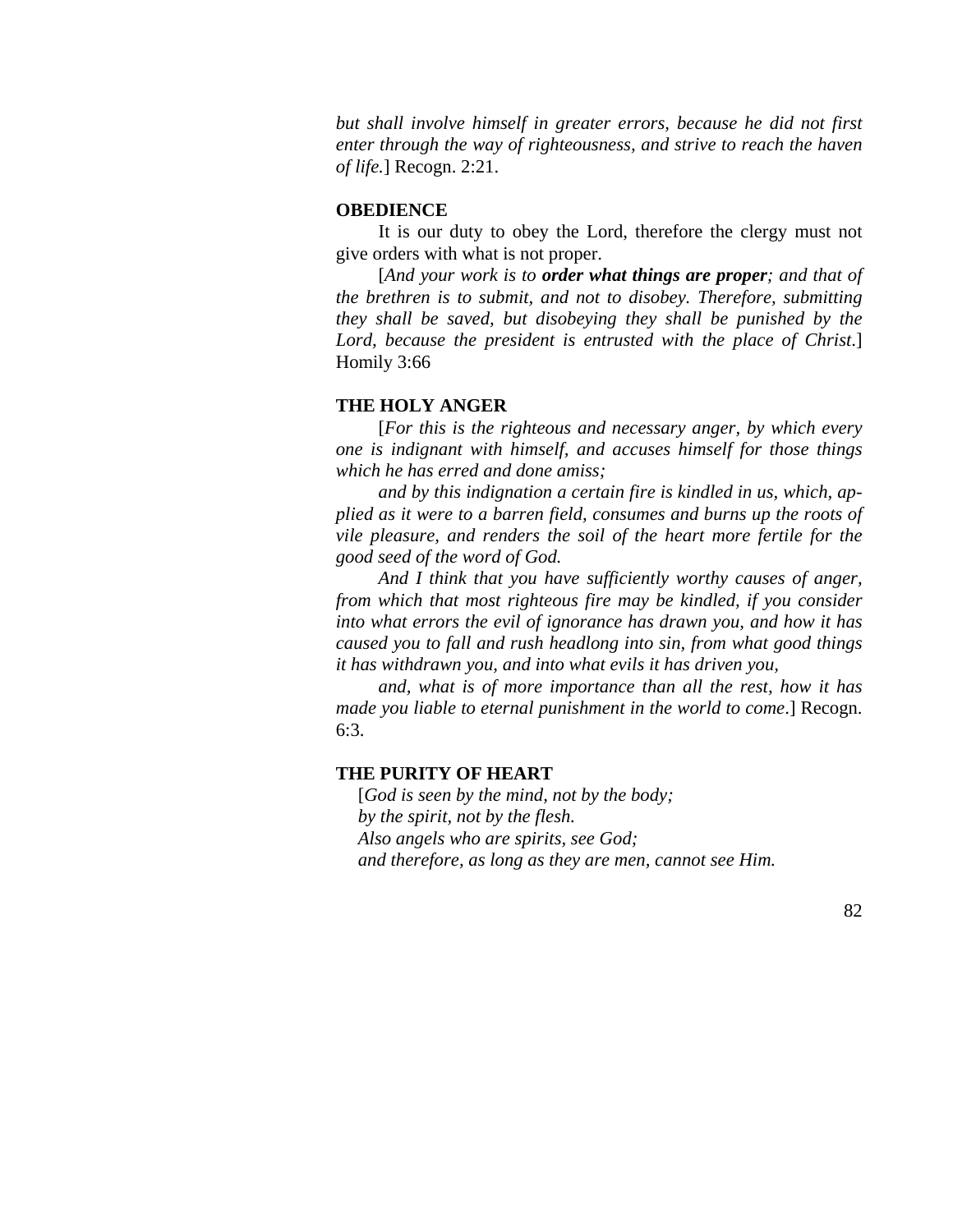*but shall involve himself in greater errors, because he did not first enter through the way of righteousness, and strive to reach the haven of life.*] Recogn. 2:21.

**OBEDIENCE**

It is our duty to obey the Lord, therefore the clergy must not give orders with what is not proper.

[*And your work is to **order what things are proper**; and that of the brethren is to submit, and not to disobey. Therefore, submitting they shall be saved, but disobeying they shall be punished by the Lord, because the president is entrusted with the place of Christ.*] Homily 3:66

**THE HOLY ANGER**

[*For this is the righteous and necessary anger, by which every one is indignant with himself, and accuses himself for those things which he has erred and done amiss;*

*and by this indignation a certain fire is kindled in us, which, applied as it were to a barren field, consumes and burns up the roots of vile pleasure, and renders the soil of the heart more fertile for the good seed of the word of God.*

*And I think that you have sufficiently worthy causes of anger, from which that most righteous fire may be kindled, if you consider into what errors the evil of ignorance has drawn you, and how it has caused you to fall and rush headlong into sin, from what good things it has withdrawn you, and into what evils it has driven you,*

*and, what is of more importance than all the rest, how it has made you liable to eternal punishment in the world to come.*] Recogn. 6:3.

**THE PURITY OF HEART**

[*God is seen by the mind, not by the body;*
*by the spirit, not by the flesh.*
*Also angels who are spirits, see God;*
*and therefore, as long as they are men, cannot see Him.*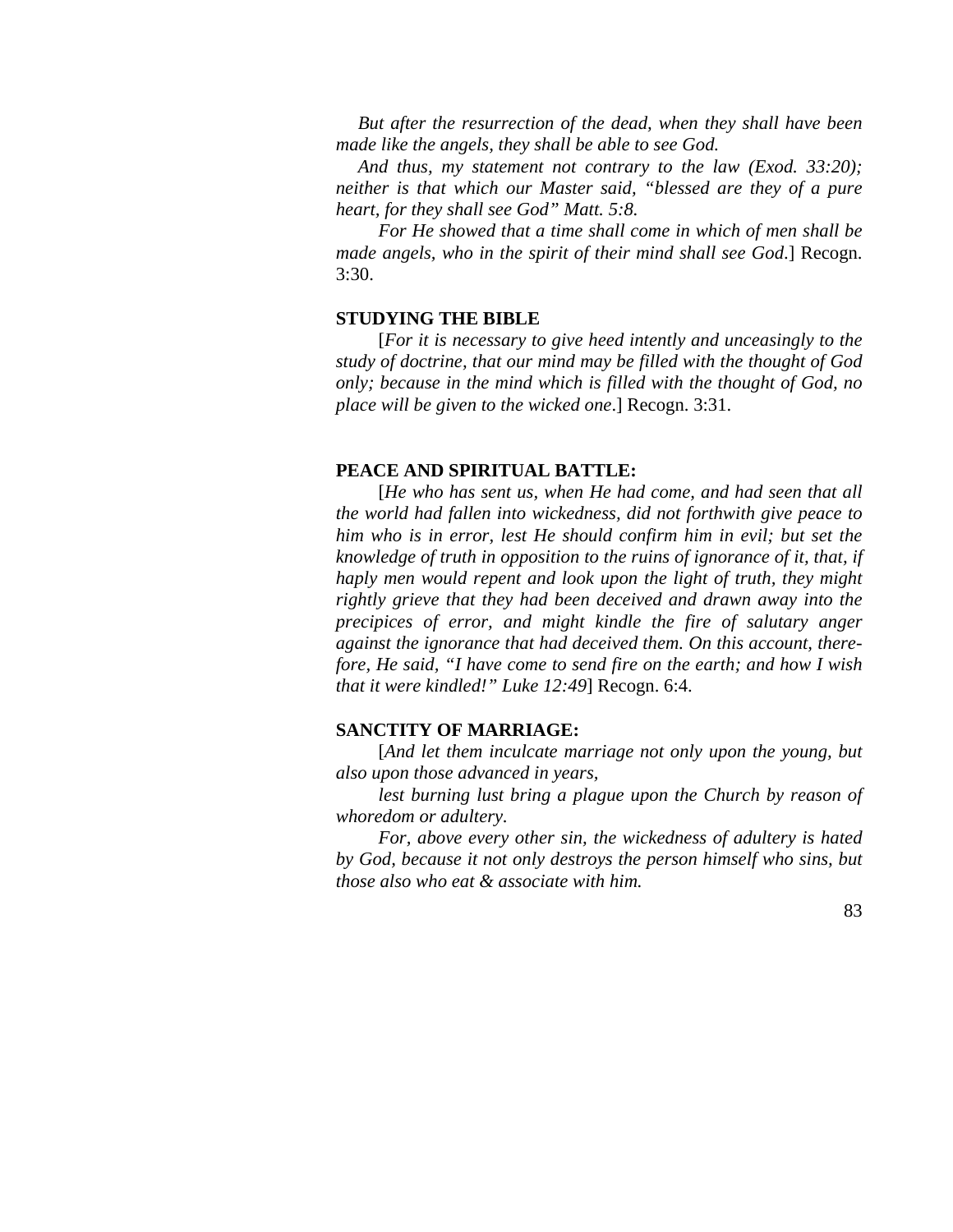*But after the resurrection of the dead, when they shall have been made like the angels, they shall be able to see God.*

*And thus, my statement not contrary to the law (Exod. 33:20); neither is that which our Master said, "blessed are they of a pure heart, for they shall see God" Matt. 5:8.*

*For He showed that a time shall come in which of men shall be made angels, who in the spirit of their mind shall see God.*] Recogn. 3:30.

**STUDYING THE BIBLE**

[*For it is necessary to give heed intently and unceasingly to the study of doctrine, that our mind may be filled with the thought of God only; because in the mind which is filled with the thought of God, no place will be given to the wicked one*.] Recogn. 3:31.

**PEACE AND SPIRITUAL BATTLE:**

[*He who has sent us, when He had come, and had seen that all the world had fallen into wickedness, did not forthwith give peace to him who is in error, lest He should confirm him in evil; but set the knowledge of truth in opposition to the ruins of ignorance of it, that, if haply men would repent and look upon the light of truth, they might rightly grieve that they had been deceived and drawn away into the precipices of error, and might kindle the fire of salutary anger against the ignorance that had deceived them. On this account, therefore, He said, "I have come to send fire on the earth; and how I wish that it were kindled!" Luke 12:49*] Recogn. 6:4.

**SANCTITY OF MARRIAGE:**

[*And let them inculcate marriage not only upon the young, but also upon those advanced in years,*

*lest burning lust bring a plague upon the Church by reason of whoredom or adultery.*

*For, above every other sin, the wickedness of adultery is hated by God, because it not only destroys the person himself who sins, but those also who eat & associate with him.*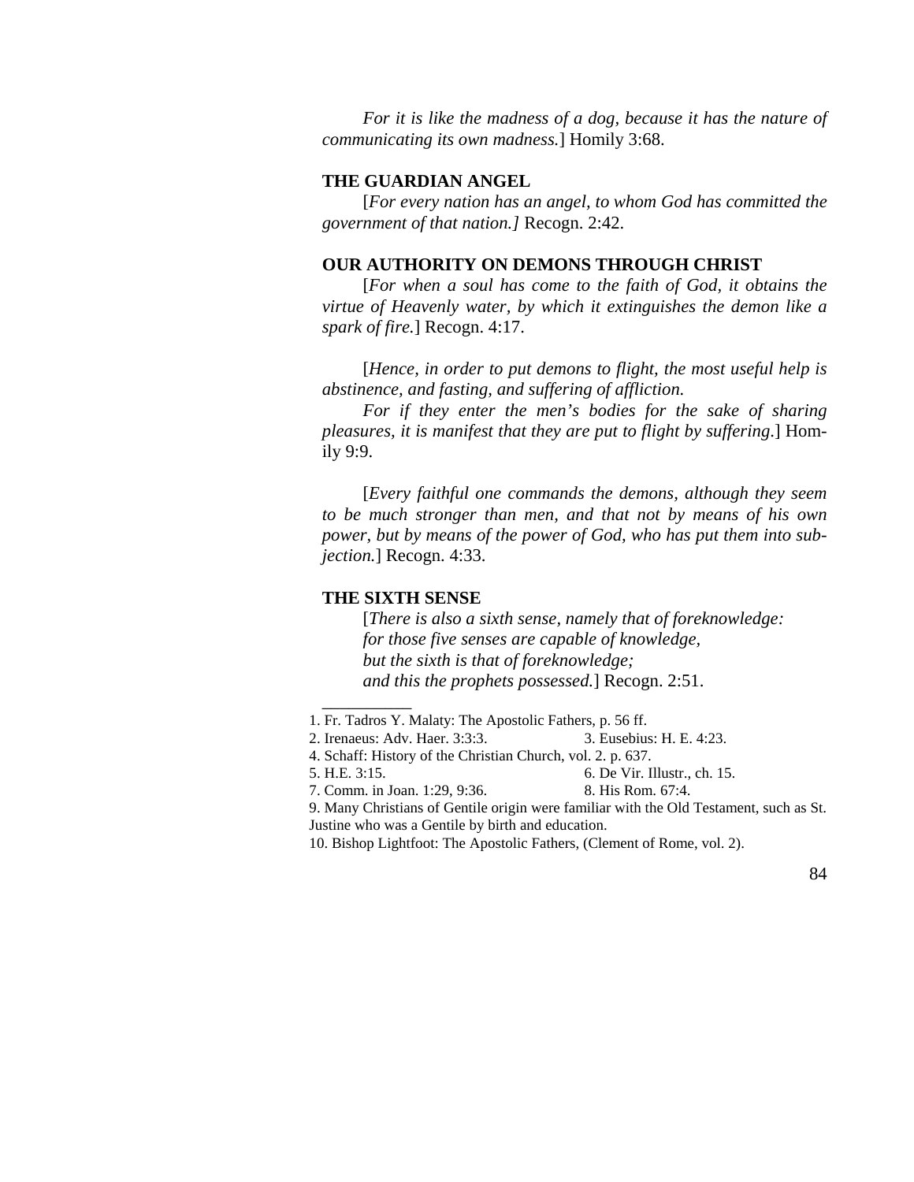*For it is like the madness of a dog, because it has the nature of communicating its own madness.*] Homily 3:68.

**THE GUARDIAN ANGEL**

[*For every nation has an angel, to whom God has committed the government of that nation.]* Recogn. 2:42.

**OUR AUTHORITY ON DEMONS THROUGH CHRIST**

[*For when a soul has come to the faith of God, it obtains the virtue of Heavenly water, by which it extinguishes the demon like a spark of fire.*] Recogn. 4:17.

[*Hence, in order to put demons to flight, the most useful help is abstinence, and fasting, and suffering of affliction.*

*For if they enter the men's bodies for the sake of sharing pleasures, it is manifest that they are put to flight by suffering*.] Homily 9:9.

[*Every faithful one commands the demons, although they seem to be much stronger than men, and that not by means of his own power, but by means of the power of God, who has put them into subjection.*] Recogn. 4:33.

**THE SIXTH SENSE**

[*There is also a sixth sense, namely that of foreknowledge:*
*for those five senses are capable of knowledge,*
*but the sixth is that of foreknowledge;*
*and this the prophets possessed.*] Recogn. 2:51.

___________

1. Fr. Tadros Y. Malaty: The Apostolic Fathers, p. 56 ff.
2. Irenaeus: Adv. Haer. 3:3:3.
3. Eusebius: H. E. 4:23.
4. Schaff: History of the Christian Church, vol. 2. p. 637.
5. H.E. 3:15.
6. De Vir. Illustr., ch. 15.
7. Comm. in Joan. 1:29, 9:36.
8. His Rom. 67:4.
9. Many Christians of Gentile origin were familiar with the Old Testament, such as St. Justine who was a Gentile by birth and education.
10. Bishop Lightfoot: The Apostolic Fathers, (Clement of Rome, vol. 2).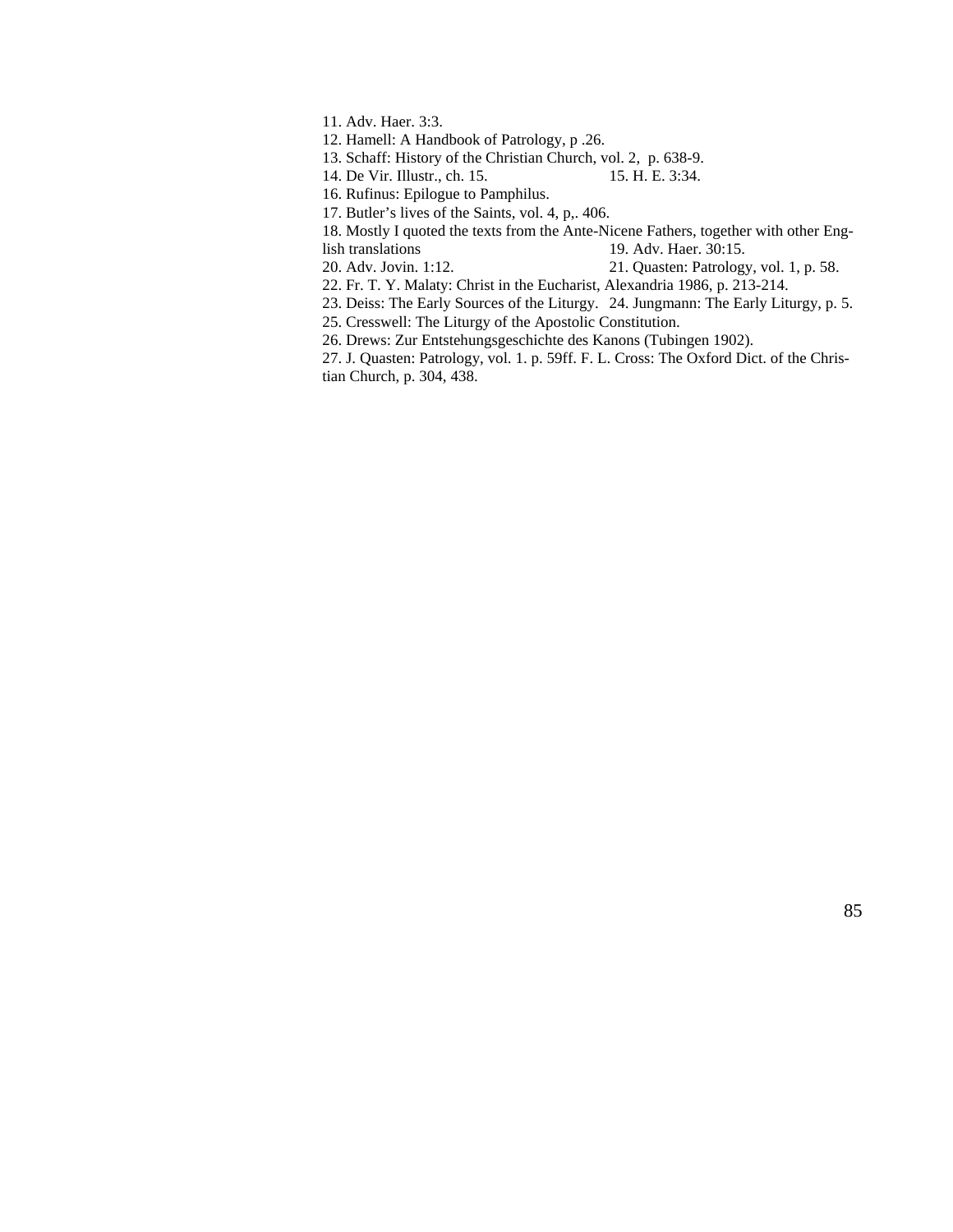11. Adv. Haer. 3:3.

12. Hamell: A Handbook of Patrology, p .26.

13. Schaff: History of the Christian Church, vol. 2, p. 638-9.

14. De Vir. Illustr., ch. 15.

15. H. E. 3:34.

16. Rufinus: Epilogue to Pamphilus.

17. Butler's lives of the Saints, vol. 4, p,. 406.

18. Mostly I quoted the texts from the Ante-Nicene Fathers, together with other English translations

19. Adv. Haer. 30:15.

20. Adv. Jovin. 1:12.

21. Quasten: Patrology, vol. 1, p. 58.

22. Fr. T. Y. Malaty: Christ in the Eucharist, Alexandria 1986, p. 213-214.

23. Deiss: The Early Sources of the Liturgy.

24. Jungmann: The Early Liturgy, p. 5.

25. Cresswell: The Liturgy of the Apostolic Constitution.

26. Drews: Zur Entstehungsgeschichte des Kanons (Tubingen 1902).

27. J. Quasten: Patrology, vol. 1. p. 59ff. F. L. Cross: The Oxford Dict. of the Christian Church, p. 304, 438.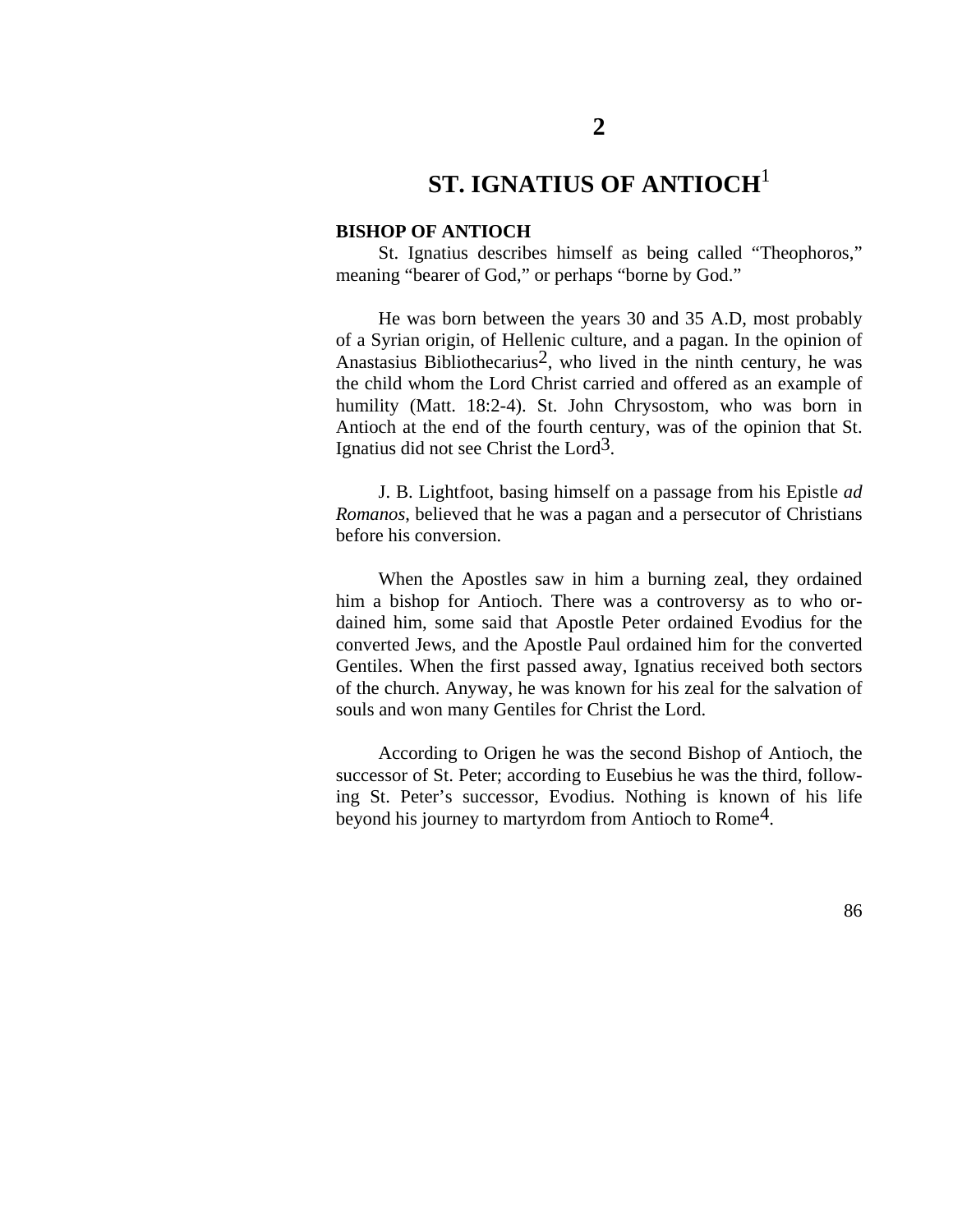# 2

# ST. IGNATIUS OF ANTIOCH[1]

### BISHOP OF ANTIOCH

St. Ignatius describes himself as being called "Theophoros," meaning "bearer of God," or perhaps "borne by God."

He was born between the years 30 and 35 A.D, most probably of a Syrian origin, of Hellenic culture, and a pagan. In the opinion of Anastasius Bibliothecarius[2], who lived in the ninth century, he was the child whom the Lord Christ carried and offered as an example of humility (Matt. 18:2-4). St. John Chrysostom, who was born in Antioch at the end of the fourth century, was of the opinion that St. Ignatius did not see Christ the Lord[3].

J. B. Lightfoot, basing himself on a passage from his Epistle *ad Romanos*, believed that he was a pagan and a persecutor of Christians before his conversion.

When the Apostles saw in him a burning zeal, they ordained him a bishop for Antioch. There was a controversy as to who ordained him, some said that Apostle Peter ordained Evodius for the converted Jews, and the Apostle Paul ordained him for the converted Gentiles. When the first passed away, Ignatius received both sectors of the church. Anyway, he was known for his zeal for the salvation of souls and won many Gentiles for Christ the Lord.

According to Origen he was the second Bishop of Antioch, the successor of St. Peter; according to Eusebius he was the third, following St. Peter's successor, Evodius. Nothing is known of his life beyond his journey to martyrdom from Antioch to Rome[4].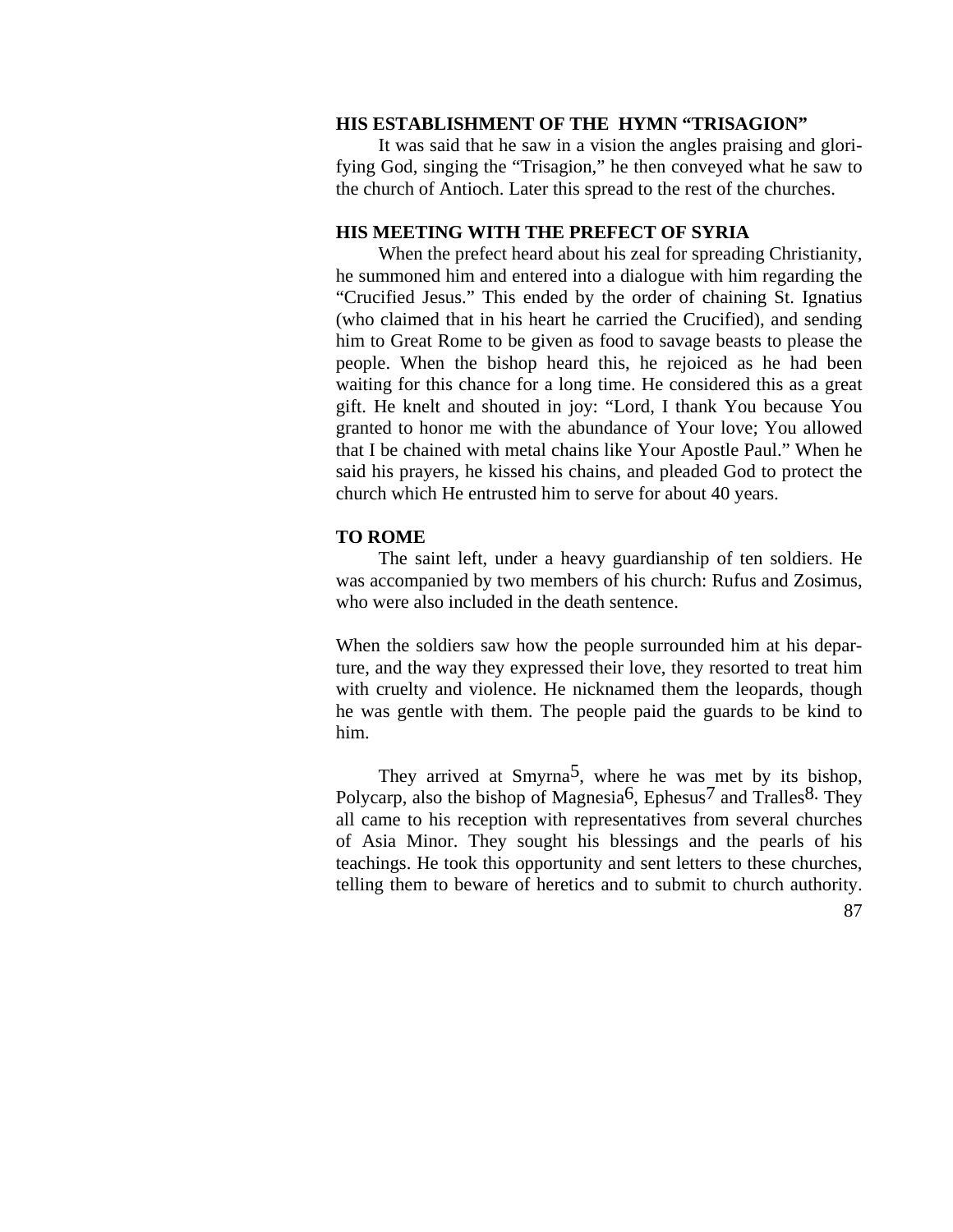### HIS ESTABLISHMENT OF THE HYMN "TRISAGION"

It was said that he saw in a vision the angles praising and glorifying God, singing the "Trisagion," he then conveyed what he saw to the church of Antioch. Later this spread to the rest of the churches.

### HIS MEETING WITH THE PREFECT OF SYRIA

When the prefect heard about his zeal for spreading Christianity, he summoned him and entered into a dialogue with him regarding the "Crucified Jesus." This ended by the order of chaining St. Ignatius (who claimed that in his heart he carried the Crucified), and sending him to Great Rome to be given as food to savage beasts to please the people. When the bishop heard this, he rejoiced as he had been waiting for this chance for a long time. He considered this as a great gift. He knelt and shouted in joy: "Lord, I thank You because You granted to honor me with the abundance of Your love; You allowed that I be chained with metal chains like Your Apostle Paul." When he said his prayers, he kissed his chains, and pleaded God to protect the church which He entrusted him to serve for about 40 years.

### TO ROME

The saint left, under a heavy guardianship of ten soldiers. He was accompanied by two members of his church: Rufus and Zosimus, who were also included in the death sentence.

When the soldiers saw how the people surrounded him at his departure, and the way they expressed their love, they resorted to treat him with cruelty and violence. He nicknamed them the leopards, though he was gentle with them. The people paid the guards to be kind to him.

They arrived at Smyrna[5], where he was met by its bishop, Polycarp, also the bishop of Magnesia[6], Ephesus[7] and Tralles[8]. They all came to his reception with representatives from several churches of Asia Minor. They sought his blessings and the pearls of his teachings. He took this opportunity and sent letters to these churches, telling them to beware of heretics and to submit to church authority.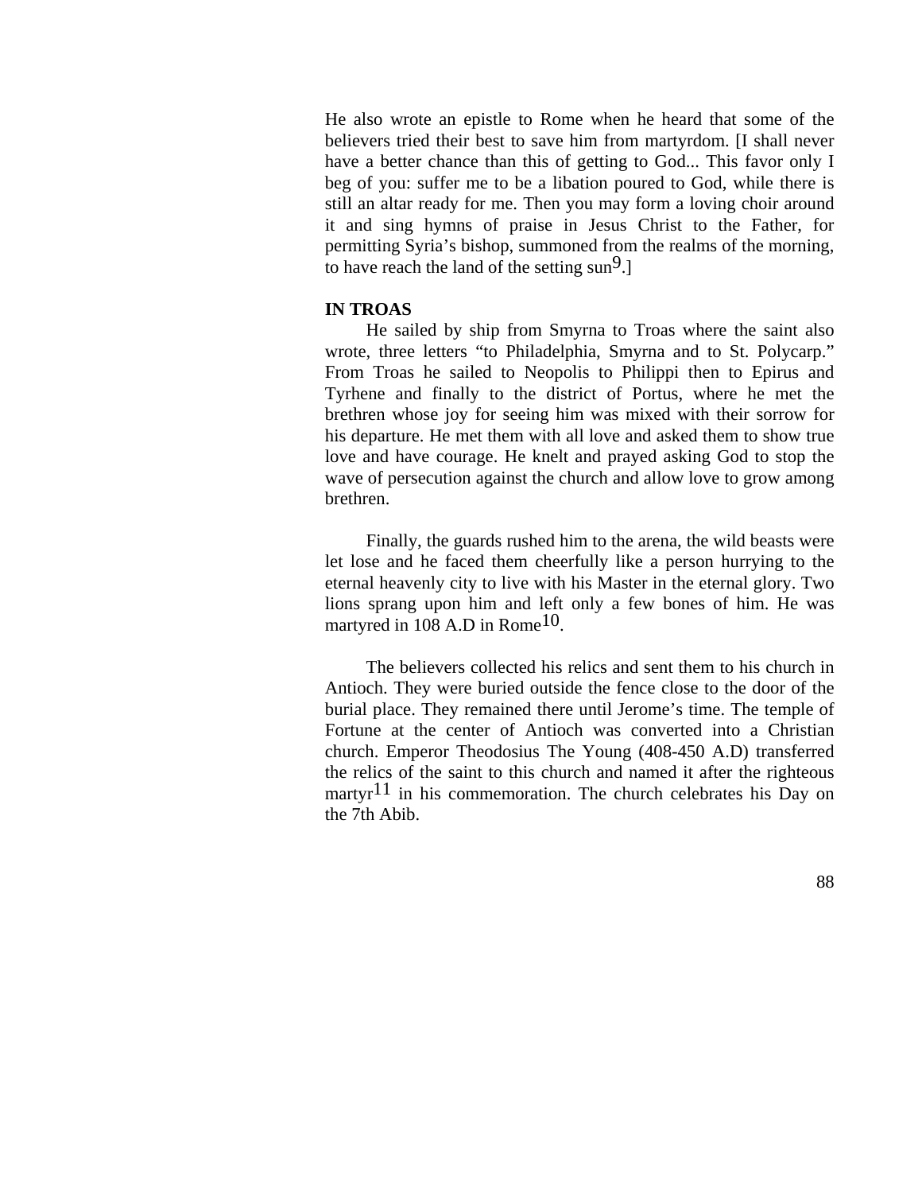He also wrote an epistle to Rome when he heard that some of the believers tried their best to save him from martyrdom. [I shall never have a better chance than this of getting to God... This favor only I beg of you: suffer me to be a libation poured to God, while there is still an altar ready for me. Then you may form a loving choir around it and sing hymns of praise in Jesus Christ to the Father, for permitting Syria's bishop, summoned from the realms of the morning, to have reach the land of the setting sun[9].]

**IN TROAS**

He sailed by ship from Smyrna to Troas where the saint also wrote, three letters "to Philadelphia, Smyrna and to St. Polycarp." From Troas he sailed to Neopolis to Philippi then to Epirus and Tyrhene and finally to the district of Portus, where he met the brethren whose joy for seeing him was mixed with their sorrow for his departure. He met them with all love and asked them to show true love and have courage. He knelt and prayed asking God to stop the wave of persecution against the church and allow love to grow among brethren.

Finally, the guards rushed him to the arena, the wild beasts were let lose and he faced them cheerfully like a person hurrying to the eternal heavenly city to live with his Master in the eternal glory. Two lions sprang upon him and left only a few bones of him. He was martyred in 108 A.D in Rome[10].

The believers collected his relics and sent them to his church in Antioch. They were buried outside the fence close to the door of the burial place. They remained there until Jerome's time. The temple of Fortune at the center of Antioch was converted into a Christian church. Emperor Theodosius The Young (408-450 A.D) transferred the relics of the saint to this church and named it after the righteous martyr[11] in his commemoration. The church celebrates his Day on the 7th Abib.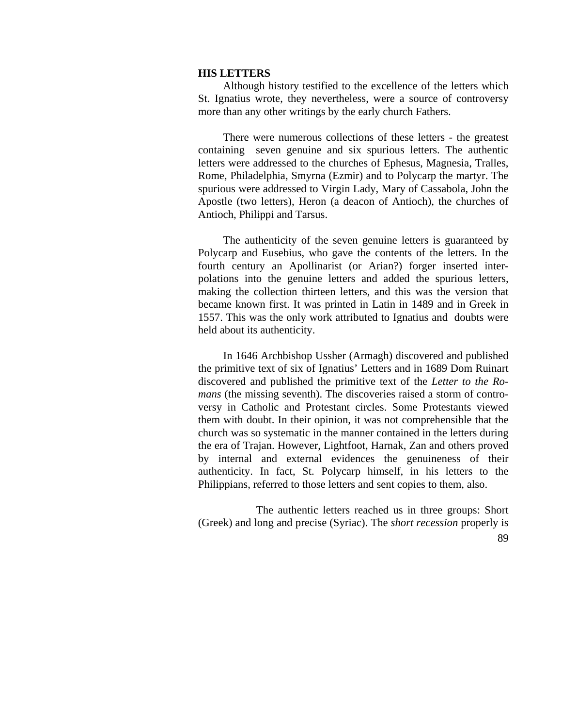**HIS LETTERS**

Although history testified to the excellence of the letters which St. Ignatius wrote, they nevertheless, were a source of controversy more than any other writings by the early church Fathers.

There were numerous collections of these letters - the greatest containing seven genuine and six spurious letters. The authentic letters were addressed to the churches of Ephesus, Magnesia, Tralles, Rome, Philadelphia, Smyrna (Ezmir) and to Polycarp the martyr. The spurious were addressed to Virgin Lady, Mary of Cassabola, John the Apostle (two letters), Heron (a deacon of Antioch), the churches of Antioch, Philippi and Tarsus.

The authenticity of the seven genuine letters is guaranteed by Polycarp and Eusebius, who gave the contents of the letters. In the fourth century an Apollinarist (or Arian?) forger inserted interpolations into the genuine letters and added the spurious letters, making the collection thirteen letters, and this was the version that became known first. It was printed in Latin in 1489 and in Greek in 1557. This was the only work attributed to Ignatius and doubts were held about its authenticity.

In 1646 Archbishop Ussher (Armagh) discovered and published the primitive text of six of Ignatius' Letters and in 1689 Dom Ruinart discovered and published the primitive text of the *Letter to the Romans* (the missing seventh). The discoveries raised a storm of controversy in Catholic and Protestant circles. Some Protestants viewed them with doubt. In their opinion, it was not comprehensible that the church was so systematic in the manner contained in the letters during the era of Trajan. However, Lightfoot, Harnak, Zan and others proved by internal and external evidences the genuineness of their authenticity. In fact, St. Polycarp himself, in his letters to the Philippians, referred to those letters and sent copies to them, also.

The authentic letters reached us in three groups: Short (Greek) and long and precise (Syriac). The *short recession* properly is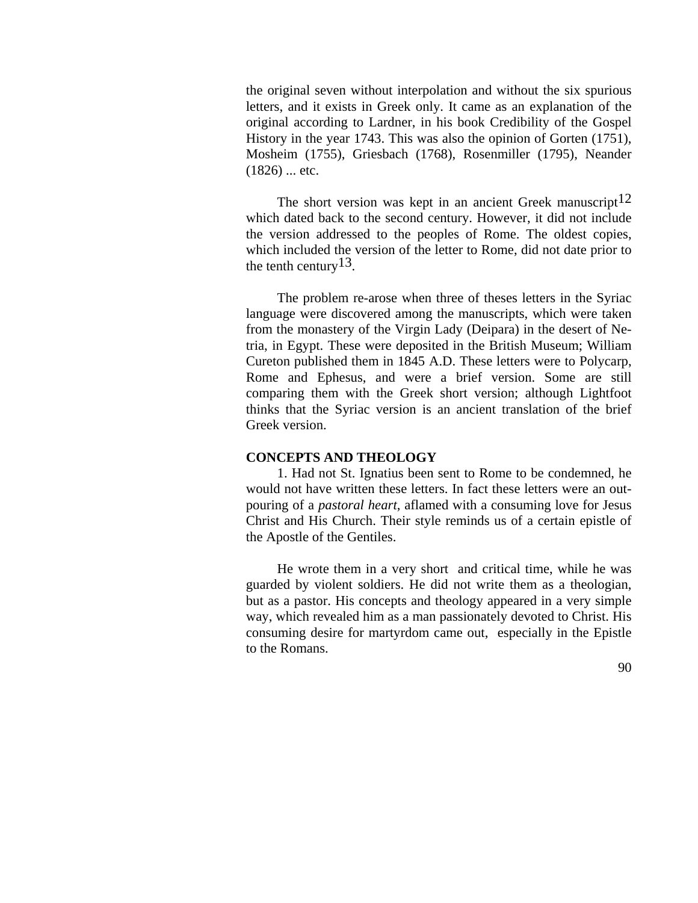the original seven without interpolation and without the six spurious letters, and it exists in Greek only. It came as an explanation of the original according to Lardner, in his book Credibility of the Gospel History in the year 1743. This was also the opinion of Gorten (1751), Mosheim (1755), Griesbach (1768), Rosenmiller (1795), Neander (1826) ... etc.

The short version was kept in an ancient Greek manuscript[12] which dated back to the second century. However, it did not include the version addressed to the peoples of Rome. The oldest copies, which included the version of the letter to Rome, did not date prior to the tenth century[13].

The problem re-arose when three of theses letters in the Syriac language were discovered among the manuscripts, which were taken from the monastery of the Virgin Lady (Deipara) in the desert of Netria, in Egypt. These were deposited in the British Museum; William Cureton published them in 1845 A.D. These letters were to Polycarp, Rome and Ephesus, and were a brief version. Some are still comparing them with the Greek short version; although Lightfoot thinks that the Syriac version is an ancient translation of the brief Greek version.

**CONCEPTS AND THEOLOGY**

1. Had not St. Ignatius been sent to Rome to be condemned, he would not have written these letters. In fact these letters were an outpouring of a *pastoral heart*, aflamed with a consuming love for Jesus Christ and His Church. Their style reminds us of a certain epistle of the Apostle of the Gentiles.

He wrote them in a very short and critical time, while he was guarded by violent soldiers. He did not write them as a theologian, but as a pastor. His concepts and theology appeared in a very simple way, which revealed him as a man passionately devoted to Christ. His consuming desire for martyrdom came out, especially in the Epistle to the Romans.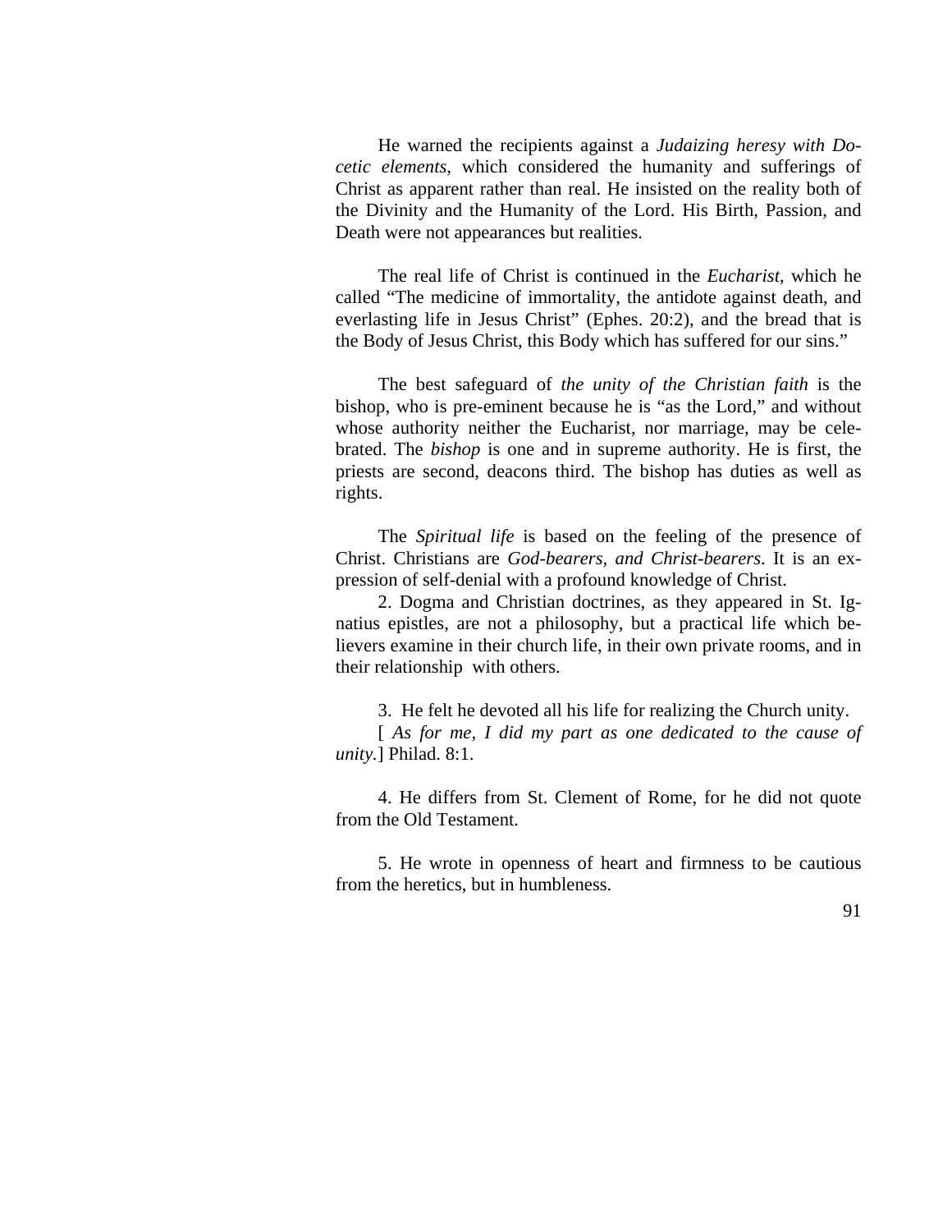He warned the recipients against a *Judaizing heresy with Docetic elements*, which considered the humanity and sufferings of Christ as apparent rather than real. He insisted on the reality both of the Divinity and the Humanity of the Lord. His Birth, Passion, and Death were not appearances but realities.

The real life of Christ is continued in the *Eucharist*, which he called "The medicine of immortality, the antidote against death, and everlasting life in Jesus Christ" (Ephes. 20:2), and the bread that is the Body of Jesus Christ, this Body which has suffered for our sins."

The best safeguard of *the unity of the Christian faith* is the bishop, who is pre-eminent because he is "as the Lord," and without whose authority neither the Eucharist, nor marriage, may be celebrated. The *bishop* is one and in supreme authority. He is first, the priests are second, deacons third. The bishop has duties as well as rights.

The *Spiritual life* is based on the feeling of the presence of Christ. Christians are *God-bearers, and Christ-bearers*. It is an expression of self-denial with a profound knowledge of Christ.

2. Dogma and Christian doctrines, as they appeared in St. Ignatius epistles, are not a philosophy, but a practical life which believers examine in their church life, in their own private rooms, and in their relationship with others.

3. He felt he devoted all his life for realizing the Church unity.

[ *As for me, I did my part as one dedicated to the cause of unity.*] Philad. 8:1.

4. He differs from St. Clement of Rome, for he did not quote from the Old Testament.

5. He wrote in openness of heart and firmness to be cautious from the heretics, but in humbleness.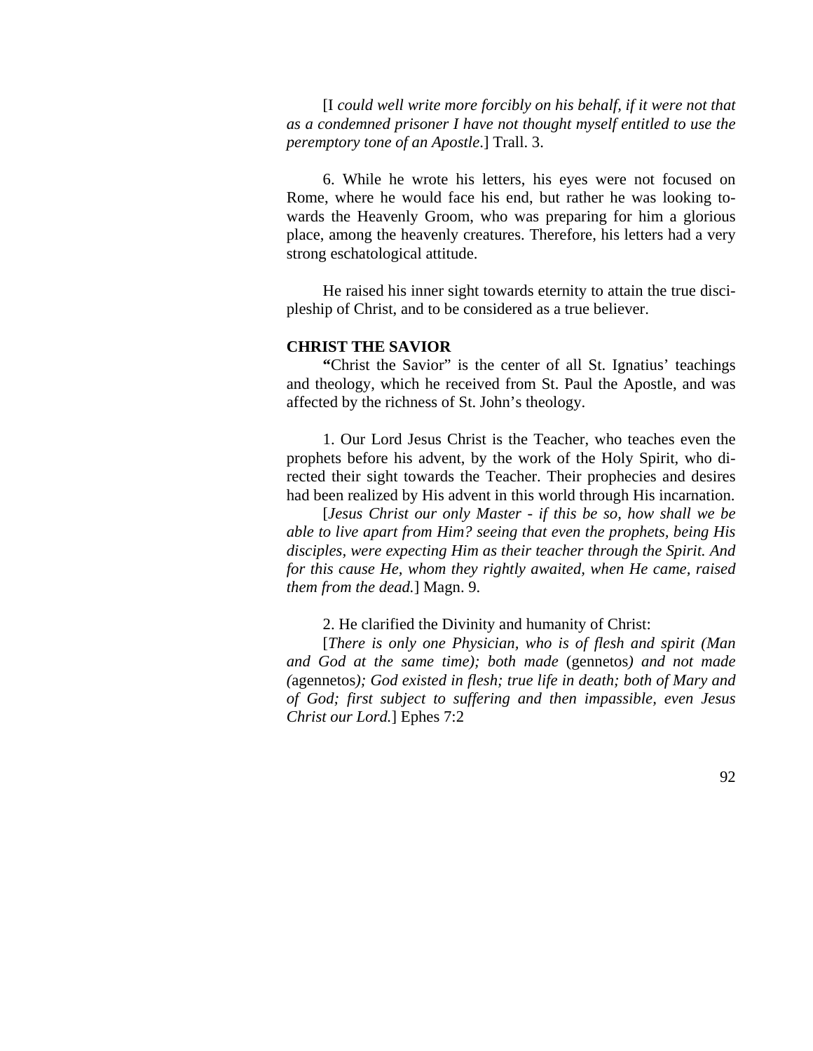[I *could well write more forcibly on his behalf, if it were not that as a condemned prisoner I have not thought myself entitled to use the peremptory tone of an Apostle*.] Trall. 3.

6. While he wrote his letters, his eyes were not focused on Rome, where he would face his end, but rather he was looking towards the Heavenly Groom, who was preparing for him a glorious place, among the heavenly creatures. Therefore, his letters had a very strong eschatological attitude.

He raised his inner sight towards eternity to attain the true discipleship of Christ, and to be considered as a true believer.

**CHRIST THE SAVIOR**

**"**Christ the Savior" is the center of all St. Ignatius' teachings and theology, which he received from St. Paul the Apostle, and was affected by the richness of St. John's theology.

1. Our Lord Jesus Christ is the Teacher, who teaches even the prophets before his advent, by the work of the Holy Spirit, who directed their sight towards the Teacher. Their prophecies and desires had been realized by His advent in this world through His incarnation.

[*Jesus Christ our only Master - if this be so, how shall we be able to live apart from Him? seeing that even the prophets, being His disciples, were expecting Him as their teacher through the Spirit. And for this cause He, whom they rightly awaited, when He came, raised them from the dead.*] Magn. 9.

2. He clarified the Divinity and humanity of Christ:

[*There is only one Physician, who is of flesh and spirit (Man and God at the same time); both made* (gennetos*) and not made (*agennetos*); God existed in flesh; true life in death; both of Mary and of God; first subject to suffering and then impassible, even Jesus Christ our Lord.*] Ephes 7:2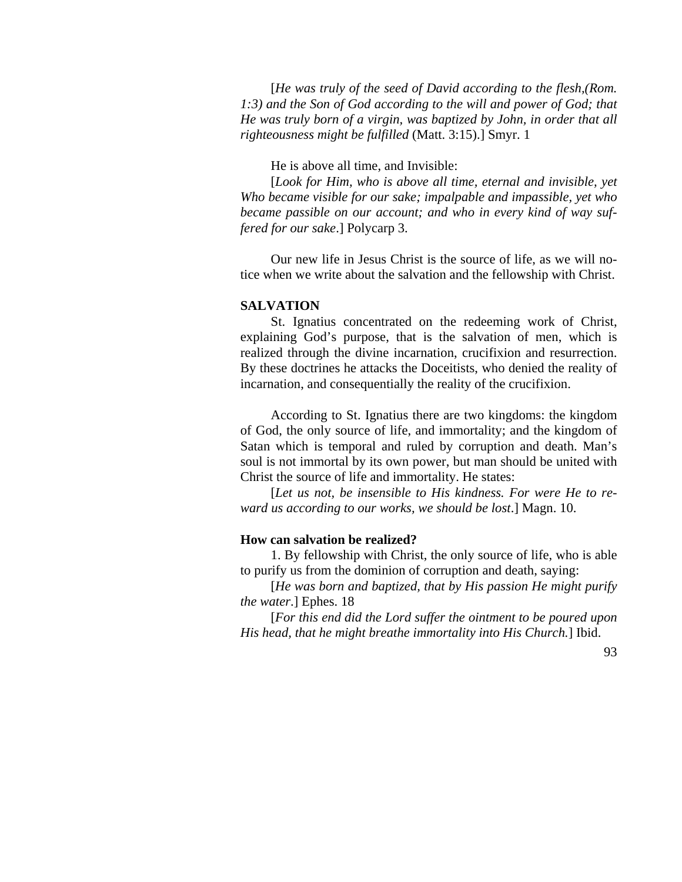[*He was truly of the seed of David according to the flesh,(Rom. 1:3) and the Son of God according to the will and power of God; that He was truly born of a virgin, was baptized by John, in order that all righteousness might be fulfilled* (Matt. 3:15).] Smyr. 1

He is above all time, and Invisible:

[*Look for Him, who is above all time, eternal and invisible, yet Who became visible for our sake; impalpable and impassible, yet who became passible on our account; and who in every kind of way suffered for our sake*.] Polycarp 3.

Our new life in Jesus Christ is the source of life, as we will notice when we write about the salvation and the fellowship with Christ.

**SALVATION**

St. Ignatius concentrated on the redeeming work of Christ, explaining God's purpose, that is the salvation of men, which is realized through the divine incarnation, crucifixion and resurrection. By these doctrines he attacks the Doceitists, who denied the reality of incarnation, and consequentially the reality of the crucifixion.

According to St. Ignatius there are two kingdoms: the kingdom of God, the only source of life, and immortality; and the kingdom of Satan which is temporal and ruled by corruption and death. Man's soul is not immortal by its own power, but man should be united with Christ the source of life and immortality. He states:

[*Let us not, be insensible to His kindness. For were He to reward us according to our works, we should be lost*.] Magn. 10.

**How can salvation be realized?**

1. By fellowship with Christ, the only source of life, who is able to purify us from the dominion of corruption and death, saying:

[*He was born and baptized, that by His passion He might purify the water*.] Ephes. 18

[*For this end did the Lord suffer the ointment to be poured upon His head, that he might breathe immortality into His Church.*] Ibid.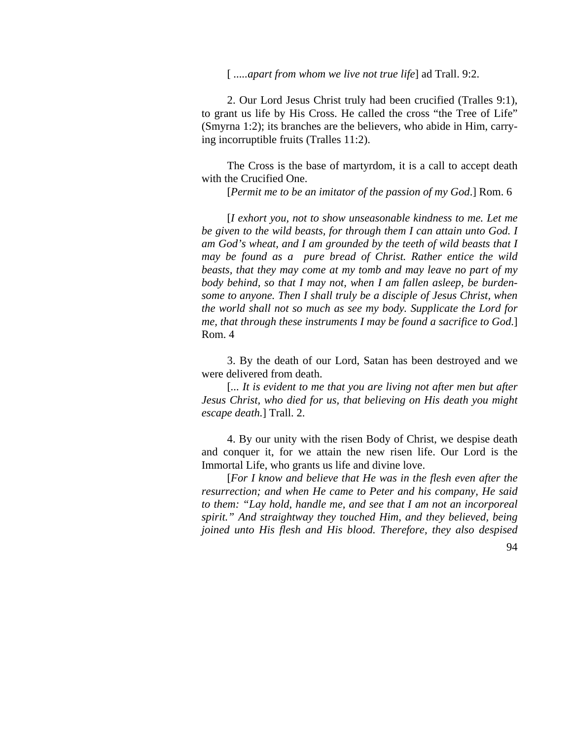[ .....*apart from whom we live not true life*] ad Trall. 9:2.

2. Our Lord Jesus Christ truly had been crucified (Tralles 9:1), to grant us life by His Cross. He called the cross “the Tree of Life” (Smyrna 1:2); its branches are the believers, who abide in Him, carrying incorruptible fruits (Tralles 11:2).

The Cross is the base of martyrdom, it is a call to accept death with the Crucified One.

[*Permit me to be an imitator of the passion of my God*.] Rom. 6

[*I exhort you, not to show unseasonable kindness to me. Let me be given to the wild beasts, for through them I can attain unto God. I am God’s wheat, and I am grounded by the teeth of wild beasts that I may be found as a pure bread of Christ. Rather entice the wild beasts, that they may come at my tomb and may leave no part of my body behind, so that I may not, when I am fallen asleep, be burdensome to anyone. Then I shall truly be a disciple of Jesus Christ, when the world shall not so much as see my body. Supplicate the Lord for me, that through these instruments I may be found a sacrifice to God*.] Rom. 4

3. By the death of our Lord, Satan has been destroyed and we were delivered from death.

[... *It is evident to me that you are living not after men but after Jesus Christ, who died for us, that believing on His death you might escape death.*] Trall. 2.

4. By our unity with the risen Body of Christ, we despise death and conquer it, for we attain the new risen life. Our Lord is the Immortal Life, who grants us life and divine love.

[*For I know and believe that He was in the flesh even after the resurrection; and when He came to Peter and his company, He said to them: “Lay hold, handle me, and see that I am not an incorporeal spirit.” And straightway they touched Him, and they believed, being joined unto His flesh and His blood. Therefore, they also despised*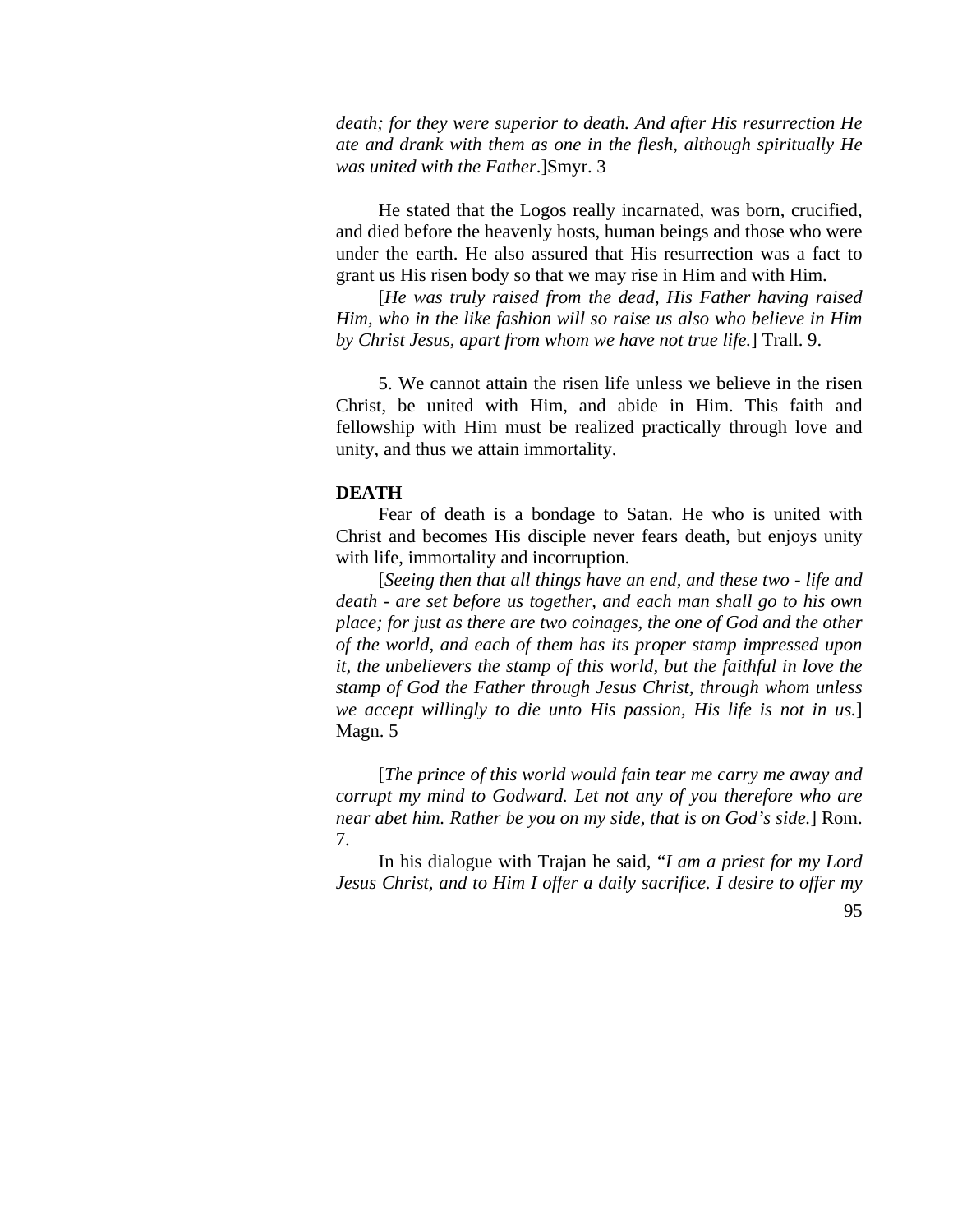*death; for they were superior to death. And after His resurrection He ate and drank with them as one in the flesh, although spiritually He was united with the Father*.]Smyr. 3

He stated that the Logos really incarnated, was born, crucified, and died before the heavenly hosts, human beings and those who were under the earth. He also assured that His resurrection was a fact to grant us His risen body so that we may rise in Him and with Him.

[*He was truly raised from the dead, His Father having raised Him, who in the like fashion will so raise us also who believe in Him by Christ Jesus, apart from whom we have not true life.*] Trall. 9.

5. We cannot attain the risen life unless we believe in the risen Christ, be united with Him, and abide in Him. This faith and fellowship with Him must be realized practically through love and unity, and thus we attain immortality.

**DEATH**

Fear of death is a bondage to Satan. He who is united with Christ and becomes His disciple never fears death, but enjoys unity with life, immortality and incorruption.

[*Seeing then that all things have an end, and these two - life and death - are set before us together, and each man shall go to his own place; for just as there are two coinages, the one of God and the other of the world, and each of them has its proper stamp impressed upon it, the unbelievers the stamp of this world, but the faithful in love the stamp of God the Father through Jesus Christ, through whom unless we accept willingly to die unto His passion, His life is not in us.*] Magn. 5

[*The prince of this world would fain tear me carry me away and corrupt my mind to Godward. Let not any of you therefore who are near abet him. Rather be you on my side, that is on God's side.*] Rom. 7.

In his dialogue with Trajan he said, "*I am a priest for my Lord Jesus Christ, and to Him I offer a daily sacrifice. I desire to offer my*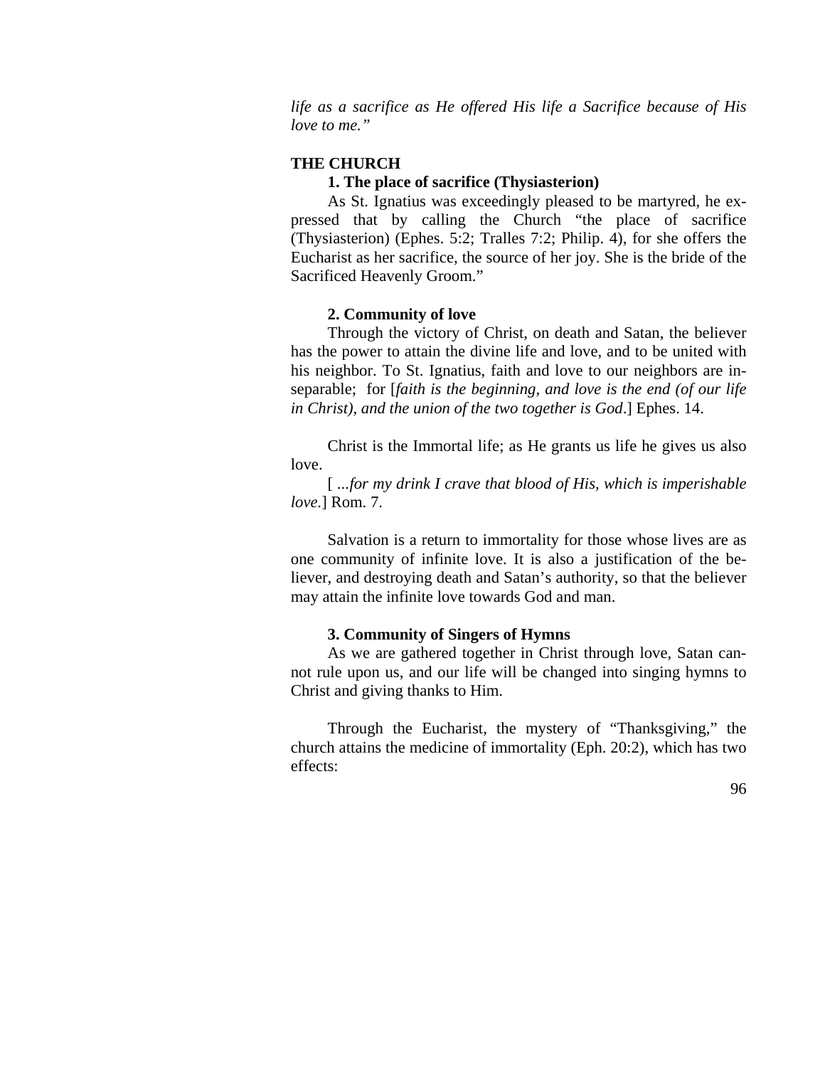*life as a sacrifice as He offered His life a Sacrifice because of His love to me."*

**THE CHURCH**

**1. The place of sacrifice (Thysiasterion)**

As St. Ignatius was exceedingly pleased to be martyred, he expressed that by calling the Church "the place of sacrifice (Thysiasterion) (Ephes. 5:2; Tralles 7:2; Philip. 4), for she offers the Eucharist as her sacrifice, the source of her joy. She is the bride of the Sacrificed Heavenly Groom."

**2. Community of love**

Through the victory of Christ, on death and Satan, the believer has the power to attain the divine life and love, and to be united with his neighbor. To St. Ignatius, faith and love to our neighbors are inseparable; for [*faith is the beginning, and love is the end (of our life in Christ), and the union of the two together is God*.] Ephes. 14.

Christ is the Immortal life; as He grants us life he gives us also love.

[ *...for my drink I crave that blood of His, which is imperishable love*.] Rom. 7.

Salvation is a return to immortality for those whose lives are as one community of infinite love. It is also a justification of the believer, and destroying death and Satan's authority, so that the believer may attain the infinite love towards God and man.

**3. Community of Singers of Hymns**

As we are gathered together in Christ through love, Satan cannot rule upon us, and our life will be changed into singing hymns to Christ and giving thanks to Him.

Through the Eucharist, the mystery of "Thanksgiving," the church attains the medicine of immortality (Eph. 20:2), which has two effects: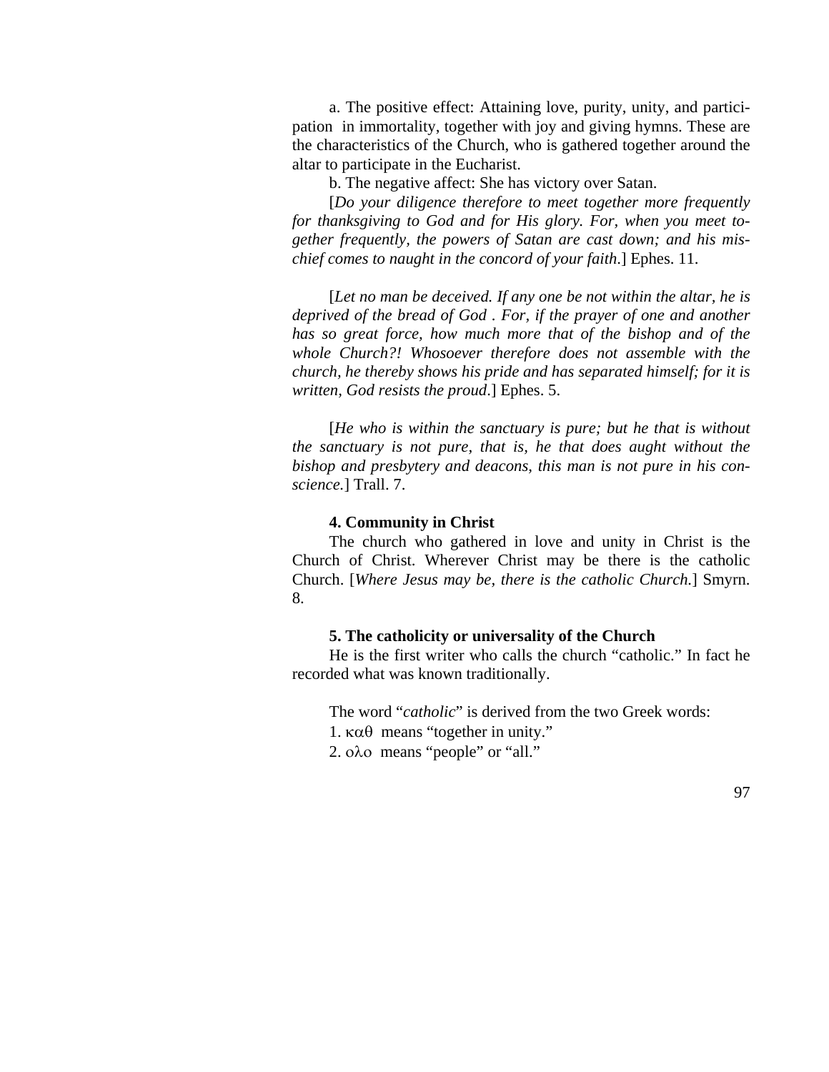a. The positive effect: Attaining love, purity, unity, and participation in immortality, together with joy and giving hymns. These are the characteristics of the Church, who is gathered together around the altar to participate in the Eucharist.

b. The negative affect: She has victory over Satan.

[*Do your diligence therefore to meet together more frequently for thanksgiving to God and for His glory. For, when you meet together frequently, the powers of Satan are cast down; and his mischief comes to naught in the concord of your faith*.] Ephes. 11.

[*Let no man be deceived. If any one be not within the altar, he is deprived of the bread of God . For, if the prayer of one and another has so great force, how much more that of the bishop and of the whole Church?! Whosoever therefore does not assemble with the church, he thereby shows his pride and has separated himself; for it is written, God resists the proud*.] Ephes. 5.

[*He who is within the sanctuary is pure; but he that is without the sanctuary is not pure, that is, he that does aught without the bishop and presbytery and deacons, this man is not pure in his conscience.*] Trall. 7.

**4. Community in Christ**

The church who gathered in love and unity in Christ is the Church of Christ. Wherever Christ may be there is the catholic Church. [*Where Jesus may be, there is the catholic Church.*] Smyrn. 8.

**5. The catholicity or universality of the Church**

He is the first writer who calls the church "catholic." In fact he recorded what was known traditionally.

The word "*catholic*" is derived from the two Greek words:

1. καθ means "together in unity."

2. ολο means "people" or "all."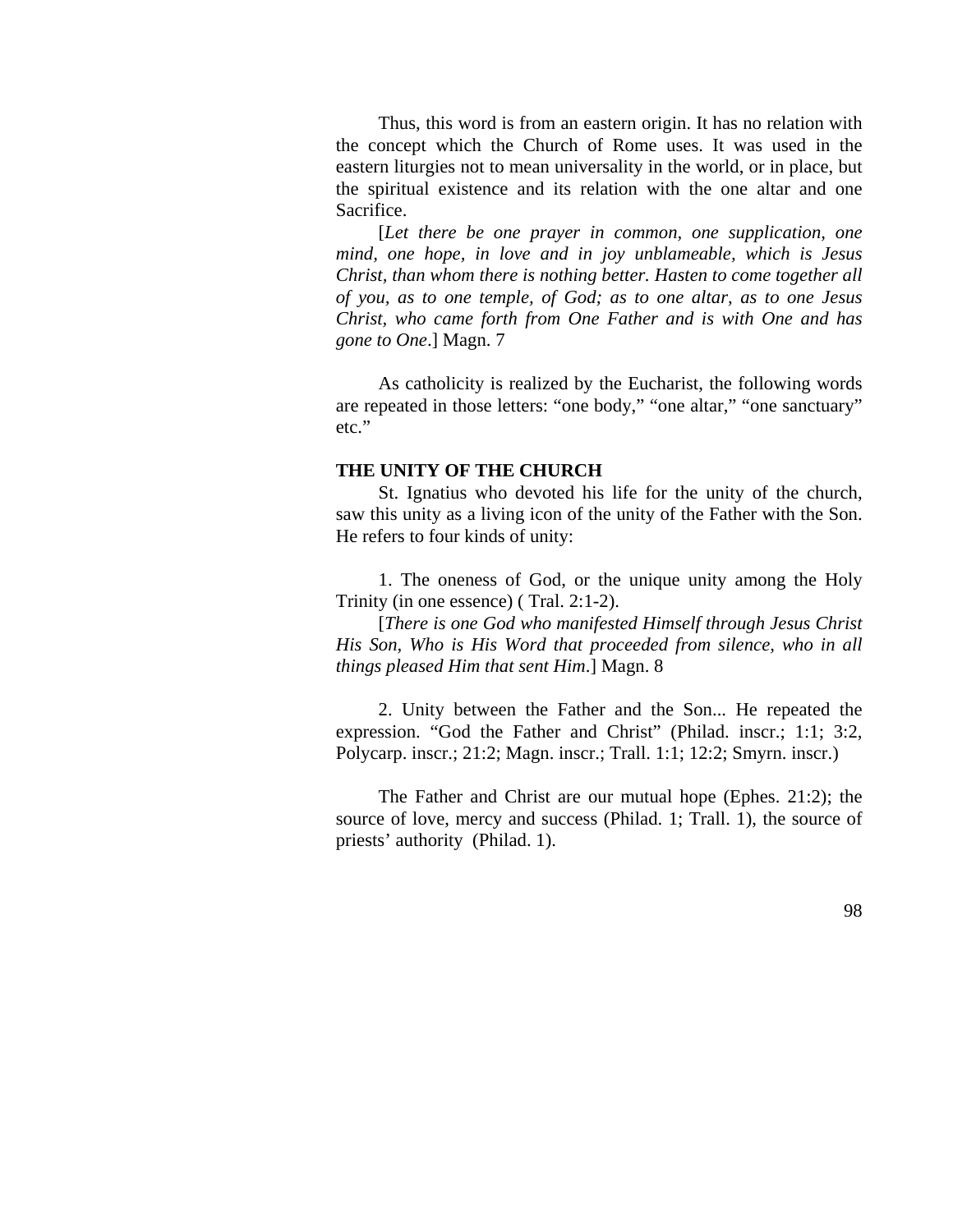Thus, this word is from an eastern origin. It has no relation with the concept which the Church of Rome uses. It was used in the eastern liturgies not to mean universality in the world, or in place, but the spiritual existence and its relation with the one altar and one Sacrifice.

[*Let there be one prayer in common, one supplication, one mind, one hope, in love and in joy unblameable, which is Jesus Christ, than whom there is nothing better. Hasten to come together all of you, as to one temple, of God; as to one altar, as to one Jesus Christ, who came forth from One Father and is with One and has gone to One*.] Magn. 7

As catholicity is realized by the Eucharist, the following words are repeated in those letters: "one body," "one altar," "one sanctuary" etc."

**THE UNITY OF THE CHURCH**

St. Ignatius who devoted his life for the unity of the church, saw this unity as a living icon of the unity of the Father with the Son. He refers to four kinds of unity:

1. The oneness of God, or the unique unity among the Holy Trinity (in one essence) ( Tral. 2:1-2).

[*There is one God who manifested Himself through Jesus Christ His Son, Who is His Word that proceeded from silence, who in all things pleased Him that sent Him*.] Magn. 8

2. Unity between the Father and the Son... He repeated the expression. "God the Father and Christ" (Philad. inscr.; 1:1; 3:2, Polycarp. inscr.; 21:2; Magn. inscr.; Trall. 1:1; 12:2; Smyrn. inscr.)

The Father and Christ are our mutual hope (Ephes. 21:2); the source of love, mercy and success (Philad. 1; Trall. 1), the source of priests' authority (Philad. 1).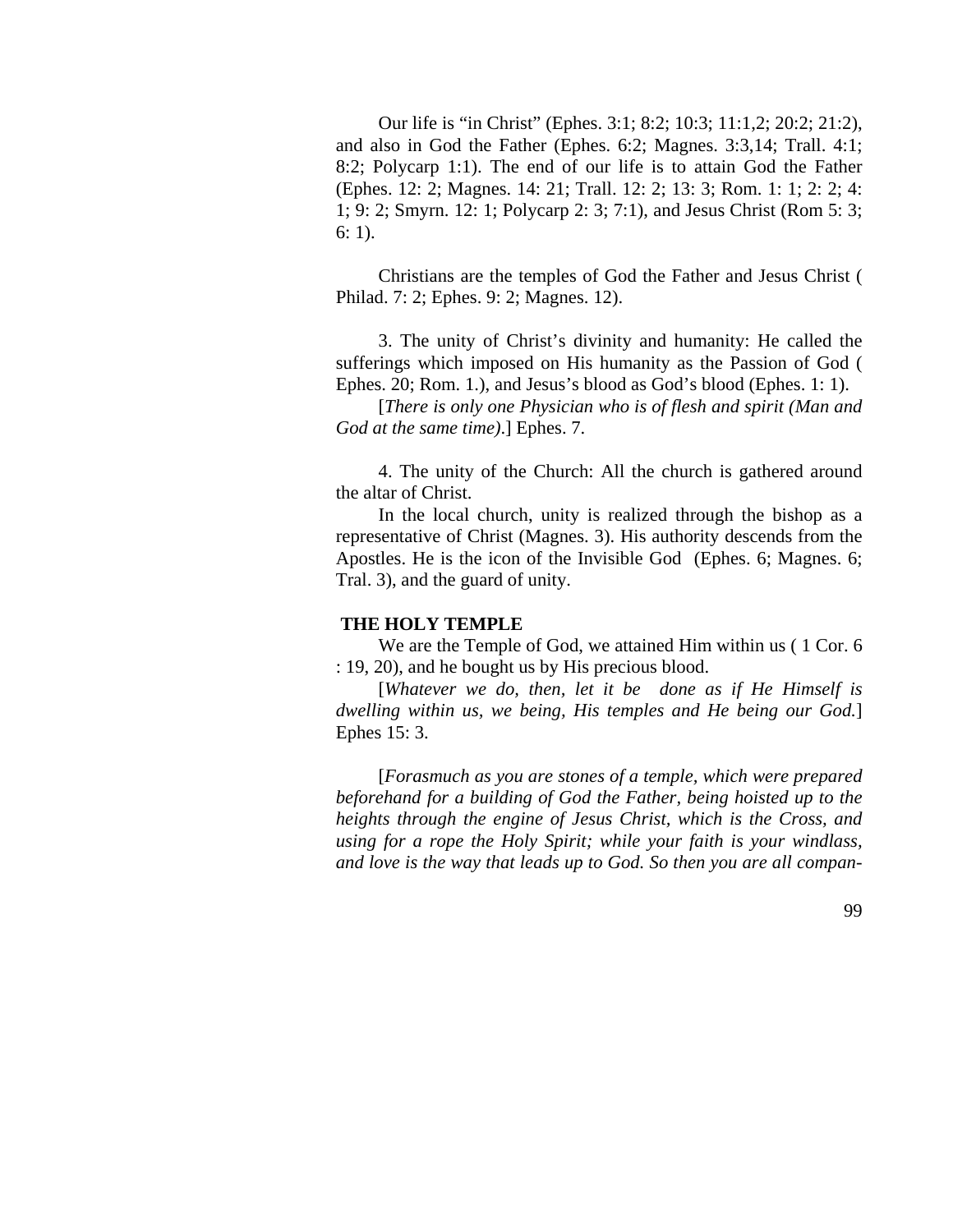Our life is "in Christ" (Ephes. 3:1; 8:2; 10:3; 11:1,2; 20:2; 21:2), and also in God the Father (Ephes. 6:2; Magnes. 3:3,14; Trall. 4:1; 8:2; Polycarp 1:1). The end of our life is to attain God the Father (Ephes. 12: 2; Magnes. 14: 21; Trall. 12: 2; 13: 3; Rom. 1: 1; 2: 2; 4: 1; 9: 2; Smyrn. 12: 1; Polycarp 2: 3; 7:1), and Jesus Christ (Rom 5: 3; 6: 1).

Christians are the temples of God the Father and Jesus Christ ( Philad. 7: 2; Ephes. 9: 2; Magnes. 12).

3. The unity of Christ's divinity and humanity: He called the sufferings which imposed on His humanity as the Passion of God ( Ephes. 20; Rom. 1.), and Jesus's blood as God's blood (Ephes. 1: 1).

[*There is only one Physician who is of flesh and spirit (Man and God at the same time)*.] Ephes. 7.

4. The unity of the Church: All the church is gathered around the altar of Christ.

In the local church, unity is realized through the bishop as a representative of Christ (Magnes. 3). His authority descends from the Apostles. He is the icon of the Invisible God (Ephes. 6; Magnes. 6; Tral. 3), and the guard of unity.

**THE HOLY TEMPLE**

We are the Temple of God, we attained Him within us ( 1 Cor. 6 : 19, 20), and he bought us by His precious blood.

[*Whatever we do, then, let it be done as if He Himself is dwelling within us, we being, His temples and He being our God.*] Ephes 15: 3.

[*Forasmuch as you are stones of a temple, which were prepared beforehand for a building of God the Father, being hoisted up to the heights through the engine of Jesus Christ, which is the Cross, and using for a rope the Holy Spirit; while your faith is your windlass, and love is the way that leads up to God. So then you are all compan-*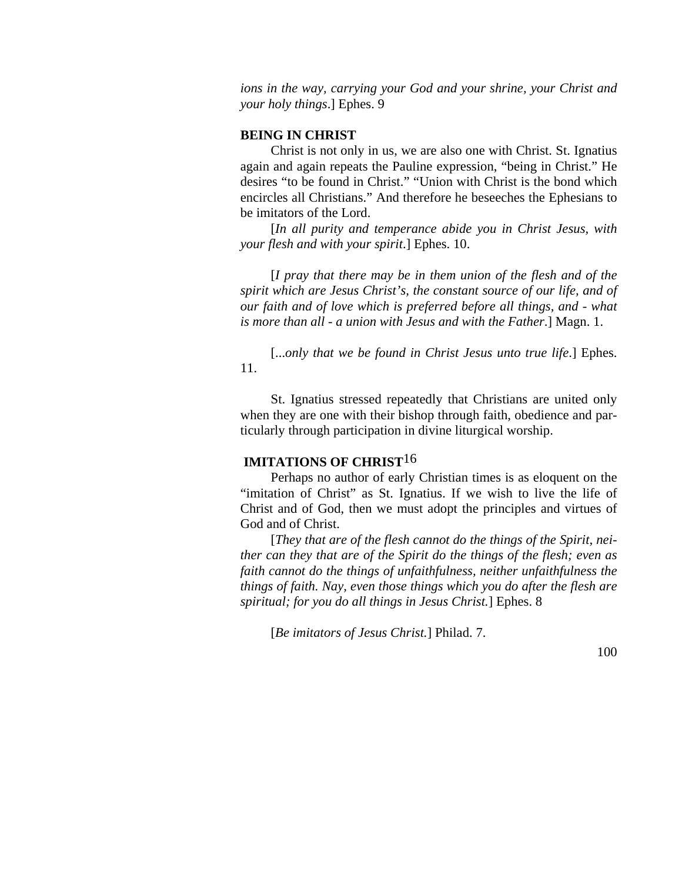*ions in the way, carrying your God and your shrine, your Christ and your holy things*.] Ephes. 9

**BEING IN CHRIST**

Christ is not only in us, we are also one with Christ. St. Ignatius again and again repeats the Pauline expression, "being in Christ." He desires "to be found in Christ." "Union with Christ is the bond which encircles all Christians." And therefore he beseeches the Ephesians to be imitators of the Lord.

[*In all purity and temperance abide you in Christ Jesus, with your flesh and with your spirit*.] Ephes. 10.

[*I pray that there may be in them union of the flesh and of the spirit which are Jesus Christ's, the constant source of our life, and of our faith and of love which is preferred before all things, and - what is more than all - a union with Jesus and with the Father*.] Magn. 1.

[*...only that we be found in Christ Jesus unto true life*.] Ephes. 11.

St. Ignatius stressed repeatedly that Christians are united only when they are one with their bishop through faith, obedience and particularly through participation in divine liturgical worship.

**IMITATIONS OF CHRIST**[16]

Perhaps no author of early Christian times is as eloquent on the "imitation of Christ" as St. Ignatius. If we wish to live the life of Christ and of God, then we must adopt the principles and virtues of God and of Christ.

[*They that are of the flesh cannot do the things of the Spirit, neither can they that are of the Spirit do the things of the flesh; even as faith cannot do the things of unfaithfulness, neither unfaithfulness the things of faith. Nay, even those things which you do after the flesh are spiritual; for you do all things in Jesus Christ.*] Ephes. 8

[*Be imitators of Jesus Christ.*] Philad. 7.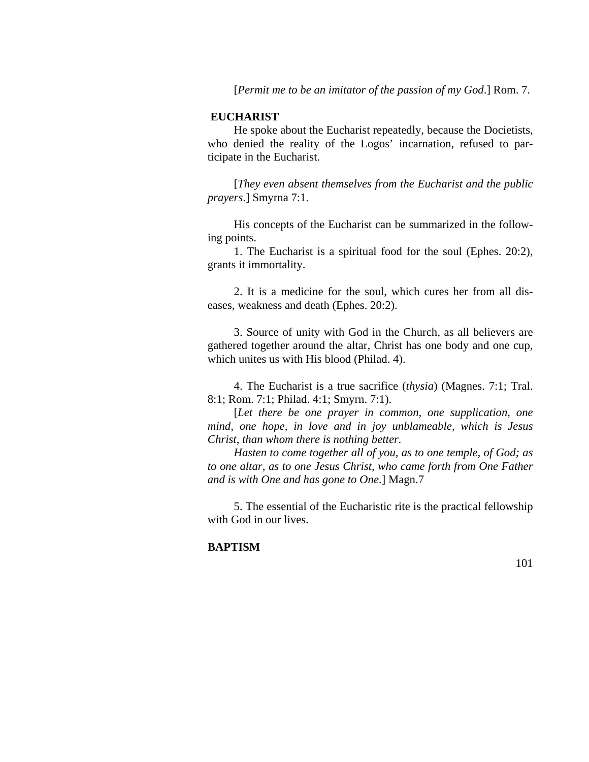[*Permit me to be an imitator of the passion of my God*.] Rom. 7.

**EUCHARIST**

He spoke about the Eucharist repeatedly, because the Docietists, who denied the reality of the Logos' incarnation, refused to participate in the Eucharist.

[*They even absent themselves from the Eucharist and the public prayers*.] Smyrna 7:1.

His concepts of the Eucharist can be summarized in the following points.

1. The Eucharist is a spiritual food for the soul (Ephes. 20:2), grants it immortality.

2. It is a medicine for the soul, which cures her from all diseases, weakness and death (Ephes. 20:2).

3. Source of unity with God in the Church, as all believers are gathered together around the altar, Christ has one body and one cup, which unites us with His blood (Philad. 4).

4. The Eucharist is a true sacrifice (*thysia*) (Magnes. 7:1; Tral. 8:1; Rom. 7:1; Philad. 4:1; Smyrn. 7:1).

[*Let there be one prayer in common, one supplication, one mind, one hope, in love and in joy unblameable, which is Jesus Christ, than whom there is nothing better.*

*Hasten to come together all of you, as to one temple, of God; as to one altar, as to one Jesus Christ, who came forth from One Father and is with One and has gone to One*.] Magn.7

5. The essential of the Eucharistic rite is the practical fellowship with God in our lives.

**BAPTISM**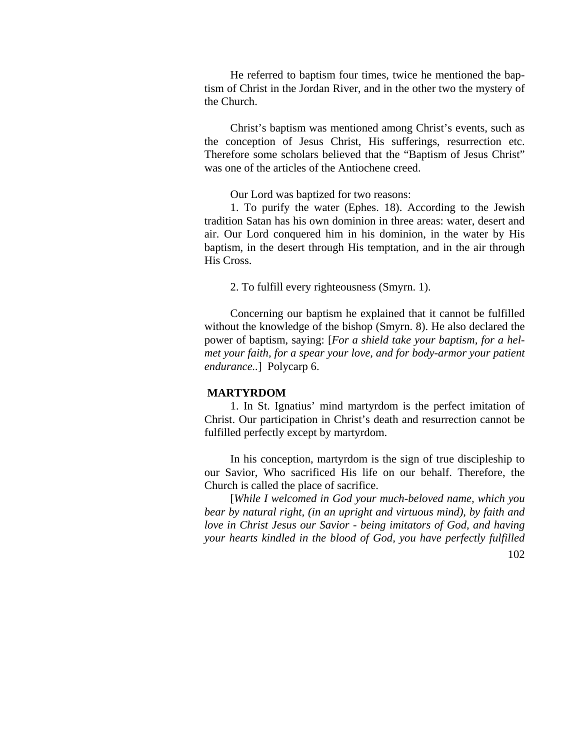He referred to baptism four times, twice he mentioned the baptism of Christ in the Jordan River, and in the other two the mystery of the Church.

Christ's baptism was mentioned among Christ's events, such as the conception of Jesus Christ, His sufferings, resurrection etc. Therefore some scholars believed that the "Baptism of Jesus Christ" was one of the articles of the Antiochene creed.

Our Lord was baptized for two reasons:

1. To purify the water (Ephes. 18). According to the Jewish tradition Satan has his own dominion in three areas: water, desert and air. Our Lord conquered him in his dominion, in the water by His baptism, in the desert through His temptation, and in the air through His Cross.

2. To fulfill every righteousness (Smyrn. 1).

Concerning our baptism he explained that it cannot be fulfilled without the knowledge of the bishop (Smyrn. 8). He also declared the power of baptism, saying: [*For a shield take your baptism, for a helmet your faith, for a spear your love, and for body-armor your patient endurance..*] Polycarp 6.

**MARTYRDOM**

1. In St. Ignatius' mind martyrdom is the perfect imitation of Christ. Our participation in Christ's death and resurrection cannot be fulfilled perfectly except by martyrdom.

In his conception, martyrdom is the sign of true discipleship to our Savior, Who sacrificed His life on our behalf. Therefore, the Church is called the place of sacrifice.

[*While I welcomed in God your much-beloved name, which you bear by natural right, (in an upright and virtuous mind), by faith and love in Christ Jesus our Savior - being imitators of God, and having your hearts kindled in the blood of God, you have perfectly fulfilled*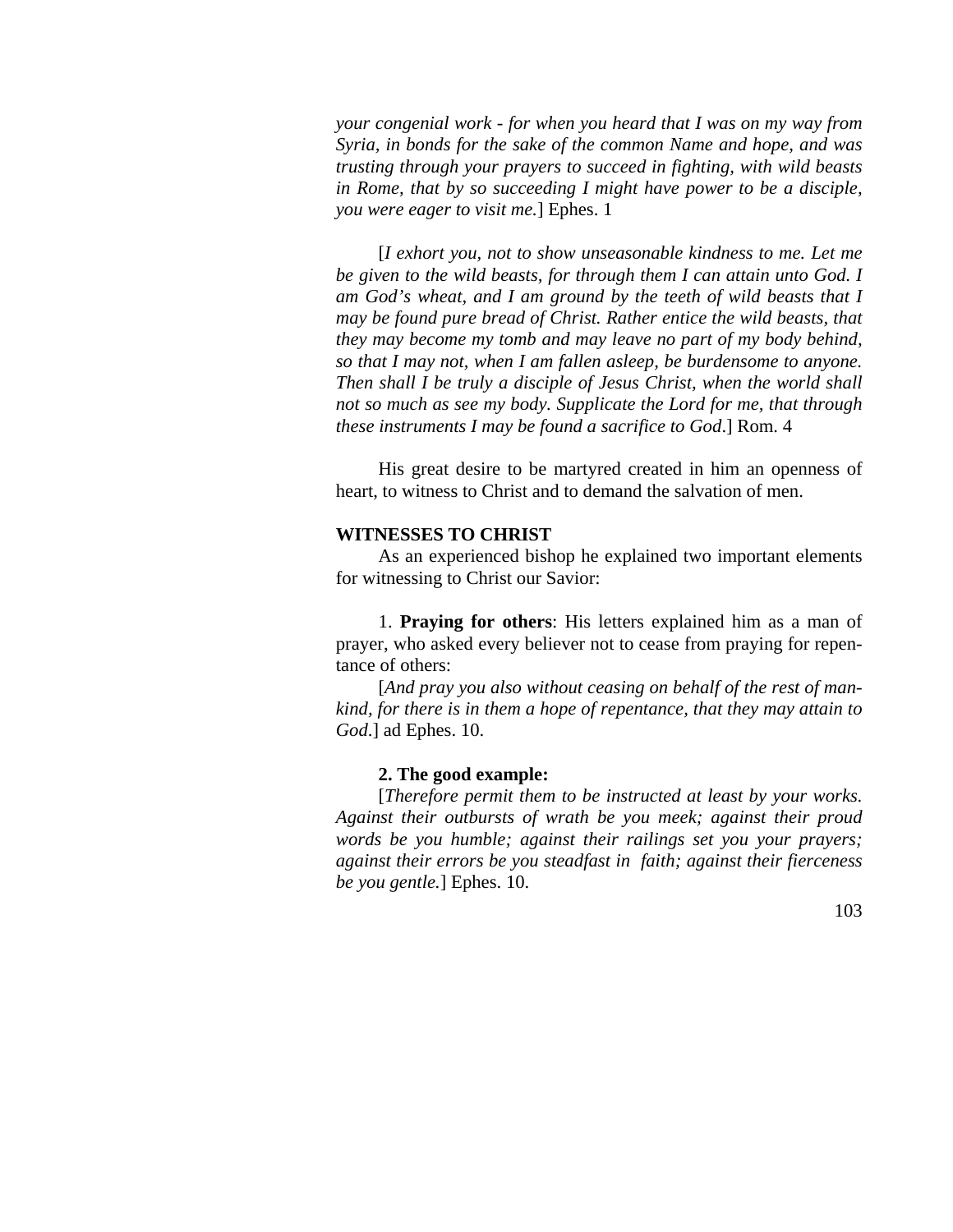*your congenial work - for when you heard that I was on my way from Syria, in bonds for the sake of the common Name and hope, and was trusting through your prayers to succeed in fighting, with wild beasts in Rome, that by so succeeding I might have power to be a disciple, you were eager to visit me.*] Ephes. 1

[*I exhort you, not to show unseasonable kindness to me. Let me be given to the wild beasts, for through them I can attain unto God. I am God's wheat, and I am ground by the teeth of wild beasts that I may be found pure bread of Christ. Rather entice the wild beasts, that they may become my tomb and may leave no part of my body behind, so that I may not, when I am fallen asleep, be burdensome to anyone. Then shall I be truly a disciple of Jesus Christ, when the world shall not so much as see my body. Supplicate the Lord for me, that through these instruments I may be found a sacrifice to God*.] Rom. 4

His great desire to be martyred created in him an openness of heart, to witness to Christ and to demand the salvation of men.

**WITNESSES TO CHRIST**

As an experienced bishop he explained two important elements for witnessing to Christ our Savior:

1. **Praying for others**: His letters explained him as a man of prayer, who asked every believer not to cease from praying for repentance of others:

[*And pray you also without ceasing on behalf of the rest of mankind, for there is in them a hope of repentance, that they may attain to God*.] ad Ephes. 10.

**2. The good example:**

[*Therefore permit them to be instructed at least by your works. Against their outbursts of wrath be you meek; against their proud words be you humble; against their railings set you your prayers; against their errors be you steadfast in faith; against their fierceness be you gentle.*] Ephes. 10.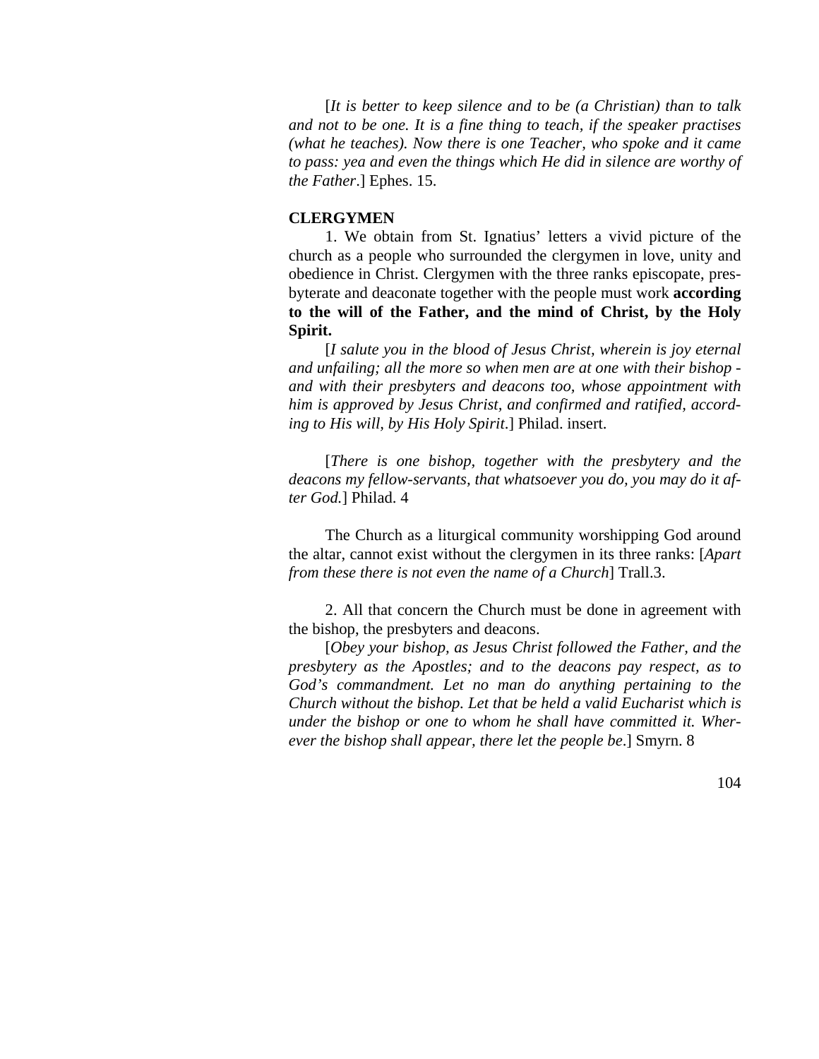[*It is better to keep silence and to be (a Christian) than to talk and not to be one. It is a fine thing to teach, if the speaker practises (what he teaches). Now there is one Teacher, who spoke and it came to pass: yea and even the things which He did in silence are worthy of the Father*.] Ephes. 15.

**CLERGYMEN**

1. We obtain from St. Ignatius' letters a vivid picture of the church as a people who surrounded the clergymen in love, unity and obedience in Christ. Clergymen with the three ranks episcopate, presbyterate and deaconate together with the people must work **according to the will of the Father, and the mind of Christ, by the Holy Spirit.**

[*I salute you in the blood of Jesus Christ, wherein is joy eternal and unfailing; all the more so when men are at one with their bishop - and with their presbyters and deacons too, whose appointment with him is approved by Jesus Christ, and confirmed and ratified, according to His will, by His Holy Spirit*.] Philad. insert.

[*There is one bishop, together with the presbytery and the deacons my fellow-servants, that whatsoever you do, you may do it after God.*] Philad. 4

The Church as a liturgical community worshipping God around the altar, cannot exist without the clergymen in its three ranks: [*Apart from these there is not even the name of a Church*] Trall.3.

2. All that concern the Church must be done in agreement with the bishop, the presbyters and deacons.

[*Obey your bishop, as Jesus Christ followed the Father, and the presbytery as the Apostles; and to the deacons pay respect, as to God's commandment. Let no man do anything pertaining to the Church without the bishop. Let that be held a valid Eucharist which is under the bishop or one to whom he shall have committed it. Wherever the bishop shall appear, there let the people be*.] Smyrn. 8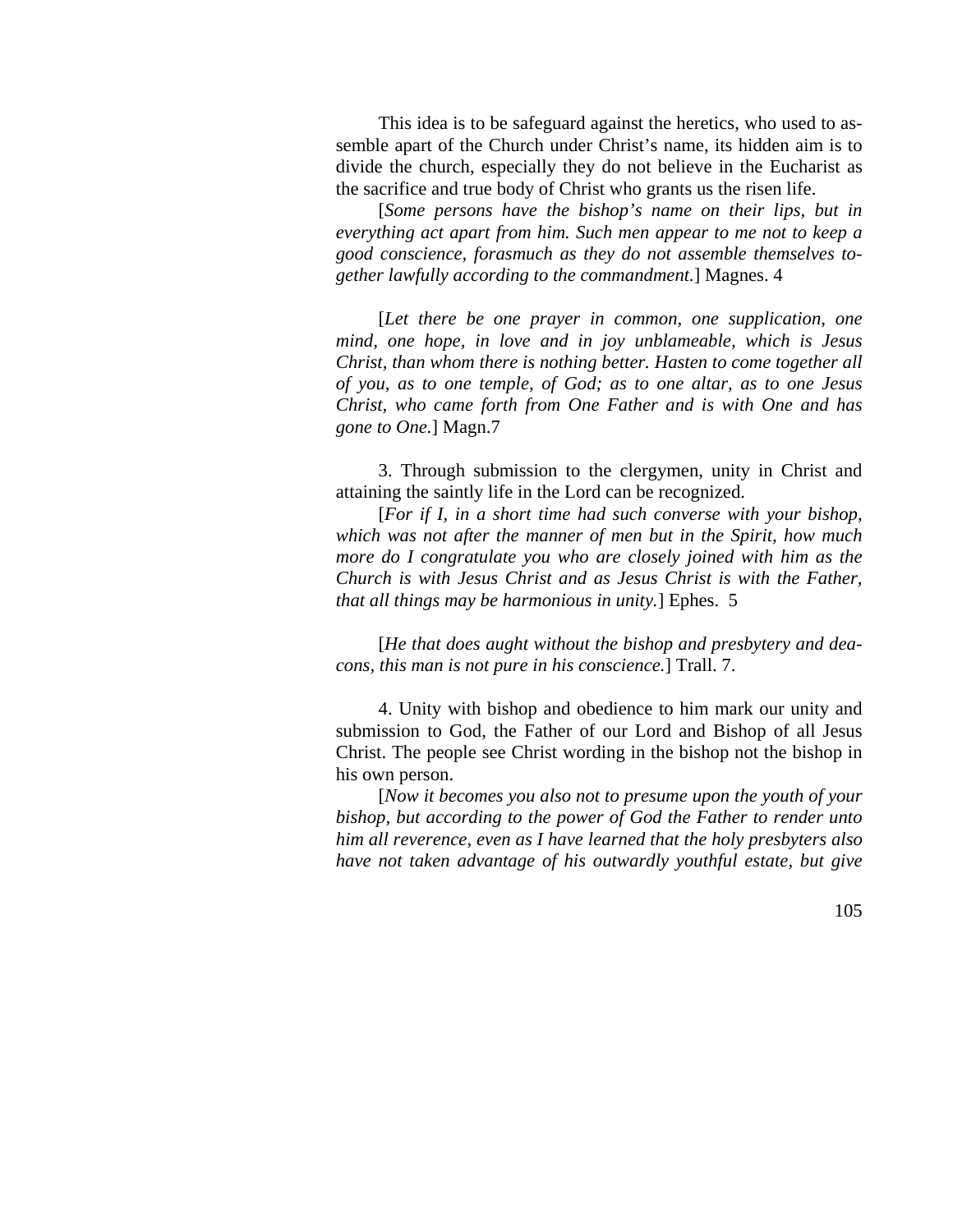This idea is to be safeguard against the heretics, who used to assemble apart of the Church under Christ's name, its hidden aim is to divide the church, especially they do not believe in the Eucharist as the sacrifice and true body of Christ who grants us the risen life.

[*Some persons have the bishop's name on their lips, but in everything act apart from him. Such men appear to me not to keep a good conscience, forasmuch as they do not assemble themselves together lawfully according to the commandment.*] Magnes. 4

[*Let there be one prayer in common, one supplication, one mind, one hope, in love and in joy unblameable, which is Jesus Christ, than whom there is nothing better. Hasten to come together all of you, as to one temple, of God; as to one altar, as to one Jesus Christ, who came forth from One Father and is with One and has gone to One.*] Magn.7

3. Through submission to the clergymen, unity in Christ and attaining the saintly life in the Lord can be recognized.

[*For if I, in a short time had such converse with your bishop, which was not after the manner of men but in the Spirit, how much more do I congratulate you who are closely joined with him as the Church is with Jesus Christ and as Jesus Christ is with the Father, that all things may be harmonious in unity.*] Ephes. 5

[*He that does aught without the bishop and presbytery and deacons, this man is not pure in his conscience.*] Trall. 7.

4. Unity with bishop and obedience to him mark our unity and submission to God, the Father of our Lord and Bishop of all Jesus Christ. The people see Christ wording in the bishop not the bishop in his own person.

[*Now it becomes you also not to presume upon the youth of your bishop, but according to the power of God the Father to render unto him all reverence, even as I have learned that the holy presbyters also have not taken advantage of his outwardly youthful estate, but give*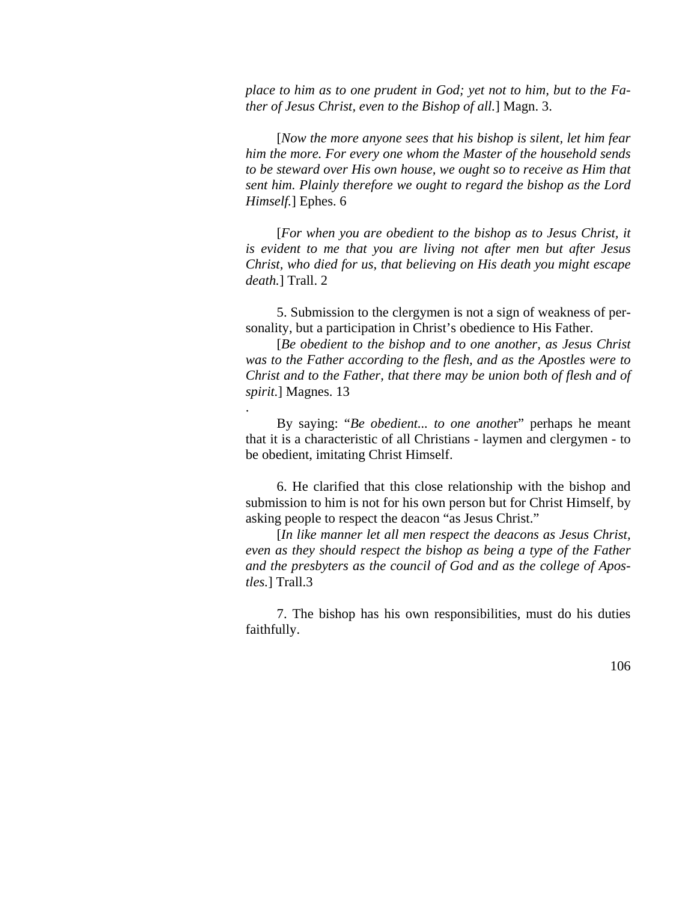*place to him as to one prudent in God; yet not to him, but to the Father of Jesus Christ, even to the Bishop of all.*] Magn. 3.

[*Now the more anyone sees that his bishop is silent, let him fear him the more. For every one whom the Master of the household sends to be steward over His own house, we ought so to receive as Him that sent him. Plainly therefore we ought to regard the bishop as the Lord Himself.*] Ephes. 6

[*For when you are obedient to the bishop as to Jesus Christ, it is evident to me that you are living not after men but after Jesus Christ, who died for us, that believing on His death you might escape death.*] Trall. 2

5. Submission to the clergymen is not a sign of weakness of personality, but a participation in Christ's obedience to His Father.

[*Be obedient to the bishop and to one another, as Jesus Christ was to the Father according to the flesh, and as the Apostles were to Christ and to the Father, that there may be union both of flesh and of spirit.*] Magnes. 13

.

By saying: "*Be obedient... to one another*" perhaps he meant that it is a characteristic of all Christians - laymen and clergymen - to be obedient, imitating Christ Himself.

6. He clarified that this close relationship with the bishop and submission to him is not for his own person but for Christ Himself, by asking people to respect the deacon "as Jesus Christ."

[*In like manner let all men respect the deacons as Jesus Christ, even as they should respect the bishop as being a type of the Father and the presbyters as the council of God and as the college of Apostles.*] Trall.3

7. The bishop has his own responsibilities, must do his duties faithfully.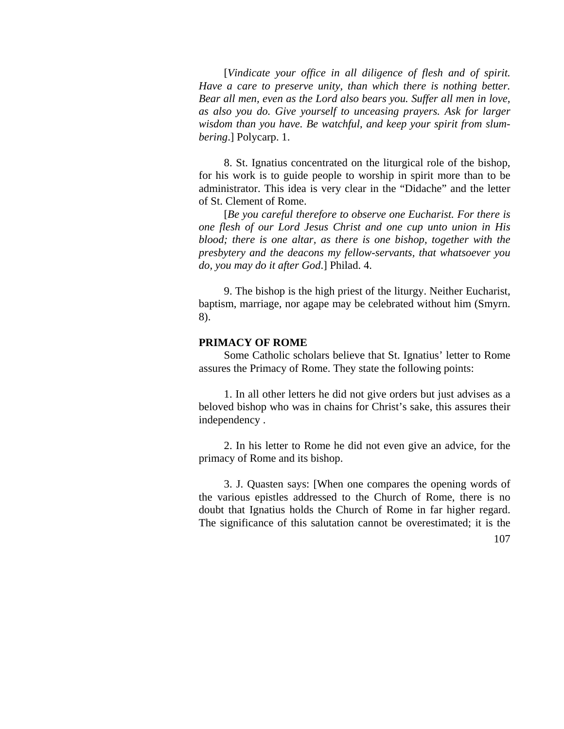[*Vindicate your office in all diligence of flesh and of spirit. Have a care to preserve unity, than which there is nothing better. Bear all men, even as the Lord also bears you. Suffer all men in love, as also you do. Give yourself to unceasing prayers. Ask for larger wisdom than you have. Be watchful, and keep your spirit from slumbering*.] Polycarp. 1.

8. St. Ignatius concentrated on the liturgical role of the bishop, for his work is to guide people to worship in spirit more than to be administrator. This idea is very clear in the "Didache" and the letter of St. Clement of Rome.

[*Be you careful therefore to observe one Eucharist. For there is one flesh of our Lord Jesus Christ and one cup unto union in His blood; there is one altar, as there is one bishop, together with the presbytery and the deacons my fellow-servants, that whatsoever you do, you may do it after God*.] Philad. 4.

9. The bishop is the high priest of the liturgy. Neither Eucharist, baptism, marriage, nor agape may be celebrated without him (Smyrn. 8).

**PRIMACY OF ROME**

Some Catholic scholars believe that St. Ignatius' letter to Rome assures the Primacy of Rome. They state the following points:

1. In all other letters he did not give orders but just advises as a beloved bishop who was in chains for Christ's sake, this assures their independency .

2. In his letter to Rome he did not even give an advice, for the primacy of Rome and its bishop.

3. J. Quasten says: [When one compares the opening words of the various epistles addressed to the Church of Rome, there is no doubt that Ignatius holds the Church of Rome in far higher regard. The significance of this salutation cannot be overestimated; it is the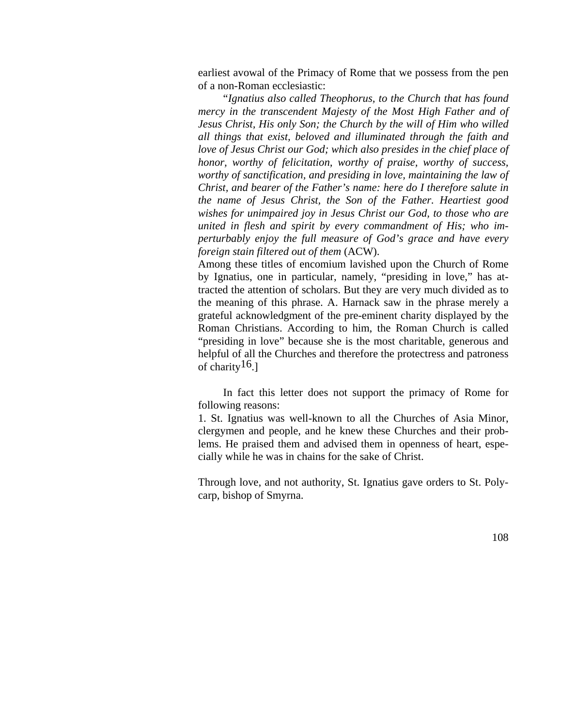earliest avowal of the Primacy of Rome that we possess from the pen of a non-Roman ecclesiastic:

"*Ignatius also called Theophorus, to the Church that has found mercy in the transcendent Majesty of the Most High Father and of Jesus Christ, His only Son; the Church by the will of Him who willed all things that exist, beloved and illuminated through the faith and love of Jesus Christ our God; which also presides in the chief place of honor, worthy of felicitation, worthy of praise, worthy of success, worthy of sanctification, and presiding in love, maintaining the law of Christ, and bearer of the Father's name: here do I therefore salute in the name of Jesus Christ, the Son of the Father. Heartiest good wishes for unimpaired joy in Jesus Christ our God, to those who are united in flesh and spirit by every commandment of His; who imperturbably enjoy the full measure of God's grace and have every foreign stain filtered out of them* (ACW).

Among these titles of encomium lavished upon the Church of Rome by Ignatius, one in particular, namely, "presiding in love," has attracted the attention of scholars. But they are very much divided as to the meaning of this phrase. A. Harnack saw in the phrase merely a grateful acknowledgment of the pre-eminent charity displayed by the Roman Christians. According to him, the Roman Church is called "presiding in love" because she is the most charitable, generous and helpful of all the Churches and therefore the protectress and patroness of charity[16].]

In fact this letter does not support the primacy of Rome for following reasons:

1. St. Ignatius was well-known to all the Churches of Asia Minor, clergymen and people, and he knew these Churches and their problems. He praised them and advised them in openness of heart, especially while he was in chains for the sake of Christ.

Through love, and not authority, St. Ignatius gave orders to St. Polycarp, bishop of Smyrna.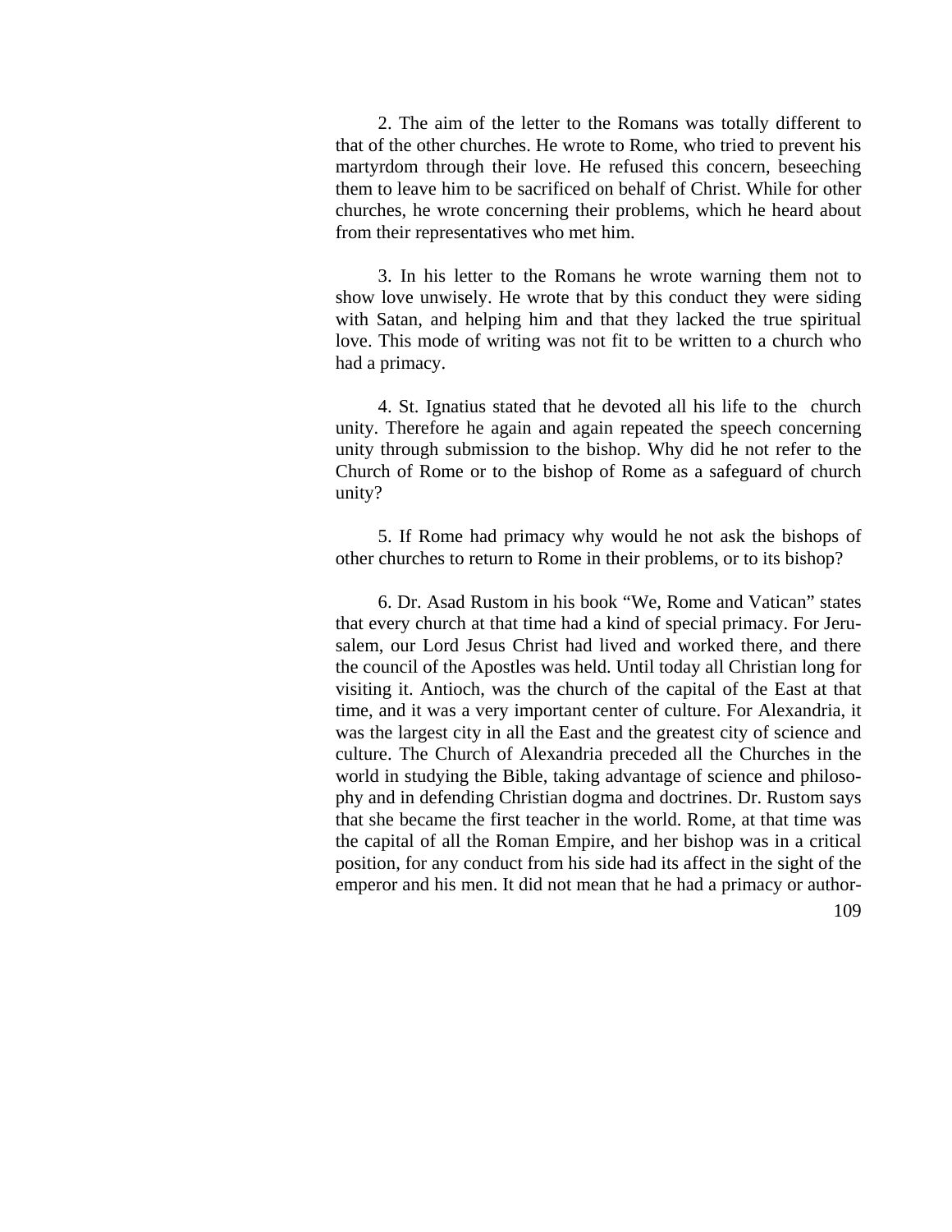2. The aim of the letter to the Romans was totally different to that of the other churches. He wrote to Rome, who tried to prevent his martyrdom through their love. He refused this concern, beseeching them to leave him to be sacrificed on behalf of Christ. While for other churches, he wrote concerning their problems, which he heard about from their representatives who met him.

3. In his letter to the Romans he wrote warning them not to show love unwisely. He wrote that by this conduct they were siding with Satan, and helping him and that they lacked the true spiritual love. This mode of writing was not fit to be written to a church who had a primacy.

4. St. Ignatius stated that he devoted all his life to the church unity. Therefore he again and again repeated the speech concerning unity through submission to the bishop. Why did he not refer to the Church of Rome or to the bishop of Rome as a safeguard of church unity?

5. If Rome had primacy why would he not ask the bishops of other churches to return to Rome in their problems, or to its bishop?

6. Dr. Asad Rustom in his book "We, Rome and Vatican" states that every church at that time had a kind of special primacy. For Jerusalem, our Lord Jesus Christ had lived and worked there, and there the council of the Apostles was held. Until today all Christian long for visiting it. Antioch, was the church of the capital of the East at that time, and it was a very important center of culture. For Alexandria, it was the largest city in all the East and the greatest city of science and culture. The Church of Alexandria preceded all the Churches in the world in studying the Bible, taking advantage of science and philosophy and in defending Christian dogma and doctrines. Dr. Rustom says that she became the first teacher in the world. Rome, at that time was the capital of all the Roman Empire, and her bishop was in a critical position, for any conduct from his side had its affect in the sight of the emperor and his men. It did not mean that he had a primacy or author-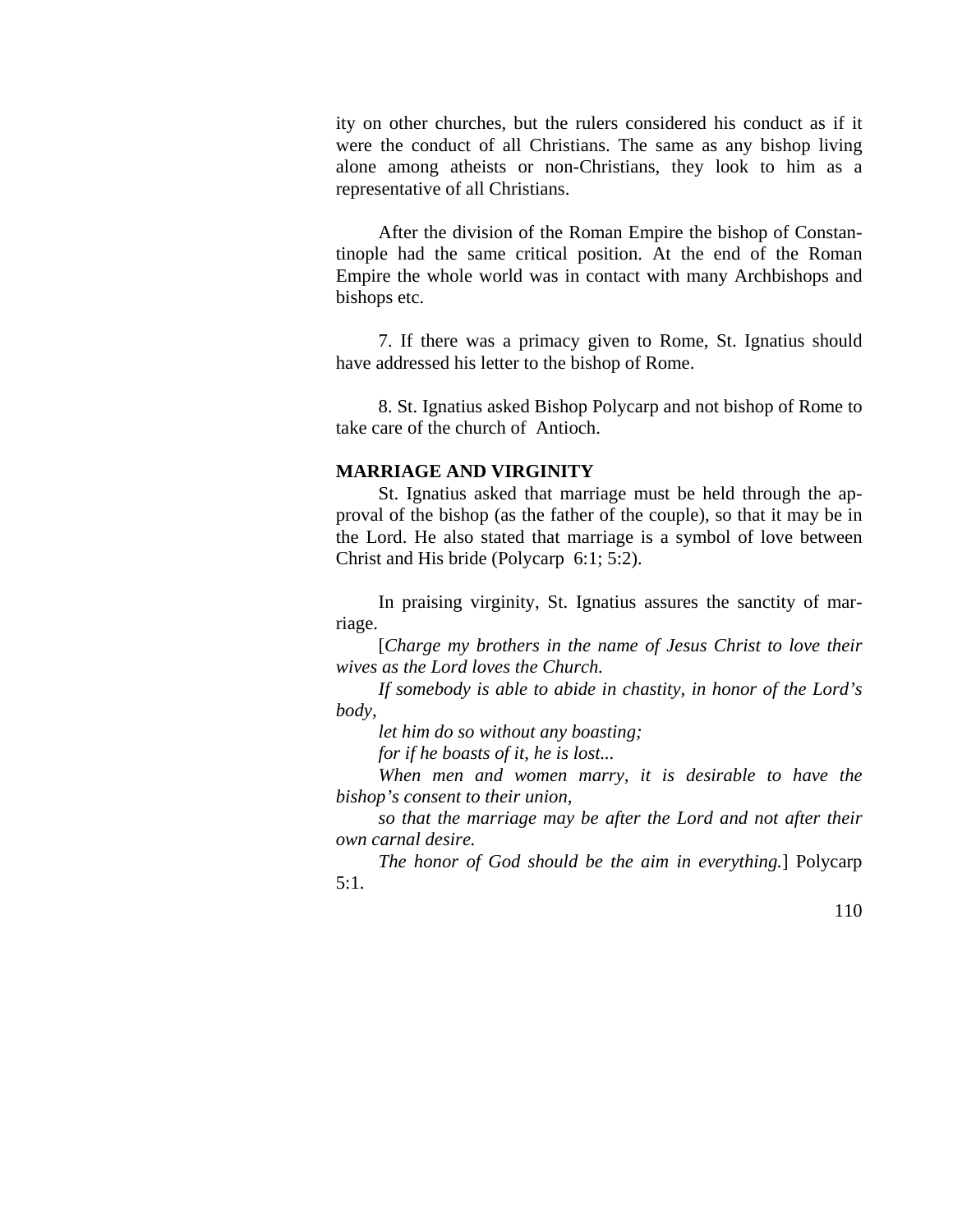ity on other churches, but the rulers considered his conduct as if it were the conduct of all Christians. The same as any bishop living alone among atheists or non-Christians, they look to him as a representative of all Christians.

After the division of the Roman Empire the bishop of Constantinople had the same critical position. At the end of the Roman Empire the whole world was in contact with many Archbishops and bishops etc.

7. If there was a primacy given to Rome, St. Ignatius should have addressed his letter to the bishop of Rome.

8. St. Ignatius asked Bishop Polycarp and not bishop of Rome to take care of the church of Antioch.

**MARRIAGE AND VIRGINITY**

St. Ignatius asked that marriage must be held through the approval of the bishop (as the father of the couple), so that it may be in the Lord. He also stated that marriage is a symbol of love between Christ and His bride (Polycarp 6:1; 5:2).

In praising virginity, St. Ignatius assures the sanctity of marriage.

[*Charge my brothers in the name of Jesus Christ to love their wives as the Lord loves the Church.*

*If somebody is able to abide in chastity, in honor of the Lord's body,*

*let him do so without any boasting;*

*for if he boasts of it, he is lost...*

*When men and women marry, it is desirable to have the bishop's consent to their union,*

*so that the marriage may be after the Lord and not after their own carnal desire.*

*The honor of God should be the aim in everything.*] Polycarp 5:1.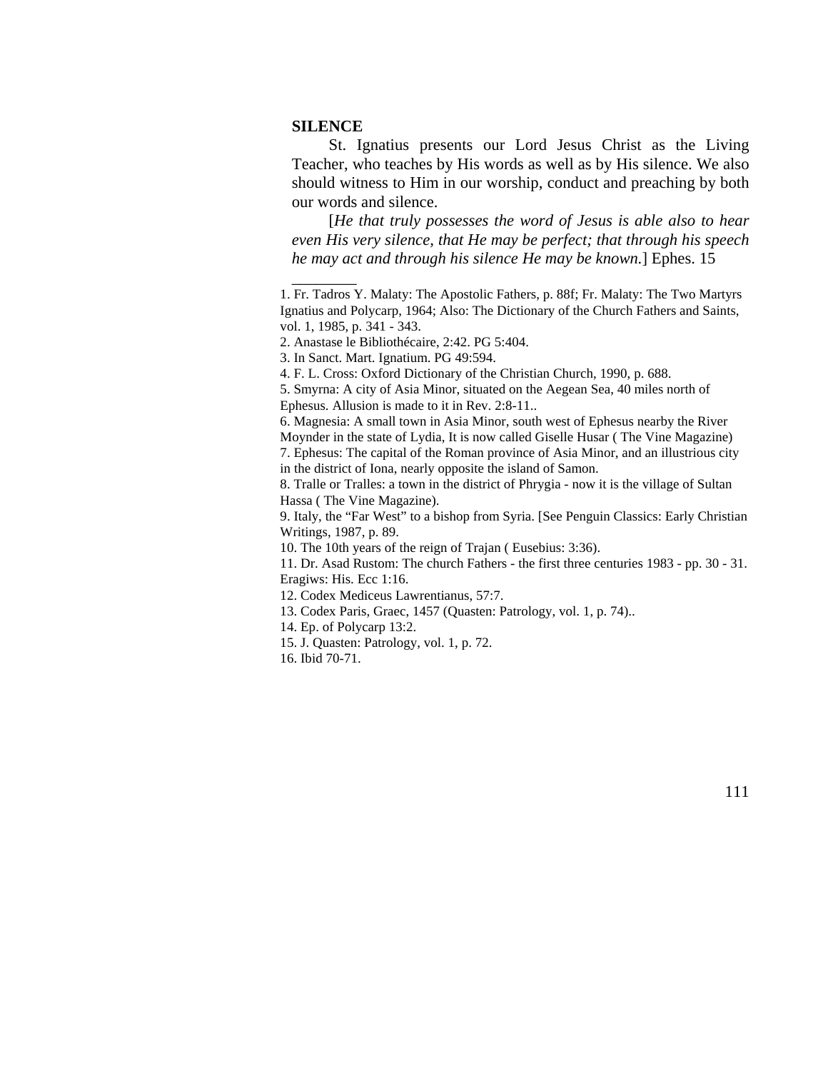**SILENCE**

St. Ignatius presents our Lord Jesus Christ as the Living Teacher, who teaches by His words as well as by His silence. We also should witness to Him in our worship, conduct and preaching by both our words and silence.

[*He that truly possesses the word of Jesus is able also to hear even His very silence, that He may be perfect; that through his speech he may act and through his silence He may be known.*] Ephes. 15

________

1. Fr. Tadros Y. Malaty: The Apostolic Fathers, p. 88f; Fr. Malaty: The Two Martyrs Ignatius and Polycarp, 1964; Also: The Dictionary of the Church Fathers and Saints, vol. 1, 1985, p. 341 - 343.
2. Anastase le Bibliothécaire, 2:42. PG 5:404.
3. In Sanct. Mart. Ignatium. PG 49:594.
4. F. L. Cross: Oxford Dictionary of the Christian Church, 1990, p. 688.
5. Smyrna: A city of Asia Minor, situated on the Aegean Sea, 40 miles north of Ephesus. Allusion is made to it in Rev. 2:8-11..
6. Magnesia: A small town in Asia Minor, south west of Ephesus nearby the River Moynder in the state of Lydia, It is now called Giselle Husar ( The Vine Magazine)
7. Ephesus: The capital of the Roman province of Asia Minor, and an illustrious city in the district of Iona, nearly opposite the island of Samon.
8. Tralle or Tralles: a town in the district of Phrygia - now it is the village of Sultan Hassa ( The Vine Magazine).
9. Italy, the "Far West" to a bishop from Syria. [See Penguin Classics: Early Christian Writings, 1987, p. 89.
10. The 10th years of the reign of Trajan ( Eusebius: 3:36).
11. Dr. Asad Rustom: The church Fathers - the first three centuries 1983 - pp. 30 - 31. Eragiws: His. Ecc 1:16.
12. Codex Mediceus Lawrentianus, 57:7.
13. Codex Paris, Graec, 1457 (Quasten: Patrology, vol. 1, p. 74)..
14. Ep. of Polycarp 13:2.
15. J. Quasten: Patrology, vol. 1, p. 72.
16. Ibid 70-71.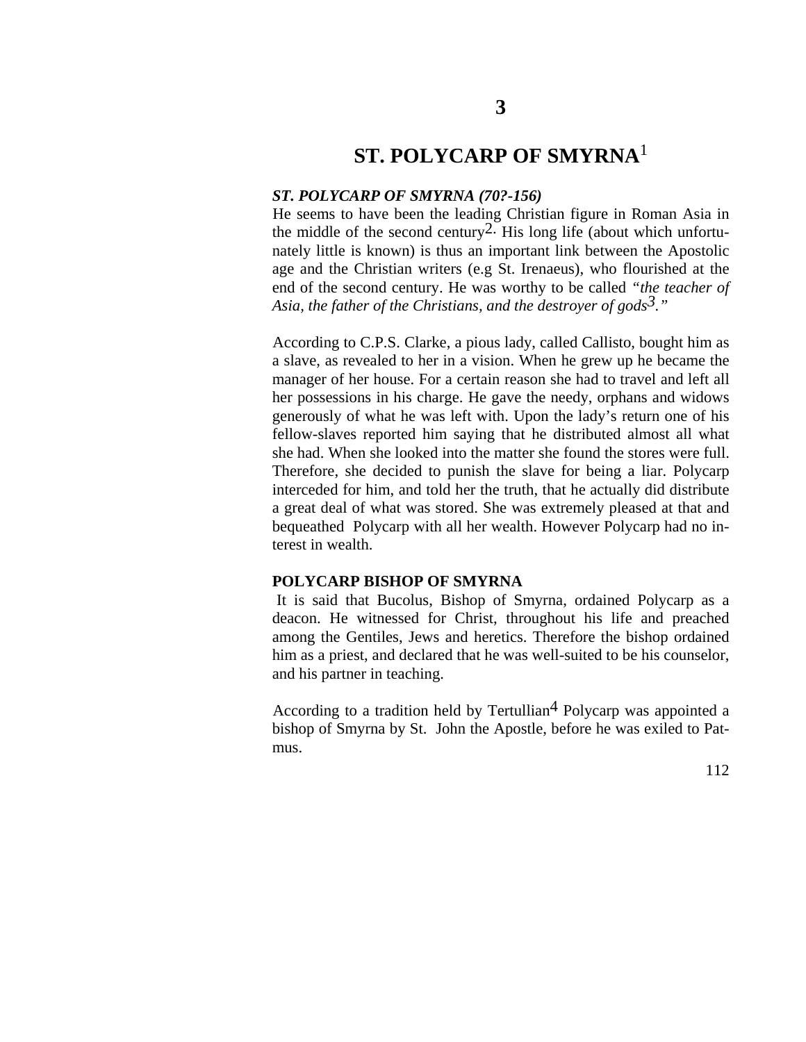# 3

# ST. POLYCARP OF SMYRNA[1]

***ST. POLYCARP OF SMYRNA (70?-156)***

He seems to have been the leading Christian figure in Roman Asia in the middle of the second century[2]. His long life (about which unfortunately little is known) is thus an important link between the Apostolic age and the Christian writers (e.g St. Irenaeus), who flourished at the end of the second century. He was worthy to be called *"the teacher of Asia, the father of the Christians, and the destroyer of gods[3]."*

According to C.P.S. Clarke, a pious lady, called Callisto, bought him as a slave, as revealed to her in a vision. When he grew up he became the manager of her house. For a certain reason she had to travel and left all her possessions in his charge. He gave the needy, orphans and widows generously of what he was left with. Upon the lady's return one of his fellow-slaves reported him saying that he distributed almost all what she had. When she looked into the matter she found the stores were full. Therefore, she decided to punish the slave for being a liar. Polycarp interceded for him, and told her the truth, that he actually did distribute a great deal of what was stored. She was extremely pleased at that and bequeathed Polycarp with all her wealth. However Polycarp had no interest in wealth.

## POLYCARP BISHOP OF SMYRNA

It is said that Bucolus, Bishop of Smyrna, ordained Polycarp as a deacon. He witnessed for Christ, throughout his life and preached among the Gentiles, Jews and heretics. Therefore the bishop ordained him as a priest, and declared that he was well-suited to be his counselor, and his partner in teaching.

According to a tradition held by Tertullian[4] Polycarp was appointed a bishop of Smyrna by St. John the Apostle, before he was exiled to Patmus.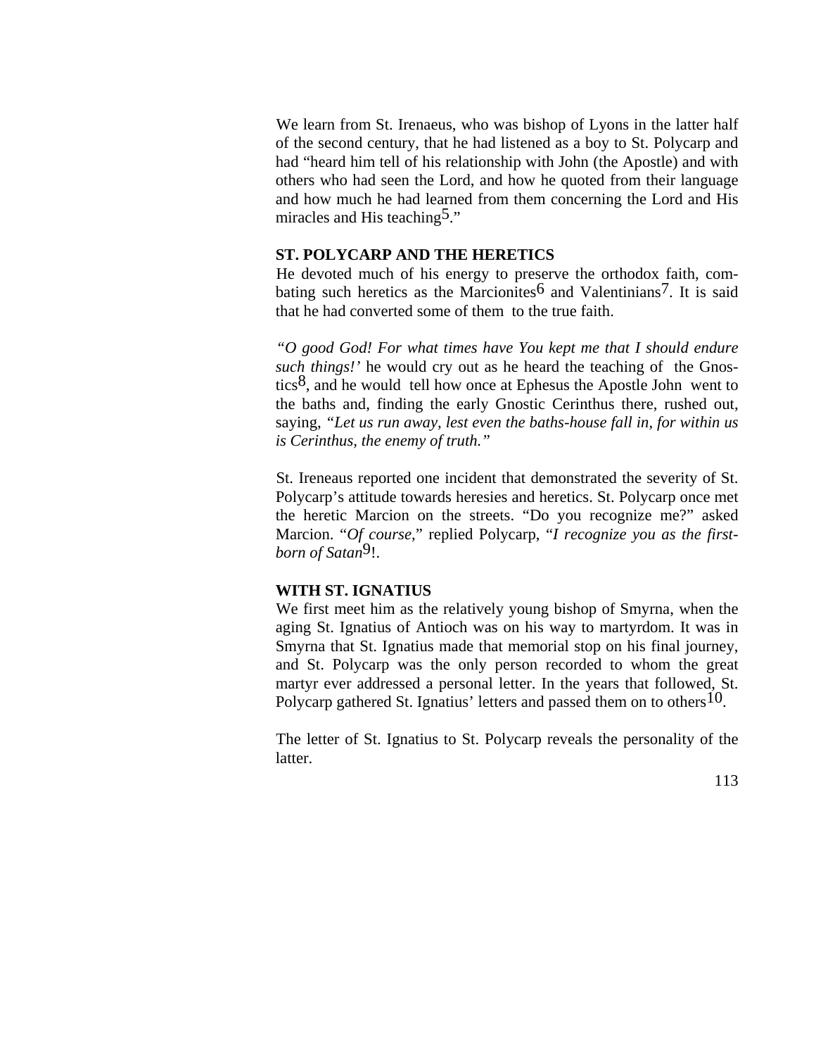We learn from St. Irenaeus, who was bishop of Lyons in the latter half of the second century, that he had listened as a boy to St. Polycarp and had "heard him tell of his relationship with John (the Apostle) and with others who had seen the Lord, and how he quoted from their language and how much he had learned from them concerning the Lord and His miracles and His teaching[5]."

**ST. POLYCARP AND THE HERETICS**

He devoted much of his energy to preserve the orthodox faith, combating such heretics as the Marcionites[6] and Valentinians[7]. It is said that he had converted some of them to the true faith.

*"O good God! For what times have You kept me that I should endure such things!'* he would cry out as he heard the teaching of the Gnostics[8], and he would tell how once at Ephesus the Apostle John went to the baths and, finding the early Gnostic Cerinthus there, rushed out, saying, *"Let us run away, lest even the baths-house fall in, for within us is Cerinthus, the enemy of truth."*

St. Ireneaus reported one incident that demonstrated the severity of St. Polycarp's attitude towards heresies and heretics. St. Polycarp once met the heretic Marcion on the streets. "Do you recognize me?" asked Marcion. "*Of course*," replied Polycarp, "*I recognize you as the first-born of Satan*[9]!.

**WITH ST. IGNATIUS**

We first meet him as the relatively young bishop of Smyrna, when the aging St. Ignatius of Antioch was on his way to martyrdom. It was in Smyrna that St. Ignatius made that memorial stop on his final journey, and St. Polycarp was the only person recorded to whom the great martyr ever addressed a personal letter. In the years that followed, St. Polycarp gathered St. Ignatius' letters and passed them on to others[10].

The letter of St. Ignatius to St. Polycarp reveals the personality of the latter.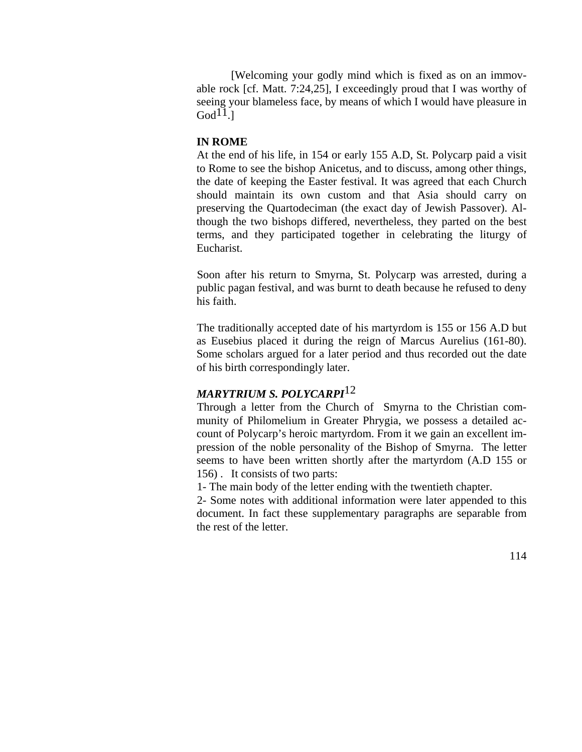[Welcoming your godly mind which is fixed as on an immovable rock [cf. Matt. 7:24,25], I exceedingly proud that I was worthy of seeing your blameless face, by means of which I would have pleasure in God[11].]

**IN ROME**

At the end of his life, in 154 or early 155 A.D, St. Polycarp paid a visit to Rome to see the bishop Anicetus, and to discuss, among other things, the date of keeping the Easter festival. It was agreed that each Church should maintain its own custom and that Asia should carry on preserving the Quartodeciman (the exact day of Jewish Passover). Although the two bishops differed, nevertheless, they parted on the best terms, and they participated together in celebrating the liturgy of Eucharist.

Soon after his return to Smyrna, St. Polycarp was arrested, during a public pagan festival, and was burnt to death because he refused to deny his faith.

The traditionally accepted date of his martyrdom is 155 or 156 A.D but as Eusebius placed it during the reign of Marcus Aurelius (161-80). Some scholars argued for a later period and thus recorded out the date of his birth correspondingly later.

***MARYTRIUM S. POLYCARPI*[12]**

Through a letter from the Church of Smyrna to the Christian community of Philomelium in Greater Phrygia, we possess a detailed account of Polycarp's heroic martyrdom. From it we gain an excellent impression of the noble personality of the Bishop of Smyrna. The letter seems to have been written shortly after the martyrdom (A.D 155 or 156) . It consists of two parts:

1- The main body of the letter ending with the twentieth chapter.

2- Some notes with additional information were later appended to this document. In fact these supplementary paragraphs are separable from the rest of the letter.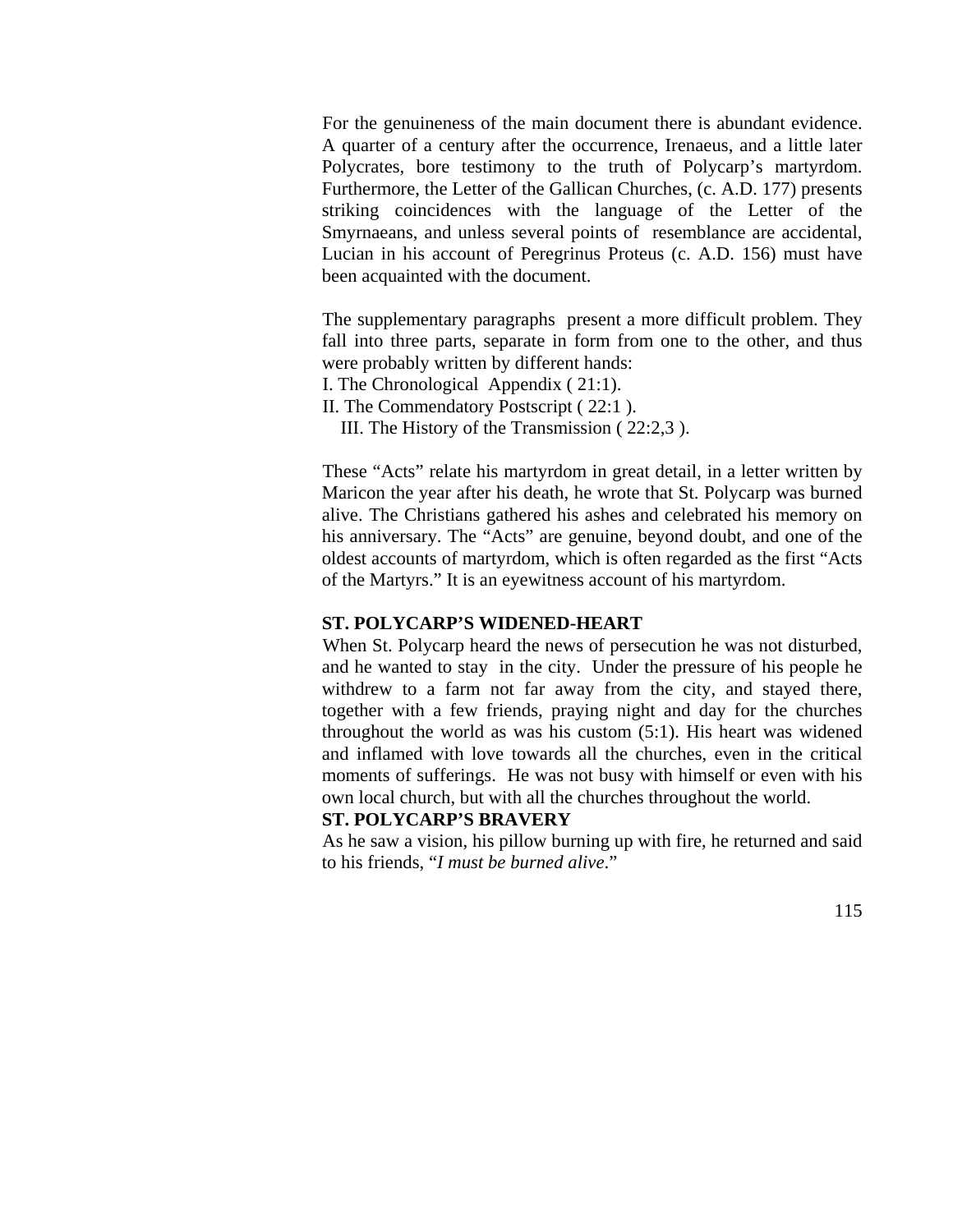For the genuineness of the main document there is abundant evidence. A quarter of a century after the occurrence, Irenaeus, and a little later Polycrates, bore testimony to the truth of Polycarp's martyrdom. Furthermore, the Letter of the Gallican Churches, (c. A.D. 177) presents striking coincidences with the language of the Letter of the Smyrnaeans, and unless several points of resemblance are accidental, Lucian in his account of Peregrinus Proteus (c. A.D. 156) must have been acquainted with the document.

The supplementary paragraphs present a more difficult problem. They fall into three parts, separate in form from one to the other, and thus were probably written by different hands:

I. The Chronological Appendix ( 21:1).
II. The Commendatory Postscript ( 22:1 ).
III. The History of the Transmission ( 22:2,3 ).

These "Acts" relate his martyrdom in great detail, in a letter written by Maricon the year after his death, he wrote that St. Polycarp was burned alive. The Christians gathered his ashes and celebrated his memory on his anniversary. The "Acts" are genuine, beyond doubt, and one of the oldest accounts of martyrdom, which is often regarded as the first "Acts of the Martyrs." It is an eyewitness account of his martyrdom.

**ST. POLYCARP'S WIDENED-HEART**

When St. Polycarp heard the news of persecution he was not disturbed, and he wanted to stay in the city. Under the pressure of his people he withdrew to a farm not far away from the city, and stayed there, together with a few friends, praying night and day for the churches throughout the world as was his custom (5:1). His heart was widened and inflamed with love towards all the churches, even in the critical moments of sufferings. He was not busy with himself or even with his own local church, but with all the churches throughout the world.

**ST. POLYCARP'S BRAVERY**

As he saw a vision, his pillow burning up with fire, he returned and said to his friends, "*I must be burned alive*."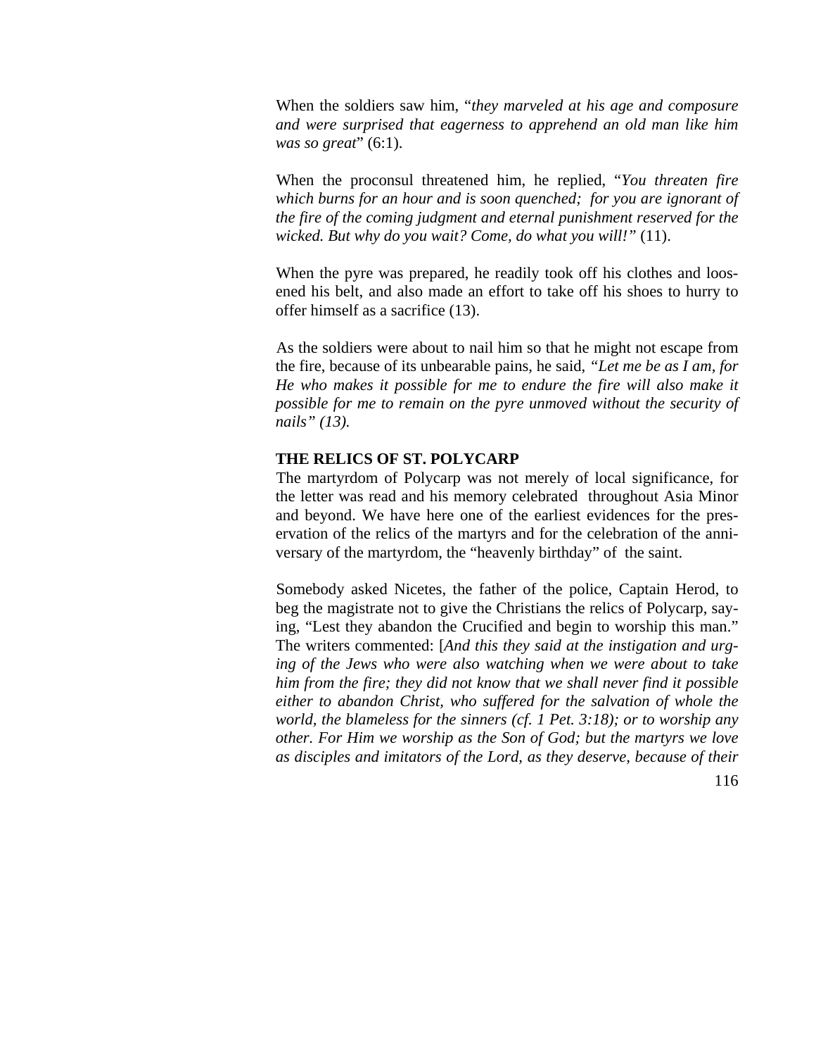When the soldiers saw him, "*they marveled at his age and composure and were surprised that eagerness to apprehend an old man like him was so great*" (6:1).

When the proconsul threatened him, he replied, "*You threaten fire which burns for an hour and is soon quenched; for you are ignorant of the fire of the coming judgment and eternal punishment reserved for the wicked. But why do you wait? Come, do what you will!"* (11).

When the pyre was prepared, he readily took off his clothes and loosened his belt, and also made an effort to take off his shoes to hurry to offer himself as a sacrifice (13).

As the soldiers were about to nail him so that he might not escape from the fire, because of its unbearable pains, he said, *"Let me be as I am, for He who makes it possible for me to endure the fire will also make it possible for me to remain on the pyre unmoved without the security of nails" (13).*

### THE RELICS OF ST. POLYCARP

The martyrdom of Polycarp was not merely of local significance, for the letter was read and his memory celebrated throughout Asia Minor and beyond. We have here one of the earliest evidences for the preservation of the relics of the martyrs and for the celebration of the anniversary of the martyrdom, the "heavenly birthday" of the saint.

Somebody asked Nicetes, the father of the police, Captain Herod, to beg the magistrate not to give the Christians the relics of Polycarp, saying, "Lest they abandon the Crucified and begin to worship this man." The writers commented: [*And this they said at the instigation and urging of the Jews who were also watching when we were about to take him from the fire; they did not know that we shall never find it possible either to abandon Christ, who suffered for the salvation of whole the world, the blameless for the sinners (cf. 1 Pet. 3:18); or to worship any other. For Him we worship as the Son of God; but the martyrs we love as disciples and imitators of the Lord, as they deserve, because of their*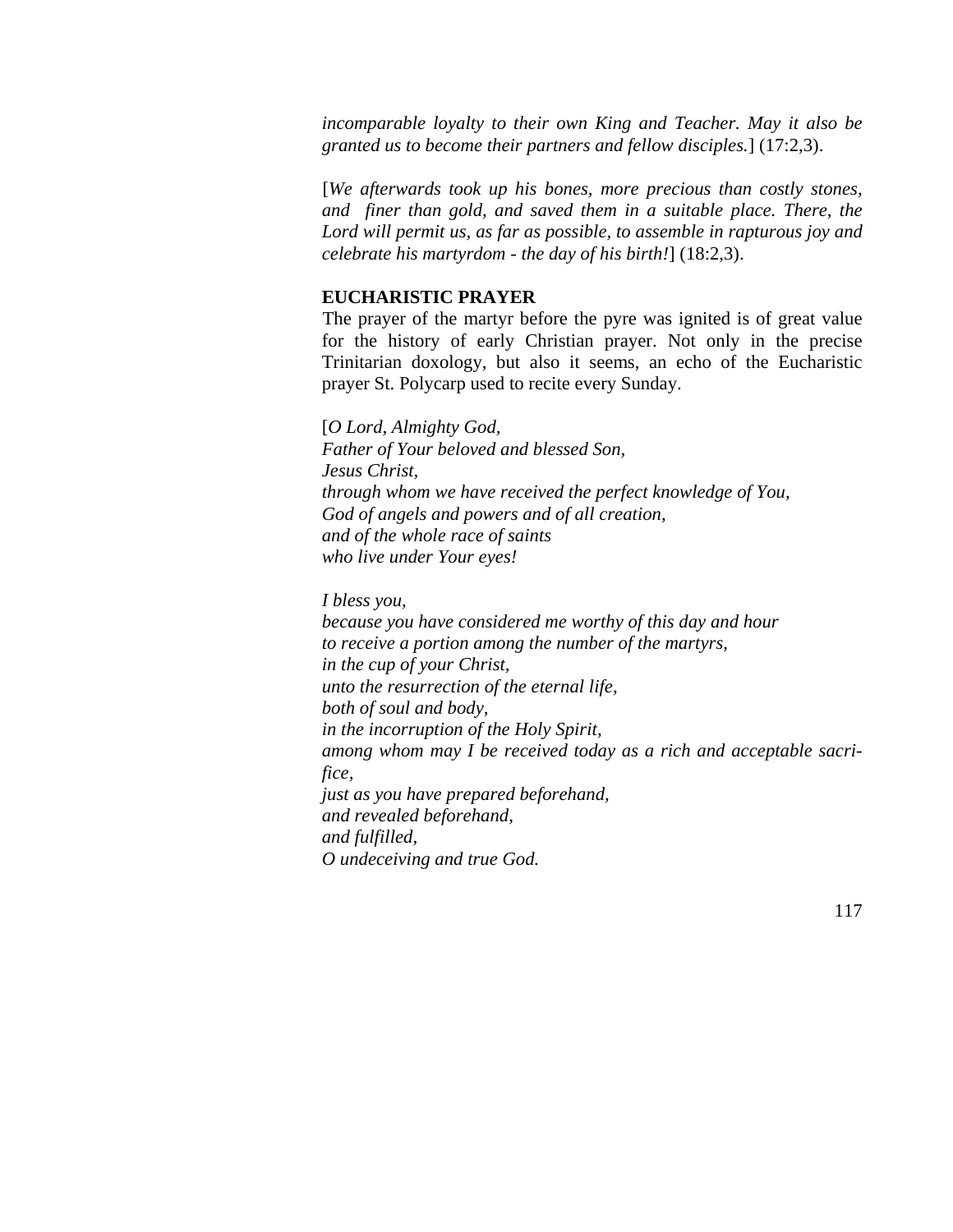*incomparable loyalty to their own King and Teacher. May it also be granted us to become their partners and fellow disciples.*] (17:2,3).

[*We afterwards took up his bones, more precious than costly stones, and finer than gold, and saved them in a suitable place. There, the Lord will permit us, as far as possible, to assemble in rapturous joy and celebrate his martyrdom - the day of his birth!*] (18:2,3).

**EUCHARISTIC PRAYER**

The prayer of the martyr before the pyre was ignited is of great value for the history of early Christian prayer. Not only in the precise Trinitarian doxology, but also it seems, an echo of the Eucharistic prayer St. Polycarp used to recite every Sunday.

[*O Lord, Almighty God,*
*Father of Your beloved and blessed Son,*
*Jesus Christ,*
*through whom we have received the perfect knowledge of You,*
*God of angels and powers and of all creation,*
*and of the whole race of saints*
*who live under Your eyes!*

*I bless you,*
*because you have considered me worthy of this day and hour*
*to receive a portion among the number of the martyrs,*
*in the cup of your Christ,*
*unto the resurrection of the eternal life,*
*both of soul and body,*
*in the incorruption of the Holy Spirit,*
*among whom may I be received today as a rich and acceptable sacrifice,*
*just as you have prepared beforehand,*
*and revealed beforehand,*
*and fulfilled,*
*O undeceiving and true God.*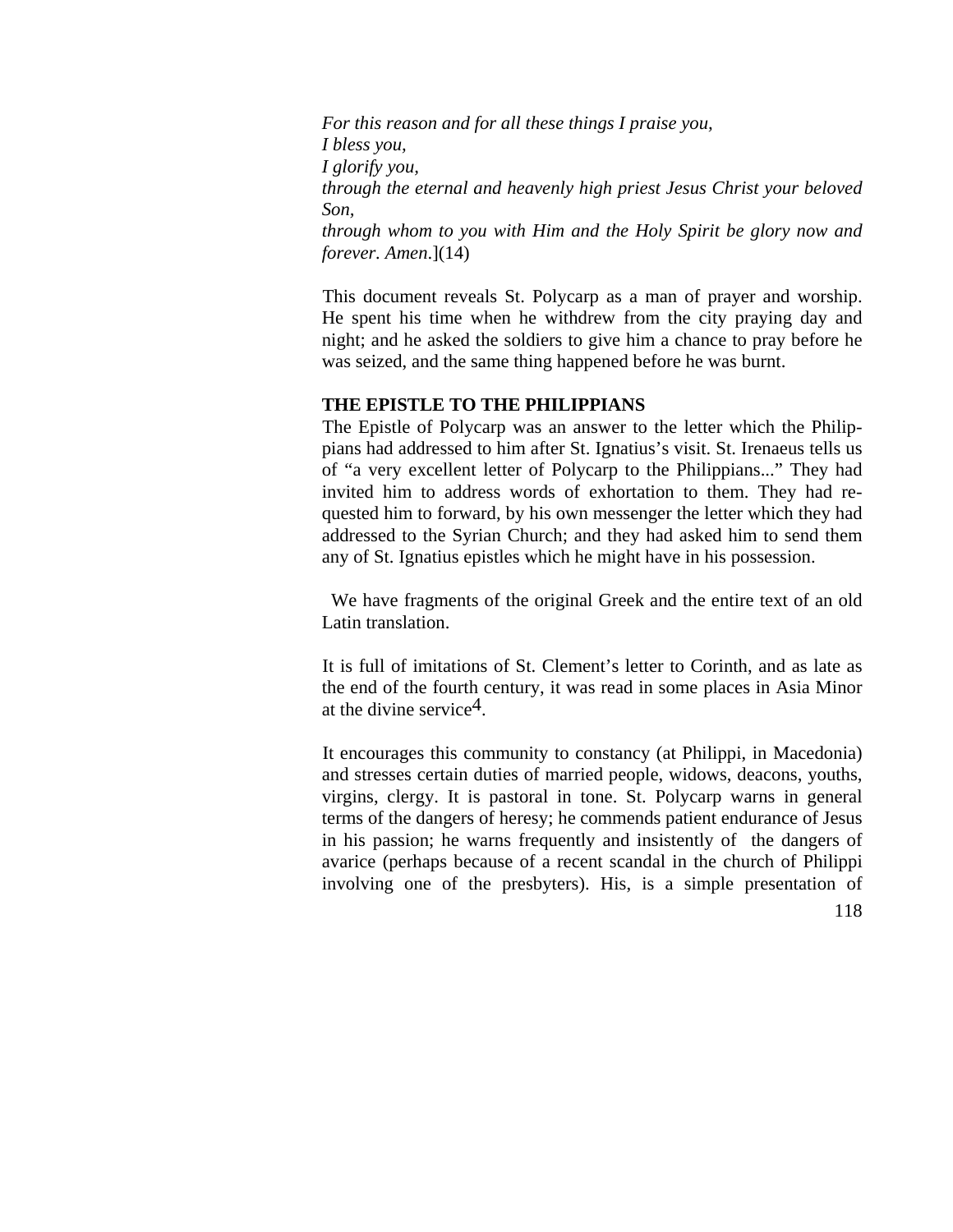*For this reason and for all these things I praise you,*
*I bless you,*
*I glorify you,*
*through the eternal and heavenly high priest Jesus Christ your beloved Son,*
*through whom to you with Him and the Holy Spirit be glory now and forever. Amen.*](14)

This document reveals St. Polycarp as a man of prayer and worship. He spent his time when he withdrew from the city praying day and night; and he asked the soldiers to give him a chance to pray before he was seized, and the same thing happened before he was burnt.

**THE EPISTLE TO THE PHILIPPIANS**

The Epistle of Polycarp was an answer to the letter which the Philippians had addressed to him after St. Ignatius's visit. St. Irenaeus tells us of "a very excellent letter of Polycarp to the Philippians..." They had invited him to address words of exhortation to them. They had requested him to forward, by his own messenger the letter which they had addressed to the Syrian Church; and they had asked him to send them any of St. Ignatius epistles which he might have in his possession.

We have fragments of the original Greek and the entire text of an old Latin translation.

It is full of imitations of St. Clement's letter to Corinth, and as late as the end of the fourth century, it was read in some places in Asia Minor at the divine service[4].

It encourages this community to constancy (at Philippi, in Macedonia) and stresses certain duties of married people, widows, deacons, youths, virgins, clergy. It is pastoral in tone. St. Polycarp warns in general terms of the dangers of heresy; he commends patient endurance of Jesus in his passion; he warns frequently and insistently of the dangers of avarice (perhaps because of a recent scandal in the church of Philippi involving one of the presbyters). His, is a simple presentation of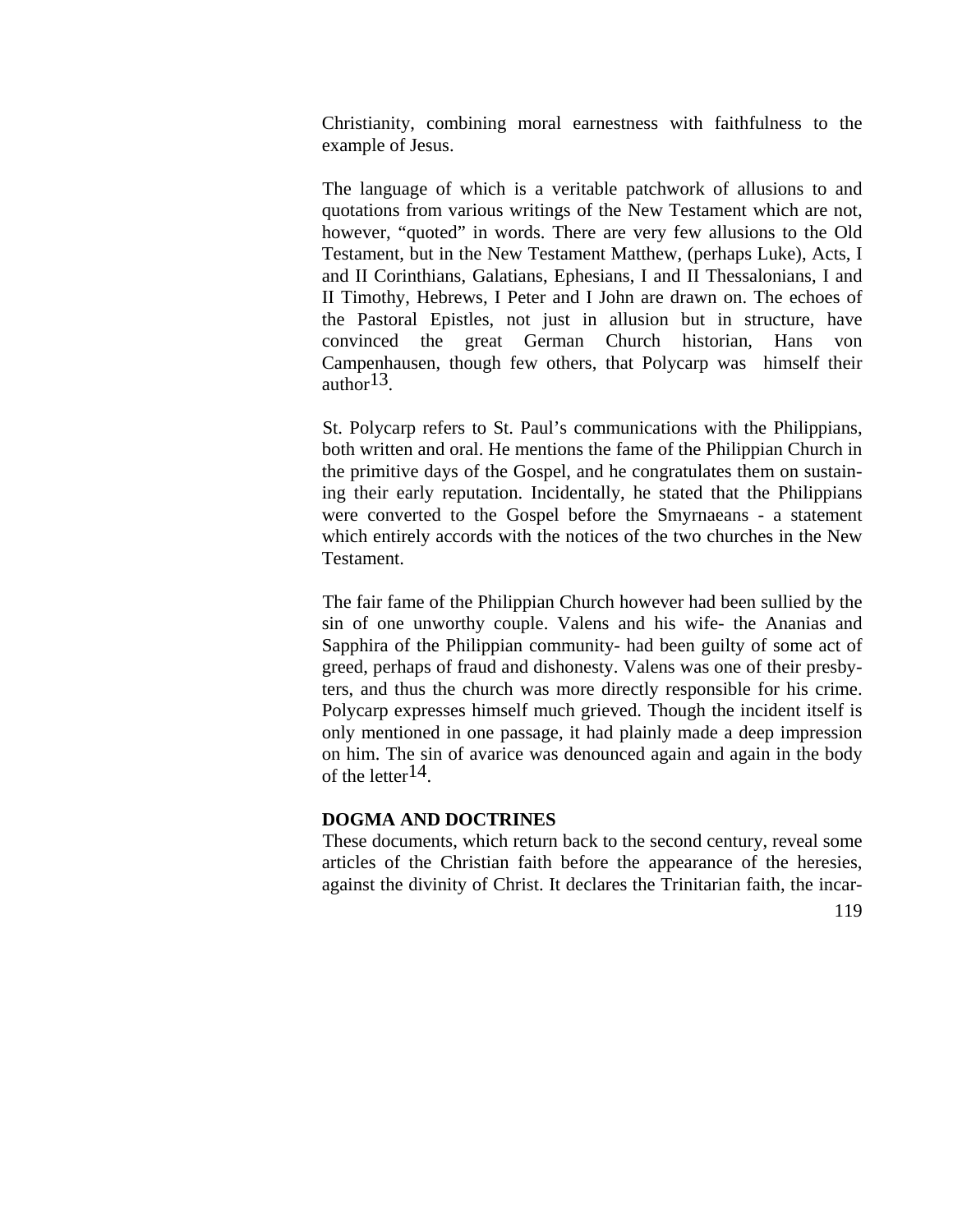Christianity, combining moral earnestness with faithfulness to the example of Jesus.

The language of which is a veritable patchwork of allusions to and quotations from various writings of the New Testament which are not, however, "quoted" in words. There are very few allusions to the Old Testament, but in the New Testament Matthew, (perhaps Luke), Acts, I and II Corinthians, Galatians, Ephesians, I and II Thessalonians, I and II Timothy, Hebrews, I Peter and I John are drawn on. The echoes of the Pastoral Epistles, not just in allusion but in structure, have convinced the great German Church historian, Hans von Campenhausen, though few others, that Polycarp was himself their author[13].

St. Polycarp refers to St. Paul's communications with the Philippians, both written and oral. He mentions the fame of the Philippian Church in the primitive days of the Gospel, and he congratulates them on sustaining their early reputation. Incidentally, he stated that the Philippians were converted to the Gospel before the Smyrnaeans - a statement which entirely accords with the notices of the two churches in the New Testament.

The fair fame of the Philippian Church however had been sullied by the sin of one unworthy couple. Valens and his wife- the Ananias and Sapphira of the Philippian community- had been guilty of some act of greed, perhaps of fraud and dishonesty. Valens was one of their presbyters, and thus the church was more directly responsible for his crime. Polycarp expresses himself much grieved. Though the incident itself is only mentioned in one passage, it had plainly made a deep impression on him. The sin of avarice was denounced again and again in the body of the letter[14].

**DOGMA AND DOCTRINES**

These documents, which return back to the second century, reveal some articles of the Christian faith before the appearance of the heresies, against the divinity of Christ. It declares the Trinitarian faith, the incar-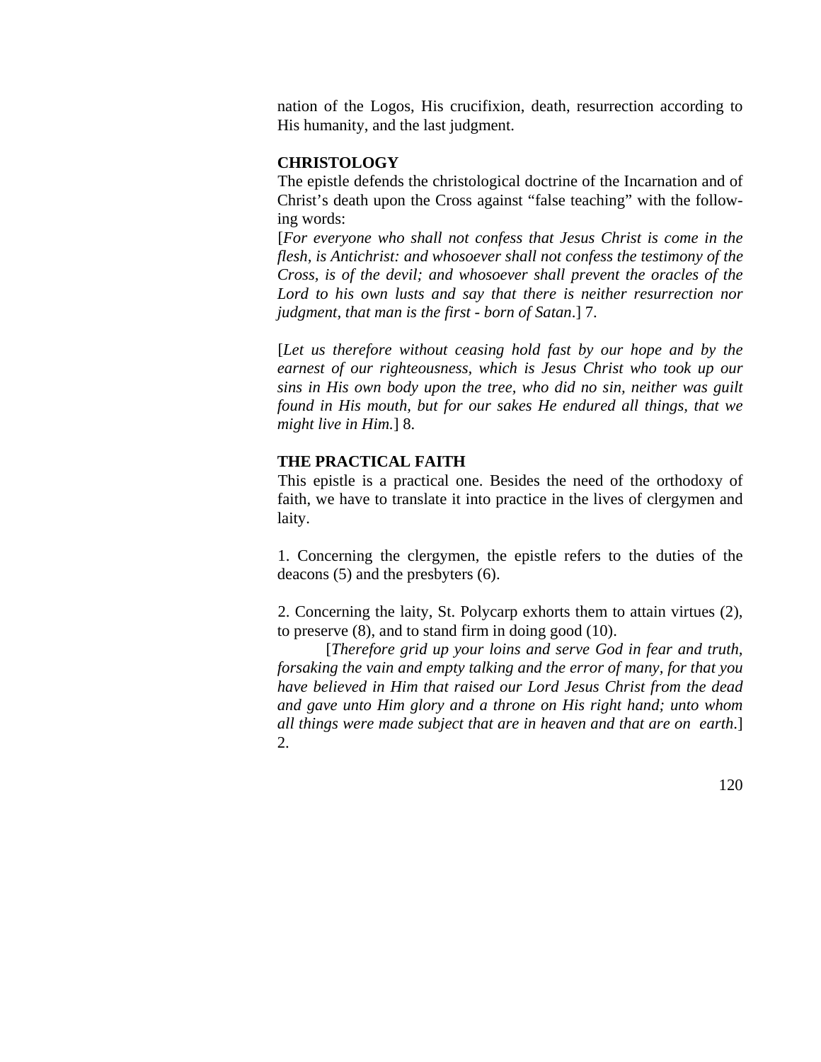nation of the Logos, His crucifixion, death, resurrection according to His humanity, and the last judgment.

**CHRISTOLOGY**

The epistle defends the christological doctrine of the Incarnation and of Christ's death upon the Cross against "false teaching" with the following words:

[*For everyone who shall not confess that Jesus Christ is come in the flesh, is Antichrist: and whosoever shall not confess the testimony of the Cross, is of the devil; and whosoever shall prevent the oracles of the Lord to his own lusts and say that there is neither resurrection nor judgment, that man is the first - born of Satan*.] 7.

[*Let us therefore without ceasing hold fast by our hope and by the earnest of our righteousness, which is Jesus Christ who took up our sins in His own body upon the tree, who did no sin, neither was guilt found in His mouth, but for our sakes He endured all things, that we might live in Him.*] 8.

**THE PRACTICAL FAITH**

This epistle is a practical one. Besides the need of the orthodoxy of faith, we have to translate it into practice in the lives of clergymen and laity.

1. Concerning the clergymen, the epistle refers to the duties of the deacons (5) and the presbyters (6).

2. Concerning the laity, St. Polycarp exhorts them to attain virtues (2), to preserve (8), and to stand firm in doing good (10).

[*Therefore grid up your loins and serve God in fear and truth, forsaking the vain and empty talking and the error of many, for that you have believed in Him that raised our Lord Jesus Christ from the dead and gave unto Him glory and a throne on His right hand; unto whom all things were made subject that are in heaven and that are on earth*.] 2.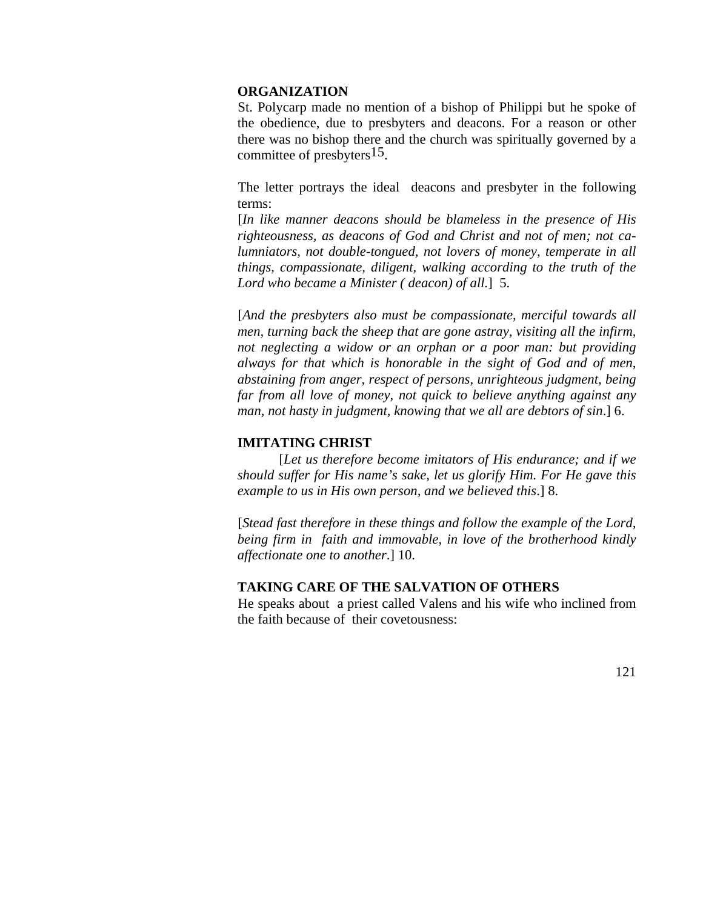**ORGANIZATION**

St. Polycarp made no mention of a bishop of Philippi but he spoke of the obedience, due to presbyters and deacons. For a reason or other there was no bishop there and the church was spiritually governed by a committee of presbyters[15].

The letter portrays the ideal deacons and presbyter in the following terms:

[*In like manner deacons should be blameless in the presence of His righteousness, as deacons of God and Christ and not of men; not calumniators, not double-tongued, not lovers of money, temperate in all things, compassionate, diligent, walking according to the truth of the Lord who became a Minister ( deacon) of all.*] 5.

[*And the presbyters also must be compassionate, merciful towards all men, turning back the sheep that are gone astray, visiting all the infirm, not neglecting a widow or an orphan or a poor man: but providing always for that which is honorable in the sight of God and of men, abstaining from anger, respect of persons, unrighteous judgment, being far from all love of money, not quick to believe anything against any man, not hasty in judgment, knowing that we all are debtors of sin*.] 6.

**IMITATING CHRIST**

[*Let us therefore become imitators of His endurance; and if we should suffer for His name's sake, let us glorify Him. For He gave this example to us in His own person, and we believed this*.] 8.

[*Stead fast therefore in these things and follow the example of the Lord, being firm in faith and immovable, in love of the brotherhood kindly affectionate one to another*.] 10.

**TAKING CARE OF THE SALVATION OF OTHERS**

He speaks about a priest called Valens and his wife who inclined from the faith because of their covetousness: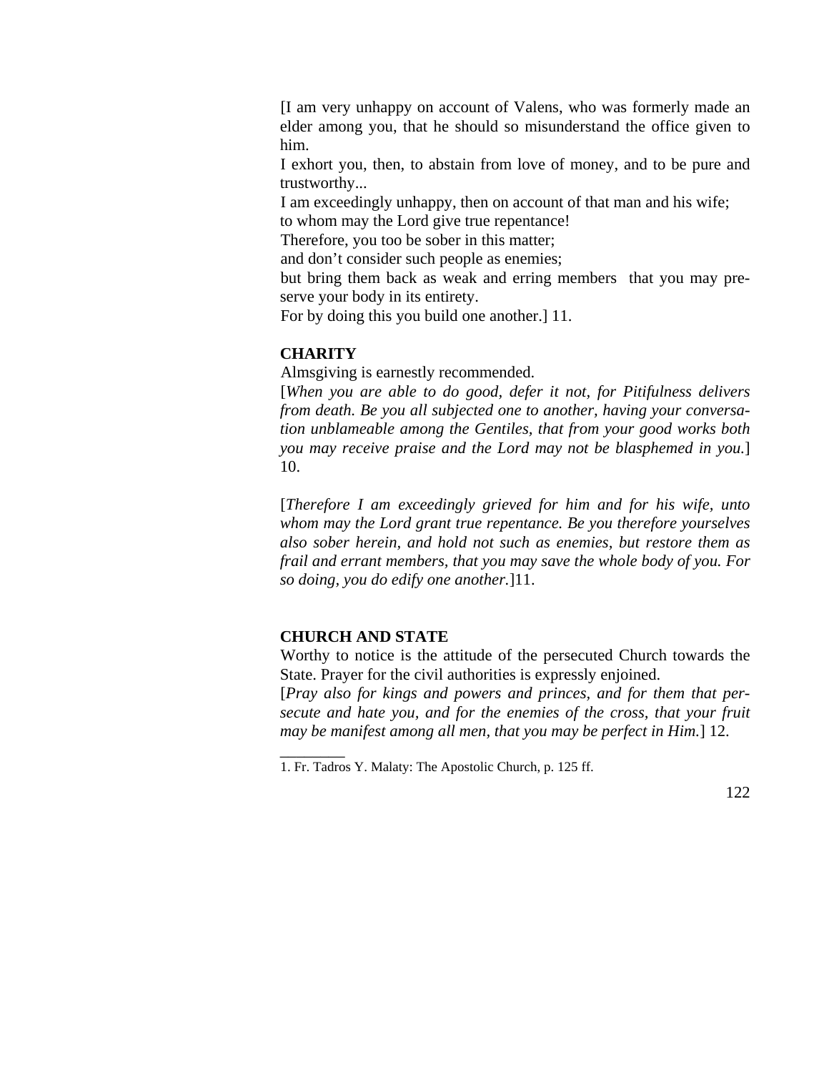[I am very unhappy on account of Valens, who was formerly made an elder among you, that he should so misunderstand the office given to him.

I exhort you, then, to abstain from love of money, and to be pure and trustworthy...

I am exceedingly unhappy, then on account of that man and his wife;

to whom may the Lord give true repentance!

Therefore, you too be sober in this matter;

and don't consider such people as enemies;

but bring them back as weak and erring members that you may preserve your body in its entirety.

For by doing this you build one another.] 11.

**CHARITY**

Almsgiving is earnestly recommended.

[*When you are able to do good, defer it not, for Pitifulness delivers from death. Be you all subjected one to another, having your conversation unblameable among the Gentiles, that from your good works both you may receive praise and the Lord may not be blasphemed in you.*] 10.

[*Therefore I am exceedingly grieved for him and for his wife, unto whom may the Lord grant true repentance. Be you therefore yourselves also sober herein, and hold not such as enemies, but restore them as frail and errant members, that you may save the whole body of you. For so doing, you do edify one another.*]11.

**CHURCH AND STATE**

Worthy to notice is the attitude of the persecuted Church towards the State. Prayer for the civil authorities is expressly enjoined.

[*Pray also for kings and powers and princes, and for them that persecute and hate you, and for the enemies of the cross, that your fruit may be manifest among all men, that you may be perfect in Him.*] 12.

________

1. Fr. Tadros Y. Malaty: The Apostolic Church, p. 125 ff.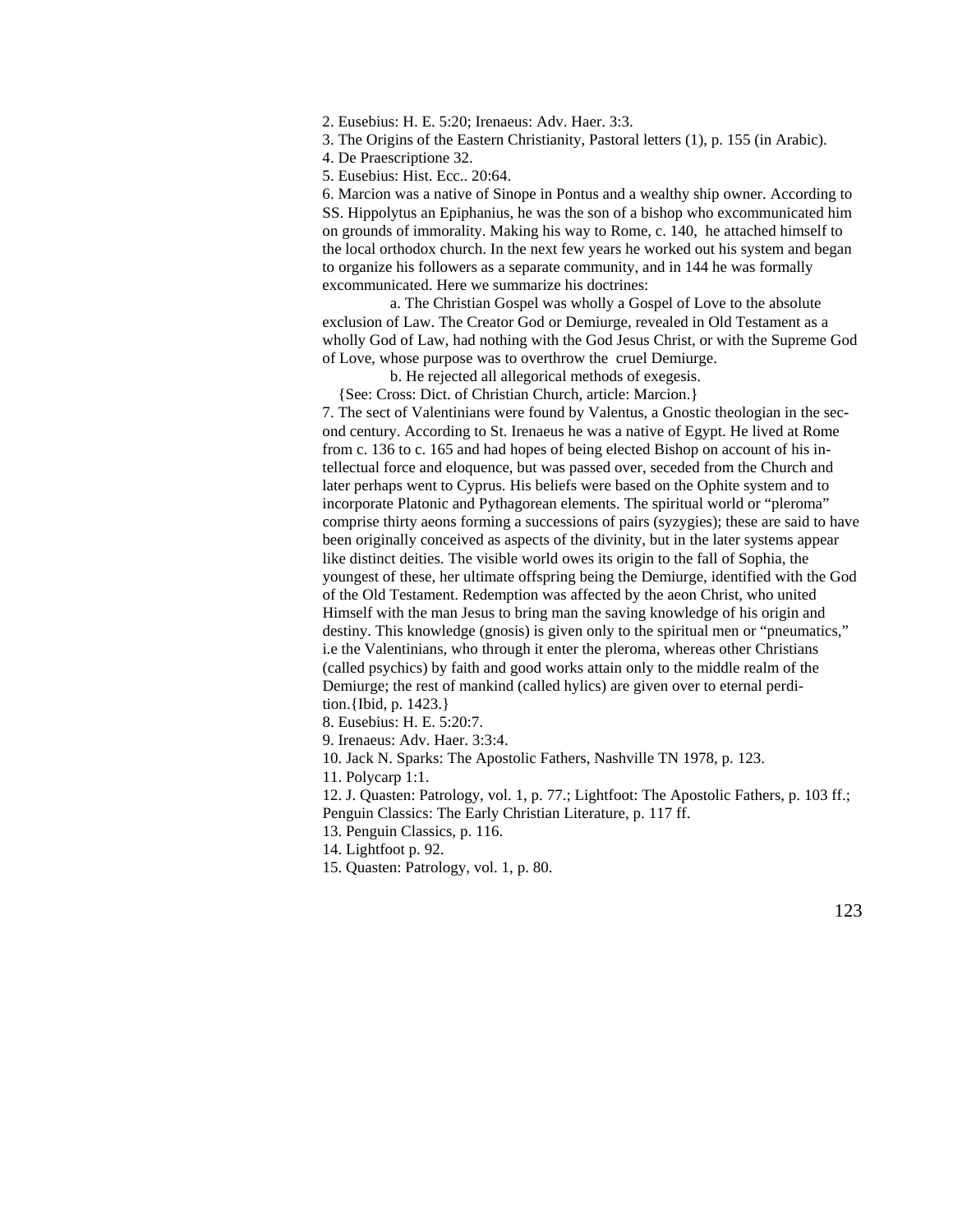2. Eusebius: H. E. 5:20; Irenaeus: Adv. Haer. 3:3.

3. The Origins of the Eastern Christianity, Pastoral letters (1), p. 155 (in Arabic).

4. De Praescriptione 32.

5. Eusebius: Hist. Ecc.. 20:64.

6. Marcion was a native of Sinope in Pontus and a wealthy ship owner. According to SS. Hippolytus an Epiphanius, he was the son of a bishop who excommunicated him on grounds of immorality. Making his way to Rome, c. 140, he attached himself to the local orthodox church. In the next few years he worked out his system and began to organize his followers as a separate community, and in 144 he was formally excommunicated. Here we summarize his doctrines:

a. The Christian Gospel was wholly a Gospel of Love to the absolute exclusion of Law. The Creator God or Demiurge, revealed in Old Testament as a wholly God of Law, had nothing with the God Jesus Christ, or with the Supreme God of Love, whose purpose was to overthrow the cruel Demiurge.

b. He rejected all allegorical methods of exegesis.

{See: Cross: Dict. of Christian Church, article: Marcion.}

7. The sect of Valentinians were found by Valentus, a Gnostic theologian in the second century. According to St. Irenaeus he was a native of Egypt. He lived at Rome from c. 136 to c. 165 and had hopes of being elected Bishop on account of his intellectual force and eloquence, but was passed over, seceded from the Church and later perhaps went to Cyprus. His beliefs were based on the Ophite system and to incorporate Platonic and Pythagorean elements. The spiritual world or "pleroma" comprise thirty aeons forming a successions of pairs (syzygies); these are said to have been originally conceived as aspects of the divinity, but in the later systems appear like distinct deities. The visible world owes its origin to the fall of Sophia, the youngest of these, her ultimate offspring being the Demiurge, identified with the God of the Old Testament. Redemption was affected by the aeon Christ, who united Himself with the man Jesus to bring man the saving knowledge of his origin and destiny. This knowledge (gnosis) is given only to the spiritual men or "pneumatics," i.e the Valentinians, who through it enter the pleroma, whereas other Christians (called psychics) by faith and good works attain only to the middle realm of the Demiurge; the rest of mankind (called hylics) are given over to eternal perdition.{Ibid, p. 1423.}

8. Eusebius: H. E. 5:20:7.

9. Irenaeus: Adv. Haer. 3:3:4.

10. Jack N. Sparks: The Apostolic Fathers, Nashville TN 1978, p. 123.

11. Polycarp 1:1.

12. J. Quasten: Patrology, vol. 1, p. 77.; Lightfoot: The Apostolic Fathers, p. 103 ff.; Penguin Classics: The Early Christian Literature, p. 117 ff.

13. Penguin Classics, p. 116.

14. Lightfoot p. 92.

15. Quasten: Patrology, vol. 1, p. 80.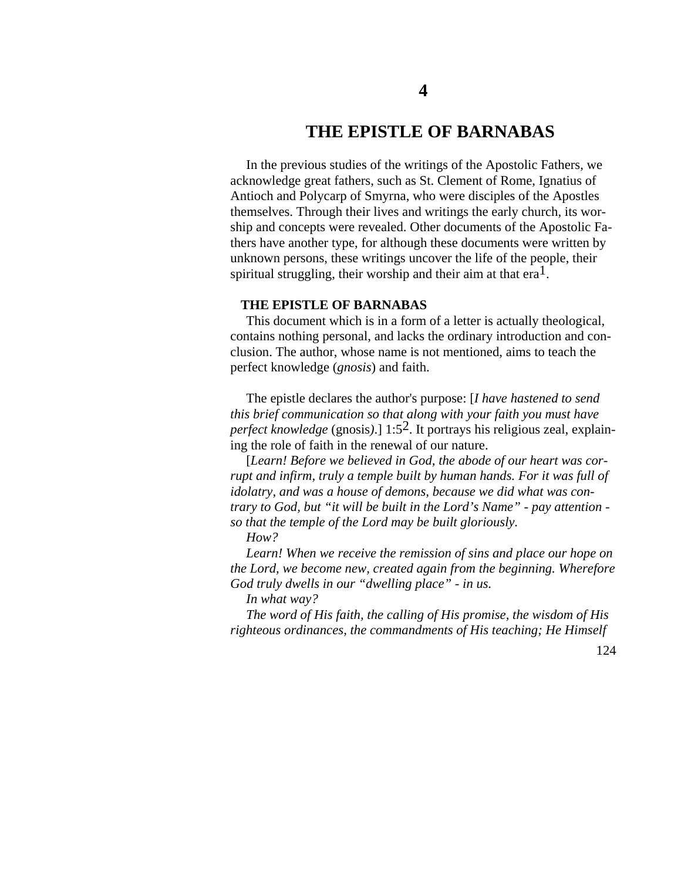# 4

# THE EPISTLE OF BARNABAS

In the previous studies of the writings of the Apostolic Fathers, we acknowledge great fathers, such as St. Clement of Rome, Ignatius of Antioch and Polycarp of Smyrna, who were disciples of the Apostles themselves. Through their lives and writings the early church, its worship and concepts were revealed. Other documents of the Apostolic Fathers have another type, for although these documents were written by unknown persons, these writings uncover the life of the people, their spiritual struggling, their worship and their aim at that era[1].

## THE EPISTLE OF BARNABAS

This document which is in a form of a letter is actually theological, contains nothing personal, and lacks the ordinary introduction and conclusion. The author, whose name is not mentioned, aims to teach the perfect knowledge (*gnosis*) and faith.

The epistle declares the author's purpose: [*I have hastened to send this brief communication so that along with your faith you must have perfect knowledge* (gnosis).] 1:5[2]. It portrays his religious zeal, explaining the role of faith in the renewal of our nature.

[*Learn! Before we believed in God, the abode of our heart was corrupt and infirm, truly a temple built by human hands. For it was full of idolatry, and was a house of demons, because we did what was contrary to God, but "it will be built in the Lord's Name" - pay attention - so that the temple of the Lord may be built gloriously.*

*How?*

*Learn! When we receive the remission of sins and place our hope on the Lord, we become new, created again from the beginning. Wherefore God truly dwells in our "dwelling place" - in us.*

*In what way?*

*The word of His faith, the calling of His promise, the wisdom of His righteous ordinances, the commandments of His teaching; He Himself*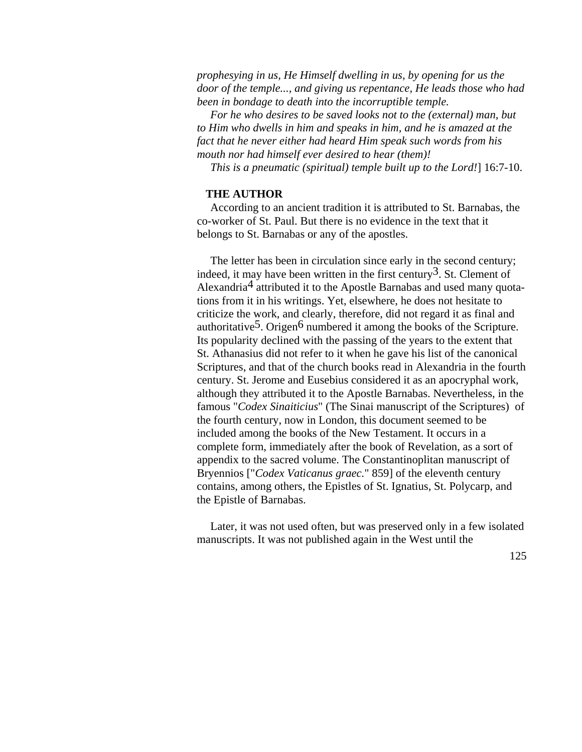*prophesying in us, He Himself dwelling in us, by opening for us the door of the temple..., and giving us repentance, He leads those who had been in bondage to death into the incorruptible temple.*

*For he who desires to be saved looks not to the (external) man, but to Him who dwells in him and speaks in him, and he is amazed at the fact that he never either had heard Him speak such words from his mouth nor had himself ever desired to hear (them)!*

*This is a pneumatic (spiritual) temple built up to the Lord!*] 16:7-10.

**THE AUTHOR**

According to an ancient tradition it is attributed to St. Barnabas, the co-worker of St. Paul. But there is no evidence in the text that it belongs to St. Barnabas or any of the apostles.

The letter has been in circulation since early in the second century; indeed, it may have been written in the first century[3]. St. Clement of Alexandria[4] attributed it to the Apostle Barnabas and used many quotations from it in his writings. Yet, elsewhere, he does not hesitate to criticize the work, and clearly, therefore, did not regard it as final and authoritative[5]. Origen[6] numbered it among the books of the Scripture. Its popularity declined with the passing of the years to the extent that St. Athanasius did not refer to it when he gave his list of the canonical Scriptures, and that of the church books read in Alexandria in the fourth century. St. Jerome and Eusebius considered it as an apocryphal work, although they attributed it to the Apostle Barnabas. Nevertheless, in the famous "*Codex Sinaiticius*" (The Sinai manuscript of the Scriptures) of the fourth century, now in London, this document seemed to be included among the books of the New Testament. It occurs in a complete form, immediately after the book of Revelation, as a sort of appendix to the sacred volume. The Constantinoplitan manuscript of Bryennios ["*Codex Vaticanus graec.*" 859] of the eleventh century contains, among others, the Epistles of St. Ignatius, St. Polycarp, and the Epistle of Barnabas.

Later, it was not used often, but was preserved only in a few isolated manuscripts. It was not published again in the West until the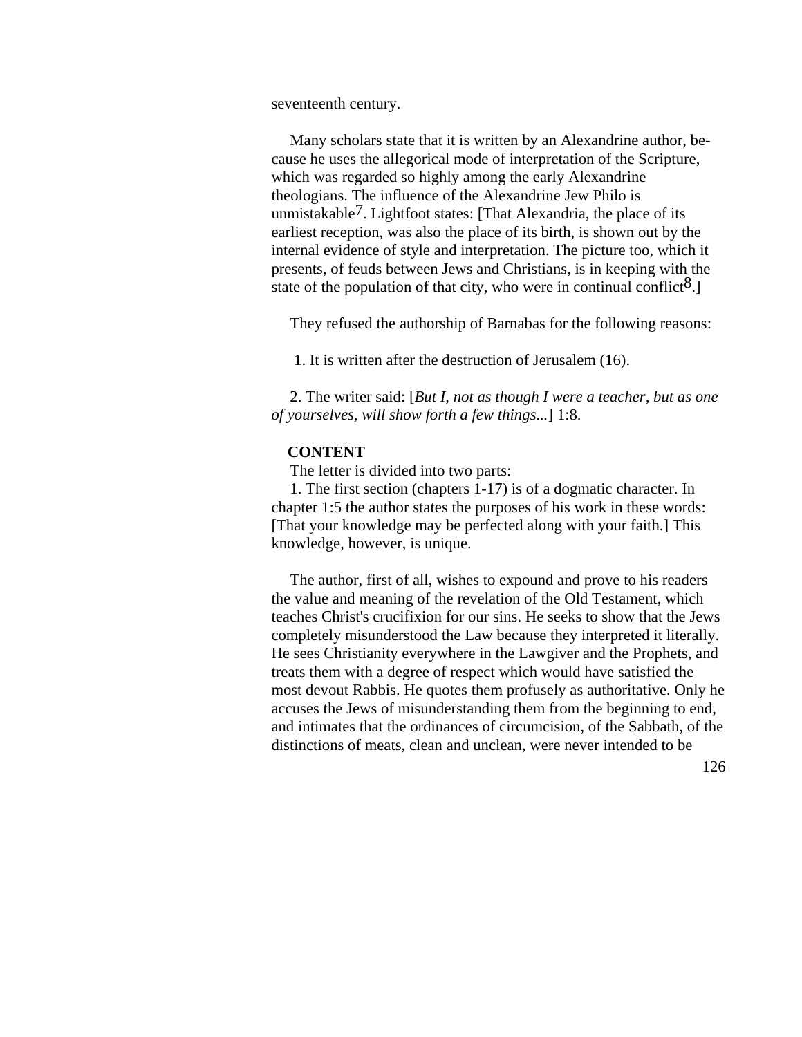seventeenth century.

Many scholars state that it is written by an Alexandrine author, because he uses the allegorical mode of interpretation of the Scripture, which was regarded so highly among the early Alexandrine theologians. The influence of the Alexandrine Jew Philo is unmistakable[7]. Lightfoot states: [That Alexandria, the place of its earliest reception, was also the place of its birth, is shown out by the internal evidence of style and interpretation. The picture too, which it presents, of feuds between Jews and Christians, is in keeping with the state of the population of that city, who were in continual conflict[8].]

They refused the authorship of Barnabas for the following reasons:

1. It is written after the destruction of Jerusalem (16).

2. The writer said: [*But I, not as though I were a teacher, but as one of yourselves, will show forth a few things...*] 1:8.

**CONTENT**

The letter is divided into two parts:

1. The first section (chapters 1-17) is of a dogmatic character. In chapter 1:5 the author states the purposes of his work in these words: [That your knowledge may be perfected along with your faith.] This knowledge, however, is unique.

The author, first of all, wishes to expound and prove to his readers the value and meaning of the revelation of the Old Testament, which teaches Christ's crucifixion for our sins. He seeks to show that the Jews completely misunderstood the Law because they interpreted it literally. He sees Christianity everywhere in the Lawgiver and the Prophets, and treats them with a degree of respect which would have satisfied the most devout Rabbis. He quotes them profusely as authoritative. Only he accuses the Jews of misunderstanding them from the beginning to end, and intimates that the ordinances of circumcision, of the Sabbath, of the distinctions of meats, clean and unclean, were never intended to be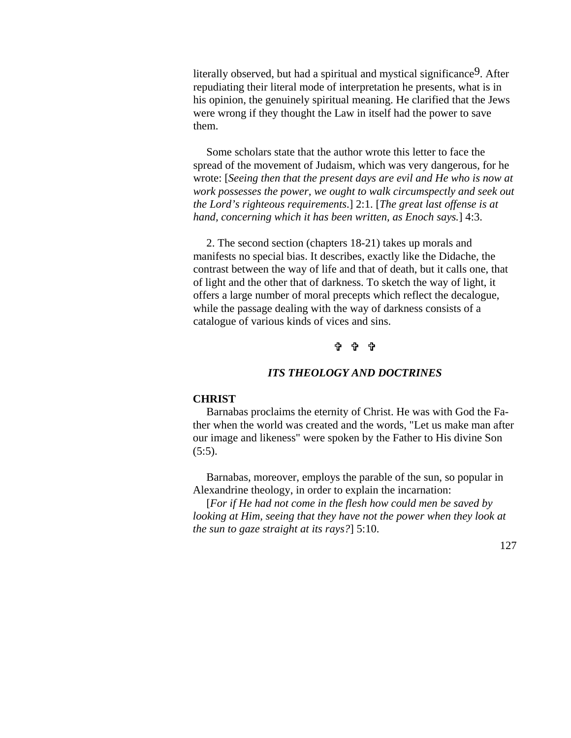literally observed, but had a spiritual and mystical significance[9]. After repudiating their literal mode of interpretation he presents, what is in his opinion, the genuinely spiritual meaning. He clarified that the Jews were wrong if they thought the Law in itself had the power to save them.

Some scholars state that the author wrote this letter to face the spread of the movement of Judaism, which was very dangerous, for he wrote: [*Seeing then that the present days are evil and He who is now at work possesses the power, we ought to walk circumspectly and seek out the Lord's righteous requirements*.] 2:1. [*The great last offense is at hand, concerning which it has been written, as Enoch says.*] 4:3.

2. The second section (chapters 18-21) takes up morals and manifests no special bias. It describes, exactly like the Didache, the contrast between the way of life and that of death, but it calls one, that of light and the other that of darkness. To sketch the way of light, it offers a large number of moral precepts which reflect the decalogue, while the passage dealing with the way of darkness consists of a catalogue of various kinds of vices and sins.

✞ ✞ ✞

## *ITS THEOLOGY AND DOCTRINES*

**CHRIST**

Barnabas proclaims the eternity of Christ. He was with God the Father when the world was created and the words, "Let us make man after our image and likeness" were spoken by the Father to His divine Son (5:5).

Barnabas, moreover, employs the parable of the sun, so popular in Alexandrine theology, in order to explain the incarnation:

[*For if He had not come in the flesh how could men be saved by looking at Him, seeing that they have not the power when they look at the sun to gaze straight at its rays?*] 5:10.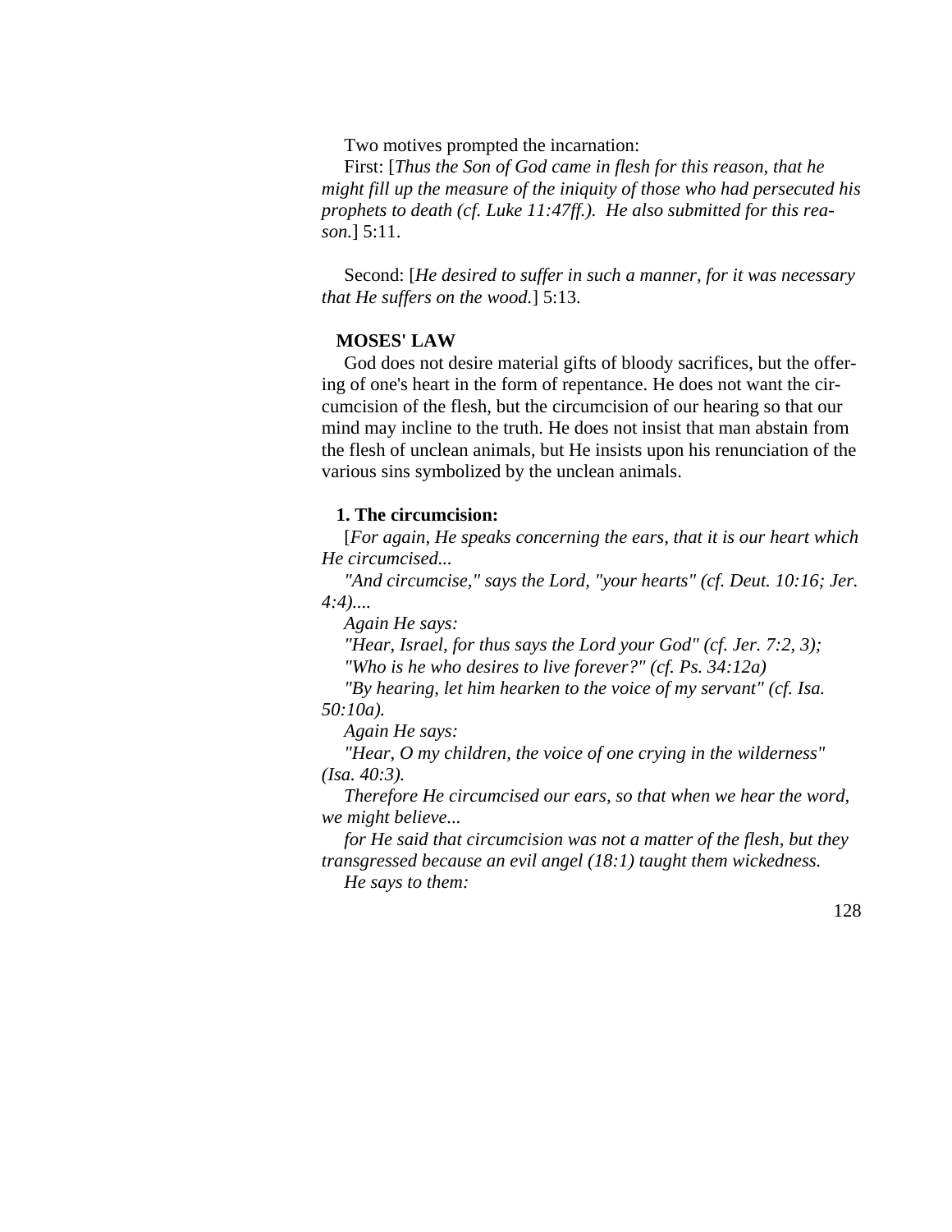Two motives prompted the incarnation:

First: [*Thus the Son of God came in flesh for this reason, that he might fill up the measure of the iniquity of those who had persecuted his prophets to death (cf. Luke 11:47ff.). He also submitted for this reason.*] 5:11.

Second: [*He desired to suffer in such a manner, for it was necessary that He suffers on the wood.*] 5:13.

**MOSES' LAW**

God does not desire material gifts of bloody sacrifices, but the offering of one's heart in the form of repentance. He does not want the circumcision of the flesh, but the circumcision of our hearing so that our mind may incline to the truth. He does not insist that man abstain from the flesh of unclean animals, but He insists upon his renunciation of the various sins symbolized by the unclean animals.

**1. The circumcision:**

[*For again, He speaks concerning the ears, that it is our heart which He circumcised...*

*"And circumcise," says the Lord, "your hearts" (cf. Deut. 10:16; Jer. 4:4)....*

*Again He says:*

*"Hear, Israel, for thus says the Lord your God" (cf. Jer. 7:2, 3);*

*"Who is he who desires to live forever?" (cf. Ps. 34:12a)*

*"By hearing, let him hearken to the voice of my servant" (cf. Isa. 50:10a).*

*Again He says:*

*"Hear, O my children, the voice of one crying in the wilderness" (Isa. 40:3).*

*Therefore He circumcised our ears, so that when we hear the word, we might believe...*

*for He said that circumcision was not a matter of the flesh, but they transgressed because an evil angel (18:1) taught them wickedness.*

*He says to them:*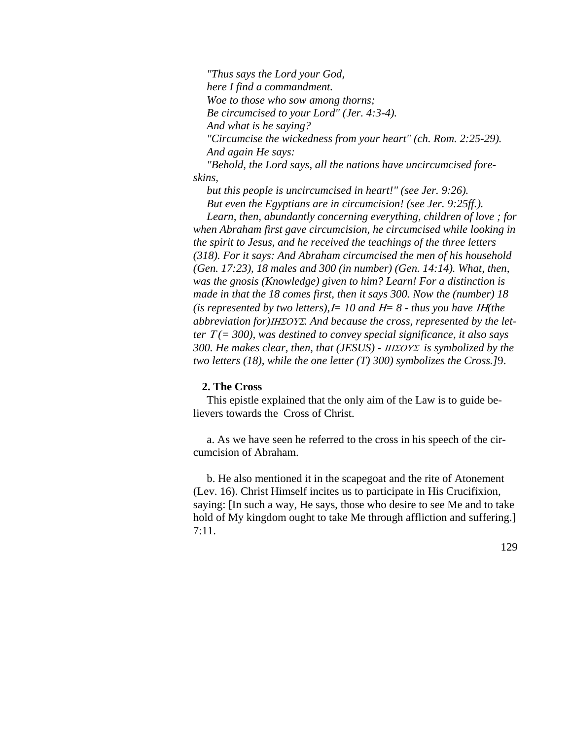*"Thus says the Lord your God,*
*here I find a commandment.*
*Woe to those who sow among thorns;*
*Be circumcised to your Lord" (Jer. 4:3-4).*
*And what is he saying?*
*"Circumcise the wickedness from your heart" (ch. Rom. 2:25-29).*
*And again He says:*
*"Behold, the Lord says, all the nations have uncircumcised foreskins,*
*but this people is uncircumcised in heart!" (see Jer. 9:26).*
*But even the Egyptians are in circumcision! (see Jer. 9:25ff.).*

*Learn, then, abundantly concerning everything, children of love ; for when Abraham first gave circumcision, he circumcised while looking in the spirit to Jesus, and he received the teachings of the three letters (318). For it says: And Abraham circumcised the men of his household (Gen. 17:23), 18 males and 300 (in number) (Gen. 14:14). What, then, was the gnosis (Knowledge) given to him? Learn! For a distinction is made in that the 18 comes first, then it says 300. Now the (number) 18 (is represented by two letters), Ι= 10 and Η= 8 - thus you have ΙΗ (the abbreviation for) ΙΗΣΟΥΣ. And because the cross, represented by the letter Τ (= 300), was destined to convey special significance, it also says 300. He makes clear, then, that (JESUS) - ΙΗΣΟΥΣ is symbolized by the two letters (18), while the one letter (T) 300) symbolizes the Cross.]*9.

**2. The Cross**

This epistle explained that the only aim of the Law is to guide believers towards the Cross of Christ.

a. As we have seen he referred to the cross in his speech of the circumcision of Abraham.

b. He also mentioned it in the scapegoat and the rite of Atonement (Lev. 16). Christ Himself incites us to participate in His Crucifixion, saying: [In such a way, He says, those who desire to see Me and to take hold of My kingdom ought to take Me through affliction and suffering.] 7:11.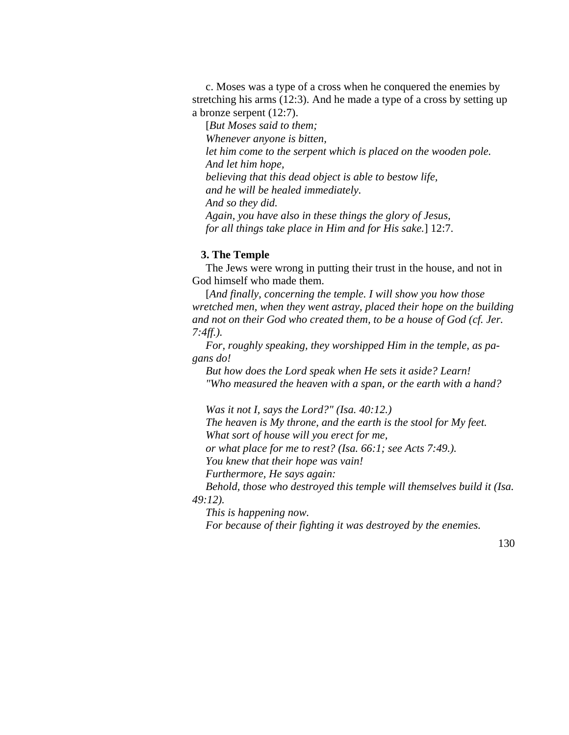c. Moses was a type of a cross when he conquered the enemies by stretching his arms (12:3). And he made a type of a cross by setting up a bronze serpent (12:7).

[*But Moses said to them;*
*Whenever anyone is bitten,*
*let him come to the serpent which is placed on the wooden pole.*
*And let him hope,*
*believing that this dead object is able to bestow life,*
*and he will be healed immediately.*
*And so they did.*
*Again, you have also in these things the glory of Jesus,*
*for all things take place in Him and for His sake.*] 12:7.

**3. The Temple**

The Jews were wrong in putting their trust in the house, and not in God himself who made them.

[*And finally, concerning the temple. I will show you how those wretched men, when they went astray, placed their hope on the building and not on their God who created them, to be a house of God (cf. Jer. 7:4ff.).*

*For, roughly speaking, they worshipped Him in the temple, as pagans do!*

*But how does the Lord speak when He sets it aside? Learn!*
*"Who measured the heaven with a span, or the earth with a hand?*

*Was it not I, says the Lord?" (Isa. 40:12.)*
*The heaven is My throne, and the earth is the stool for My feet.*
*What sort of house will you erect for me,*
*or what place for me to rest? (Isa. 66:1; see Acts 7:49.).*
*You knew that their hope was vain!*
*Furthermore, He says again:*
*Behold, those who destroyed this temple will themselves build it (Isa. 49:12).*
*This is happening now.*
*For because of their fighting it was destroyed by the enemies.*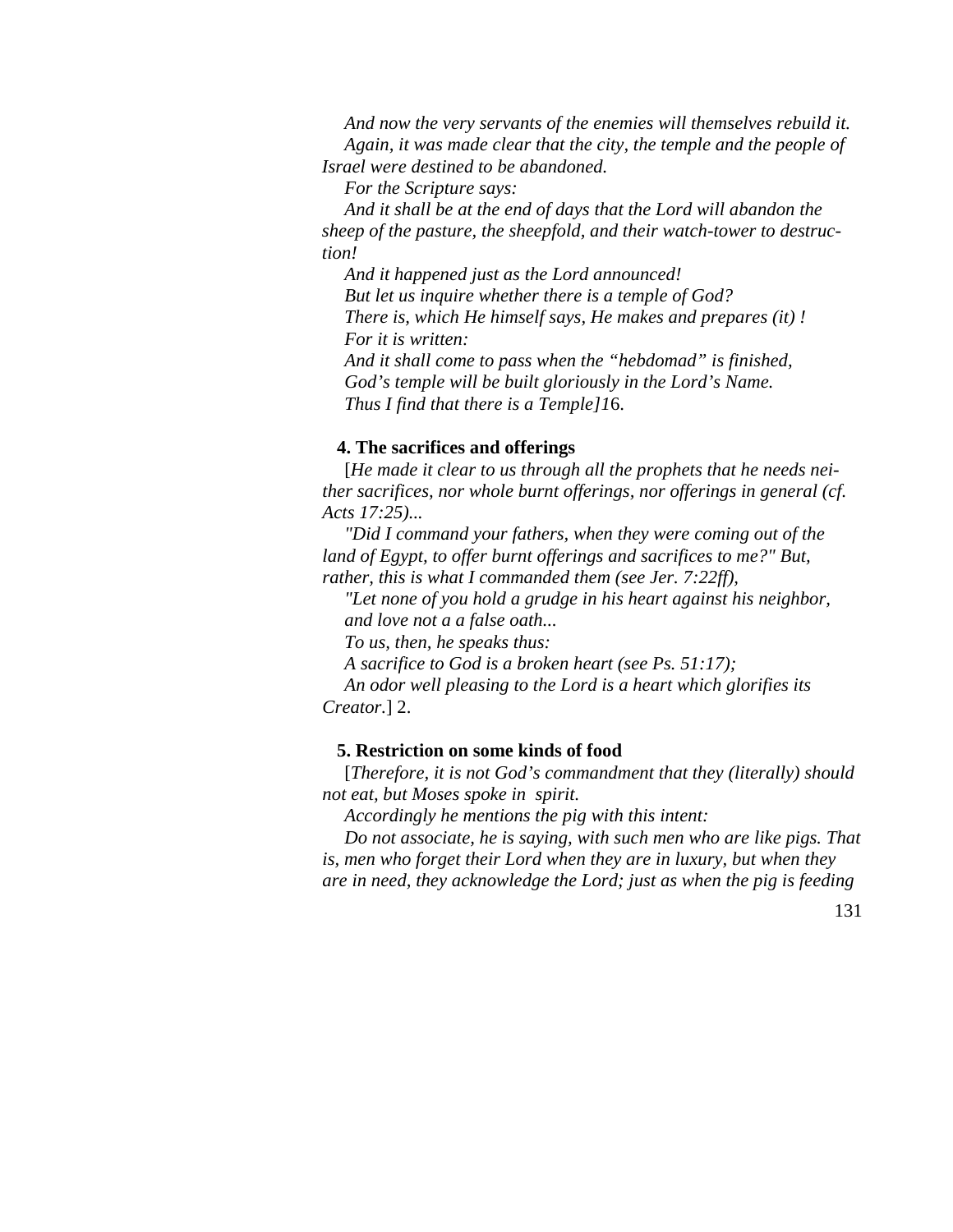*And now the very servants of the enemies will themselves rebuild it.*

*Again, it was made clear that the city, the temple and the people of Israel were destined to be abandoned.*

*For the Scripture says:*

*And it shall be at the end of days that the Lord will abandon the sheep of the pasture, the sheepfold, and their watch-tower to destruction!*

*And it happened just as the Lord announced!*

*But let us inquire whether there is a temple of God?*

*There is, which He himself says, He makes and prepares (it) !*

*For it is written:*

*And it shall come to pass when the "hebdomad" is finished,*

*God's temple will be built gloriously in the Lord's Name.*

*Thus I find that there is a Temple]1*6.

**4. The sacrifices and offerings**

[*He made it clear to us through all the prophets that he needs neither sacrifices, nor whole burnt offerings, nor offerings in general (cf. Acts 17:25)...*

*"Did I command your fathers, when they were coming out of the land of Egypt, to offer burnt offerings and sacrifices to me?" But, rather, this is what I commanded them (see Jer. 7:22ff),*

*"Let none of you hold a grudge in his heart against his neighbor, and love not a a false oath...*

*To us, then, he speaks thus:*

*A sacrifice to God is a broken heart (see Ps. 51:17);*

*An odor well pleasing to the Lord is a heart which glorifies its Creator.*] 2.

**5. Restriction on some kinds of food**

[*Therefore, it is not God's commandment that they (literally) should not eat, but Moses spoke in spirit.*

*Accordingly he mentions the pig with this intent:*

*Do not associate, he is saying, with such men who are like pigs. That is, men who forget their Lord when they are in luxury, but when they are in need, they acknowledge the Lord; just as when the pig is feeding*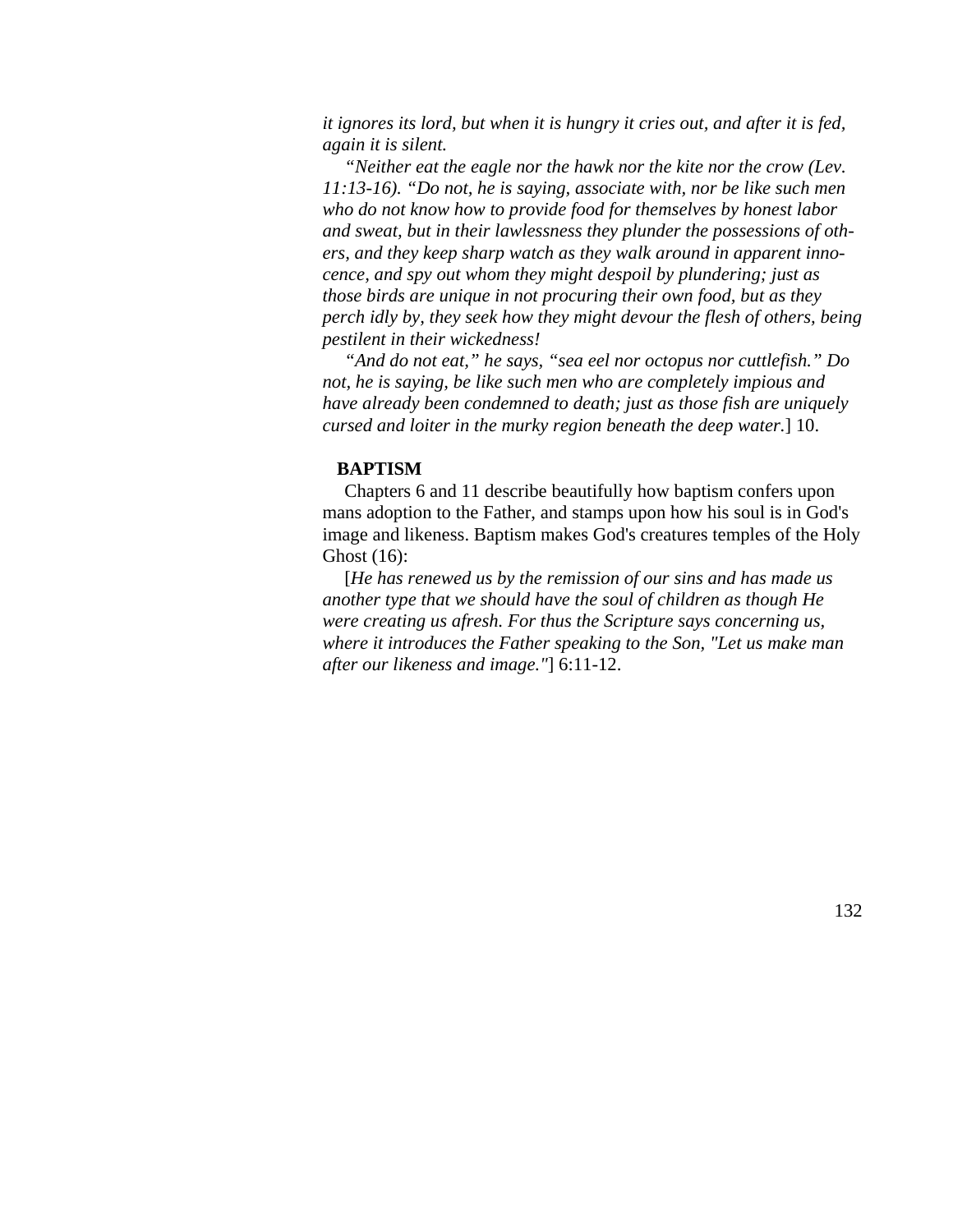*it ignores its lord, but when it is hungry it cries out, and after it is fed, again it is silent.*

*"Neither eat the eagle nor the hawk nor the kite nor the crow (Lev. 11:13-16). "Do not, he is saying, associate with, nor be like such men who do not know how to provide food for themselves by honest labor and sweat, but in their lawlessness they plunder the possessions of others, and they keep sharp watch as they walk around in apparent innocence, and spy out whom they might despoil by plundering; just as those birds are unique in not procuring their own food, but as they perch idly by, they seek how they might devour the flesh of others, being pestilent in their wickedness!*

*"And do not eat," he says, "sea eel nor octopus nor cuttlefish." Do not, he is saying, be like such men who are completely impious and have already been condemned to death; just as those fish are uniquely cursed and loiter in the murky region beneath the deep water.*] 10.

**BAPTISM**

Chapters 6 and 11 describe beautifully how baptism confers upon mans adoption to the Father, and stamps upon how his soul is in God's image and likeness. Baptism makes God's creatures temples of the Holy Ghost (16):

[*He has renewed us by the remission of our sins and has made us another type that we should have the soul of children as though He were creating us afresh. For thus the Scripture says concerning us, where it introduces the Father speaking to the Son, "Let us make man after our likeness and image."*] 6:11-12.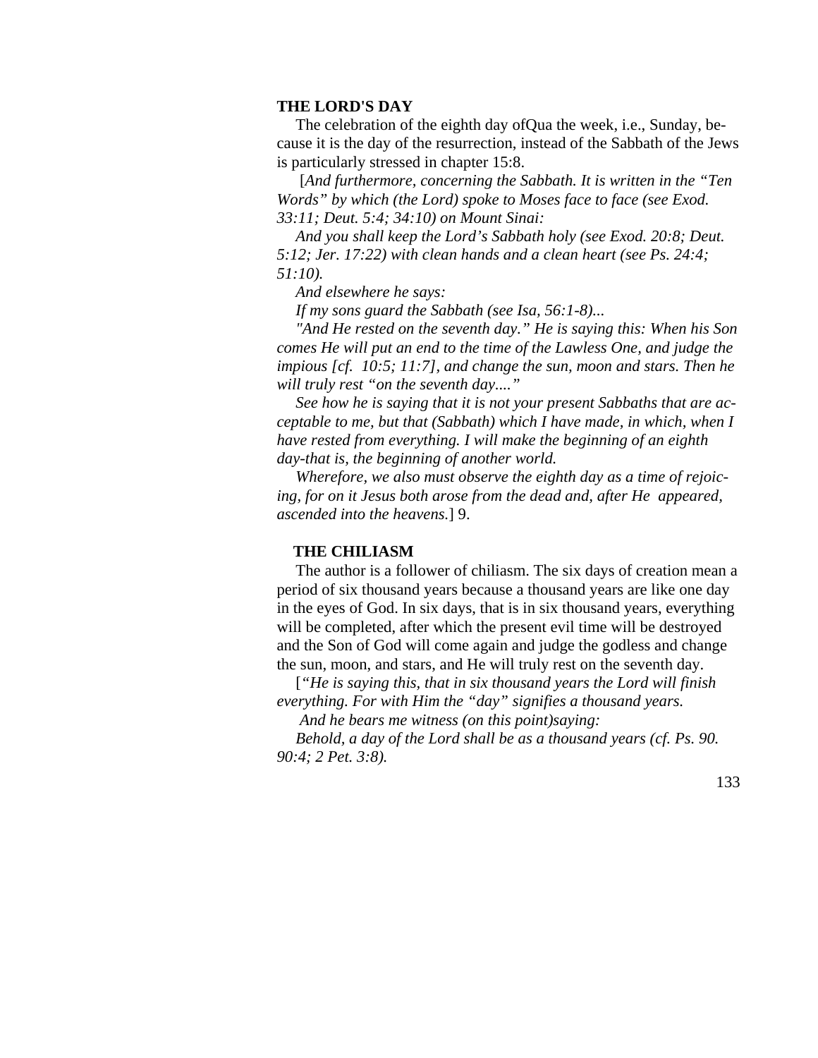## THE LORD'S DAY

The celebration of the eighth day ofQua the week, i.e., Sunday, because it is the day of the resurrection, instead of the Sabbath of the Jews is particularly stressed in chapter 15:8.

[*And furthermore, concerning the Sabbath. It is written in the "Ten Words" by which (the Lord) spoke to Moses face to face (see Exod. 33:11; Deut. 5:4; 34:10) on Mount Sinai:*

*And you shall keep the Lord's Sabbath holy (see Exod. 20:8; Deut. 5:12; Jer. 17:22) with clean hands and a clean heart (see Ps. 24:4; 51:10).*

*And elsewhere he says:*

*If my sons guard the Sabbath (see Isa, 56:1-8)...*

*"And He rested on the seventh day." He is saying this: When his Son comes He will put an end to the time of the Lawless One, and judge the impious [cf. 10:5; 11:7], and change the sun, moon and stars. Then he will truly rest "on the seventh day...."*

*See how he is saying that it is not your present Sabbaths that are acceptable to me, but that (Sabbath) which I have made, in which, when I have rested from everything. I will make the beginning of an eighth day-that is, the beginning of another world.*

*Wherefore, we also must observe the eighth day as a time of rejoicing, for on it Jesus both arose from the dead and, after He appeared, ascended into the heavens.*] 9.

## THE CHILIASM

The author is a follower of chiliasm. The six days of creation mean a period of six thousand years because a thousand years are like one day in the eyes of God. In six days, that is in six thousand years, everything will be completed, after which the present evil time will be destroyed and the Son of God will come again and judge the godless and change the sun, moon, and stars, and He will truly rest on the seventh day.

[*"He is saying this, that in six thousand years the Lord will finish everything. For with Him the "day" signifies a thousand years.*

*And he bears me witness (on this point)saying:*

*Behold, a day of the Lord shall be as a thousand years (cf. Ps. 90. 90:4; 2 Pet. 3:8).*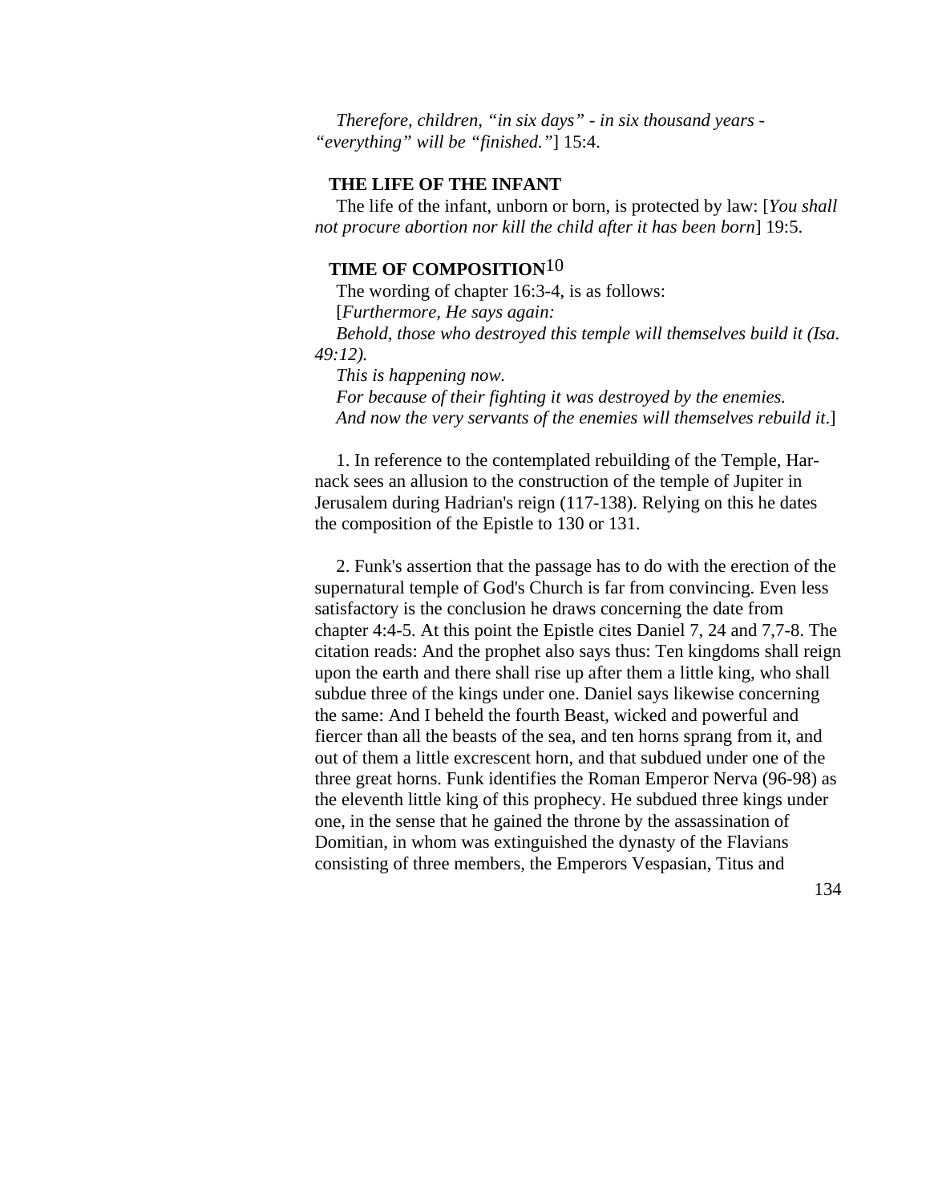*Therefore, children, "in six days" - in six thousand years - "everything" will be "finished."*] 15:4.

**THE LIFE OF THE INFANT**

The life of the infant, unborn or born, is protected by law: [*You shall not procure abortion nor kill the child after it has been born*] 19:5.

**TIME OF COMPOSITION**[10]

The wording of chapter 16:3-4, is as follows:

[*Furthermore, He says again:*

*Behold, those who destroyed this temple will themselves build it (Isa. 49:12).*

*This is happening now.*

*For because of their fighting it was destroyed by the enemies.*

*And now the very servants of the enemies will themselves rebuild it.*]

1. In reference to the contemplated rebuilding of the Temple, Harnack sees an allusion to the construction of the temple of Jupiter in Jerusalem during Hadrian's reign (117-138). Relying on this he dates the composition of the Epistle to 130 or 131.

2. Funk's assertion that the passage has to do with the erection of the supernatural temple of God's Church is far from convincing. Even less satisfactory is the conclusion he draws concerning the date from chapter 4:4-5. At this point the Epistle cites Daniel 7, 24 and 7,7-8. The citation reads: And the prophet also says thus: Ten kingdoms shall reign upon the earth and there shall rise up after them a little king, who shall subdue three of the kings under one. Daniel says likewise concerning the same: And I beheld the fourth Beast, wicked and powerful and fiercer than all the beasts of the sea, and ten horns sprang from it, and out of them a little excrescent horn, and that subdued under one of the three great horns. Funk identifies the Roman Emperor Nerva (96-98) as the eleventh little king of this prophecy. He subdued three kings under one, in the sense that he gained the throne by the assassination of Domitian, in whom was extinguished the dynasty of the Flavians consisting of three members, the Emperors Vespasian, Titus and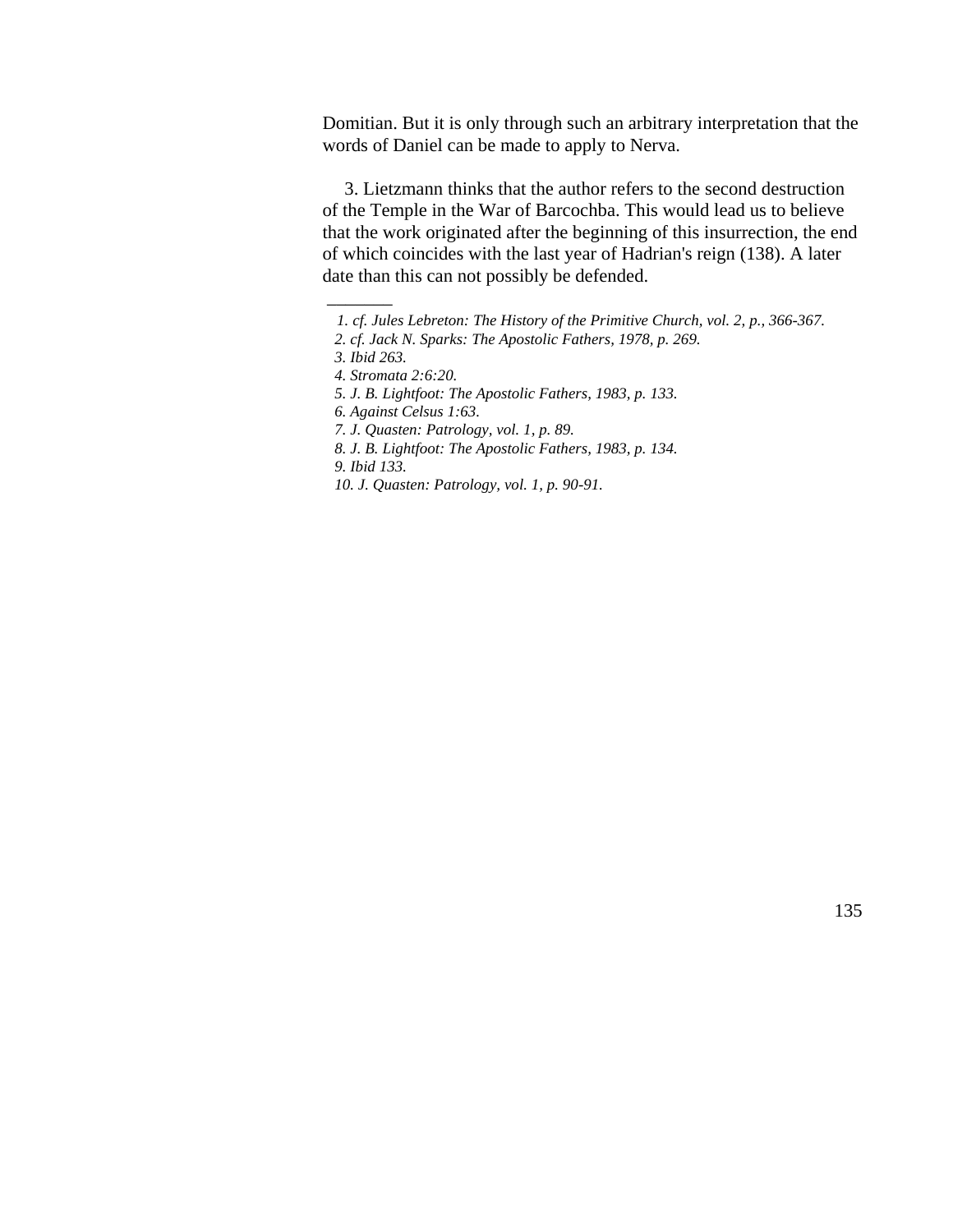Domitian. But it is only through such an arbitrary interpretation that the words of Daniel can be made to apply to Nerva.

3. Lietzmann thinks that the author refers to the second destruction of the Temple in the War of Barcochba. This would lead us to believe that the work originated after the beginning of this insurrection, the end of which coincides with the last year of Hadrian's reign (138). A later date than this can not possibly be defended.

---

1. *cf. Jules Lebreton: The History of the Primitive Church, vol. 2, p., 366-367.*
2. *cf. Jack N. Sparks: The Apostolic Fathers, 1978, p. 269.*
3. *Ibid 263.*
4. *Stromata 2:6:20.*
5. *J. B. Lightfoot: The Apostolic Fathers, 1983, p. 133.*
6. *Against Celsus 1:63.*
7. *J. Quasten: Patrology, vol. 1, p. 89.*
8. *J. B. Lightfoot: The Apostolic Fathers, 1983, p. 134.*
9. *Ibid 133.*
10. *J. Quasten: Patrology, vol. 1, p. 90-91.*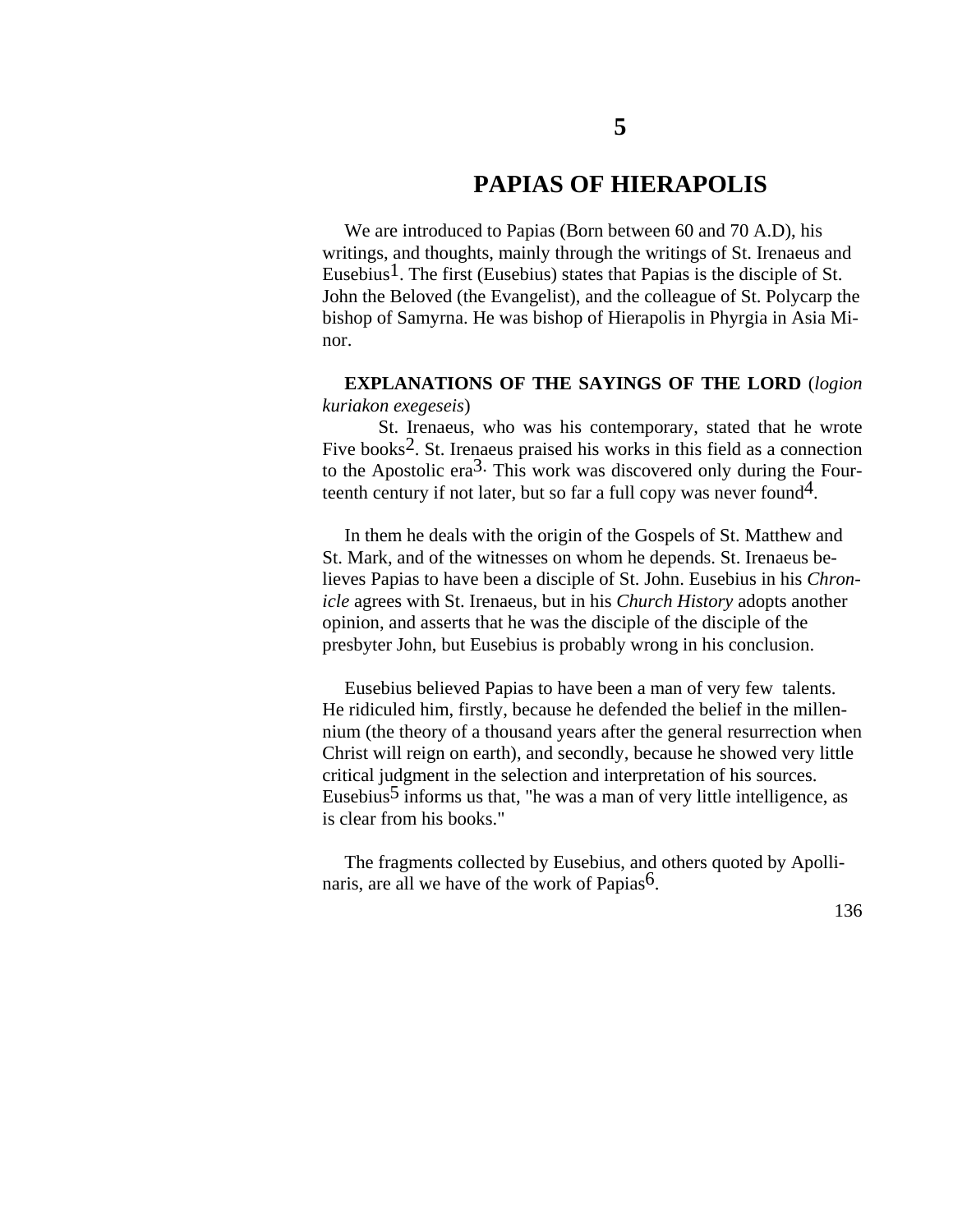# 5

# PAPIAS OF HIERAPOLIS

We are introduced to Papias (Born between 60 and 70 A.D), his writings, and thoughts, mainly through the writings of St. Irenaeus and Eusebius[1]. The first (Eusebius) states that Papias is the disciple of St. John the Beloved (the Evangelist), and the colleague of St. Polycarp the bishop of Samyrna. He was bishop of Hierapolis in Phyrgia in Asia Minor.

**EXPLANATIONS OF THE SAYINGS OF THE LORD** (*logion kuriakon exegeseis*)

St. Irenaeus, who was his contemporary, stated that he wrote Five books[2]. St. Irenaeus praised his works in this field as a connection to the Apostolic era[3]. This work was discovered only during the Fourteenth century if not later, but so far a full copy was never found[4].

In them he deals with the origin of the Gospels of St. Matthew and St. Mark, and of the witnesses on whom he depends. St. Irenaeus believes Papias to have been a disciple of St. John. Eusebius in his *Chronicle* agrees with St. Irenaeus, but in his *Church History* adopts another opinion, and asserts that he was the disciple of the disciple of the presbyter John, but Eusebius is probably wrong in his conclusion.

Eusebius believed Papias to have been a man of very few talents. He ridiculed him, firstly, because he defended the belief in the millennium (the theory of a thousand years after the general resurrection when Christ will reign on earth), and secondly, because he showed very little critical judgment in the selection and interpretation of his sources. Eusebius[5] informs us that, "he was a man of very little intelligence, as is clear from his books."

The fragments collected by Eusebius, and others quoted by Apollinaris, are all we have of the work of Papias[6].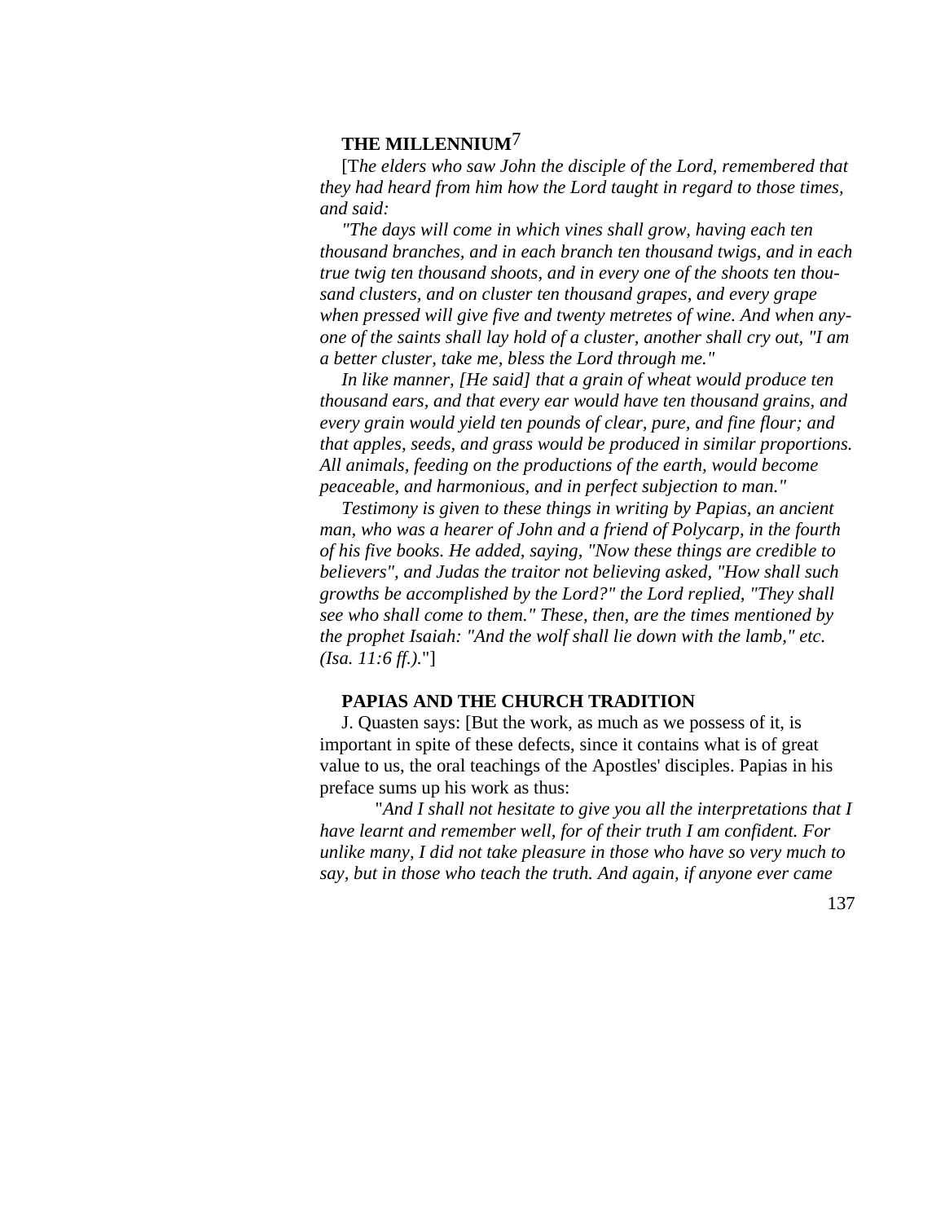## THE MILLENNIUM[7]

[T*he elders who saw John the disciple of the Lord, remembered that they had heard from him how the Lord taught in regard to those times, and said:*

*"The days will come in which vines shall grow, having each ten thousand branches, and in each branch ten thousand twigs, and in each true twig ten thousand shoots, and in every one of the shoots ten thousand clusters, and on cluster ten thousand grapes, and every grape when pressed will give five and twenty metretes of wine. And when anyone of the saints shall lay hold of a cluster, another shall cry out, "I am a better cluster, take me, bless the Lord through me."*

*In like manner, [He said] that a grain of wheat would produce ten thousand ears, and that every ear would have ten thousand grains, and every grain would yield ten pounds of clear, pure, and fine flour; and that apples, seeds, and grass would be produced in similar proportions. All animals, feeding on the productions of the earth, would become peaceable, and harmonious, and in perfect subjection to man."*

*Testimony is given to these things in writing by Papias, an ancient man, who was a hearer of John and a friend of Polycarp, in the fourth of his five books. He added, saying, "Now these things are credible to believers", and Judas the traitor not believing asked, "How shall such growths be accomplished by the Lord?" the Lord replied, "They shall see who shall come to them." These, then, are the times mentioned by the prophet Isaiah: "And the wolf shall lie down with the lamb," etc. (Isa. 11:6 ff.).*"]

## PAPIAS AND THE CHURCH TRADITION

J. Quasten says: [But the work, as much as we possess of it, is important in spite of these defects, since it contains what is of great value to us, the oral teachings of the Apostles' disciples. Papias in his preface sums up his work as thus:

"*And I shall not hesitate to give you all the interpretations that I have learnt and remember well, for of their truth I am confident. For unlike many, I did not take pleasure in those who have so very much to say, but in those who teach the truth. And again, if anyone ever came*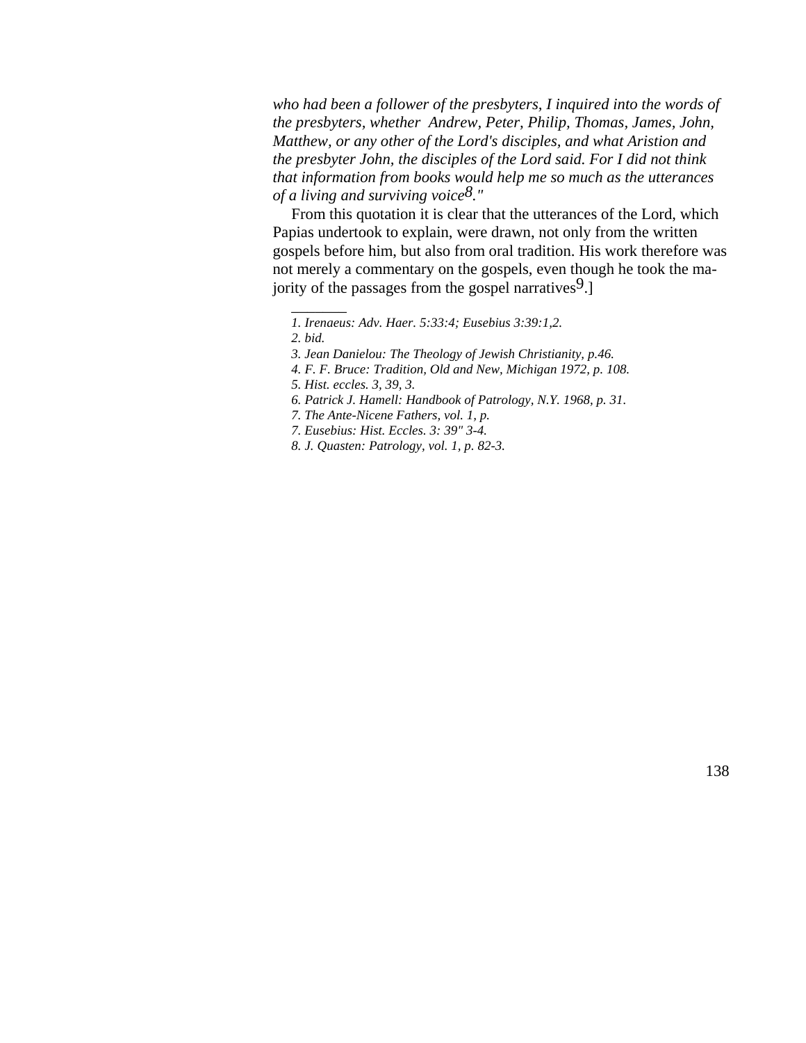*who had been a follower of the presbyters, I inquired into the words of the presbyters, whether Andrew, Peter, Philip, Thomas, James, John, Matthew, or any other of the Lord's disciples, and what Aristion and the presbyter John, the disciples of the Lord said. For I did not think that information from books would help me so much as the utterances of a living and surviving voice*[8]*."*

From this quotation it is clear that the utterances of the Lord, which Papias undertook to explain, were drawn, not only from the written gospels before him, but also from oral tradition. His work therefore was not merely a commentary on the gospels, even though he took the majority of the passages from the gospel narratives[9].]

_______

*1. Irenaeus: Adv. Haer. 5:33:4; Eusebius 3:39:1,2.*

*2. bid.*

*3. Jean Danielou: The Theology of Jewish Christianity, p.46.*

*4. F. F. Bruce: Tradition, Old and New, Michigan 1972, p. 108.*

*5. Hist. eccles. 3, 39, 3.*

*6. Patrick J. Hamell: Handbook of Patrology, N.Y. 1968, p. 31.*

*7. The Ante-Nicene Fathers, vol. 1, p.*

*7. Eusebius: Hist. Eccles. 3: 39" 3-4.*

*8. J. Quasten: Patrology, vol. 1, p. 82-3.*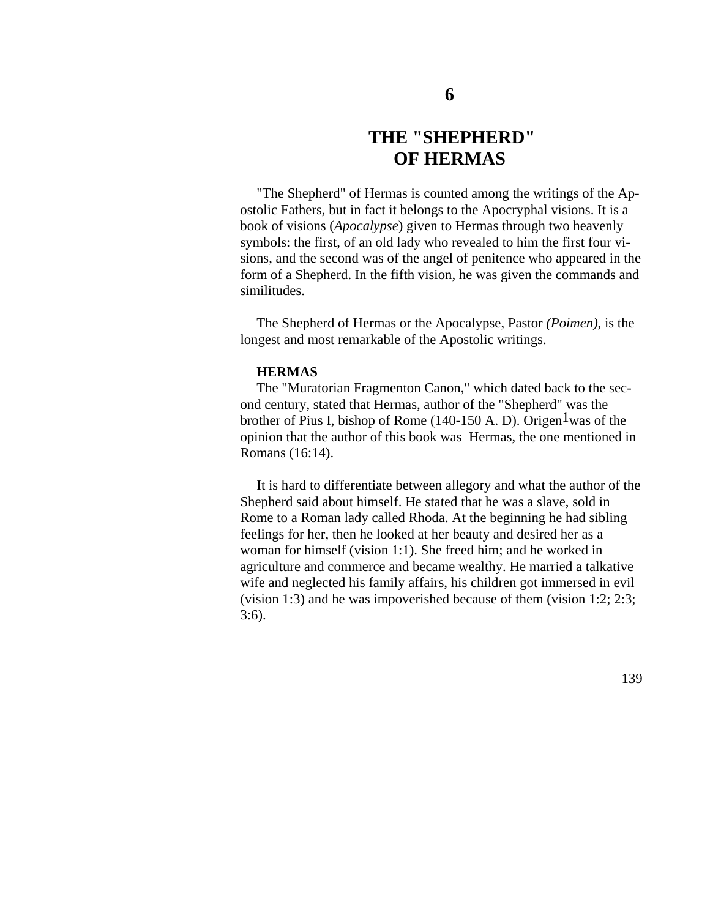# 6

# THE "SHEPHERD" OF HERMAS

"The Shepherd" of Hermas is counted among the writings of the Apostolic Fathers, but in fact it belongs to the Apocryphal visions. It is a book of visions (*Apocalypse*) given to Hermas through two heavenly symbols: the first, of an old lady who revealed to him the first four visions, and the second was of the angel of penitence who appeared in the form of a Shepherd. In the fifth vision, he was given the commands and similitudes.

The Shepherd of Hermas or the Apocalypse, Pastor *(Poimen)*, is the longest and most remarkable of the Apostolic writings.

### HERMAS

The "Muratorian Fragmenton Canon," which dated back to the second century, stated that Hermas, author of the "Shepherd" was the brother of Pius I, bishop of Rome (140-150 A. D). Origen[1] was of the opinion that the author of this book was Hermas, the one mentioned in Romans (16:14).

It is hard to differentiate between allegory and what the author of the Shepherd said about himself. He stated that he was a slave, sold in Rome to a Roman lady called Rhoda. At the beginning he had sibling feelings for her, then he looked at her beauty and desired her as a woman for himself (vision 1:1). She freed him; and he worked in agriculture and commerce and became wealthy. He married a talkative wife and neglected his family affairs, his children got immersed in evil (vision 1:3) and he was impoverished because of them (vision 1:2; 2:3; 3:6).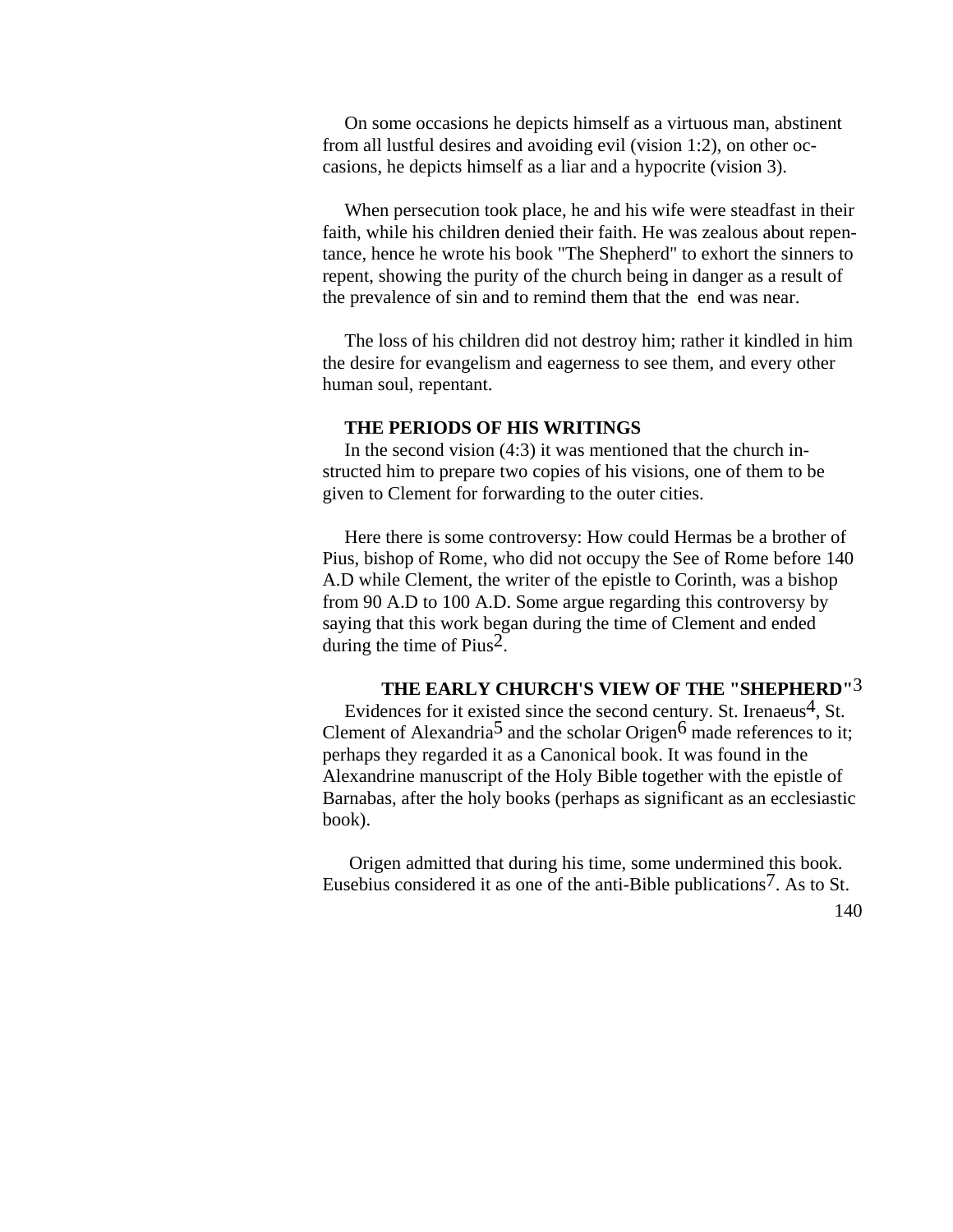On some occasions he depicts himself as a virtuous man, abstinent from all lustful desires and avoiding evil (vision 1:2), on other occasions, he depicts himself as a liar and a hypocrite (vision 3).

When persecution took place, he and his wife were steadfast in their faith, while his children denied their faith. He was zealous about repentance, hence he wrote his book "The Shepherd" to exhort the sinners to repent, showing the purity of the church being in danger as a result of the prevalence of sin and to remind them that the end was near.

The loss of his children did not destroy him; rather it kindled in him the desire for evangelism and eagerness to see them, and every other human soul, repentant.

### THE PERIODS OF HIS WRITINGS

In the second vision (4:3) it was mentioned that the church instructed him to prepare two copies of his visions, one of them to be given to Clement for forwarding to the outer cities.

Here there is some controversy: How could Hermas be a brother of Pius, bishop of Rome, who did not occupy the See of Rome before 140 A.D while Clement, the writer of the epistle to Corinth, was a bishop from 90 A.D to 100 A.D. Some argue regarding this controversy by saying that this work began during the time of Clement and ended during the time of Pius[2].

### THE EARLY CHURCH'S VIEW OF THE "SHEPHERD"[3]

Evidences for it existed since the second century. St. Irenaeus[4], St. Clement of Alexandria[5] and the scholar Origen[6] made references to it; perhaps they regarded it as a Canonical book. It was found in the Alexandrine manuscript of the Holy Bible together with the epistle of Barnabas, after the holy books (perhaps as significant as an ecclesiastic book).

Origen admitted that during his time, some undermined this book. Eusebius considered it as one of the anti-Bible publications[7]. As to St.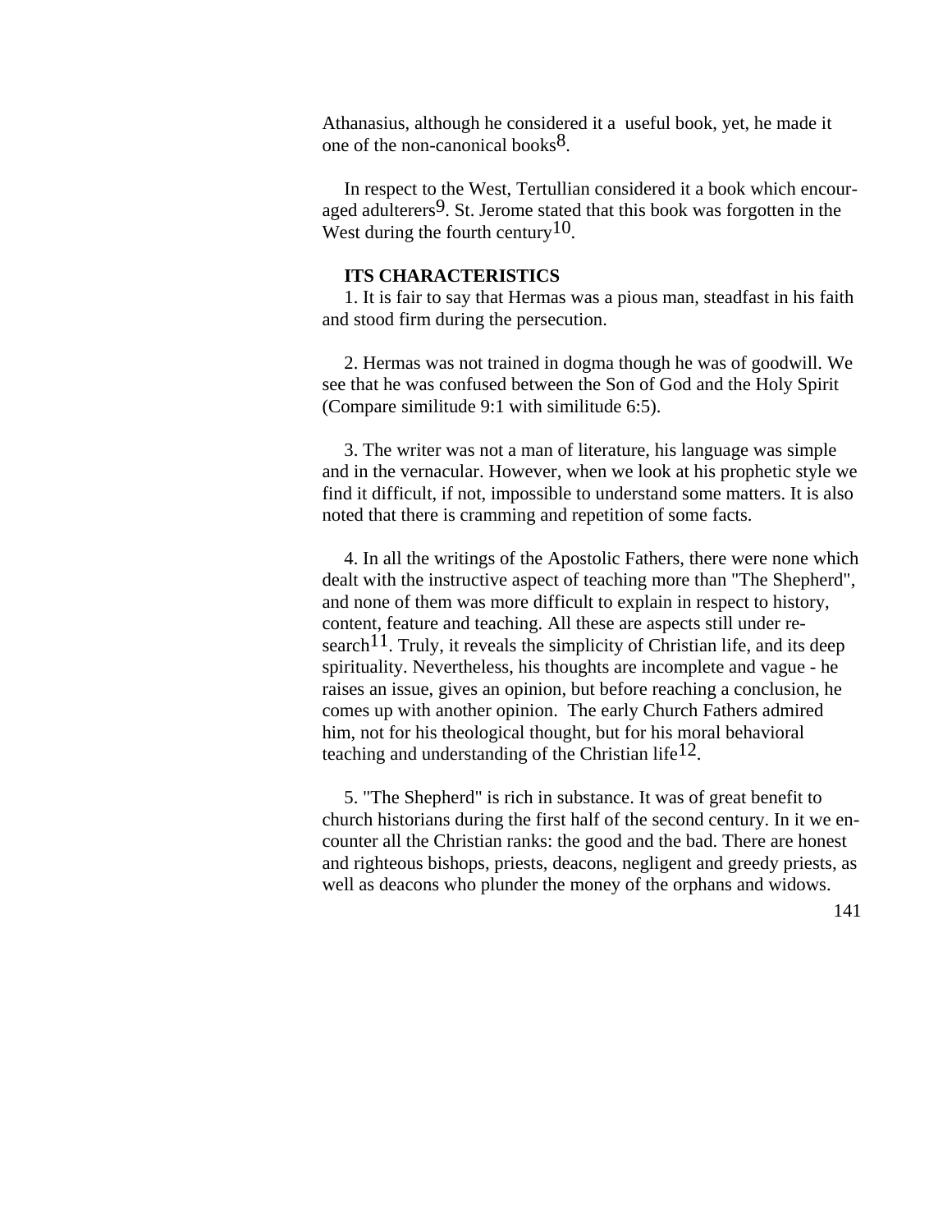Athanasius, although he considered it a useful book, yet, he made it one of the non-canonical books[8].

In respect to the West, Tertullian considered it a book which encouraged adulterers[9]. St. Jerome stated that this book was forgotten in the West during the fourth century[10].

**ITS CHARACTERISTICS**

1. It is fair to say that Hermas was a pious man, steadfast in his faith and stood firm during the persecution.

2. Hermas was not trained in dogma though he was of goodwill. We see that he was confused between the Son of God and the Holy Spirit (Compare similitude 9:1 with similitude 6:5).

3. The writer was not a man of literature, his language was simple and in the vernacular. However, when we look at his prophetic style we find it difficult, if not, impossible to understand some matters. It is also noted that there is cramming and repetition of some facts.

4. In all the writings of the Apostolic Fathers, there were none which dealt with the instructive aspect of teaching more than "The Shepherd", and none of them was more difficult to explain in respect to history, content, feature and teaching. All these are aspects still under research[11]. Truly, it reveals the simplicity of Christian life, and its deep spirituality. Nevertheless, his thoughts are incomplete and vague - he raises an issue, gives an opinion, but before reaching a conclusion, he comes up with another opinion. The early Church Fathers admired him, not for his theological thought, but for his moral behavioral teaching and understanding of the Christian life[12].

5. "The Shepherd" is rich in substance. It was of great benefit to church historians during the first half of the second century. In it we encounter all the Christian ranks: the good and the bad. There are honest and righteous bishops, priests, deacons, negligent and greedy priests, as well as deacons who plunder the money of the orphans and widows.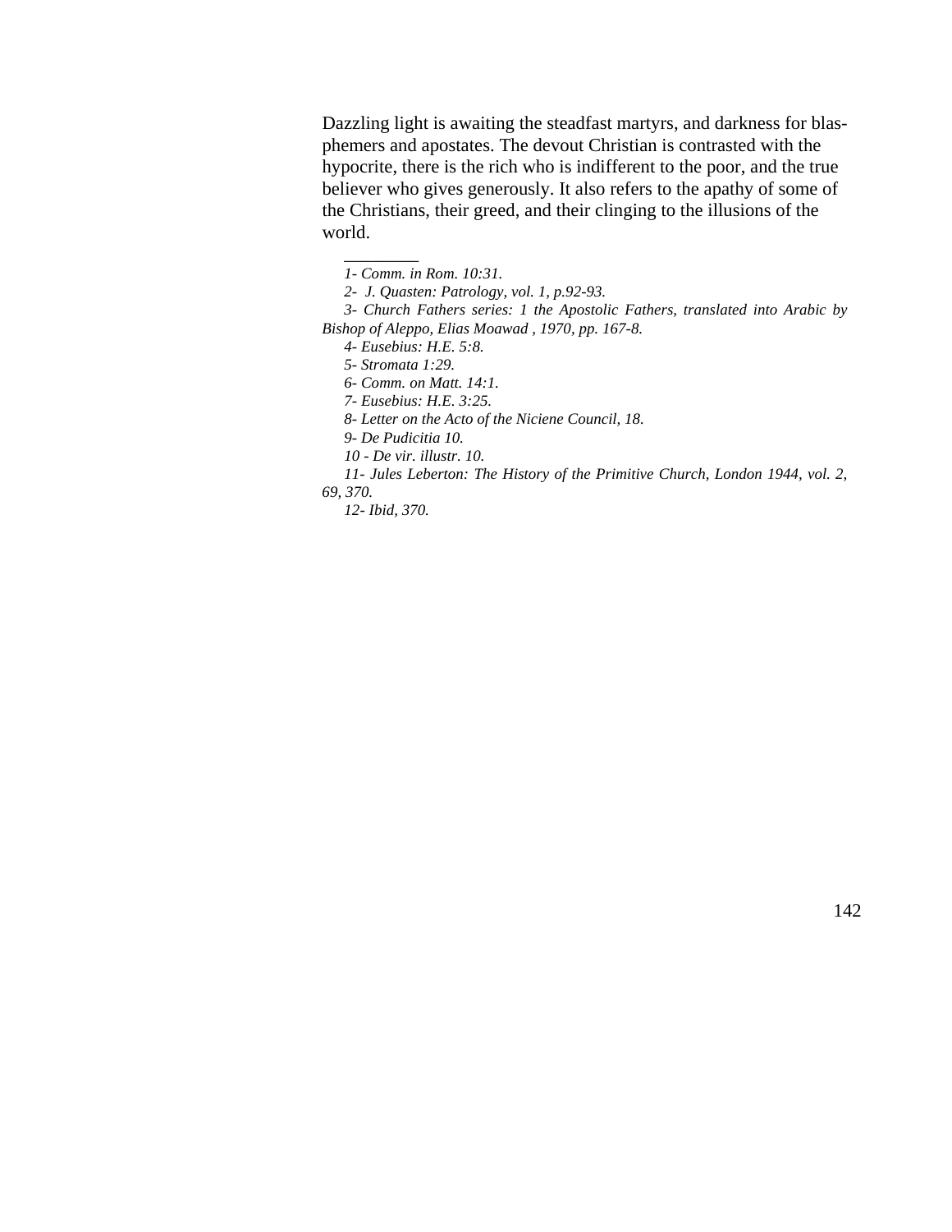Dazzling light is awaiting the steadfast martyrs, and darkness for blasphemers and apostates. The devout Christian is contrasted with the hypocrite, there is the rich who is indifferent to the poor, and the true believer who gives generously. It also refers to the apathy of some of the Christians, their greed, and their clinging to the illusions of the world.

---

*1- Comm. in Rom. 10:31.*

*2- J. Quasten: Patrology, vol. 1, p.92-93.*

*3- Church Fathers series: 1 the Apostolic Fathers, translated into Arabic by Bishop of Aleppo, Elias Moawad , 1970, pp. 167-8.*

*4- Eusebius: H.E. 5:8.*

*5- Stromata 1:29.*

*6- Comm. on Matt. 14:1.*

*7- Eusebius: H.E. 3:25.*

*8- Letter on the Acto of the Niciene Council, 18.*

*9- De Pudicitia 10.*

*10 - De vir. illustr. 10.*

*11- Jules Leberton: The History of the Primitive Church, London 1944, vol. 2, 69, 370.*

*12- Ibid, 370.*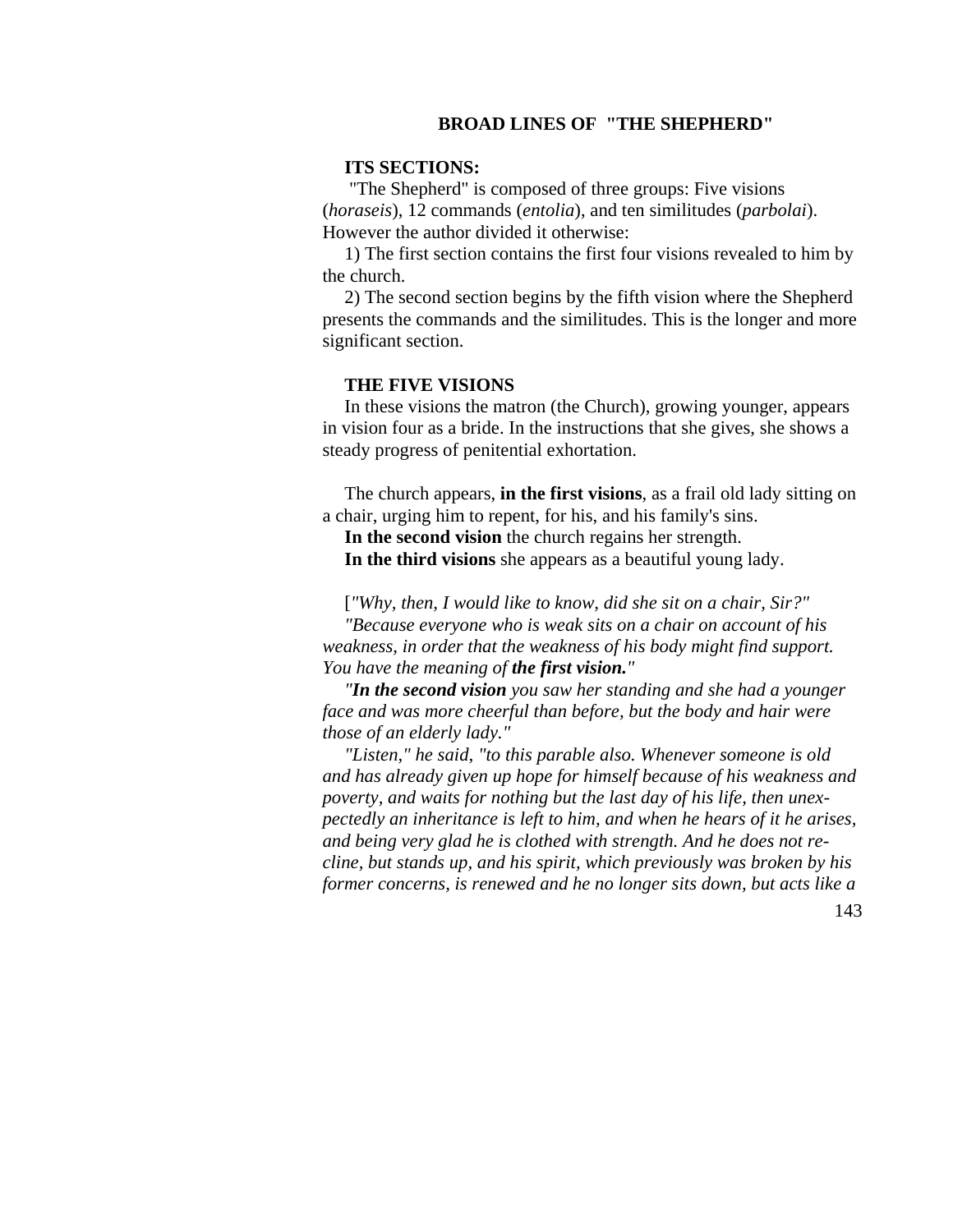# BROAD LINES OF "THE SHEPHERD"

**ITS SECTIONS:**

"The Shepherd" is composed of three groups: Five visions (*horaseis*), 12 commands (*entolia*), and ten similitudes (*parbolai*). However the author divided it otherwise:

1) The first section contains the first four visions revealed to him by the church.

2) The second section begins by the fifth vision where the Shepherd presents the commands and the similitudes. This is the longer and more significant section.

**THE FIVE VISIONS**

In these visions the matron (the Church), growing younger, appears in vision four as a bride. In the instructions that she gives, she shows a steady progress of penitential exhortation.

The church appears, **in the first visions**, as a frail old lady sitting on a chair, urging him to repent, for his, and his family's sins.

**In the second vision** the church regains her strength.

**In the third visions** she appears as a beautiful young lady.

[*"Why, then, I would like to know, did she sit on a chair, Sir?"*

*"Because everyone who is weak sits on a chair on account of his weakness, in order that the weakness of his body might find support. You have the meaning of* ***the first vision.****"*

*"****In the second vision*** *you saw her standing and she had a younger face and was more cheerful than before, but the body and hair were those of an elderly lady."*

*"Listen," he said, "to this parable also. Whenever someone is old and has already given up hope for himself because of his weakness and poverty, and waits for nothing but the last day of his life, then unexpectedly an inheritance is left to him, and when he hears of it he arises, and being very glad he is clothed with strength. And he does not recline, but stands up, and his spirit, which previously was broken by his former concerns, is renewed and he no longer sits down, but acts like a*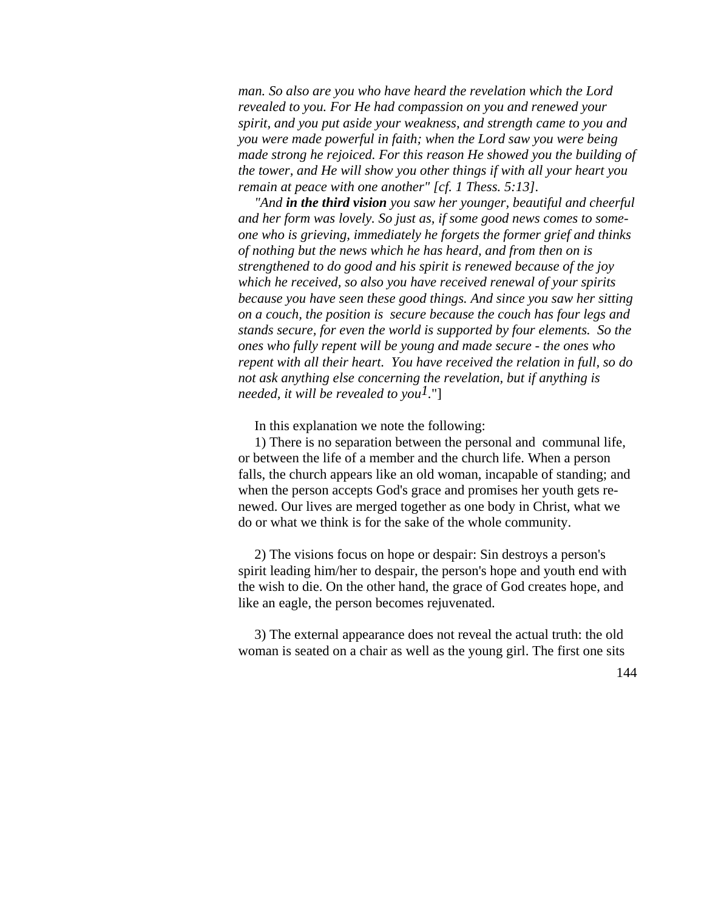*man. So also are you who have heard the revelation which the Lord revealed to you. For He had compassion on you and renewed your spirit, and you put aside your weakness, and strength came to you and you were made powerful in faith; when the Lord saw you were being made strong he rejoiced. For this reason He showed you the building of the tower, and He will show you other things if with all your heart you remain at peace with one another" [cf. 1 Thess. 5:13].*

*"And **in the third vision** you saw her younger, beautiful and cheerful and her form was lovely. So just as, if some good news comes to someone who is grieving, immediately he forgets the former grief and thinks of nothing but the news which he has heard, and from then on is strengthened to do good and his spirit is renewed because of the joy which he received, so also you have received renewal of your spirits because you have seen these good things. And since you saw her sitting on a couch, the position is secure because the couch has four legs and stands secure, for even the world is supported by four elements. So the ones who fully repent will be young and made secure - the ones who repent with all their heart. You have received the relation in full, so do not ask anything else concerning the revelation, but if anything is needed, it will be revealed to you[1]."*]

In this explanation we note the following:

1) There is no separation between the personal and communal life, or between the life of a member and the church life. When a person falls, the church appears like an old woman, incapable of standing; and when the person accepts God's grace and promises her youth gets renewed. Our lives are merged together as one body in Christ, what we do or what we think is for the sake of the whole community.

2) The visions focus on hope or despair: Sin destroys a person's spirit leading him/her to despair, the person's hope and youth end with the wish to die. On the other hand, the grace of God creates hope, and like an eagle, the person becomes rejuvenated.

3) The external appearance does not reveal the actual truth: the old woman is seated on a chair as well as the young girl. The first one sits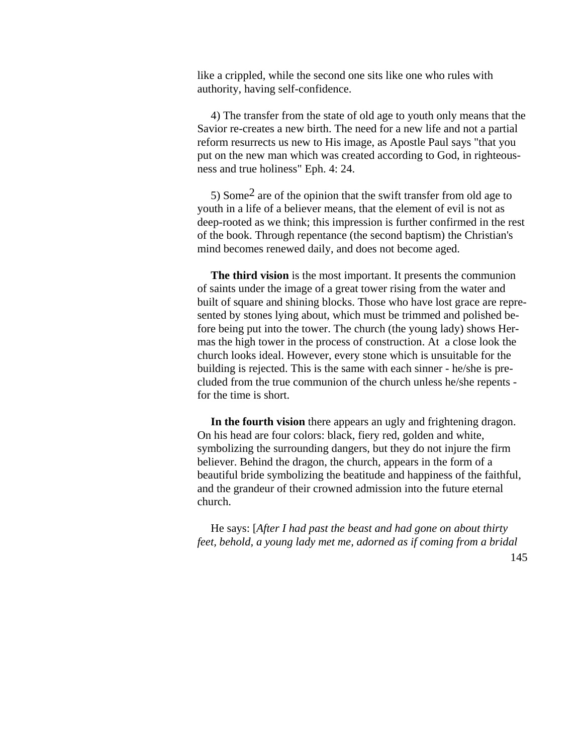like a crippled, while the second one sits like one who rules with authority, having self-confidence.

4) The transfer from the state of old age to youth only means that the Savior re-creates a new birth. The need for a new life and not a partial reform resurrects us new to His image, as Apostle Paul says "that you put on the new man which was created according to God, in righteousness and true holiness" Eph. 4: 24.

5) Some[2] are of the opinion that the swift transfer from old age to youth in a life of a believer means, that the element of evil is not as deep-rooted as we think; this impression is further confirmed in the rest of the book. Through repentance (the second baptism) the Christian's mind becomes renewed daily, and does not become aged.

**The third vision** is the most important. It presents the communion of saints under the image of a great tower rising from the water and built of square and shining blocks. Those who have lost grace are represented by stones lying about, which must be trimmed and polished before being put into the tower. The church (the young lady) shows Hermas the high tower in the process of construction. At a close look the church looks ideal. However, every stone which is unsuitable for the building is rejected. This is the same with each sinner - he/she is precluded from the true communion of the church unless he/she repents - for the time is short.

**In the fourth vision** there appears an ugly and frightening dragon. On his head are four colors: black, fiery red, golden and white, symbolizing the surrounding dangers, but they do not injure the firm believer. Behind the dragon, the church, appears in the form of a beautiful bride symbolizing the beatitude and happiness of the faithful, and the grandeur of their crowned admission into the future eternal church.

He says: [*After I had past the beast and had gone on about thirty feet, behold, a young lady met me, adorned as if coming from a bridal*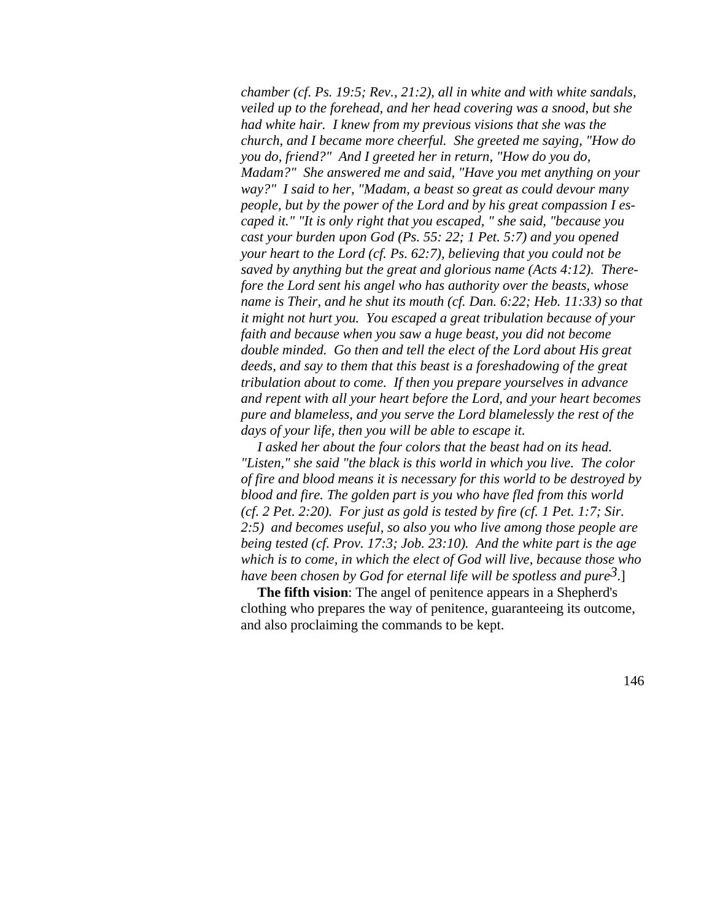*chamber (cf. Ps. 19:5; Rev., 21:2), all in white and with white sandals, veiled up to the forehead, and her head covering was a snood, but she had white hair. I knew from my previous visions that she was the church, and I became more cheerful. She greeted me saying, "How do you do, friend?" And I greeted her in return, "How do you do, Madam?" She answered me and said, "Have you met anything on your way?" I said to her, "Madam, a beast so great as could devour many people, but by the power of the Lord and by his great compassion I escaped it." "It is only right that you escaped, " she said, "because you cast your burden upon God (Ps. 55: 22; 1 Pet. 5:7) and you opened your heart to the Lord (cf. Ps. 62:7), believing that you could not be saved by anything but the great and glorious name (Acts 4:12). Therefore the Lord sent his angel who has authority over the beasts, whose name is Their, and he shut its mouth (cf. Dan. 6:22; Heb. 11:33) so that it might not hurt you. You escaped a great tribulation because of your faith and because when you saw a huge beast, you did not become double minded. Go then and tell the elect of the Lord about His great deeds, and say to them that this beast is a foreshadowing of the great tribulation about to come. If then you prepare yourselves in advance and repent with all your heart before the Lord, and your heart becomes pure and blameless, and you serve the Lord blamelessly the rest of the days of your life, then you will be able to escape it.*

*I asked her about the four colors that the beast had on its head. "Listen," she said "the black is this world in which you live. The color of fire and blood means it is necessary for this world to be destroyed by blood and fire. The golden part is you who have fled from this world (cf. 2 Pet. 2:20). For just as gold is tested by fire (cf. 1 Pet. 1:7; Sir. 2:5) and becomes useful, so also you who live among those people are being tested (cf. Prov. 17:3; Job. 23:10). And the white part is the age which is to come, in which the elect of God will live, because those who have been chosen by God for eternal life will be spotless and pure*[3].]

**The fifth vision**: The angel of penitence appears in a Shepherd's clothing who prepares the way of penitence, guaranteeing its outcome, and also proclaiming the commands to be kept.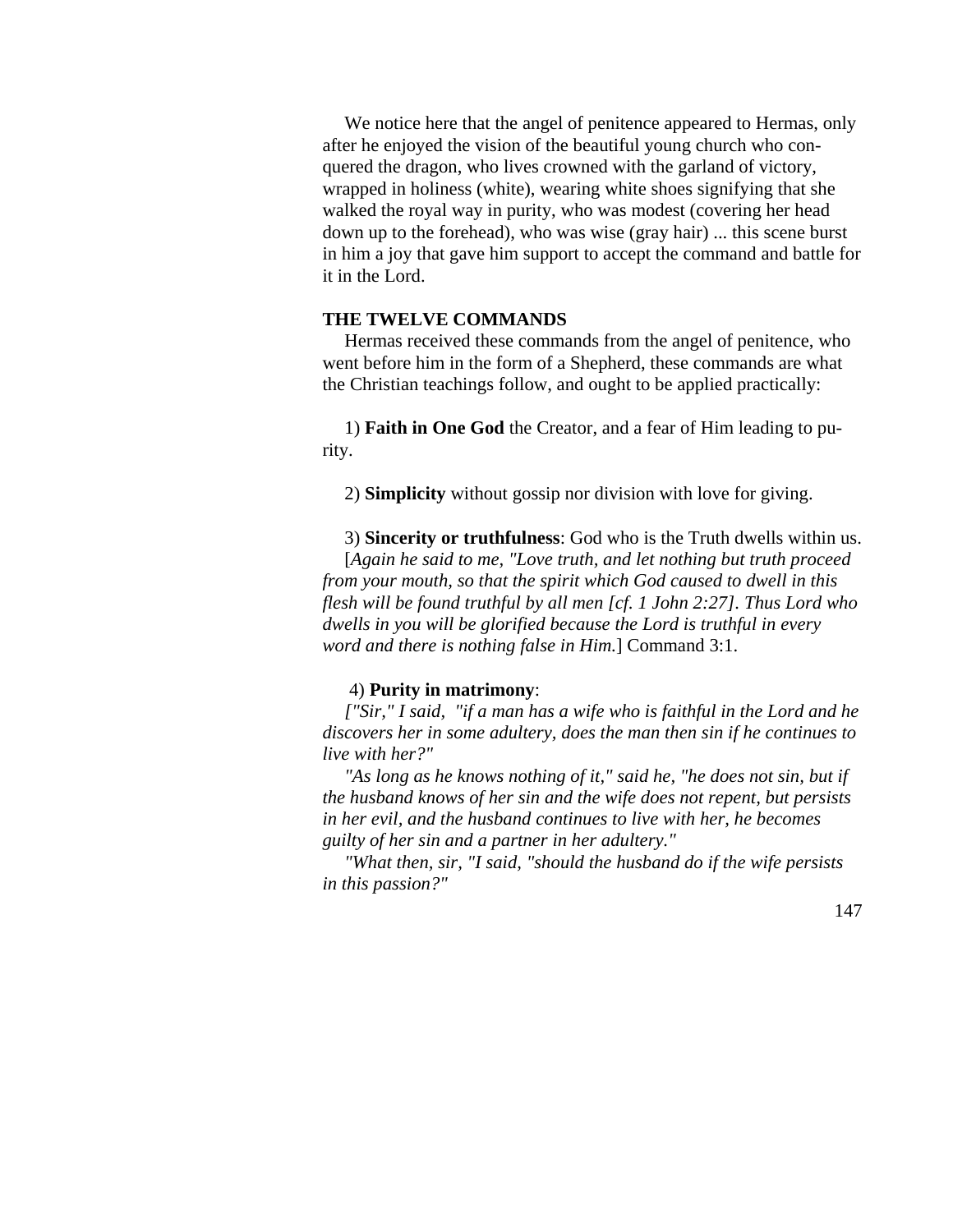We notice here that the angel of penitence appeared to Hermas, only after he enjoyed the vision of the beautiful young church who conquered the dragon, who lives crowned with the garland of victory, wrapped in holiness (white), wearing white shoes signifying that she walked the royal way in purity, who was modest (covering her head down up to the forehead), who was wise (gray hair) ... this scene burst in him a joy that gave him support to accept the command and battle for it in the Lord.

**THE TWELVE COMMANDS**

Hermas received these commands from the angel of penitence, who went before him in the form of a Shepherd, these commands are what the Christian teachings follow, and ought to be applied practically:

1) **Faith in One God** the Creator, and a fear of Him leading to purity.

2) **Simplicity** without gossip nor division with love for giving.

3) **Sincerity or truthfulness**: God who is the Truth dwells within us.

[*Again he said to me, "Love truth, and let nothing but truth proceed from your mouth, so that the spirit which God caused to dwell in this flesh will be found truthful by all men [cf. 1 John 2:27]. Thus Lord who dwells in you will be glorified because the Lord is truthful in every word and there is nothing false in Him.*] Command 3:1.

4) **Purity in matrimony**:

*["Sir," I said, "if a man has a wife who is faithful in the Lord and he discovers her in some adultery, does the man then sin if he continues to live with her?"*

*"As long as he knows nothing of it," said he, "he does not sin, but if the husband knows of her sin and the wife does not repent, but persists in her evil, and the husband continues to live with her, he becomes guilty of her sin and a partner in her adultery."*

*"What then, sir, "I said, "should the husband do if the wife persists in this passion?"*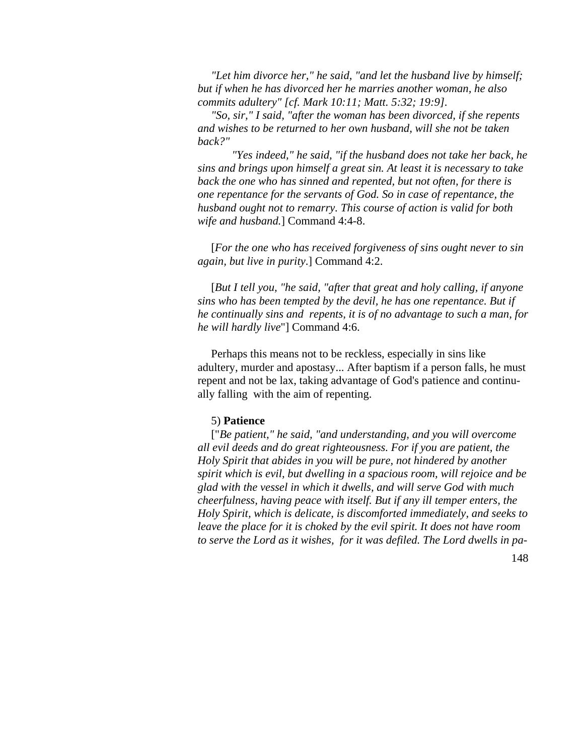*"Let him divorce her," he said, "and let the husband live by himself; but if when he has divorced her he marries another woman, he also commits adultery" [cf. Mark 10:11; Matt. 5:32; 19:9].*

*"So, sir," I said, "after the woman has been divorced, if she repents and wishes to be returned to her own husband, will she not be taken back?"*

*"Yes indeed," he said, "if the husband does not take her back, he sins and brings upon himself a great sin. At least it is necessary to take back the one who has sinned and repented, but not often, for there is one repentance for the servants of God. So in case of repentance, the husband ought not to remarry. This course of action is valid for both wife and husband.*] Command 4:4-8.

[*For the one who has received forgiveness of sins ought never to sin again, but live in purity*.] Command 4:2.

[*But I tell you, "he said, "after that great and holy calling, if anyone sins who has been tempted by the devil, he has one repentance. But if he continually sins and repents, it is of no advantage to such a man, for he will hardly live*"] Command 4:6.

Perhaps this means not to be reckless, especially in sins like adultery, murder and apostasy... After baptism if a person falls, he must repent and not be lax, taking advantage of God's patience and continually falling with the aim of repenting.

5) **Patience**

["*Be patient," he said, "and understanding, and you will overcome all evil deeds and do great righteousness. For if you are patient, the Holy Spirit that abides in you will be pure, not hindered by another spirit which is evil, but dwelling in a spacious room, will rejoice and be glad with the vessel in which it dwells, and will serve God with much cheerfulness, having peace with itself. But if any ill temper enters, the Holy Spirit, which is delicate, is discomforted immediately, and seeks to leave the place for it is choked by the evil spirit. It does not have room to serve the Lord as it wishes, for it was defiled. The Lord dwells in pa-*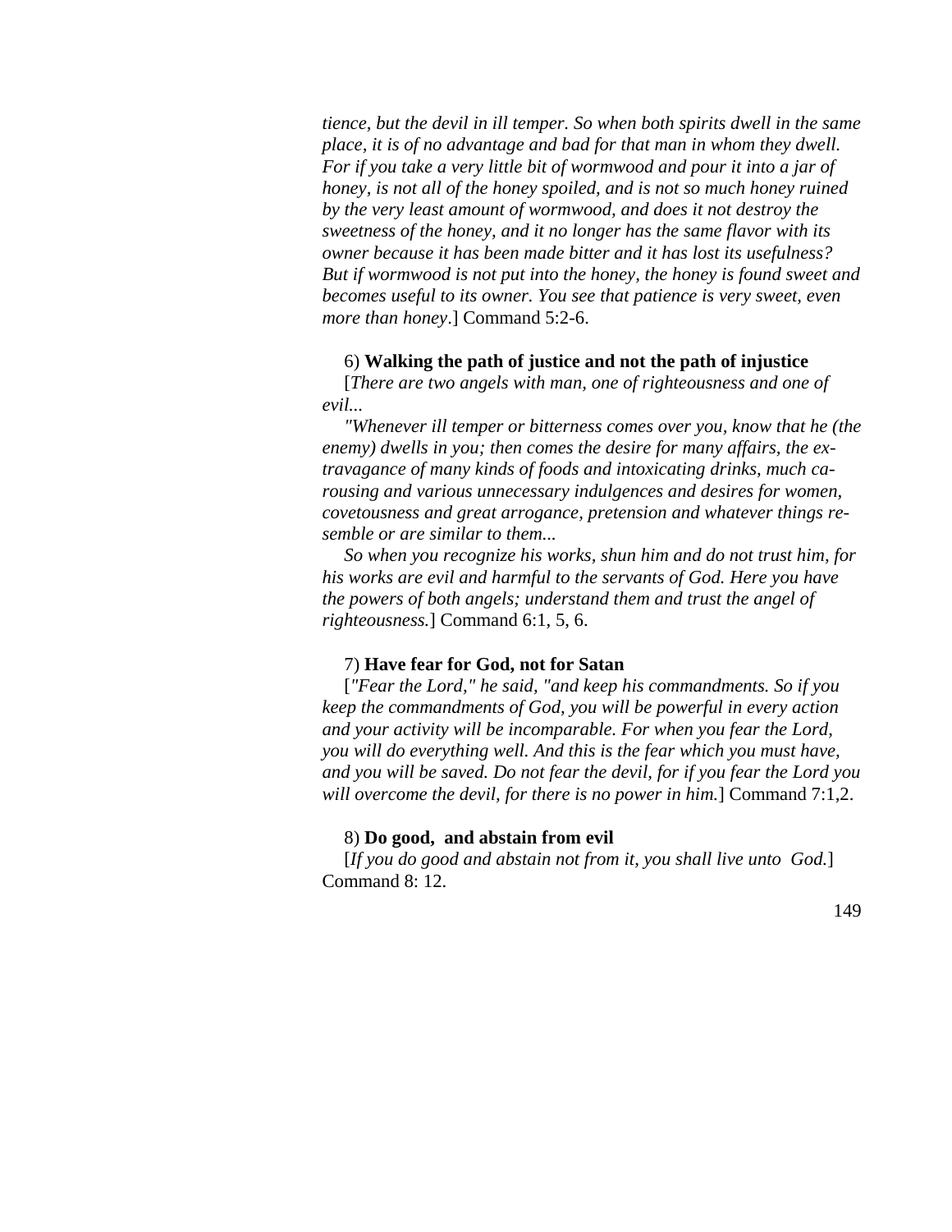*tience, but the devil in ill temper. So when both spirits dwell in the same place, it is of no advantage and bad for that man in whom they dwell. For if you take a very little bit of wormwood and pour it into a jar of honey, is not all of the honey spoiled, and is not so much honey ruined by the very least amount of wormwood, and does it not destroy the sweetness of the honey, and it no longer has the same flavor with its owner because it has been made bitter and it has lost its usefulness? But if wormwood is not put into the honey, the honey is found sweet and becomes useful to its owner. You see that patience is very sweet, even more than honey*.] Command 5:2-6.

6) **Walking the path of justice and not the path of injustice**

[*There are two angels with man, one of righteousness and one of evil...*

*"Whenever ill temper or bitterness comes over you, know that he (the enemy) dwells in you; then comes the desire for many affairs, the extravagance of many kinds of foods and intoxicating drinks, much carousing and various unnecessary indulgences and desires for women, covetousness and great arrogance, pretension and whatever things resemble or are similar to them...*

*So when you recognize his works, shun him and do not trust him, for his works are evil and harmful to the servants of God. Here you have the powers of both angels; understand them and trust the angel of righteousness.*] Command 6:1, 5, 6.

7) **Have fear for God, not for Satan**

[*"Fear the Lord," he said, "and keep his commandments. So if you keep the commandments of God, you will be powerful in every action and your activity will be incomparable. For when you fear the Lord, you will do everything well. And this is the fear which you must have, and you will be saved. Do not fear the devil, for if you fear the Lord you will overcome the devil, for there is no power in him.*] Command 7:1,2.

8) **Do good, and abstain from evil**

[*If you do good and abstain not from it, you shall live unto God.*] Command 8: 12.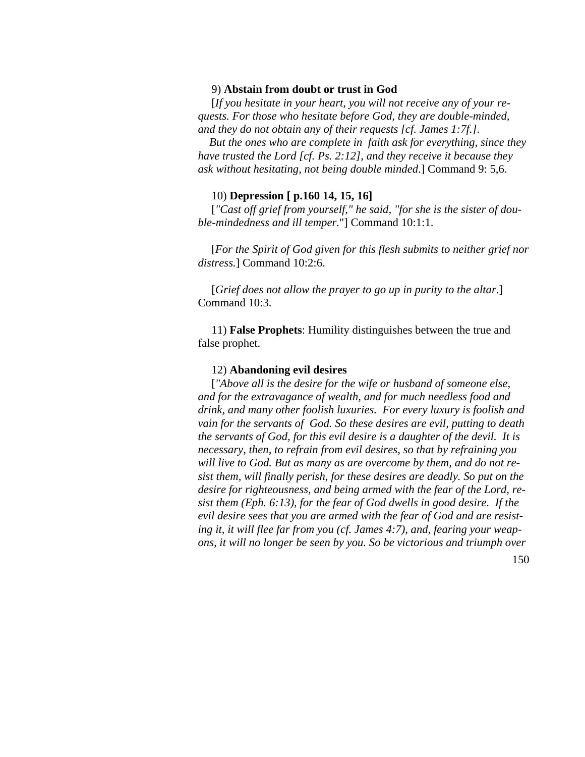9) **Abstain from doubt or trust in God**

[*If you hesitate in your heart, you will not receive any of your requests. For those who hesitate before God, they are double-minded, and they do not obtain any of their requests [cf. James 1:7f.].*

*But the ones who are complete in faith ask for everything, since they have trusted the Lord [cf. Ps. 2:12], and they receive it because they ask without hesitating, not being double minded*.] Command 9: 5,6.

10) **Depression [ p.160 14, 15, 16]**

[*"Cast off grief from yourself," he said, "for she is the sister of double-mindedness and ill temper.*"] Command 10:1:1.

[*For the Spirit of God given for this flesh submits to neither grief nor distress.*] Command 10:2:6.

[*Grief does not allow the prayer to go up in purity to the altar*.] Command 10:3.

11) **False Prophets**: Humility distinguishes between the true and false prophet.

12) **Abandoning evil desires**

[*"Above all is the desire for the wife or husband of someone else, and for the extravagance of wealth, and for much needless food and drink, and many other foolish luxuries. For every luxury is foolish and vain for the servants of God. So these desires are evil, putting to death the servants of God, for this evil desire is a daughter of the devil. It is necessary, then, to refrain from evil desires, so that by refraining you will live to God. But as many as are overcome by them, and do not resist them, will finally perish, for these desires are deadly. So put on the desire for righteousness, and being armed with the fear of the Lord, resist them (Eph. 6:13), for the fear of God dwells in good desire. If the evil desire sees that you are armed with the fear of God and are resisting it, it will flee far from you (cf. James 4:7), and, fearing your weapons, it will no longer be seen by you. So be victorious and triumph over*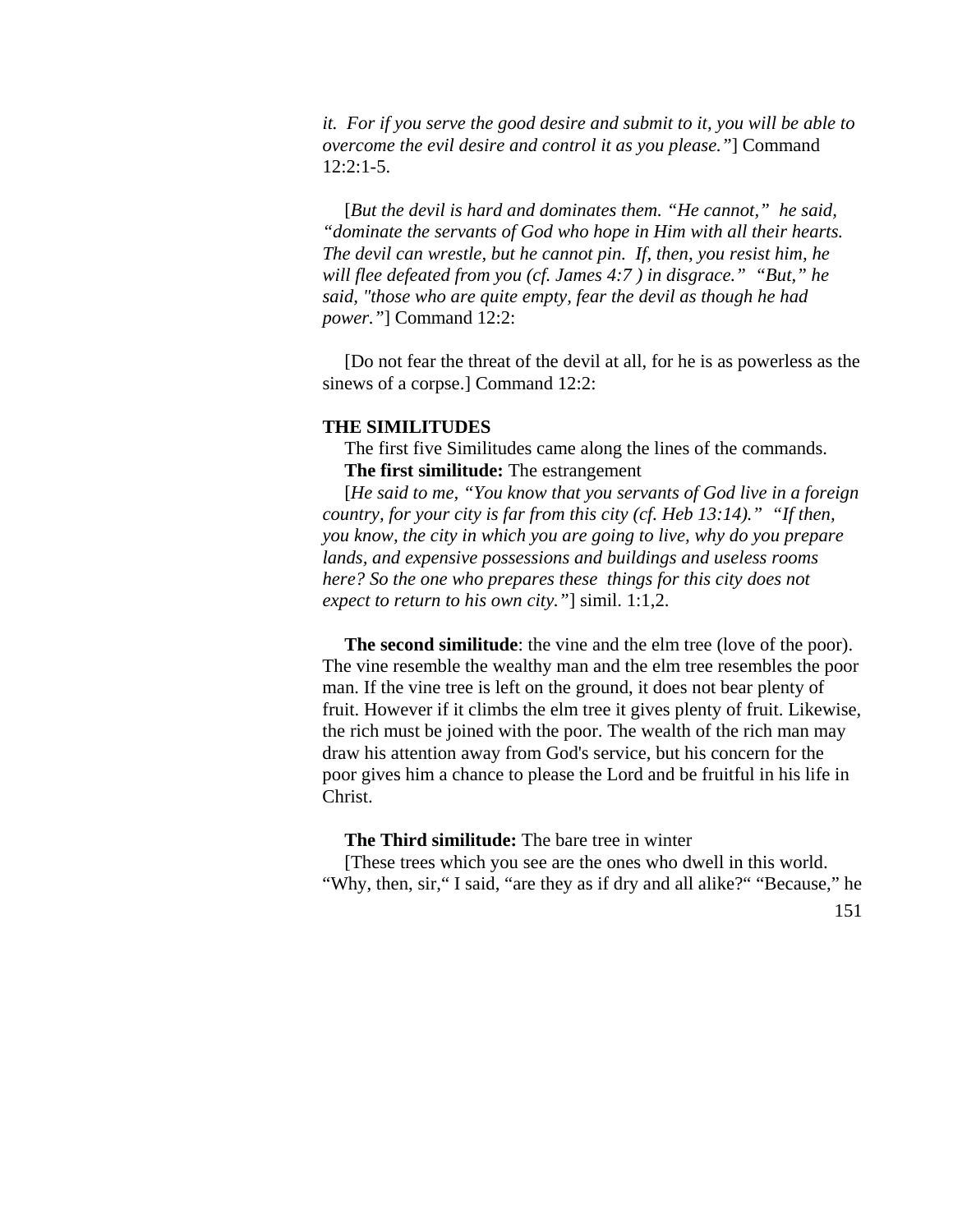*it. For if you serve the good desire and submit to it, you will be able to overcome the evil desire and control it as you please."*] Command 12:2:1-5.

[*But the devil is hard and dominates them. "He cannot," he said, "dominate the servants of God who hope in Him with all their hearts. The devil can wrestle, but he cannot pin. If, then, you resist him, he will flee defeated from you (cf. James 4:7 ) in disgrace." "But," he said, "those who are quite empty, fear the devil as though he had power."*] Command 12:2:

[Do not fear the threat of the devil at all, for he is as powerless as the sinews of a corpse.] Command 12:2:

**THE SIMILITUDES**

The first five Similitudes came along the lines of the commands.

**The first similitude:** The estrangement

[*He said to me, "You know that you servants of God live in a foreign country, for your city is far from this city (cf. Heb 13:14)." "If then, you know, the city in which you are going to live, why do you prepare lands, and expensive possessions and buildings and useless rooms here? So the one who prepares these things for this city does not expect to return to his own city."*] simil. 1:1,2.

**The second similitude**: the vine and the elm tree (love of the poor). The vine resemble the wealthy man and the elm tree resembles the poor man. If the vine tree is left on the ground, it does not bear plenty of fruit. However if it climbs the elm tree it gives plenty of fruit. Likewise, the rich must be joined with the poor. The wealth of the rich man may draw his attention away from God's service, but his concern for the poor gives him a chance to please the Lord and be fruitful in his life in Christ.

**The Third similitude:** The bare tree in winter

[These trees which you see are the ones who dwell in this world. "Why, then, sir," I said, "are they as if dry and all alike?" "Because," he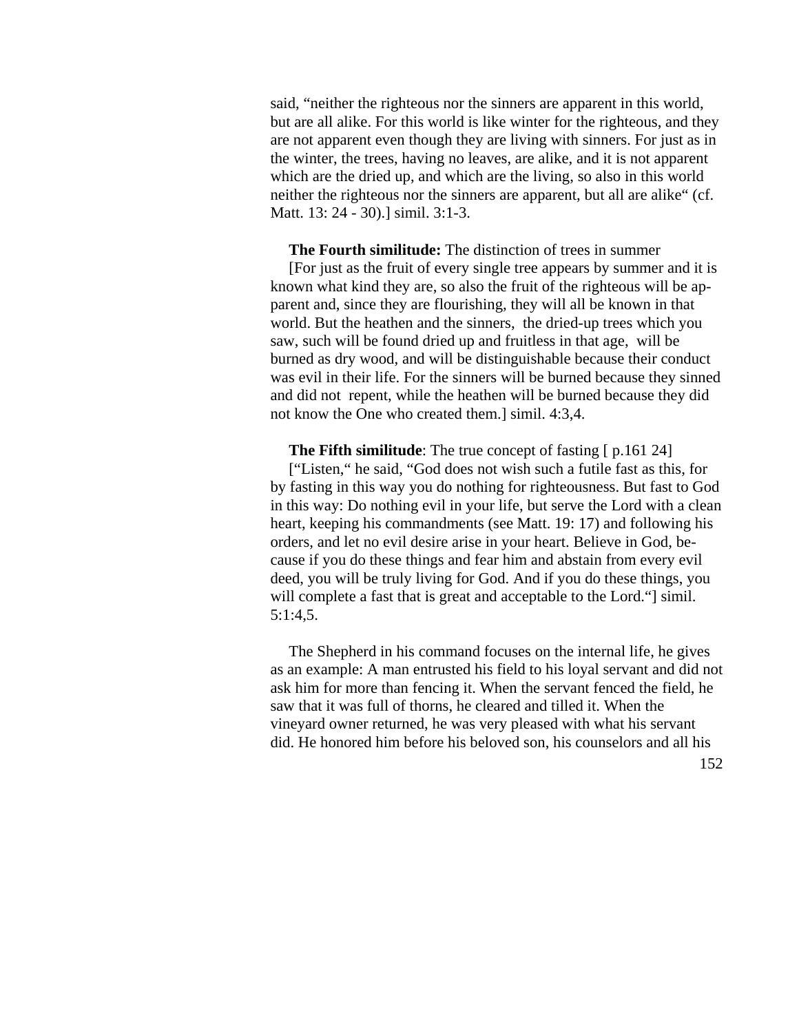said, “neither the righteous nor the sinners are apparent in this world, but are all alike. For this world is like winter for the righteous, and they are not apparent even though they are living with sinners. For just as in the winter, the trees, having no leaves, are alike, and it is not apparent which are the dried up, and which are the living, so also in this world neither the righteous nor the sinners are apparent, but all are alike“ (cf. Matt. 13: 24 - 30).] simil. 3:1-3.

**The Fourth similitude:** The distinction of trees in summer

[For just as the fruit of every single tree appears by summer and it is known what kind they are, so also the fruit of the righteous will be apparent and, since they are flourishing, they will all be known in that world. But the heathen and the sinners, the dried-up trees which you saw, such will be found dried up and fruitless in that age, will be burned as dry wood, and will be distinguishable because their conduct was evil in their life. For the sinners will be burned because they sinned and did not repent, while the heathen will be burned because they did not know the One who created them.] simil. 4:3,4.

**The Fifth similitude**: The true concept of fasting [ p.161 24]

[“Listen,“ he said, “God does not wish such a futile fast as this, for by fasting in this way you do nothing for righteousness. But fast to God in this way: Do nothing evil in your life, but serve the Lord with a clean heart, keeping his commandments (see Matt. 19: 17) and following his orders, and let no evil desire arise in your heart. Believe in God, because if you do these things and fear him and abstain from every evil deed, you will be truly living for God. And if you do these things, you will complete a fast that is great and acceptable to the Lord.“] simil. 5:1:4,5.

The Shepherd in his command focuses on the internal life, he gives as an example: A man entrusted his field to his loyal servant and did not ask him for more than fencing it. When the servant fenced the field, he saw that it was full of thorns, he cleared and tilled it. When the vineyard owner returned, he was very pleased with what his servant did. He honored him before his beloved son, his counselors and all his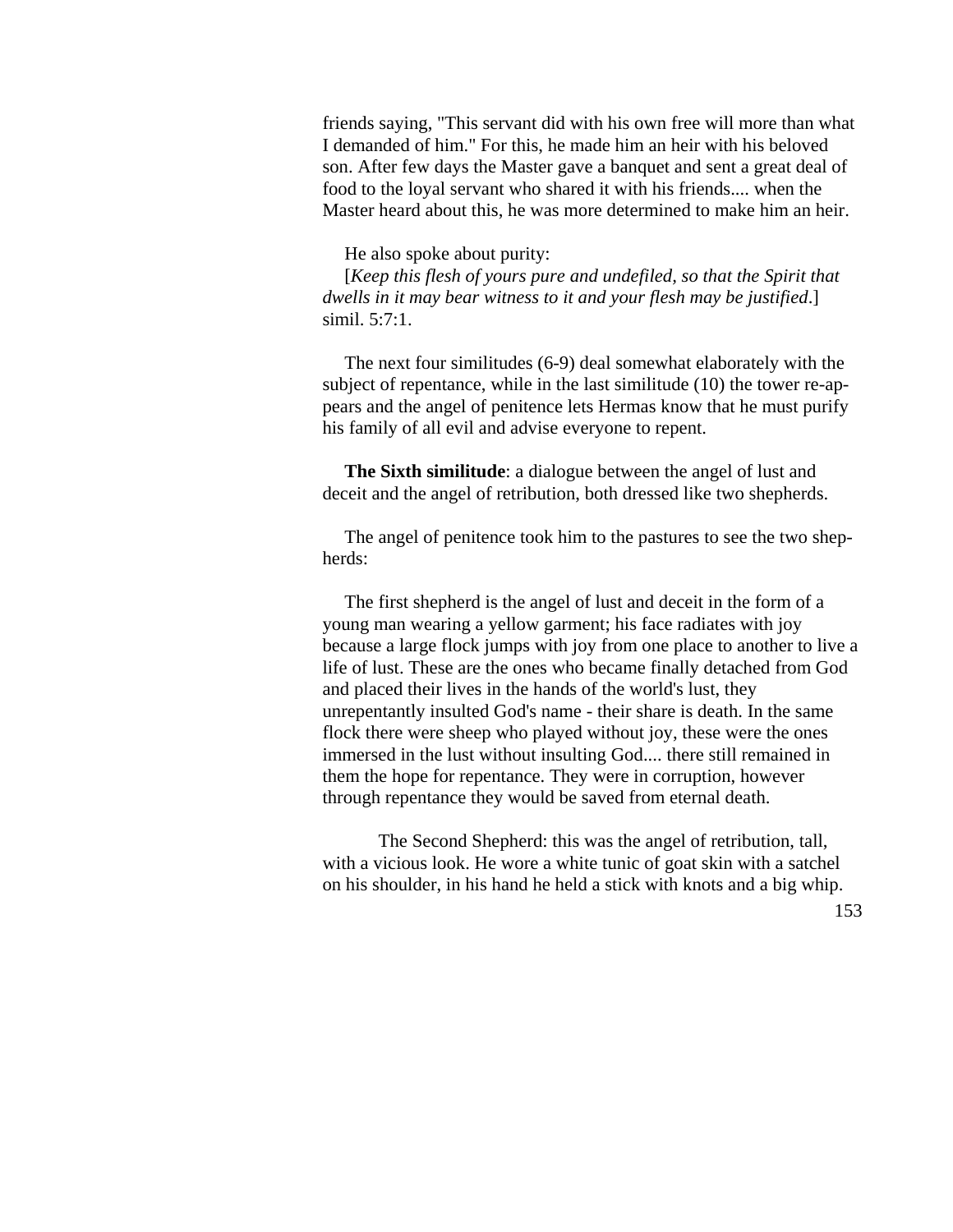friends saying, "This servant did with his own free will more than what I demanded of him." For this, he made him an heir with his beloved son. After few days the Master gave a banquet and sent a great deal of food to the loyal servant who shared it with his friends.... when the Master heard about this, he was more determined to make him an heir.

He also spoke about purity:

[*Keep this flesh of yours pure and undefiled, so that the Spirit that dwells in it may bear witness to it and your flesh may be justified*.] simil. 5:7:1.

The next four similitudes (6-9) deal somewhat elaborately with the subject of repentance, while in the last similitude (10) the tower re-appears and the angel of penitence lets Hermas know that he must purify his family of all evil and advise everyone to repent.

**The Sixth similitude**: a dialogue between the angel of lust and deceit and the angel of retribution, both dressed like two shepherds.

The angel of penitence took him to the pastures to see the two shepherds:

The first shepherd is the angel of lust and deceit in the form of a young man wearing a yellow garment; his face radiates with joy because a large flock jumps with joy from one place to another to live a life of lust. These are the ones who became finally detached from God and placed their lives in the hands of the world's lust, they unrepentantly insulted God's name - their share is death. In the same flock there were sheep who played without joy, these were the ones immersed in the lust without insulting God.... there still remained in them the hope for repentance. They were in corruption, however through repentance they would be saved from eternal death.

The Second Shepherd: this was the angel of retribution, tall, with a vicious look. He wore a white tunic of goat skin with a satchel on his shoulder, in his hand he held a stick with knots and a big whip.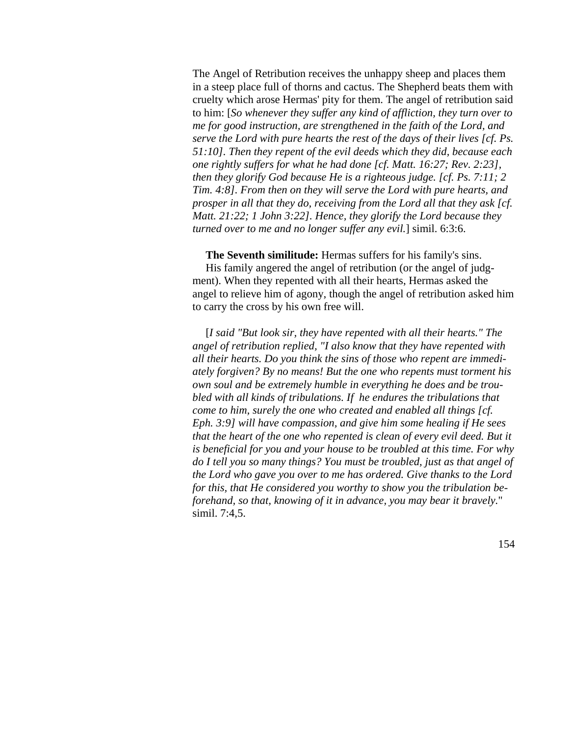The Angel of Retribution receives the unhappy sheep and places them in a steep place full of thorns and cactus. The Shepherd beats them with cruelty which arose Hermas' pity for them. The angel of retribution said to him: [*So whenever they suffer any kind of affliction, they turn over to me for good instruction, are strengthened in the faith of the Lord, and serve the Lord with pure hearts the rest of the days of their lives [cf. Ps. 51:10]. Then they repent of the evil deeds which they did, because each one rightly suffers for what he had done [cf. Matt. 16:27; Rev. 2:23], then they glorify God because He is a righteous judge. [cf. Ps. 7:11; 2 Tim. 4:8]. From then on they will serve the Lord with pure hearts, and prosper in all that they do, receiving from the Lord all that they ask [cf. Matt. 21:22; 1 John 3:22]. Hence, they glorify the Lord because they turned over to me and no longer suffer any evil.*] simil. 6:3:6.

**The Seventh similitude:** Hermas suffers for his family's sins.
His family angered the angel of retribution (or the angel of judgment). When they repented with all their hearts, Hermas asked the angel to relieve him of agony, though the angel of retribution asked him to carry the cross by his own free will.

[*I said "But look sir, they have repented with all their hearts." The angel of retribution replied, "I also know that they have repented with all their hearts. Do you think the sins of those who repent are immediately forgiven? By no means! But the one who repents must torment his own soul and be extremely humble in everything he does and be troubled with all kinds of tribulations. If he endures the tribulations that come to him, surely the one who created and enabled all things [cf. Eph. 3:9] will have compassion, and give him some healing if He sees that the heart of the one who repented is clean of every evil deed. But it is beneficial for you and your house to be troubled at this time. For why do I tell you so many things? You must be troubled, just as that angel of the Lord who gave you over to me has ordered. Give thanks to the Lord for this, that He considered you worthy to show you the tribulation beforehand, so that, knowing of it in advance, you may bear it bravely.*" simil. 7:4,5.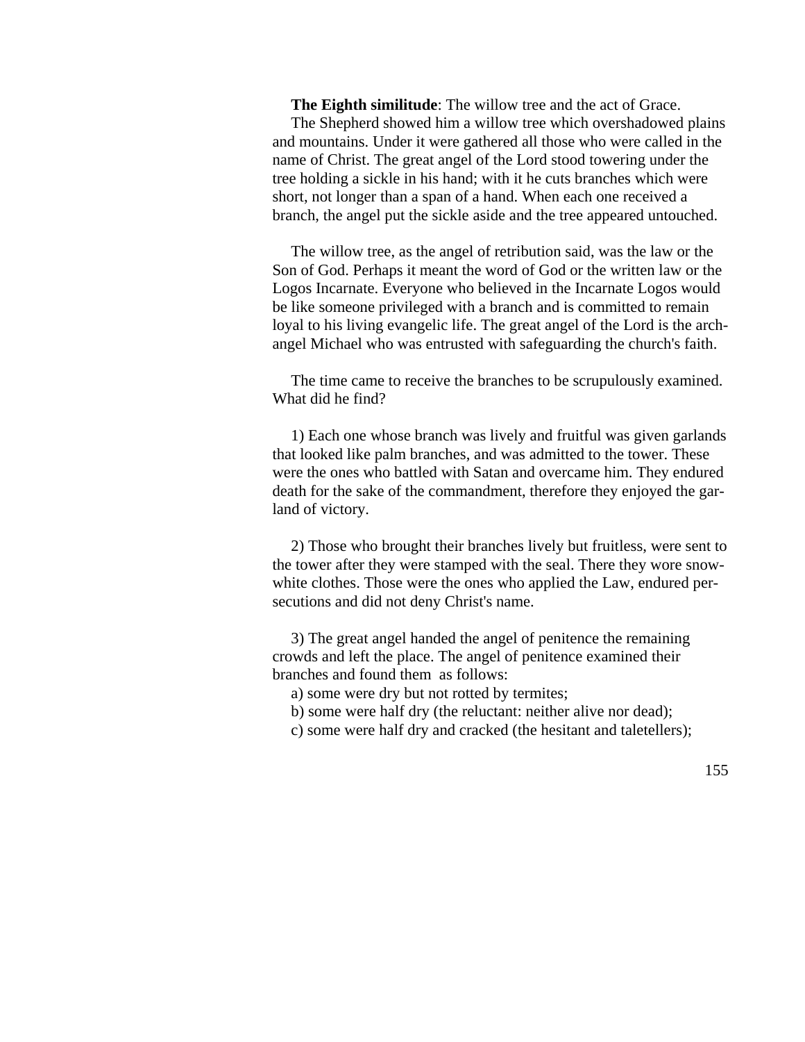**The Eighth similitude**: The willow tree and the act of Grace.

The Shepherd showed him a willow tree which overshadowed plains and mountains. Under it were gathered all those who were called in the name of Christ. The great angel of the Lord stood towering under the tree holding a sickle in his hand; with it he cuts branches which were short, not longer than a span of a hand. When each one received a branch, the angel put the sickle aside and the tree appeared untouched.

The willow tree, as the angel of retribution said, was the law or the Son of God. Perhaps it meant the word of God or the written law or the Logos Incarnate. Everyone who believed in the Incarnate Logos would be like someone privileged with a branch and is committed to remain loyal to his living evangelic life. The great angel of the Lord is the archangel Michael who was entrusted with safeguarding the church's faith.

The time came to receive the branches to be scrupulously examined. What did he find?

1) Each one whose branch was lively and fruitful was given garlands that looked like palm branches, and was admitted to the tower. These were the ones who battled with Satan and overcame him. They endured death for the sake of the commandment, therefore they enjoyed the garland of victory.

2) Those who brought their branches lively but fruitless, were sent to the tower after they were stamped with the seal. There they wore snow-white clothes. Those were the ones who applied the Law, endured persecutions and did not deny Christ's name.

3) The great angel handed the angel of penitence the remaining crowds and left the place. The angel of penitence examined their branches and found them as follows:

a) some were dry but not rotted by termites;

b) some were half dry (the reluctant: neither alive nor dead);

c) some were half dry and cracked (the hesitant and taletellers);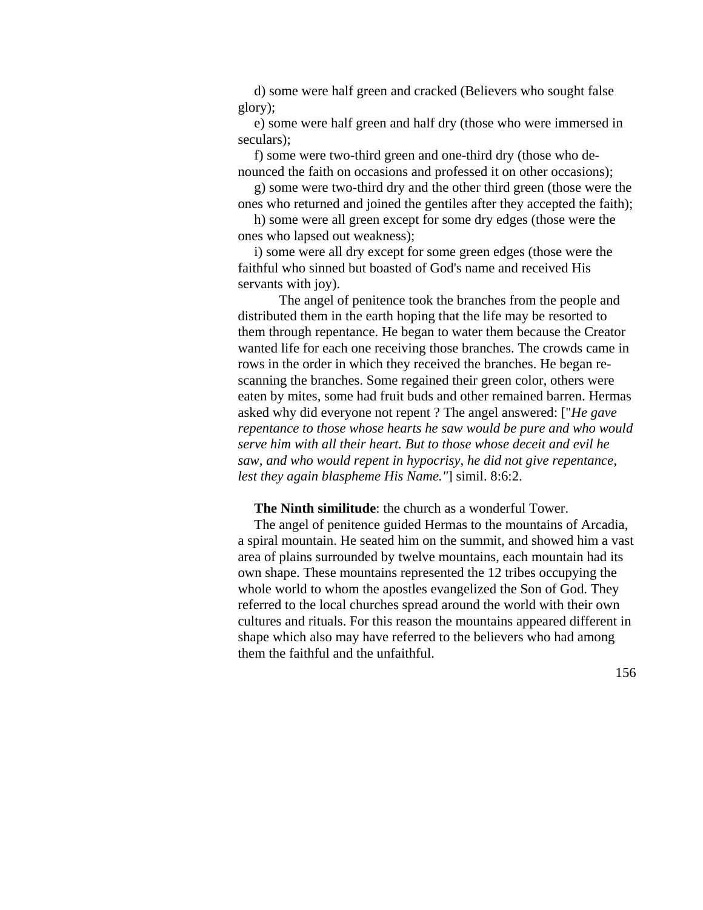d) some were half green and cracked (Believers who sought false glory);

e) some were half green and half dry (those who were immersed in seculars);

f) some were two-third green and one-third dry (those who denounced the faith on occasions and professed it on other occasions);

g) some were two-third dry and the other third green (those were the ones who returned and joined the gentiles after they accepted the faith);

h) some were all green except for some dry edges (those were the ones who lapsed out weakness);

i) some were all dry except for some green edges (those were the faithful who sinned but boasted of God's name and received His servants with joy).

The angel of penitence took the branches from the people and distributed them in the earth hoping that the life may be resorted to them through repentance. He began to water them because the Creator wanted life for each one receiving those branches. The crowds came in rows in the order in which they received the branches. He began rescanning the branches. Some regained their green color, others were eaten by mites, some had fruit buds and other remained barren. Hermas asked why did everyone not repent ? The angel answered: ["*He gave repentance to those whose hearts he saw would be pure and who would serve him with all their heart. But to those whose deceit and evil he saw, and who would repent in hypocrisy, he did not give repentance, lest they again blaspheme His Name."*] simil. 8:6:2.

**The Ninth similitude**: the church as a wonderful Tower.

The angel of penitence guided Hermas to the mountains of Arcadia, a spiral mountain. He seated him on the summit, and showed him a vast area of plains surrounded by twelve mountains, each mountain had its own shape. These mountains represented the 12 tribes occupying the whole world to whom the apostles evangelized the Son of God. They referred to the local churches spread around the world with their own cultures and rituals. For this reason the mountains appeared different in shape which also may have referred to the believers who had among them the faithful and the unfaithful.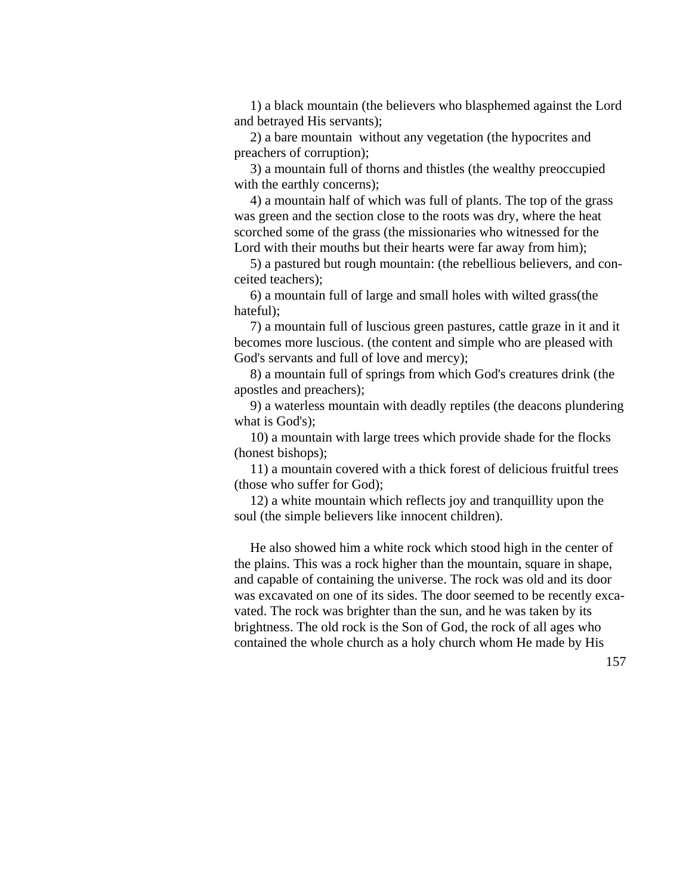1) a black mountain (the believers who blasphemed against the Lord and betrayed His servants);

2) a bare mountain without any vegetation (the hypocrites and preachers of corruption);

3) a mountain full of thorns and thistles (the wealthy preoccupied with the earthly concerns);

4) a mountain half of which was full of plants. The top of the grass was green and the section close to the roots was dry, where the heat scorched some of the grass (the missionaries who witnessed for the Lord with their mouths but their hearts were far away from him);

5) a pastured but rough mountain: (the rebellious believers, and conceited teachers);

6) a mountain full of large and small holes with wilted grass(the hateful);

7) a mountain full of luscious green pastures, cattle graze in it and it becomes more luscious. (the content and simple who are pleased with God's servants and full of love and mercy);

8) a mountain full of springs from which God's creatures drink (the apostles and preachers);

9) a waterless mountain with deadly reptiles (the deacons plundering what is God's);

10) a mountain with large trees which provide shade for the flocks (honest bishops);

11) a mountain covered with a thick forest of delicious fruitful trees (those who suffer for God);

12) a white mountain which reflects joy and tranquillity upon the soul (the simple believers like innocent children).

He also showed him a white rock which stood high in the center of the plains. This was a rock higher than the mountain, square in shape, and capable of containing the universe. The rock was old and its door was excavated on one of its sides. The door seemed to be recently excavated. The rock was brighter than the sun, and he was taken by its brightness. The old rock is the Son of God, the rock of all ages who contained the whole church as a holy church whom He made by His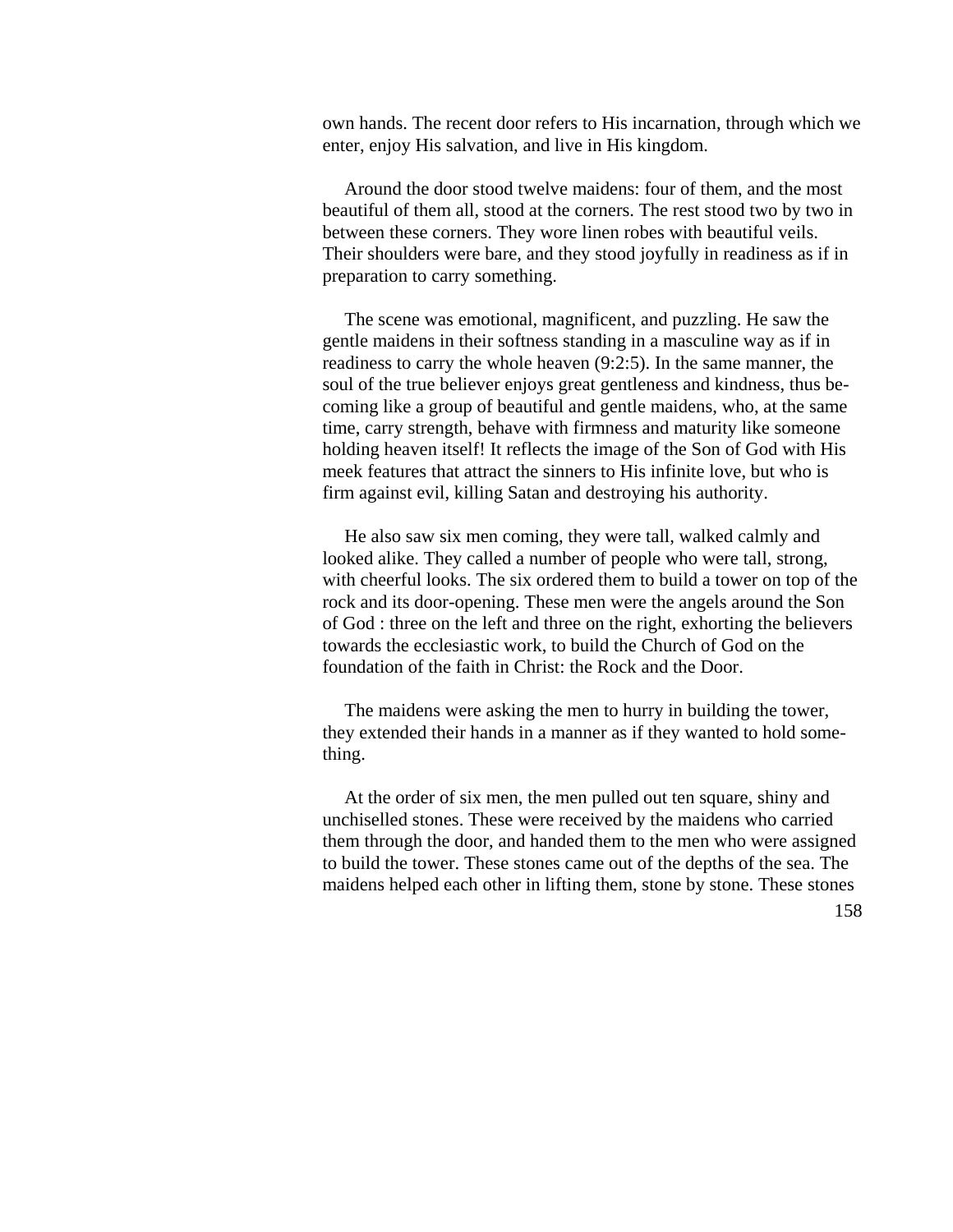own hands. The recent door refers to His incarnation, through which we enter, enjoy His salvation, and live in His kingdom.

Around the door stood twelve maidens: four of them, and the most beautiful of them all, stood at the corners. The rest stood two by two in between these corners. They wore linen robes with beautiful veils. Their shoulders were bare, and they stood joyfully in readiness as if in preparation to carry something.

The scene was emotional, magnificent, and puzzling. He saw the gentle maidens in their softness standing in a masculine way as if in readiness to carry the whole heaven (9:2:5). In the same manner, the soul of the true believer enjoys great gentleness and kindness, thus becoming like a group of beautiful and gentle maidens, who, at the same time, carry strength, behave with firmness and maturity like someone holding heaven itself! It reflects the image of the Son of God with His meek features that attract the sinners to His infinite love, but who is firm against evil, killing Satan and destroying his authority.

He also saw six men coming, they were tall, walked calmly and looked alike. They called a number of people who were tall, strong, with cheerful looks. The six ordered them to build a tower on top of the rock and its door-opening. These men were the angels around the Son of God : three on the left and three on the right, exhorting the believers towards the ecclesiastic work, to build the Church of God on the foundation of the faith in Christ: the Rock and the Door.

The maidens were asking the men to hurry in building the tower, they extended their hands in a manner as if they wanted to hold something.

At the order of six men, the men pulled out ten square, shiny and unchiselled stones. These were received by the maidens who carried them through the door, and handed them to the men who were assigned to build the tower. These stones came out of the depths of the sea. The maidens helped each other in lifting them, stone by stone. These stones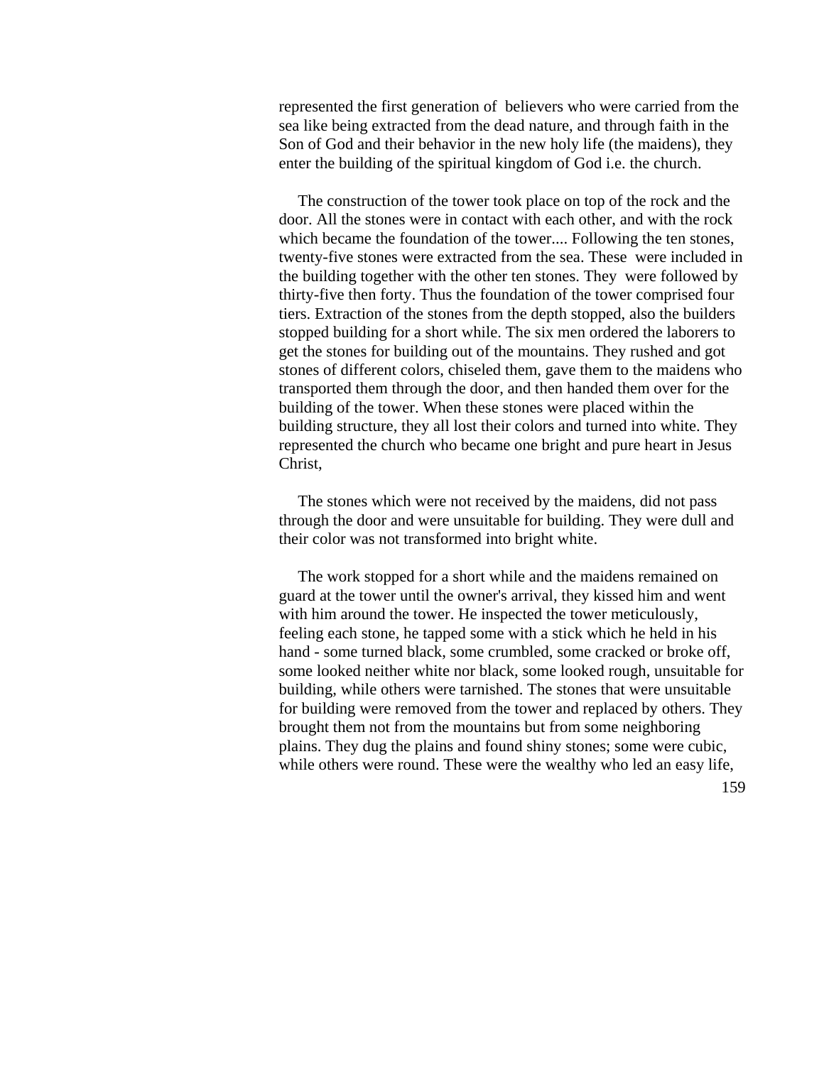represented the first generation of believers who were carried from the sea like being extracted from the dead nature, and through faith in the Son of God and their behavior in the new holy life (the maidens), they enter the building of the spiritual kingdom of God i.e. the church.

The construction of the tower took place on top of the rock and the door. All the stones were in contact with each other, and with the rock which became the foundation of the tower.... Following the ten stones, twenty-five stones were extracted from the sea. These were included in the building together with the other ten stones. They were followed by thirty-five then forty. Thus the foundation of the tower comprised four tiers. Extraction of the stones from the depth stopped, also the builders stopped building for a short while. The six men ordered the laborers to get the stones for building out of the mountains. They rushed and got stones of different colors, chiseled them, gave them to the maidens who transported them through the door, and then handed them over for the building of the tower. When these stones were placed within the building structure, they all lost their colors and turned into white. They represented the church who became one bright and pure heart in Jesus Christ,

The stones which were not received by the maidens, did not pass through the door and were unsuitable for building. They were dull and their color was not transformed into bright white.

The work stopped for a short while and the maidens remained on guard at the tower until the owner's arrival, they kissed him and went with him around the tower. He inspected the tower meticulously, feeling each stone, he tapped some with a stick which he held in his hand - some turned black, some crumbled, some cracked or broke off, some looked neither white nor black, some looked rough, unsuitable for building, while others were tarnished. The stones that were unsuitable for building were removed from the tower and replaced by others. They brought them not from the mountains but from some neighboring plains. They dug the plains and found shiny stones; some were cubic, while others were round. These were the wealthy who led an easy life,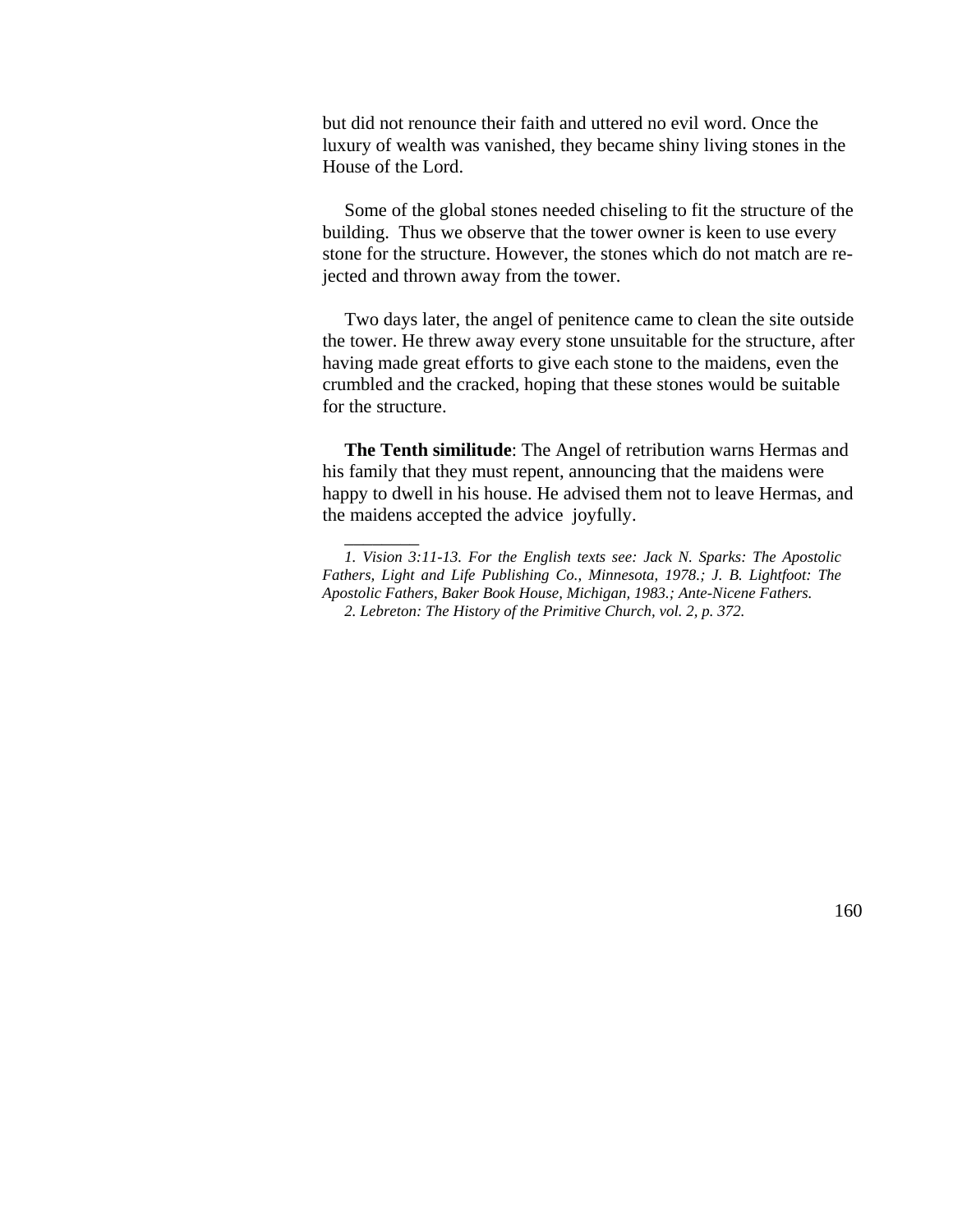but did not renounce their faith and uttered no evil word. Once the luxury of wealth was vanished, they became shiny living stones in the House of the Lord.

Some of the global stones needed chiseling to fit the structure of the building. Thus we observe that the tower owner is keen to use every stone for the structure. However, the stones which do not match are rejected and thrown away from the tower.

Two days later, the angel of penitence came to clean the site outside the tower. He threw away every stone unsuitable for the structure, after having made great efforts to give each stone to the maidens, even the crumbled and the cracked, hoping that these stones would be suitable for the structure.

**The Tenth similitude**: The Angel of retribution warns Hermas and his family that they must repent, announcing that the maidens were happy to dwell in his house. He advised them not to leave Hermas, and the maidens accepted the advice joyfully.

---

*1. Vision 3:11-13. For the English texts see: Jack N. Sparks: The Apostolic Fathers, Light and Life Publishing Co., Minnesota, 1978.; J. B. Lightfoot: The Apostolic Fathers, Baker Book House, Michigan, 1983.; Ante-Nicene Fathers.*

*2. Lebreton: The History of the Primitive Church, vol. 2, p. 372.*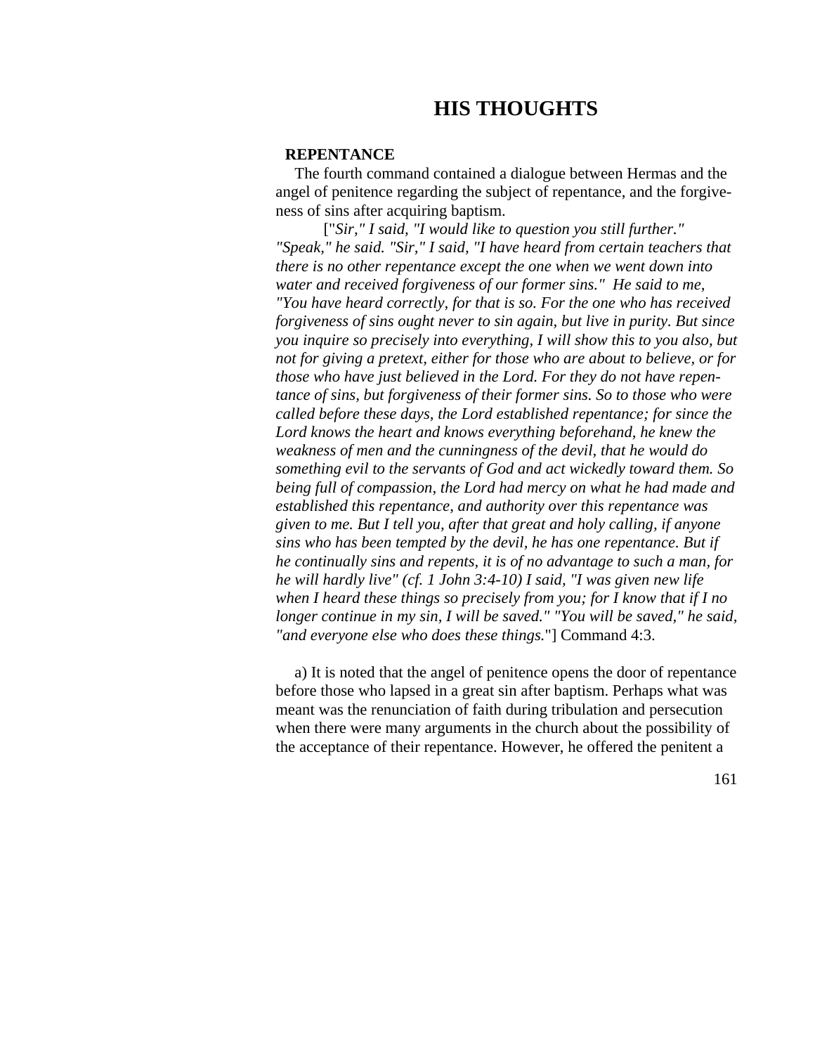# HIS THOUGHTS

## REPENTANCE

The fourth command contained a dialogue between Hermas and the angel of penitence regarding the subject of repentance, and the forgiveness of sins after acquiring baptism.

["*Sir," I said, "I would like to question you still further." "Speak," he said. "Sir," I said, "I have heard from certain teachers that there is no other repentance except the one when we went down into water and received forgiveness of our former sins." He said to me, "You have heard correctly, for that is so. For the one who has received forgiveness of sins ought never to sin again, but live in purity. But since you inquire so precisely into everything, I will show this to you also, but not for giving a pretext, either for those who are about to believe, or for those who have just believed in the Lord. For they do not have repentance of sins, but forgiveness of their former sins. So to those who were called before these days, the Lord established repentance; for since the Lord knows the heart and knows everything beforehand, he knew the weakness of men and the cunningness of the devil, that he would do something evil to the servants of God and act wickedly toward them. So being full of compassion, the Lord had mercy on what he had made and established this repentance, and authority over this repentance was given to me. But I tell you, after that great and holy calling, if anyone sins who has been tempted by the devil, he has one repentance. But if he continually sins and repents, it is of no advantage to such a man, for he will hardly live" (cf. 1 John 3:4-10) I said, "I was given new life when I heard these things so precisely from you; for I know that if I no longer continue in my sin, I will be saved." "You will be saved," he said, "and everyone else who does these things.*"] Command 4:3.

a) It is noted that the angel of penitence opens the door of repentance before those who lapsed in a great sin after baptism. Perhaps what was meant was the renunciation of faith during tribulation and persecution when there were many arguments in the church about the possibility of the acceptance of their repentance. However, he offered the penitent a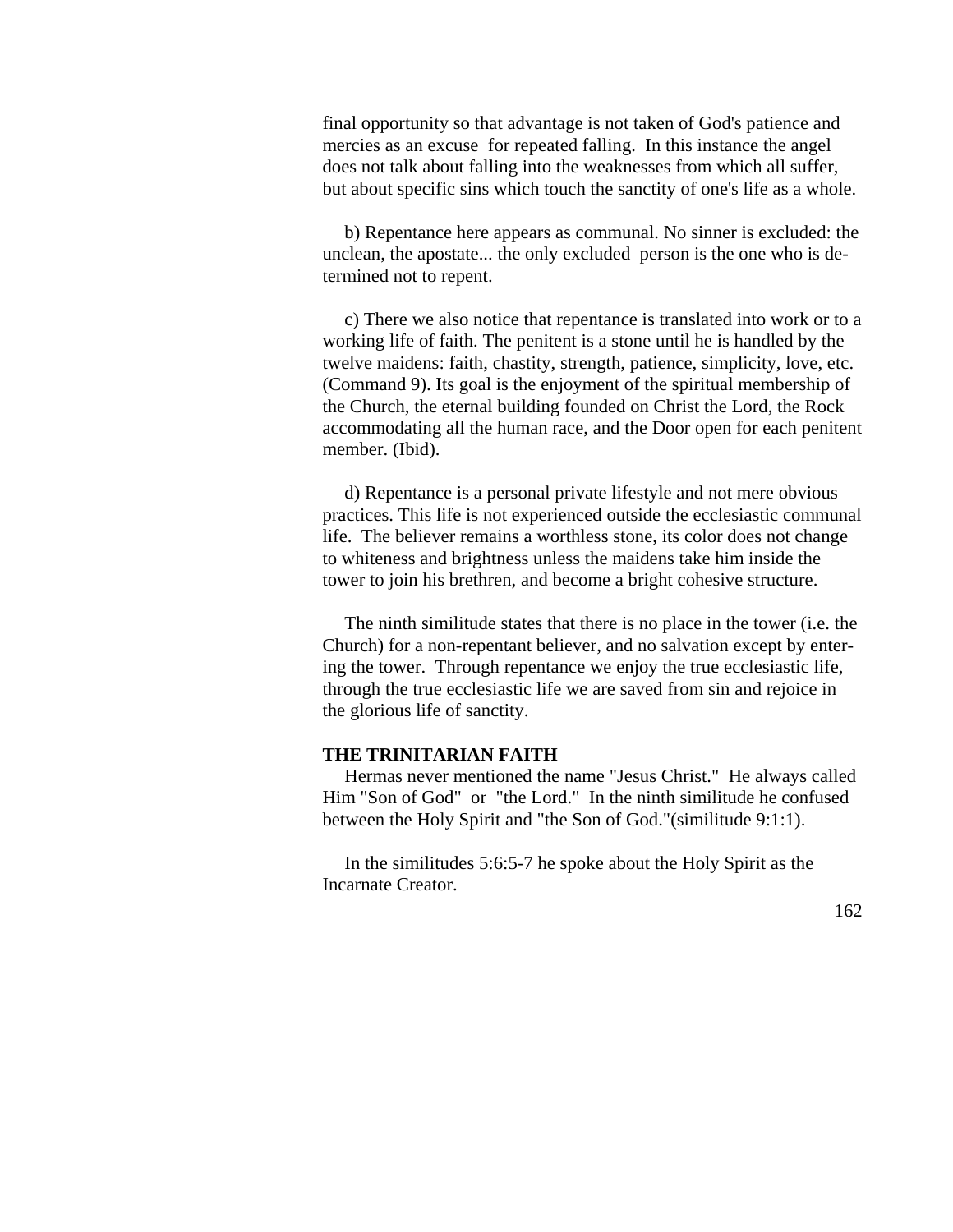final opportunity so that advantage is not taken of God's patience and mercies as an excuse for repeated falling. In this instance the angel does not talk about falling into the weaknesses from which all suffer, but about specific sins which touch the sanctity of one's life as a whole.

b) Repentance here appears as communal. No sinner is excluded: the unclean, the apostate... the only excluded person is the one who is determined not to repent.

c) There we also notice that repentance is translated into work or to a working life of faith. The penitent is a stone until he is handled by the twelve maidens: faith, chastity, strength, patience, simplicity, love, etc. (Command 9). Its goal is the enjoyment of the spiritual membership of the Church, the eternal building founded on Christ the Lord, the Rock accommodating all the human race, and the Door open for each penitent member. (Ibid).

d) Repentance is a personal private lifestyle and not mere obvious practices. This life is not experienced outside the ecclesiastic communal life. The believer remains a worthless stone, its color does not change to whiteness and brightness unless the maidens take him inside the tower to join his brethren, and become a bright cohesive structure.

The ninth similitude states that there is no place in the tower (i.e. the Church) for a non-repentant believer, and no salvation except by entering the tower. Through repentance we enjoy the true ecclesiastic life, through the true ecclesiastic life we are saved from sin and rejoice in the glorious life of sanctity.

**THE TRINITARIAN FAITH**

Hermas never mentioned the name "Jesus Christ." He always called Him "Son of God" or "the Lord." In the ninth similitude he confused between the Holy Spirit and "the Son of God."(similitude 9:1:1).

In the similitudes 5:6:5-7 he spoke about the Holy Spirit as the Incarnate Creator.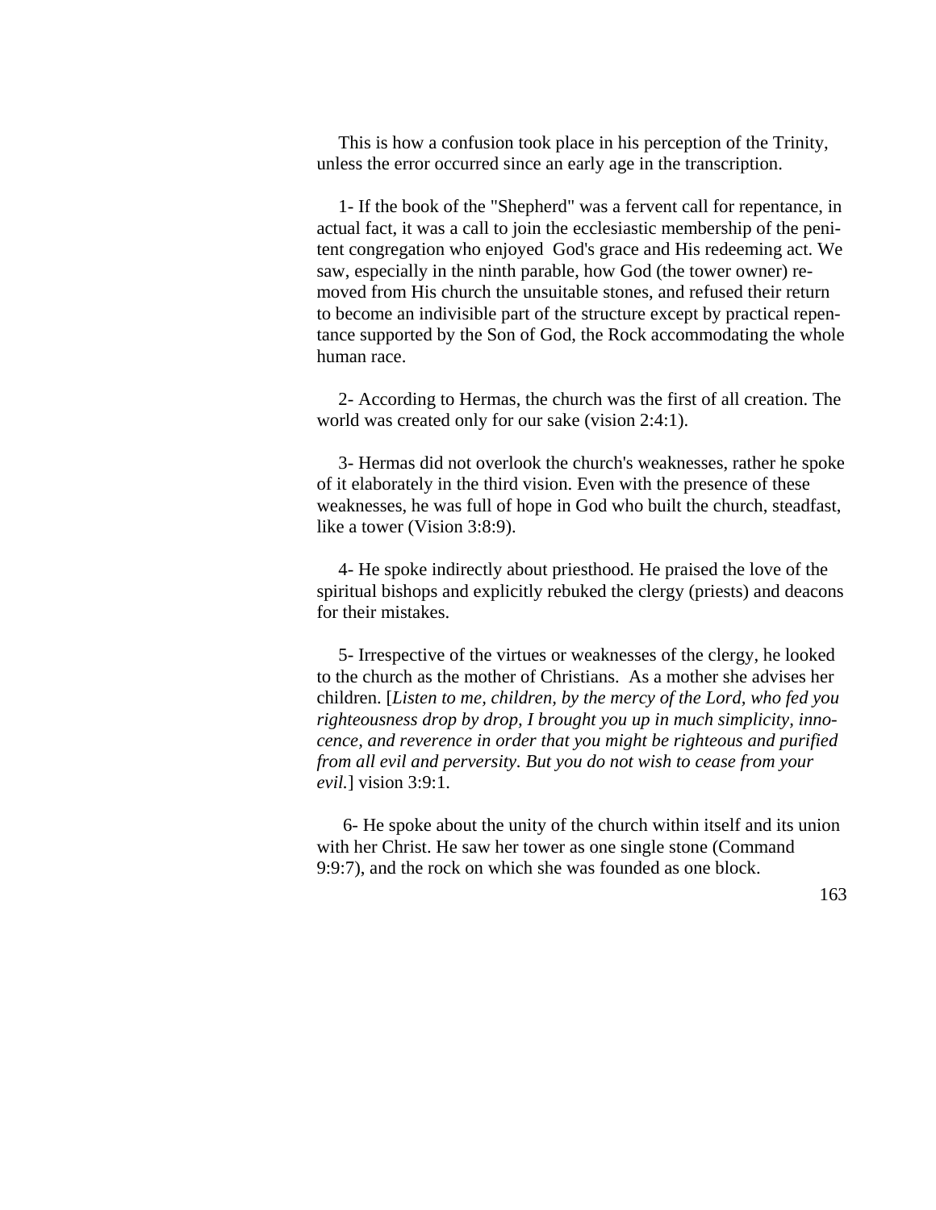This is how a confusion took place in his perception of the Trinity, unless the error occurred since an early age in the transcription.

1- If the book of the "Shepherd" was a fervent call for repentance, in actual fact, it was a call to join the ecclesiastic membership of the penitent congregation who enjoyed God's grace and His redeeming act. We saw, especially in the ninth parable, how God (the tower owner) removed from His church the unsuitable stones, and refused their return to become an indivisible part of the structure except by practical repentance supported by the Son of God, the Rock accommodating the whole human race.

2- According to Hermas, the church was the first of all creation. The world was created only for our sake (vision 2:4:1).

3- Hermas did not overlook the church's weaknesses, rather he spoke of it elaborately in the third vision. Even with the presence of these weaknesses, he was full of hope in God who built the church, steadfast, like a tower (Vision 3:8:9).

4- He spoke indirectly about priesthood. He praised the love of the spiritual bishops and explicitly rebuked the clergy (priests) and deacons for their mistakes.

5- Irrespective of the virtues or weaknesses of the clergy, he looked to the church as the mother of Christians. As a mother she advises her children. [*Listen to me, children, by the mercy of the Lord, who fed you righteousness drop by drop, I brought you up in much simplicity, innocence, and reverence in order that you might be righteous and purified from all evil and perversity. But you do not wish to cease from your evil.*] vision 3:9:1.

6- He spoke about the unity of the church within itself and its union with her Christ. He saw her tower as one single stone (Command 9:9:7), and the rock on which she was founded as one block.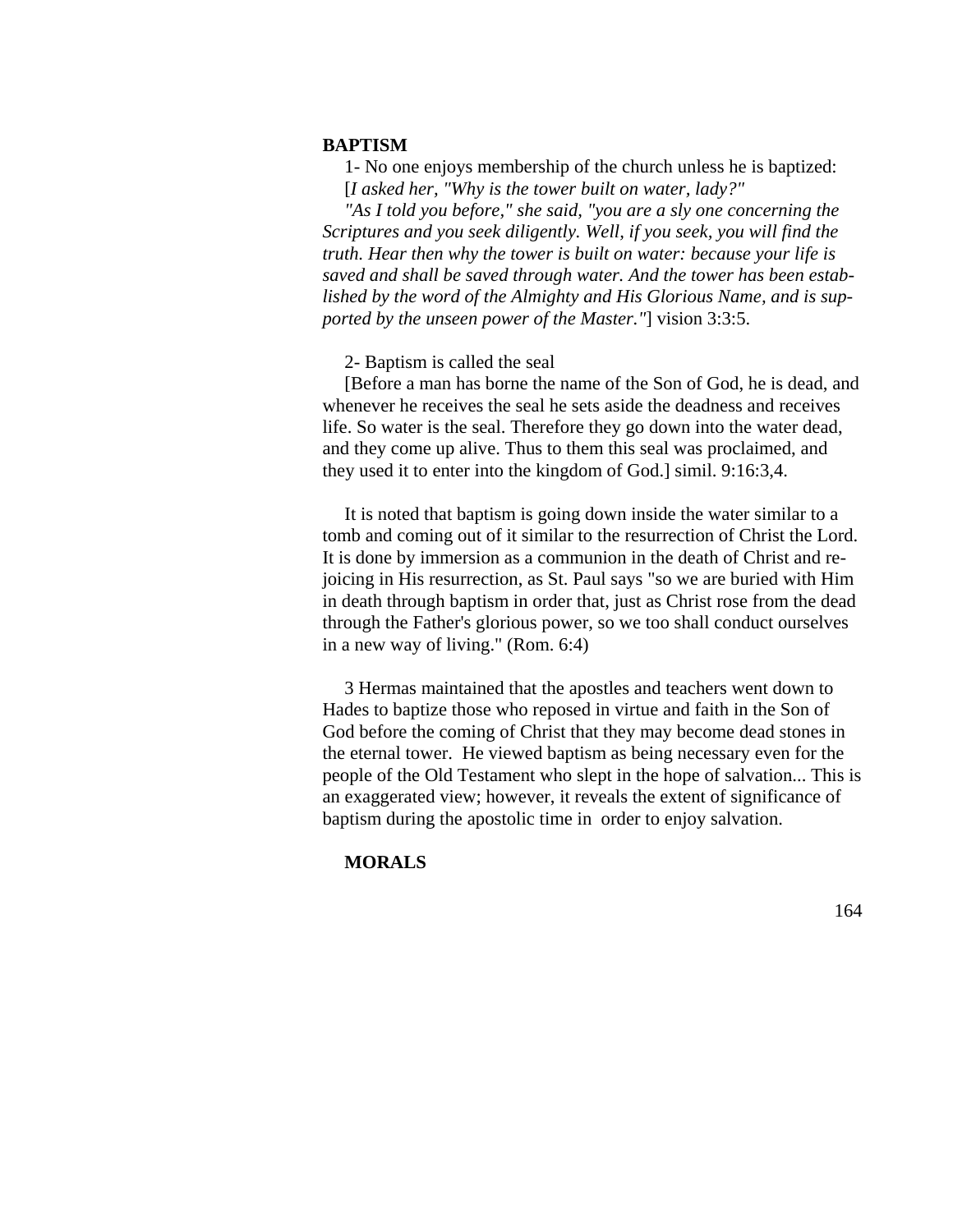**BAPTISM**

1- No one enjoys membership of the church unless he is baptized: [*I asked her, "Why is the tower built on water, lady?"*

*"As I told you before," she said, "you are a sly one concerning the Scriptures and you seek diligently. Well, if you seek, you will find the truth. Hear then why the tower is built on water: because your life is saved and shall be saved through water. And the tower has been established by the word of the Almighty and His Glorious Name, and is supported by the unseen power of the Master."*] vision 3:3:5.

2- Baptism is called the seal

[Before a man has borne the name of the Son of God, he is dead, and whenever he receives the seal he sets aside the deadness and receives life. So water is the seal. Therefore they go down into the water dead, and they come up alive. Thus to them this seal was proclaimed, and they used it to enter into the kingdom of God.] simil. 9:16:3,4.

It is noted that baptism is going down inside the water similar to a tomb and coming out of it similar to the resurrection of Christ the Lord. It is done by immersion as a communion in the death of Christ and rejoicing in His resurrection, as St. Paul says "so we are buried with Him in death through baptism in order that, just as Christ rose from the dead through the Father's glorious power, so we too shall conduct ourselves in a new way of living." (Rom. 6:4)

3 Hermas maintained that the apostles and teachers went down to Hades to baptize those who reposed in virtue and faith in the Son of God before the coming of Christ that they may become dead stones in the eternal tower. He viewed baptism as being necessary even for the people of the Old Testament who slept in the hope of salvation... This is an exaggerated view; however, it reveals the extent of significance of baptism during the apostolic time in order to enjoy salvation.

**MORALS**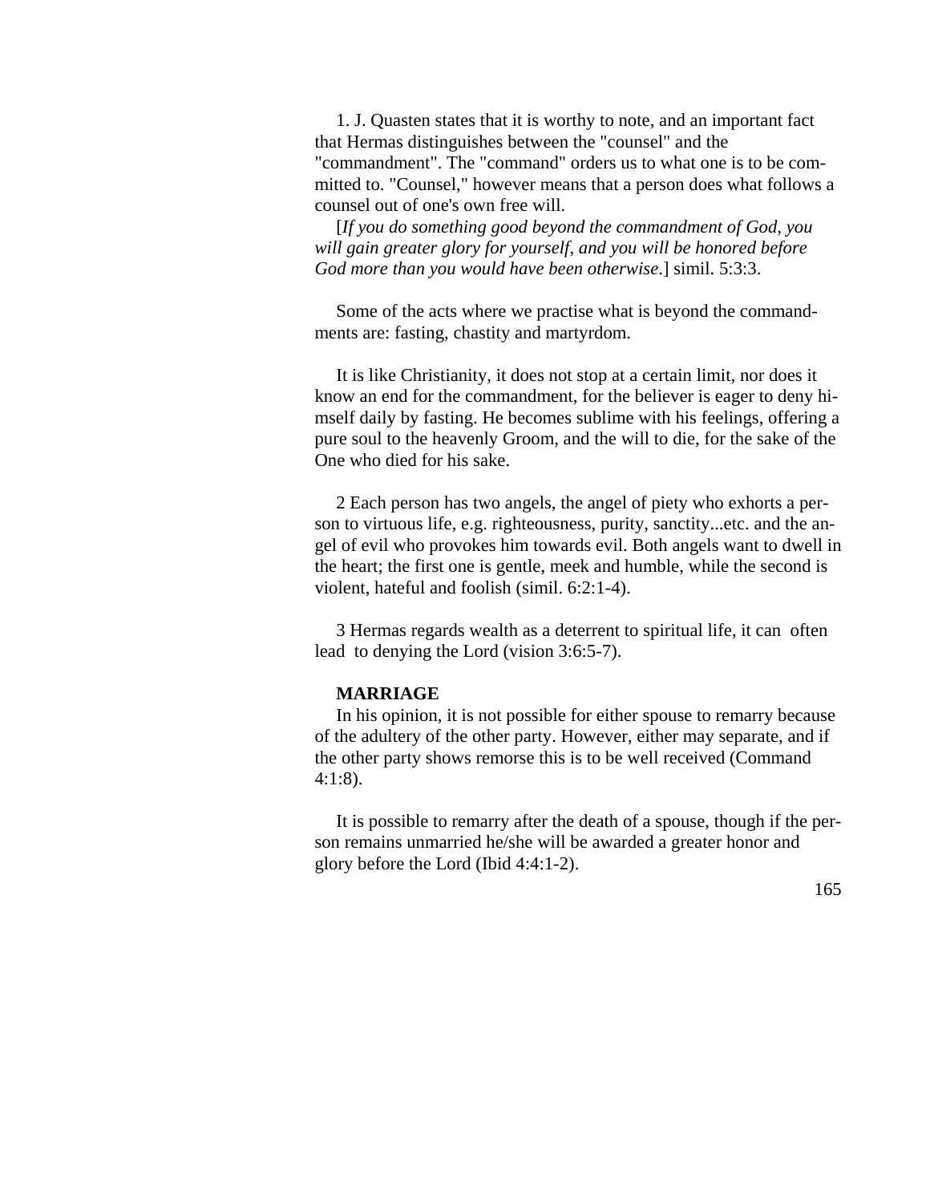1. J. Quasten states that it is worthy to note, and an important fact that Hermas distinguishes between the "counsel" and the "commandment". The "command" orders us to what one is to be committed to. "Counsel," however means that a person does what follows a counsel out of one's own free will.

[*If you do something good beyond the commandment of God, you will gain greater glory for yourself, and you will be honored before God more than you would have been otherwise*.] simil. 5:3:3.

Some of the acts where we practise what is beyond the commandments are: fasting, chastity and martyrdom.

It is like Christianity, it does not stop at a certain limit, nor does it know an end for the commandment, for the believer is eager to deny himself daily by fasting. He becomes sublime with his feelings, offering a pure soul to the heavenly Groom, and the will to die, for the sake of the One who died for his sake.

2 Each person has two angels, the angel of piety who exhorts a person to virtuous life, e.g. righteousness, purity, sanctity...etc. and the angel of evil who provokes him towards evil. Both angels want to dwell in the heart; the first one is gentle, meek and humble, while the second is violent, hateful and foolish (simil. 6:2:1-4).

3 Hermas regards wealth as a deterrent to spiritual life, it can often lead to denying the Lord (vision 3:6:5-7).

**MARRIAGE**

In his opinion, it is not possible for either spouse to remarry because of the adultery of the other party. However, either may separate, and if the other party shows remorse this is to be well received (Command 4:1:8).

It is possible to remarry after the death of a spouse, though if the person remains unmarried he/she will be awarded a greater honor and glory before the Lord (Ibid 4:4:1-2).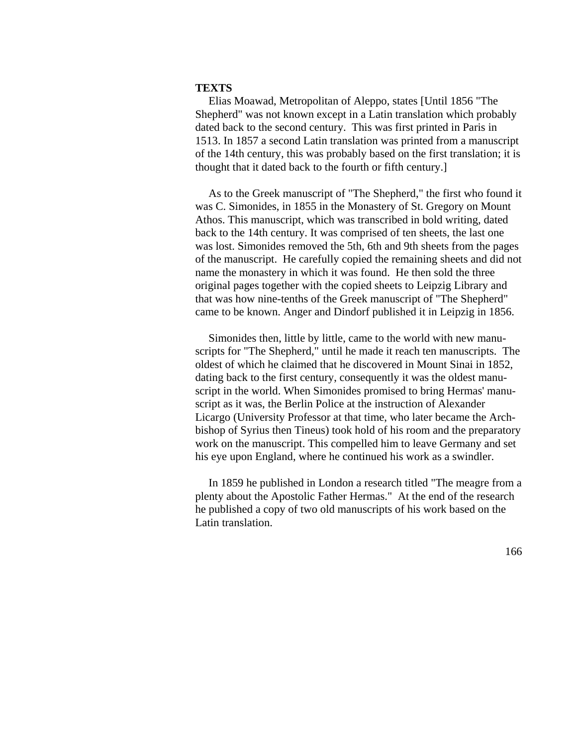**TEXTS**

Elias Moawad, Metropolitan of Aleppo, states [Until 1856 "The Shepherd" was not known except in a Latin translation which probably dated back to the second century. This was first printed in Paris in 1513. In 1857 a second Latin translation was printed from a manuscript of the 14th century, this was probably based on the first translation; it is thought that it dated back to the fourth or fifth century.]

As to the Greek manuscript of "The Shepherd," the first who found it was C. Simonides, in 1855 in the Monastery of St. Gregory on Mount Athos. This manuscript, which was transcribed in bold writing, dated back to the 14th century. It was comprised of ten sheets, the last one was lost. Simonides removed the 5th, 6th and 9th sheets from the pages of the manuscript. He carefully copied the remaining sheets and did not name the monastery in which it was found. He then sold the three original pages together with the copied sheets to Leipzig Library and that was how nine-tenths of the Greek manuscript of "The Shepherd" came to be known. Anger and Dindorf published it in Leipzig in 1856.

Simonides then, little by little, came to the world with new manuscripts for "The Shepherd," until he made it reach ten manuscripts. The oldest of which he claimed that he discovered in Mount Sinai in 1852, dating back to the first century, consequently it was the oldest manuscript in the world. When Simonides promised to bring Hermas' manuscript as it was, the Berlin Police at the instruction of Alexander Licargo (University Professor at that time, who later became the Archbishop of Syrius then Tineus) took hold of his room and the preparatory work on the manuscript. This compelled him to leave Germany and set his eye upon England, where he continued his work as a swindler.

In 1859 he published in London a research titled "The meagre from a plenty about the Apostolic Father Hermas." At the end of the research he published a copy of two old manuscripts of his work based on the Latin translation.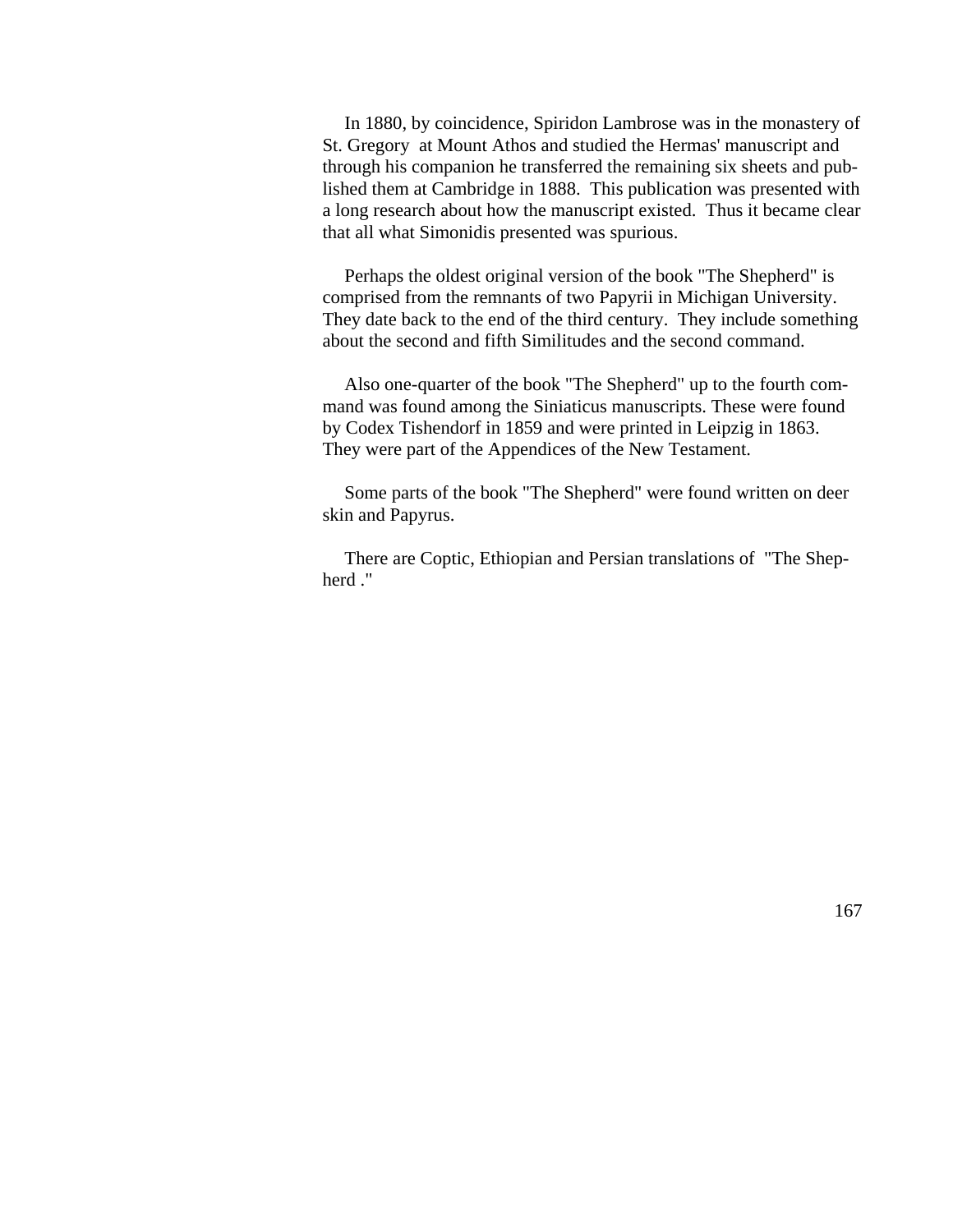In 1880, by coincidence, Spiridon Lambrose was in the monastery of St. Gregory at Mount Athos and studied the Hermas' manuscript and through his companion he transferred the remaining six sheets and published them at Cambridge in 1888. This publication was presented with a long research about how the manuscript existed. Thus it became clear that all what Simonidis presented was spurious.

Perhaps the oldest original version of the book "The Shepherd" is comprised from the remnants of two Papyrii in Michigan University. They date back to the end of the third century. They include something about the second and fifth Similitudes and the second command.

Also one-quarter of the book "The Shepherd" up to the fourth command was found among the Siniaticus manuscripts. These were found by Codex Tishendorf in 1859 and were printed in Leipzig in 1863. They were part of the Appendices of the New Testament.

Some parts of the book "The Shepherd" were found written on deer skin and Papyrus.

There are Coptic, Ethiopian and Persian translations of "The Shepherd ."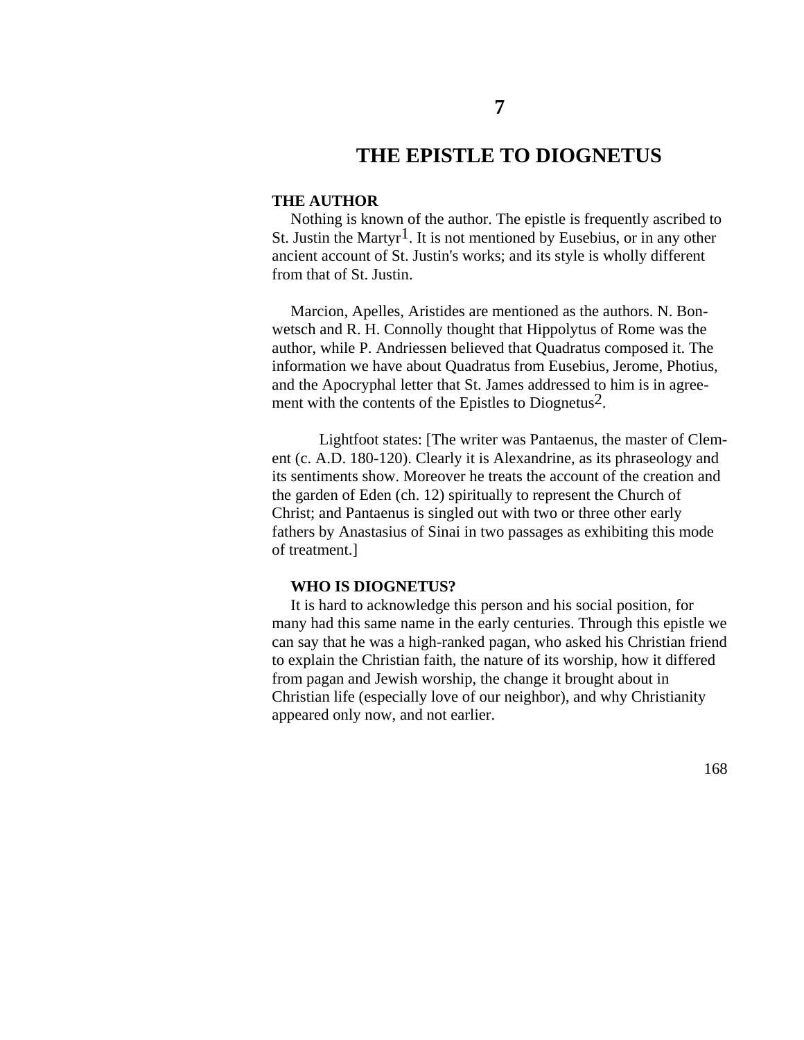# 7

# THE EPISTLE TO DIOGNETUS

### THE AUTHOR

Nothing is known of the author. The epistle is frequently ascribed to St. Justin the Martyr[1]. It is not mentioned by Eusebius, or in any other ancient account of St. Justin's works; and its style is wholly different from that of St. Justin.

Marcion, Apelles, Aristides are mentioned as the authors. N. Bonwetsch and R. H. Connolly thought that Hippolytus of Rome was the author, while P. Andriessen believed that Quadratus composed it. The information we have about Quadratus from Eusebius, Jerome, Photius, and the Apocryphal letter that St. James addressed to him is in agreement with the contents of the Epistles to Diognetus[2].

Lightfoot states: [The writer was Pantaenus, the master of Clement (c. A.D. 180-120). Clearly it is Alexandrine, as its phraseology and its sentiments show. Moreover he treats the account of the creation and the garden of Eden (ch. 12) spiritually to represent the Church of Christ; and Pantaenus is singled out with two or three other early fathers by Anastasius of Sinai in two passages as exhibiting this mode of treatment.]

### WHO IS DIOGNETUS?

It is hard to acknowledge this person and his social position, for many had this same name in the early centuries. Through this epistle we can say that he was a high-ranked pagan, who asked his Christian friend to explain the Christian faith, the nature of its worship, how it differed from pagan and Jewish worship, the change it brought about in Christian life (especially love of our neighbor), and why Christianity appeared only now, and not earlier.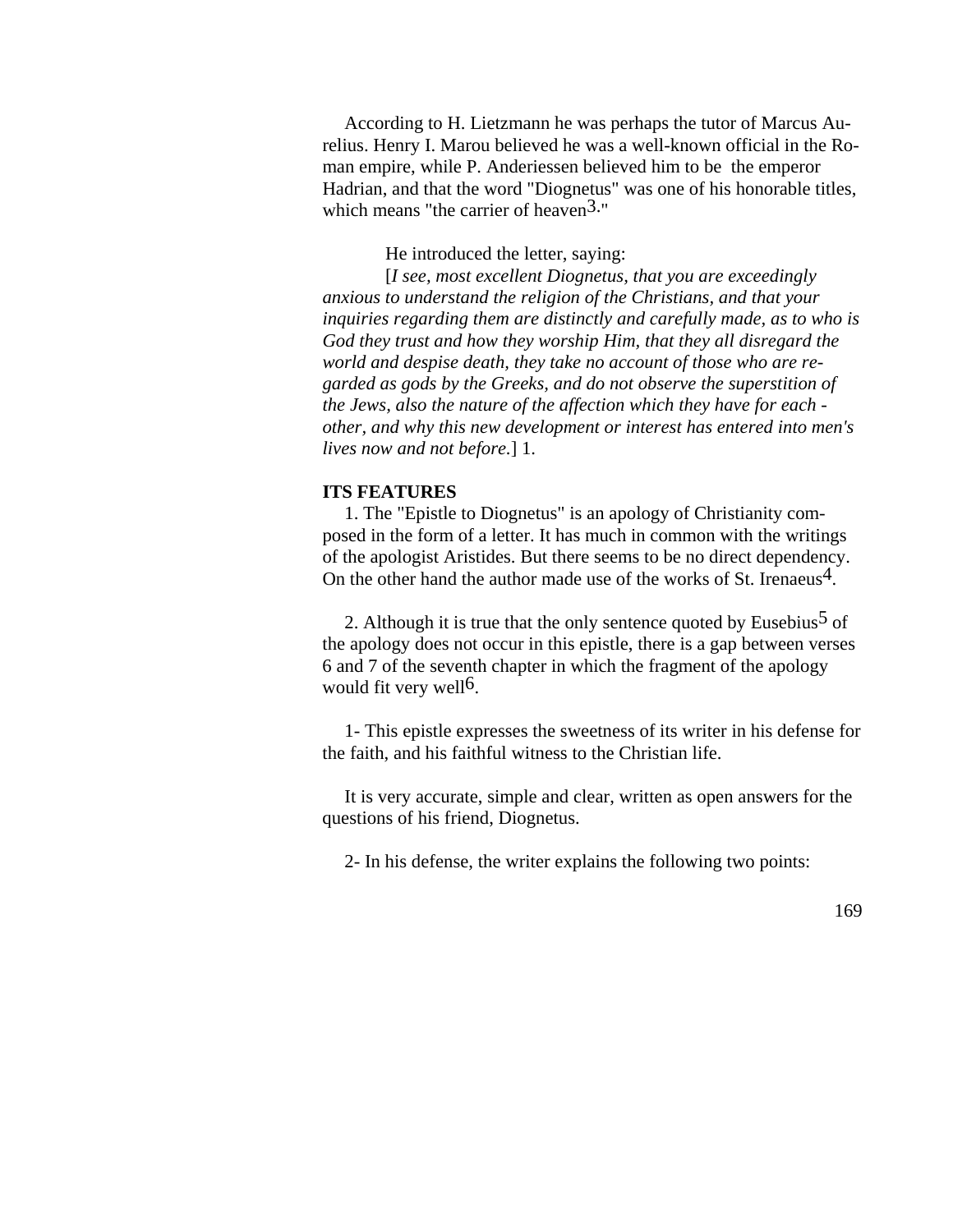According to H. Lietzmann he was perhaps the tutor of Marcus Aurelius. Henry I. Marou believed he was a well-known official in the Roman empire, while P. Anderiessen believed him to be the emperor Hadrian, and that the word "Diognetus" was one of his honorable titles, which means "the carrier of heaven[3]."

He introduced the letter, saying:

[*I see, most excellent Diognetus, that you are exceedingly anxious to understand the religion of the Christians, and that your inquiries regarding them are distinctly and carefully made, as to who is God they trust and how they worship Him, that they all disregard the world and despise death, they take no account of those who are regarded as gods by the Greeks, and do not observe the superstition of the Jews, also the nature of the affection which they have for each - other, and why this new development or interest has entered into men's lives now and not before.*] 1.

**ITS FEATURES**

1. The "Epistle to Diognetus" is an apology of Christianity composed in the form of a letter. It has much in common with the writings of the apologist Aristides. But there seems to be no direct dependency. On the other hand the author made use of the works of St. Irenaeus[4].

2. Although it is true that the only sentence quoted by Eusebius[5] of the apology does not occur in this epistle, there is a gap between verses 6 and 7 of the seventh chapter in which the fragment of the apology would fit very well[6].

1- This epistle expresses the sweetness of its writer in his defense for the faith, and his faithful witness to the Christian life.

It is very accurate, simple and clear, written as open answers for the questions of his friend, Diognetus.

2- In his defense, the writer explains the following two points: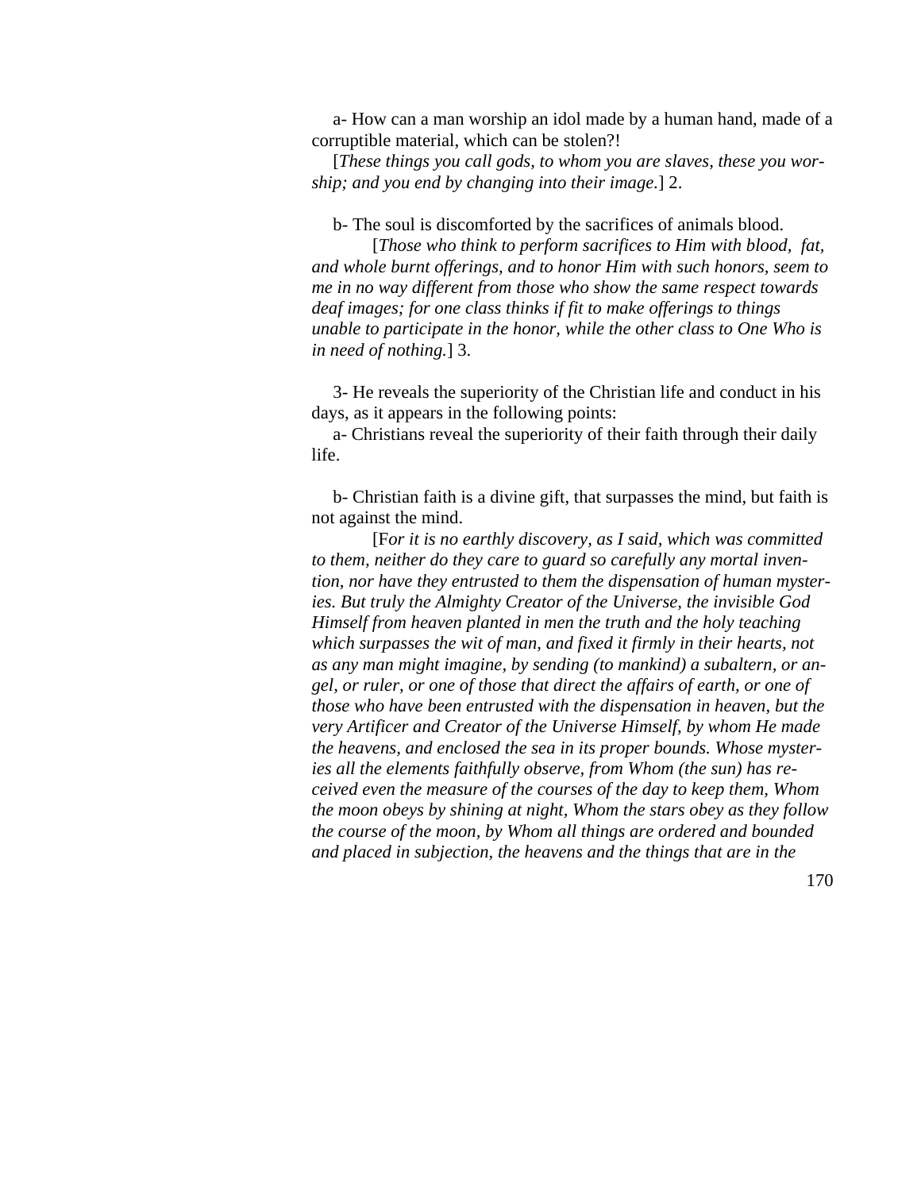a- How can a man worship an idol made by a human hand, made of a corruptible material, which can be stolen?!

[*These things you call gods, to whom you are slaves, these you worship; and you end by changing into their image*.] 2.

b- The soul is discomforted by the sacrifices of animals blood.

[*Those who think to perform sacrifices to Him with blood, fat, and whole burnt offerings, and to honor Him with such honors, seem to me in no way different from those who show the same respect towards deaf images; for one class thinks if fit to make offerings to things unable to participate in the honor, while the other class to One Who is in need of nothing.*] 3.

3- He reveals the superiority of the Christian life and conduct in his days, as it appears in the following points:

a- Christians reveal the superiority of their faith through their daily life.

b- Christian faith is a divine gift, that surpasses the mind, but faith is not against the mind.

[F*or it is no earthly discovery, as I said, which was committed to them, neither do they care to guard so carefully any mortal invention, nor have they entrusted to them the dispensation of human mysteries. But truly the Almighty Creator of the Universe, the invisible God Himself from heaven planted in men the truth and the holy teaching which surpasses the wit of man, and fixed it firmly in their hearts, not as any man might imagine, by sending (to mankind) a subaltern, or angel, or ruler, or one of those that direct the affairs of earth, or one of those who have been entrusted with the dispensation in heaven, but the very Artificer and Creator of the Universe Himself, by whom He made the heavens, and enclosed the sea in its proper bounds. Whose mysteries all the elements faithfully observe, from Whom (the sun) has received even the measure of the courses of the day to keep them, Whom the moon obeys by shining at night, Whom the stars obey as they follow the course of the moon, by Whom all things are ordered and bounded and placed in subjection, the heavens and the things that are in the*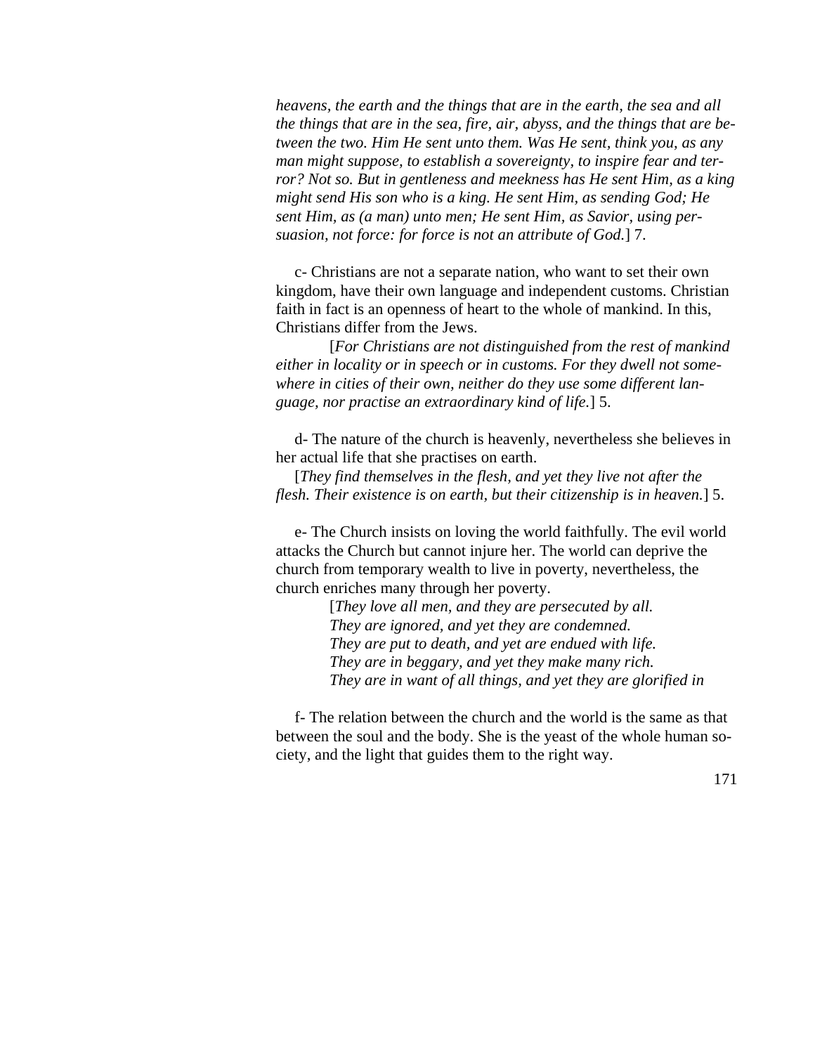*heavens, the earth and the things that are in the earth, the sea and all the things that are in the sea, fire, air, abyss, and the things that are between the two. Him He sent unto them. Was He sent, think you, as any man might suppose, to establish a sovereignty, to inspire fear and terror? Not so. But in gentleness and meekness has He sent Him, as a king might send His son who is a king. He sent Him, as sending God; He sent Him, as (a man) unto men; He sent Him, as Savior, using persuasion, not force: for force is not an attribute of God.*] 7.

c- Christians are not a separate nation, who want to set their own kingdom, have their own language and independent customs. Christian faith in fact is an openness of heart to the whole of mankind. In this, Christians differ from the Jews.

[*For Christians are not distinguished from the rest of mankind either in locality or in speech or in customs. For they dwell not somewhere in cities of their own, neither do they use some different language, nor practise an extraordinary kind of life.*] 5.

d- The nature of the church is heavenly, nevertheless she believes in her actual life that she practises on earth.

[*They find themselves in the flesh, and yet they live not after the flesh. Their existence is on earth, but their citizenship is in heaven.*] 5.

e- The Church insists on loving the world faithfully. The evil world attacks the Church but cannot injure her. The world can deprive the church from temporary wealth to live in poverty, nevertheless, the church enriches many through her poverty.

[*They love all men, and they are persecuted by all.*
*They are ignored, and yet they are condemned.*
*They are put to death, and yet are endued with life.*
*They are in beggary, and yet they make many rich.*
*They are in want of all things, and yet they are glorified in*

f- The relation between the church and the world is the same as that between the soul and the body. She is the yeast of the whole human society, and the light that guides them to the right way.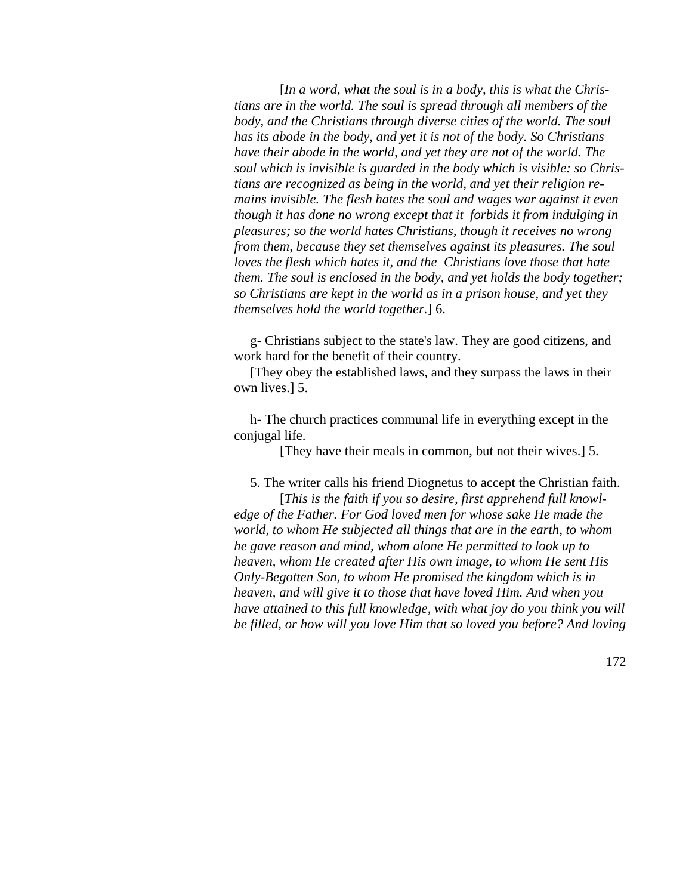[*In a word, what the soul is in a body, this is what the Christians are in the world. The soul is spread through all members of the body, and the Christians through diverse cities of the world. The soul has its abode in the body, and yet it is not of the body. So Christians have their abode in the world, and yet they are not of the world. The soul which is invisible is guarded in the body which is visible: so Christians are recognized as being in the world, and yet their religion remains invisible. The flesh hates the soul and wages war against it even though it has done no wrong except that it forbids it from indulging in pleasures; so the world hates Christians, though it receives no wrong from them, because they set themselves against its pleasures. The soul loves the flesh which hates it, and the Christians love those that hate them. The soul is enclosed in the body, and yet holds the body together; so Christians are kept in the world as in a prison house, and yet they themselves hold the world together.*] 6.

g- Christians subject to the state's law. They are good citizens, and work hard for the benefit of their country.

[They obey the established laws, and they surpass the laws in their own lives.] 5.

h- The church practices communal life in everything except in the conjugal life.

[They have their meals in common, but not their wives.] 5.

5. The writer calls his friend Diognetus to accept the Christian faith.

[*This is the faith if you so desire, first apprehend full knowledge of the Father. For God loved men for whose sake He made the world, to whom He subjected all things that are in the earth, to whom he gave reason and mind, whom alone He permitted to look up to heaven, whom He created after His own image, to whom He sent His Only-Begotten Son, to whom He promised the kingdom which is in heaven, and will give it to those that have loved Him. And when you have attained to this full knowledge, with what joy do you think you will be filled, or how will you love Him that so loved you before? And loving*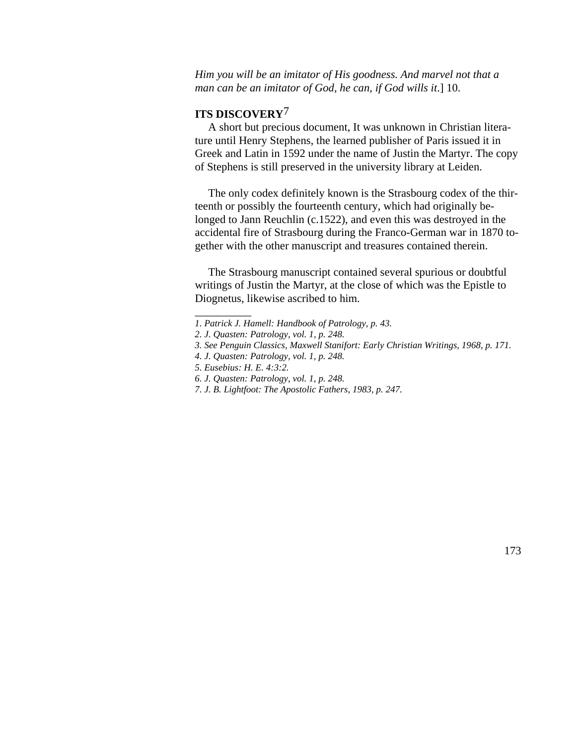*Him you will be an imitator of His goodness. And marvel not that a man can be an imitator of God, he can, if God wills it*.] 10.

**ITS DISCOVERY**[7]

A short but precious document, It was unknown in Christian literature until Henry Stephens, the learned publisher of Paris issued it in Greek and Latin in 1592 under the name of Justin the Martyr. The copy of Stephens is still preserved in the university library at Leiden.

The only codex definitely known is the Strasbourg codex of the thirteenth or possibly the fourteenth century, which had originally belonged to Jann Reuchlin (c.1522), and even this was destroyed in the accidental fire of Strasbourg during the Franco-German war in 1870 together with the other manuscript and treasures contained therein.

The Strasbourg manuscript contained several spurious or doubtful writings of Justin the Martyr, at the close of which was the Epistle to Diognetus, likewise ascribed to him.

__________

*1. Patrick J. Hamell: Handbook of Patrology, p. 43.*

*2. J. Quasten: Patrology, vol. 1, p. 248.*

*3. See Penguin Classics, Maxwell Stanifort: Early Christian Writings, 1968, p. 171.*

*4. J. Quasten: Patrology, vol. 1, p. 248.*

*5. Eusebius: H. E. 4:3:2.*

*6. J. Quasten: Patrology, vol. 1, p. 248.*

*7. J. B. Lightfoot: The Apostolic Fathers, 1983, p. 247.*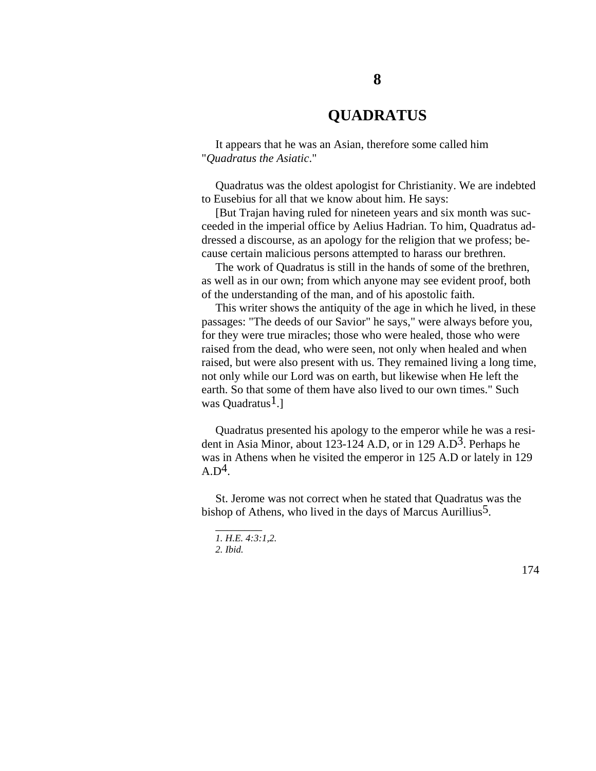# 8

# QUADRATUS

It appears that he was an Asian, therefore some called him "*Quadratus the Asiatic*."

Quadratus was the oldest apologist for Christianity. We are indebted to Eusebius for all that we know about him. He says:

[But Trajan having ruled for nineteen years and six month was succeeded in the imperial office by Aelius Hadrian. To him, Quadratus addressed a discourse, as an apology for the religion that we profess; because certain malicious persons attempted to harass our brethren.

The work of Quadratus is still in the hands of some of the brethren, as well as in our own; from which anyone may see evident proof, both of the understanding of the man, and of his apostolic faith.

This writer shows the antiquity of the age in which he lived, in these passages: "The deeds of our Savior" he says," were always before you, for they were true miracles; those who were healed, those who were raised from the dead, who were seen, not only when healed and when raised, but were also present with us. They remained living a long time, not only while our Lord was on earth, but likewise when He left the earth. So that some of them have also lived to our own times." Such was Quadratus[1].]

Quadratus presented his apology to the emperor while he was a resident in Asia Minor, about 123-124 A.D, or in 129 A.D[3]. Perhaps he was in Athens when he visited the emperor in 125 A.D or lately in 129 A.D[4].

St. Jerome was not correct when he stated that Quadratus was the bishop of Athens, who lived in the days of Marcus Aurillius[5].

---

*1. H.E. 4:3:1,2.*

*2. Ibid.*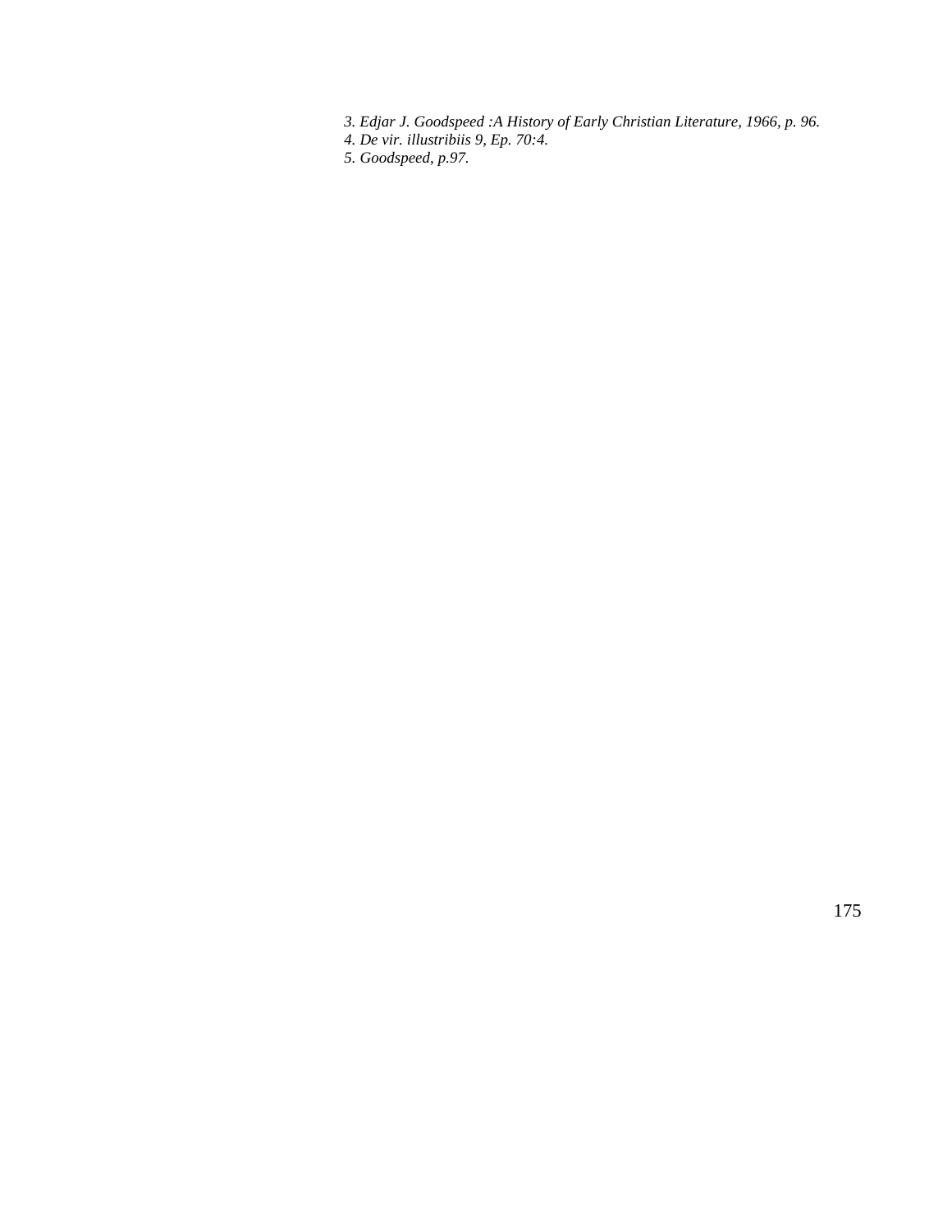*3. Edjar J. Goodspeed :A History of Early Christian Literature, 1966, p. 96.*
*4. De vir. illustribiis 9, Ep. 70:4.*
*5. Goodspeed, p.97.*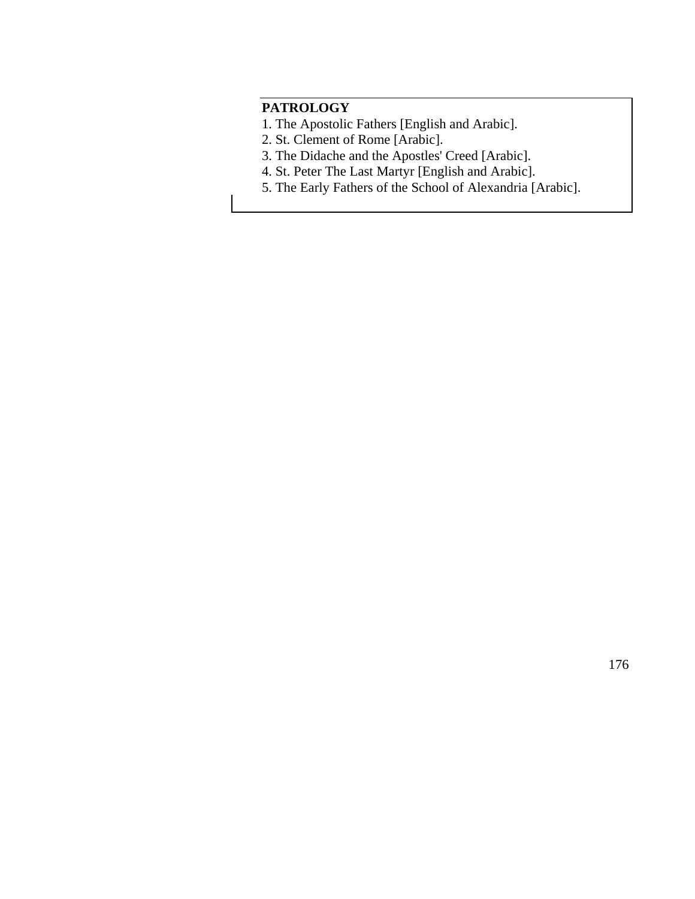**PATROLOGY**

1. The Apostolic Fathers [English and Arabic].
2. St. Clement of Rome [Arabic].
3. The Didache and the Apostles' Creed [Arabic].
4. St. Peter The Last Martyr [English and Arabic].
5. The Early Fathers of the School of Alexandria [Arabic].